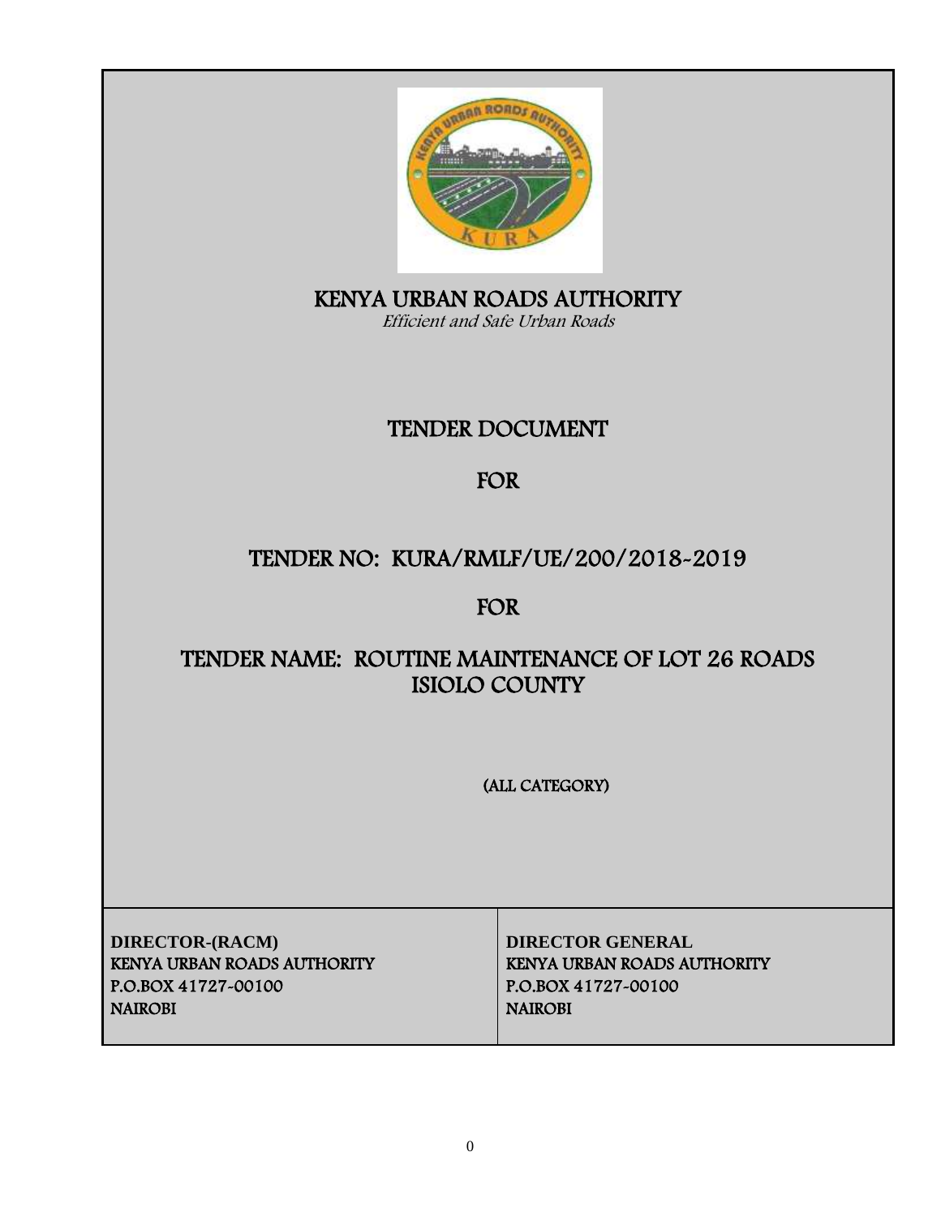# KENYA URBAN ROADS AUTHORITY

*Efficient and Safe Urban Roads*

## TENDER DOCUMENT

## FOR

## TENDER NO: KURA/RMLF/UE/200/2018-2019

## FOR

## TENDER NAME: ROUTINE MAINTENANCE OF LOT 26 ROADS ISIOLO COUNTY

(ALL CATEGORY)

| DIRECTOR-(RACM)<br>KENYA URBAN ROADS AUTHORITY<br>P.O.BOX 41727-00100<br>NAIROBI | DIRECTOR GENERAL<br>KENYA URBAN ROADS AUTHORITY<br>P.O.BOX 41727-00100<br>NAIROBI |
|---|---|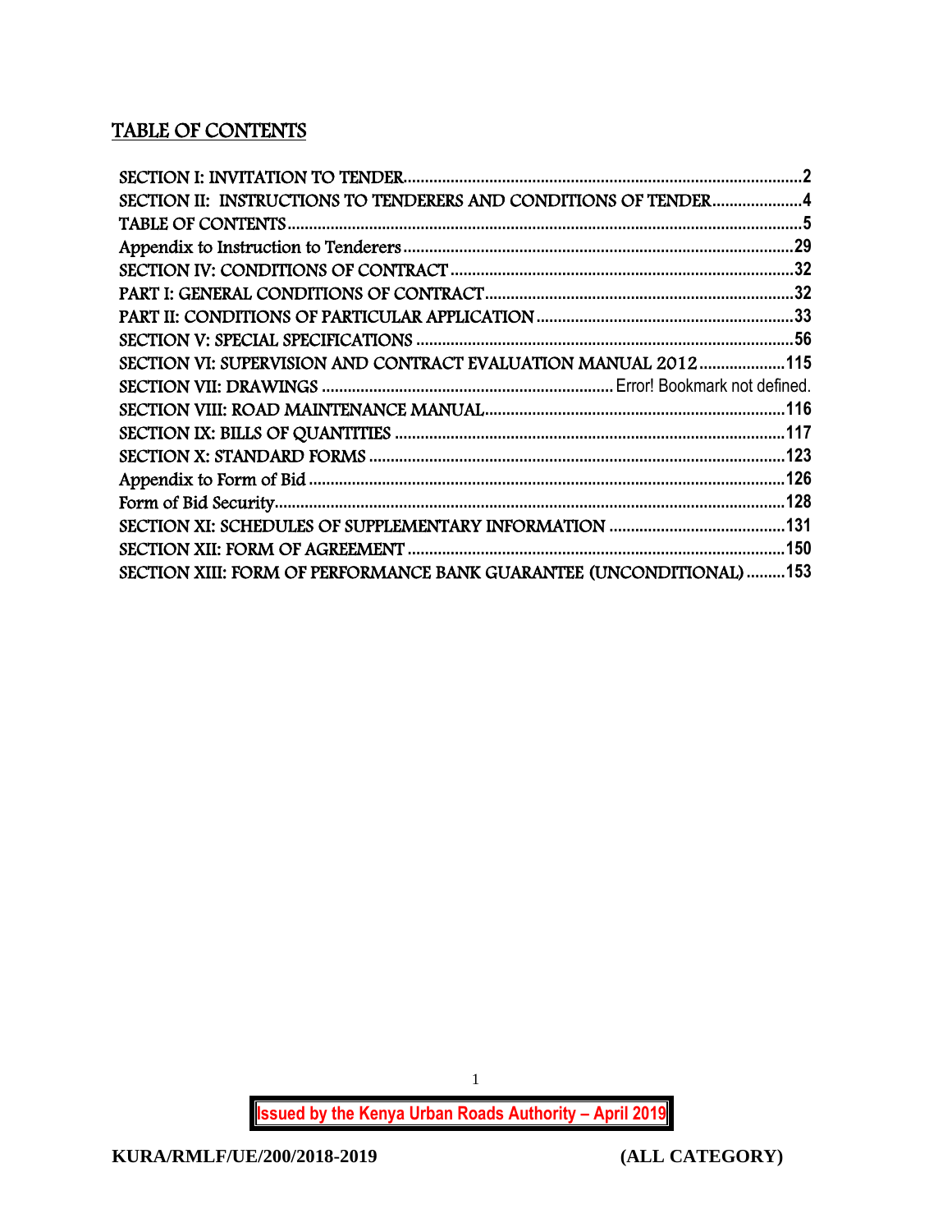## TABLE OF CONTENTS

SECTION I: INVITATION TO TENDER ..... 2
SECTION II: INSTRUCTIONS TO TENDERERS AND CONDITIONS OF TENDER ..... 4
TABLE OF CONTENTS ..... 5
Appendix to Instruction to Tenderers ..... 29
SECTION IV: CONDITIONS OF CONTRACT ..... 32
PART I: GENERAL CONDITIONS OF CONTRACT ..... 32
PART II: CONDITIONS OF PARTICULAR APPLICATION ..... 33
SECTION V: SPECIAL SPECIFICATIONS ..... 56
SECTION VI: SUPERVISION AND CONTRACT EVALUATION MANUAL 2012 ..... 115
SECTION VII: DRAWINGS ..... Error! Bookmark not defined.
SECTION VIII: ROAD MAINTENANCE MANUAL ..... 116
SECTION IX: BILLS OF QUANTITIES ..... 117
SECTION X: STANDARD FORMS ..... 123
Appendix to Form of Bid ..... 126
Form of Bid Security ..... 128
SECTION XI: SCHEDULES OF SUPPLEMENTARY INFORMATION ..... 131
SECTION XII: FORM OF AGREEMENT ..... 150
SECTION XIII: FORM OF PERFORMANCE BANK GUARANTEE (UNCONDITIONAL) ..... 153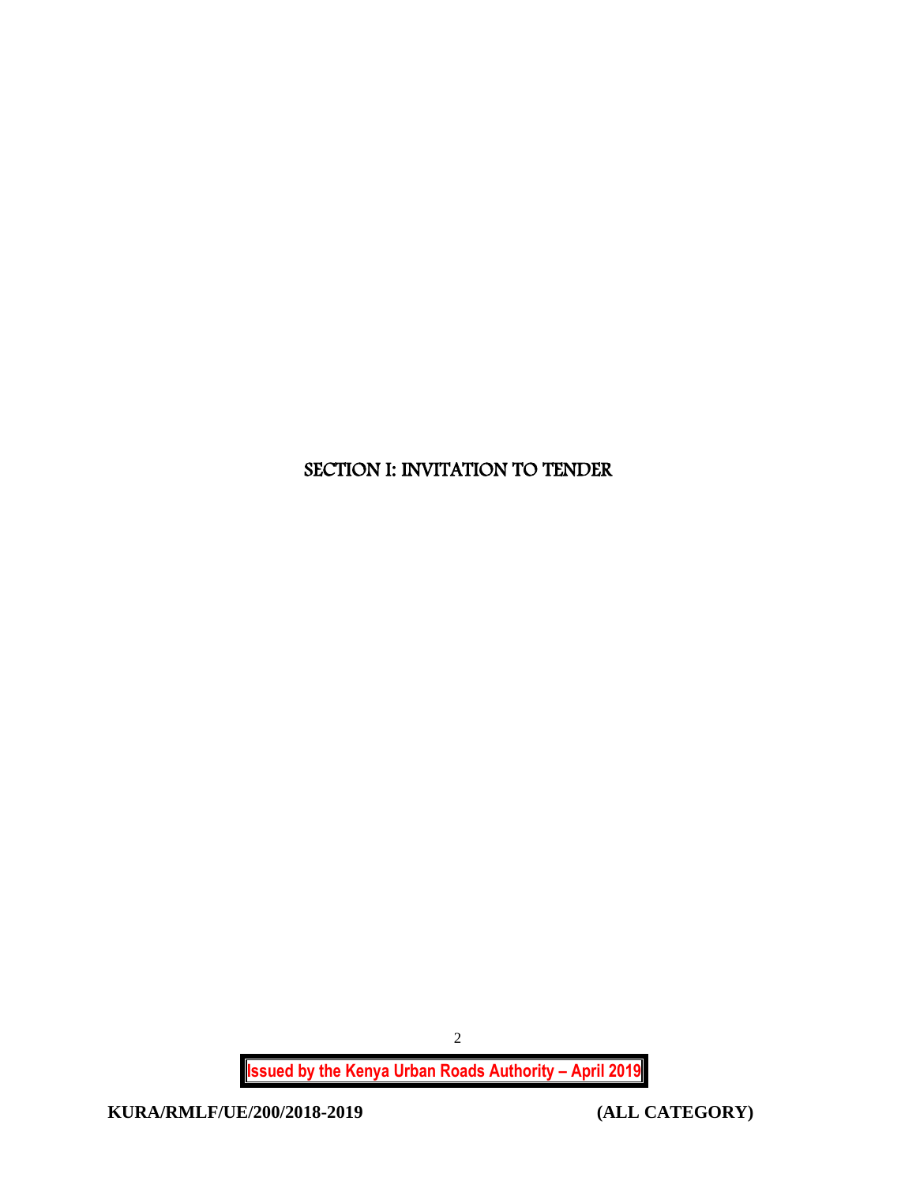# SECTION I: INVITATION TO TENDER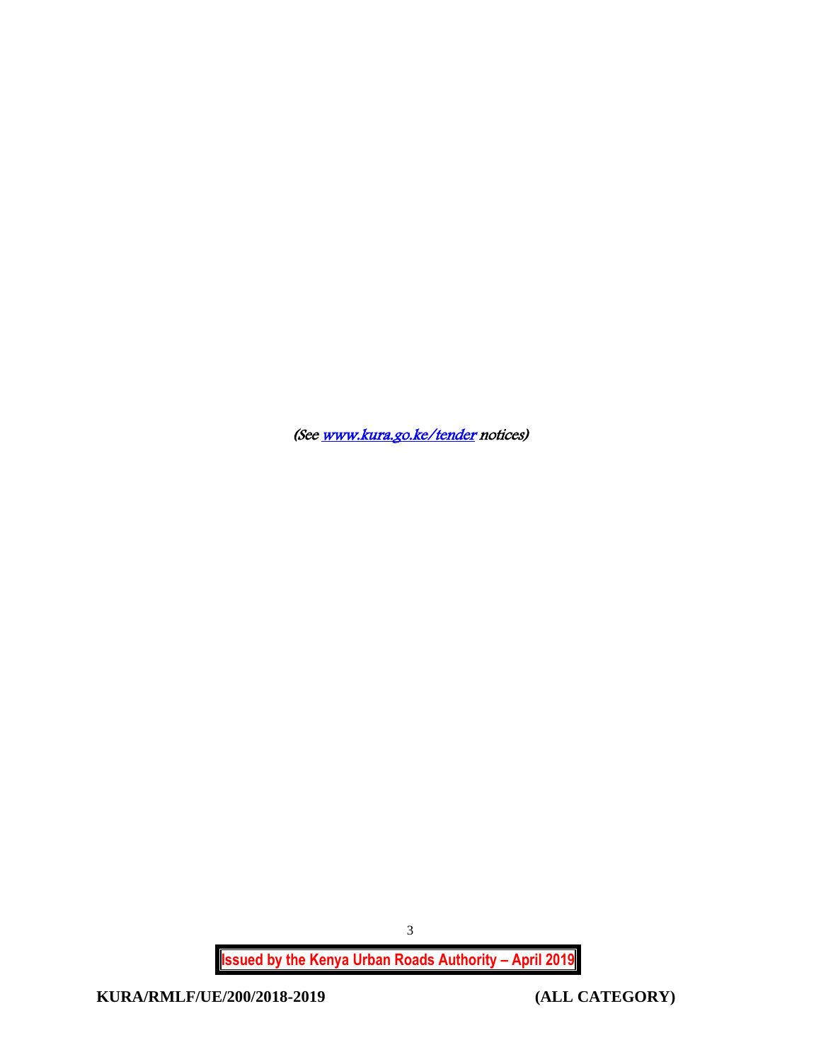*(See [www.kura.go.ke/tender](http://www.kura.go.ke/tender) notices)*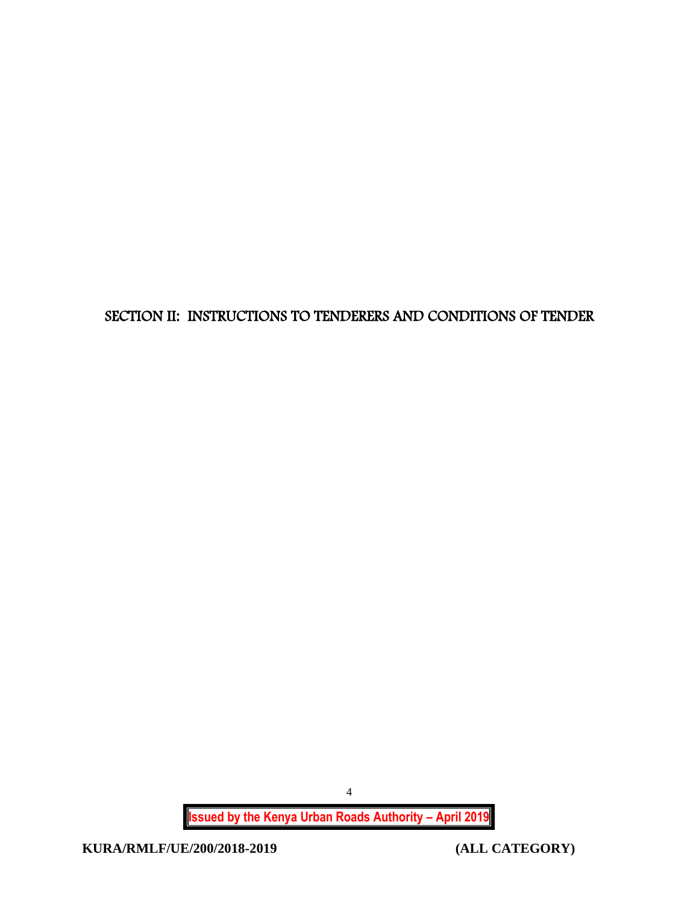# SECTION II: INSTRUCTIONS TO TENDERERS AND CONDITIONS OF TENDER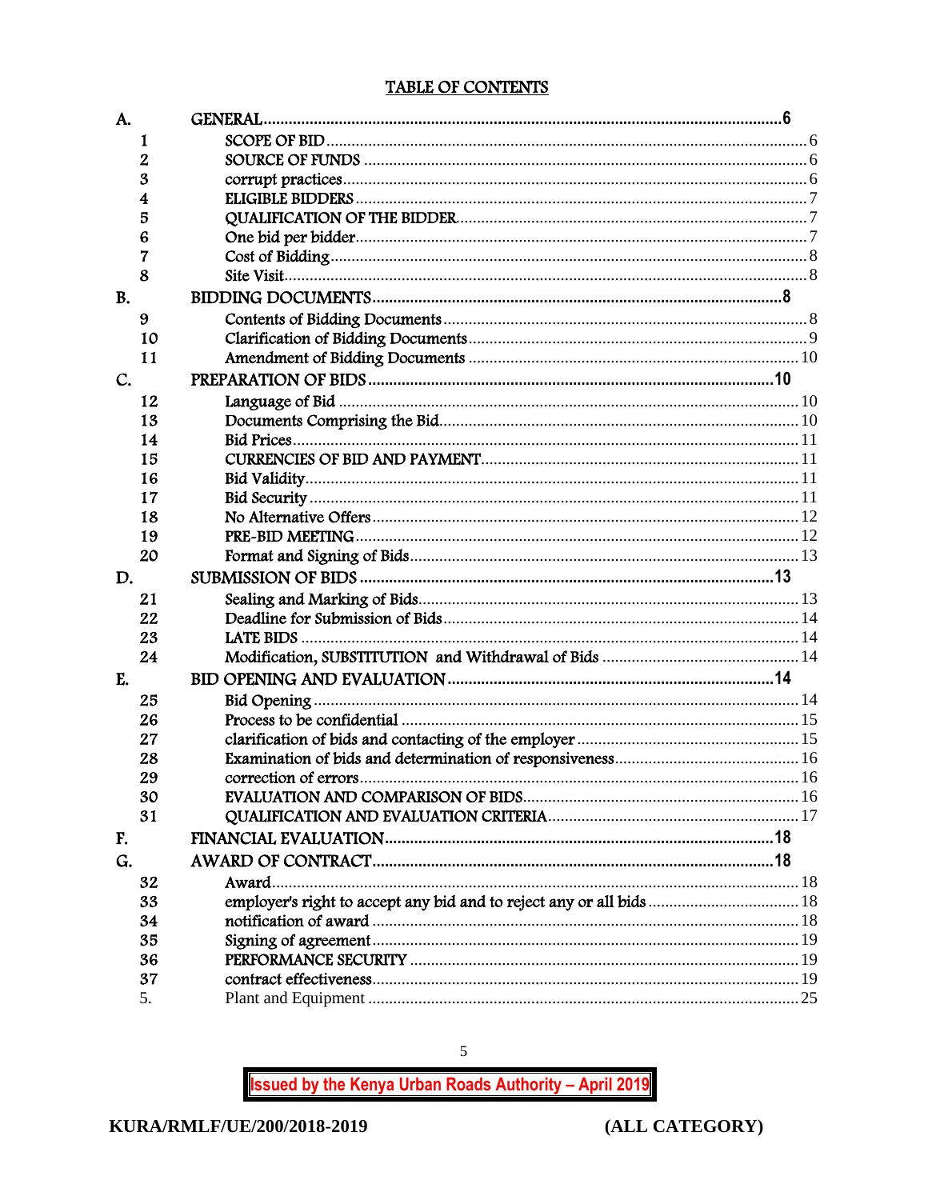## TABLE OF CONTENTS

| | | |
|---|---|---|
| **A.** | **GENERAL** | **6** |
| 1 | SCOPE OF BID | 6 |
| 2 | SOURCE OF FUNDS | 6 |
| 3 | corrupt practices | 6 |
| 4 | ELIGIBLE BIDDERS | 7 |
| 5 | QUALIFICATION OF THE BIDDER | 7 |
| 6 | One bid per bidder | 7 |
| 7 | Cost of Bidding | 8 |
| 8 | Site Visit | 8 |
| **B.** | **BIDDING DOCUMENTS** | **8** |
| 9 | Contents of Bidding Documents | 8 |
| 10 | Clarification of Bidding Documents | 9 |
| 11 | Amendment of Bidding Documents | 10 |
| **C.** | **PREPARATION OF BIDS** | **10** |
| 12 | Language of Bid | 10 |
| 13 | Documents Comprising the Bid | 10 |
| 14 | Bid Prices | 11 |
| 15 | CURRENCIES OF BID AND PAYMENT | 11 |
| 16 | Bid Validity | 11 |
| 17 | Bid Security | 11 |
| 18 | No Alternative Offers | 12 |
| 19 | PRE-BID MEETING | 12 |
| 20 | Format and Signing of Bids | 13 |
| **D.** | **SUBMISSION OF BIDS** | **13** |
| 21 | Sealing and Marking of Bids | 13 |
| 22 | Deadline for Submission of Bids | 14 |
| 23 | LATE BIDS | 14 |
| 24 | Modification, SUBSTITUTION and Withdrawal of Bids | 14 |
| **E.** | **BID OPENING AND EVALUATION** | **14** |
| 25 | Bid Opening | 14 |
| 26 | Process to be confidential | 15 |
| 27 | clarification of bids and contacting of the employer | 15 |
| 28 | Examination of bids and determination of responsiveness | 16 |
| 29 | correction of errors | 16 |
| 30 | EVALUATION AND COMPARISON OF BIDS | 16 |
| 31 | QUALIFICATION AND EVALUATION CRITERIA | 17 |
| **F.** | **FINANCIAL EVALUATION** | **18** |
| **G.** | **AWARD OF CONTRACT** | **18** |
| 32 | Award | 18 |
| 33 | employer's right to accept any bid and to reject any or all bids | 18 |
| 34 | notification of award | 18 |
| 35 | Signing of agreement | 19 |
| 36 | PERFORMANCE SECURITY | 19 |
| 37 | contract effectiveness | 19 |
| 5. | Plant and Equipment | 25 |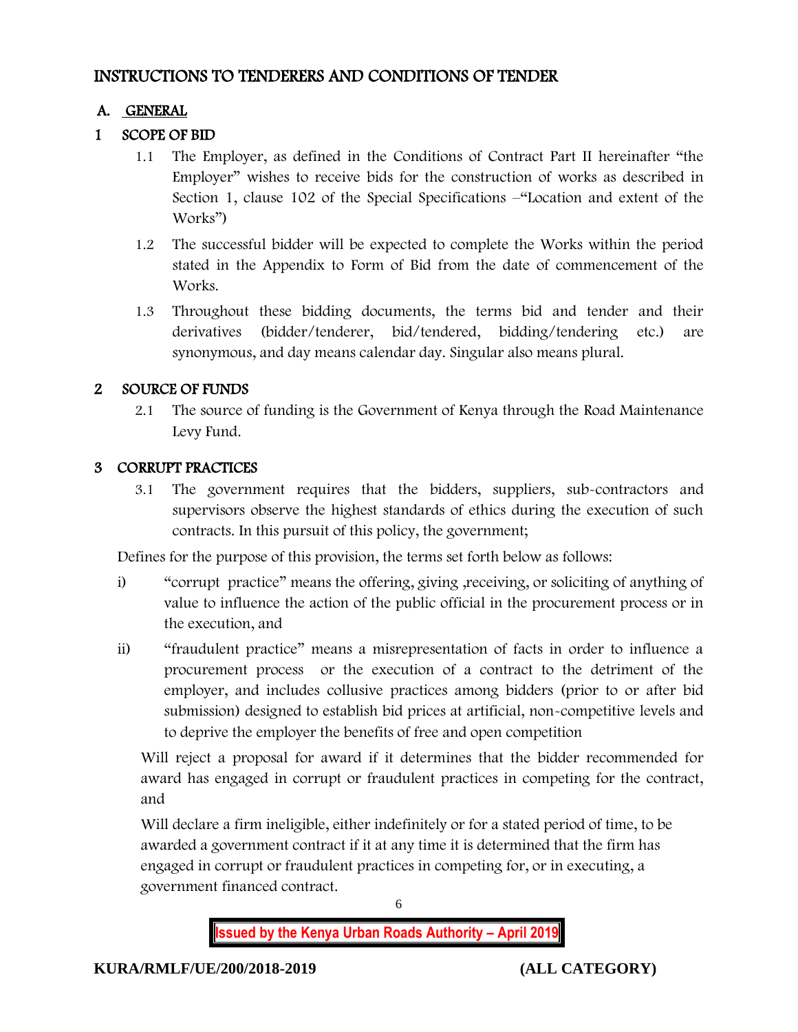# INSTRUCTIONS TO TENDERERS AND CONDITIONS OF TENDER

## A. GENERAL

### 1 SCOPE OF BID

1.1 The Employer, as defined in the Conditions of Contract Part II hereinafter "the Employer" wishes to receive bids for the construction of works as described in Section 1, clause 102 of the Special Specifications –"Location and extent of the Works")

1.2 The successful bidder will be expected to complete the Works within the period stated in the Appendix to Form of Bid from the date of commencement of the Works.

1.3 Throughout these bidding documents, the terms bid and tender and their derivatives (bidder/tenderer, bid/tendered, bidding/tendering etc.) are synonymous, and day means calendar day. Singular also means plural.

### 2 SOURCE OF FUNDS

2.1 The source of funding is the Government of Kenya through the Road Maintenance Levy Fund.

### 3 CORRUPT PRACTICES

3.1 The government requires that the bidders, suppliers, sub-contractors and supervisors observe the highest standards of ethics during the execution of such contracts. In this pursuit of this policy, the government;

Defines for the purpose of this provision, the terms set forth below as follows:

i) "corrupt practice" means the offering, giving ,receiving, or soliciting of anything of value to influence the action of the public official in the procurement process or in the execution, and

ii) "fraudulent practice" means a misrepresentation of facts in order to influence a procurement process or the execution of a contract to the detriment of the employer, and includes collusive practices among bidders (prior to or after bid submission) designed to establish bid prices at artificial, non-competitive levels and to deprive the employer the benefits of free and open competition

Will reject a proposal for award if it determines that the bidder recommended for award has engaged in corrupt or fraudulent practices in competing for the contract, and

Will declare a firm ineligible, either indefinitely or for a stated period of time, to be awarded a government contract if it at any time it is determined that the firm has engaged in corrupt or fraudulent practices in competing for, or in executing, a government financed contract.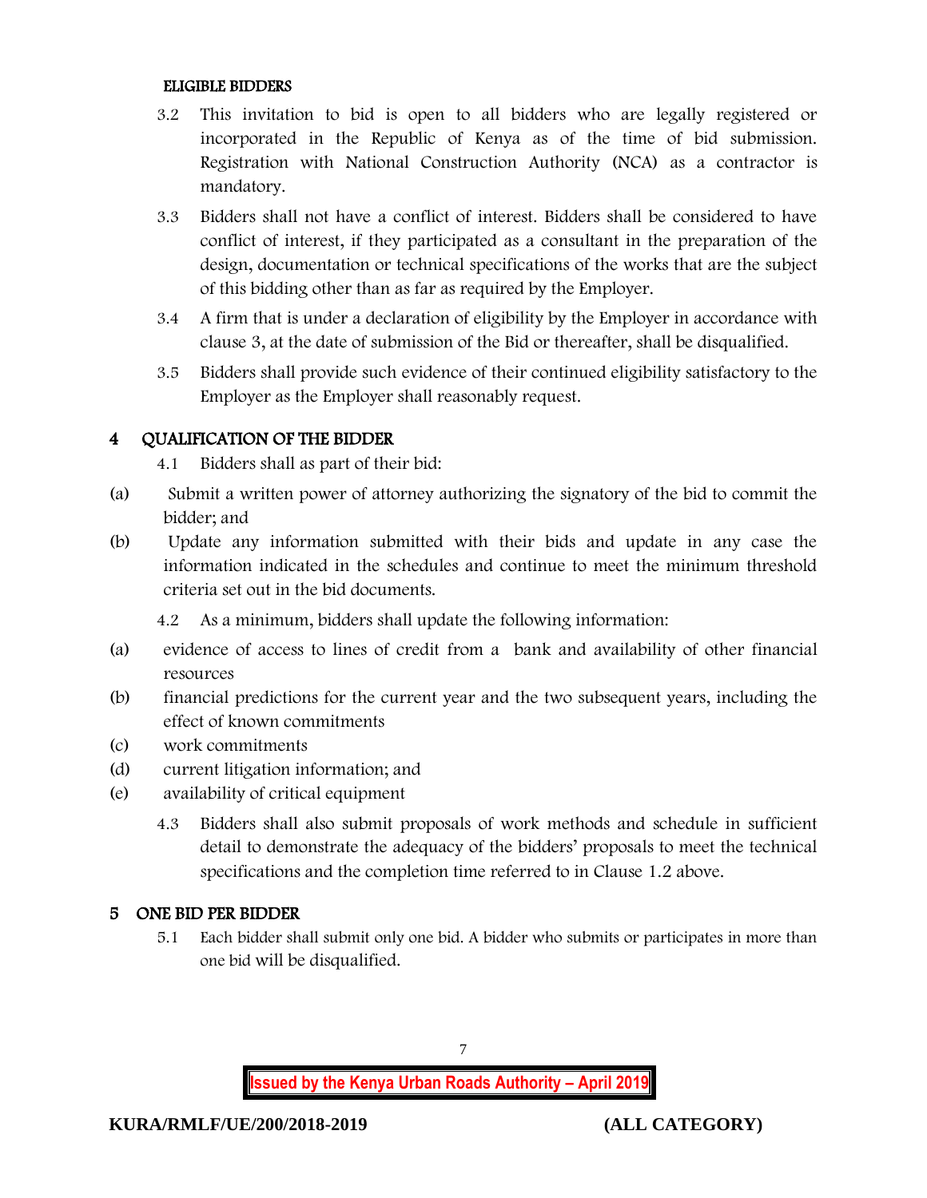**ELIGIBLE BIDDERS**

3.2 This invitation to bid is open to all bidders who are legally registered or incorporated in the Republic of Kenya as of the time of bid submission. Registration with National Construction Authority (NCA) as a contractor is mandatory.

3.3 Bidders shall not have a conflict of interest. Bidders shall be considered to have conflict of interest, if they participated as a consultant in the preparation of the design, documentation or technical specifications of the works that are the subject of this bidding other than as far as required by the Employer.

3.4 A firm that is under a declaration of eligibility by the Employer in accordance with clause 3, at the date of submission of the Bid or thereafter, shall be disqualified.

3.5 Bidders shall provide such evidence of their continued eligibility satisfactory to the Employer as the Employer shall reasonably request.

## 4 QUALIFICATION OF THE BIDDER

4.1 Bidders shall as part of their bid:

(a) Submit a written power of attorney authorizing the signatory of the bid to commit the bidder; and

(b) Update any information submitted with their bids and update in any case the information indicated in the schedules and continue to meet the minimum threshold criteria set out in the bid documents.

4.2 As a minimum, bidders shall update the following information:

(a) evidence of access to lines of credit from a bank and availability of other financial resources

(b) financial predictions for the current year and the two subsequent years, including the effect of known commitments

(c) work commitments

(d) current litigation information; and

(e) availability of critical equipment

4.3 Bidders shall also submit proposals of work methods and schedule in sufficient detail to demonstrate the adequacy of the bidders' proposals to meet the technical specifications and the completion time referred to in Clause 1.2 above.

## 5 ONE BID PER BIDDER

5.1 Each bidder shall submit only one bid. A bidder who submits or participates in more than one bid will be disqualified.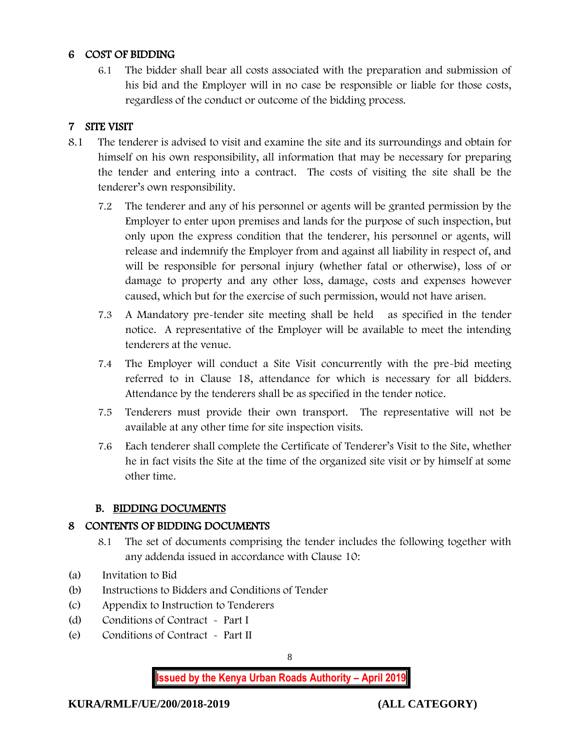## 6 COST OF BIDDING

6.1 The bidder shall bear all costs associated with the preparation and submission of his bid and the Employer will in no case be responsible or liable for those costs, regardless of the conduct or outcome of the bidding process.

## 7 SITE VISIT

8.1 The tenderer is advised to visit and examine the site and its surroundings and obtain for himself on his own responsibility, all information that may be necessary for preparing the tender and entering into a contract. The costs of visiting the site shall be the tenderer's own responsibility.

7.2 The tenderer and any of his personnel or agents will be granted permission by the Employer to enter upon premises and lands for the purpose of such inspection, but only upon the express condition that the tenderer, his personnel or agents, will release and indemnify the Employer from and against all liability in respect of, and will be responsible for personal injury (whether fatal or otherwise), loss of or damage to property and any other loss, damage, costs and expenses however caused, which but for the exercise of such permission, would not have arisen.

7.3 A Mandatory pre-tender site meeting shall be held as specified in the tender notice. A representative of the Employer will be available to meet the intending tenderers at the venue.

7.4 The Employer will conduct a Site Visit concurrently with the pre-bid meeting referred to in Clause 18, attendance for which is necessary for all bidders. Attendance by the tenderers shall be as specified in the tender notice.

7.5 Tenderers must provide their own transport. The representative will not be available at any other time for site inspection visits.

7.6 Each tenderer shall complete the Certificate of Tenderer's Visit to the Site, whether he in fact visits the Site at the time of the organized site visit or by himself at some other time.

### B. BIDDING DOCUMENTS

## 8 CONTENTS OF BIDDING DOCUMENTS

8.1 The set of documents comprising the tender includes the following together with any addenda issued in accordance with Clause 10:

(a) Invitation to Bid
(b) Instructions to Bidders and Conditions of Tender
(c) Appendix to Instruction to Tenderers
(d) Conditions of Contract - Part I
(e) Conditions of Contract - Part II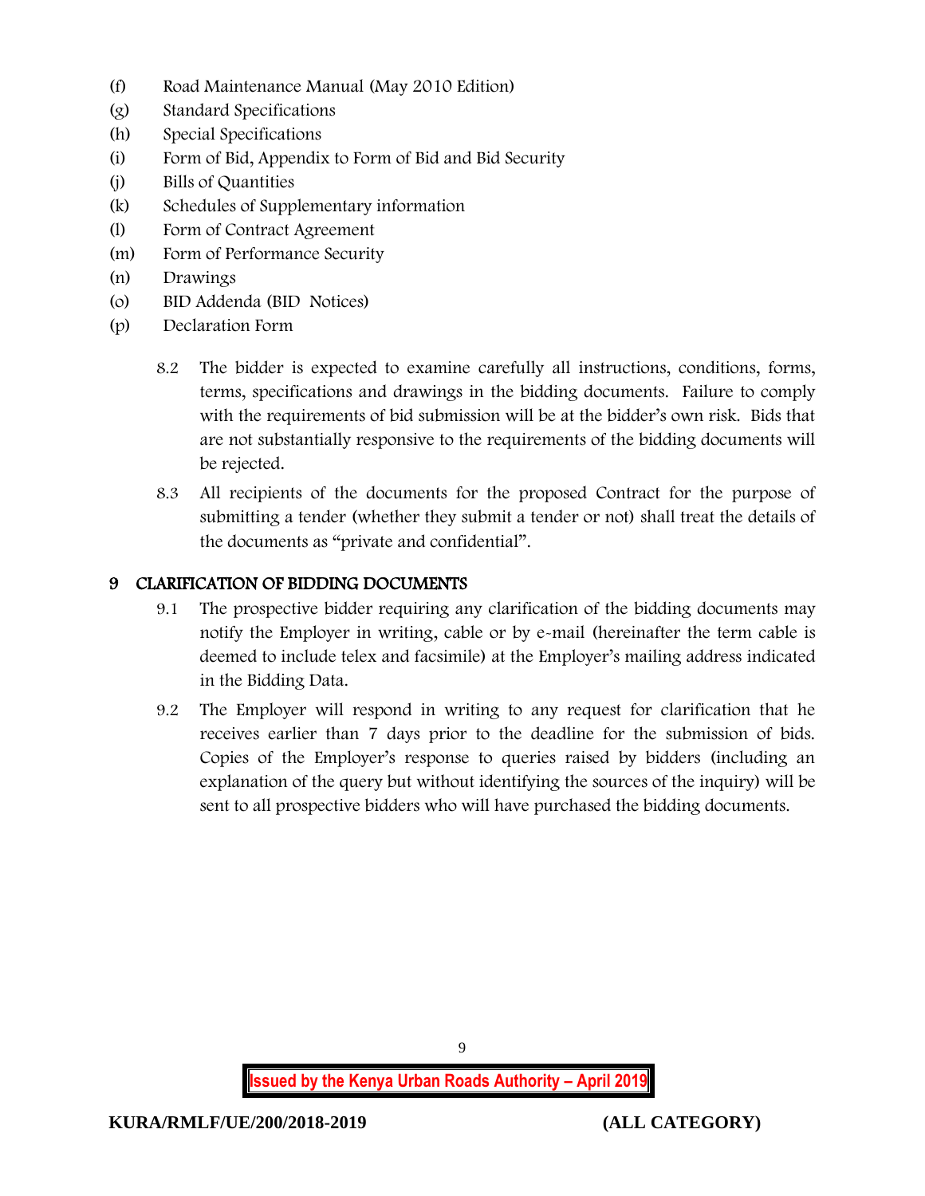(f) Road Maintenance Manual (May 2010 Edition)

(g) Standard Specifications

(h) Special Specifications

(i) Form of Bid, Appendix to Form of Bid and Bid Security

(j) Bills of Quantities

(k) Schedules of Supplementary information

(l) Form of Contract Agreement

(m) Form of Performance Security

(n) Drawings

(o) BID Addenda (BID Notices)

(p) Declaration Form

8.2 The bidder is expected to examine carefully all instructions, conditions, forms, terms, specifications and drawings in the bidding documents. Failure to comply with the requirements of bid submission will be at the bidder's own risk. Bids that are not substantially responsive to the requirements of the bidding documents will be rejected.

8.3 All recipients of the documents for the proposed Contract for the purpose of submitting a tender (whether they submit a tender or not) shall treat the details of the documents as "private and confidential".

## 9 CLARIFICATION OF BIDDING DOCUMENTS

9.1 The prospective bidder requiring any clarification of the bidding documents may notify the Employer in writing, cable or by e-mail (hereinafter the term cable is deemed to include telex and facsimile) at the Employer's mailing address indicated in the Bidding Data.

9.2 The Employer will respond in writing to any request for clarification that he receives earlier than 7 days prior to the deadline for the submission of bids. Copies of the Employer's response to queries raised by bidders (including an explanation of the query but without identifying the sources of the inquiry) will be sent to all prospective bidders who will have purchased the bidding documents.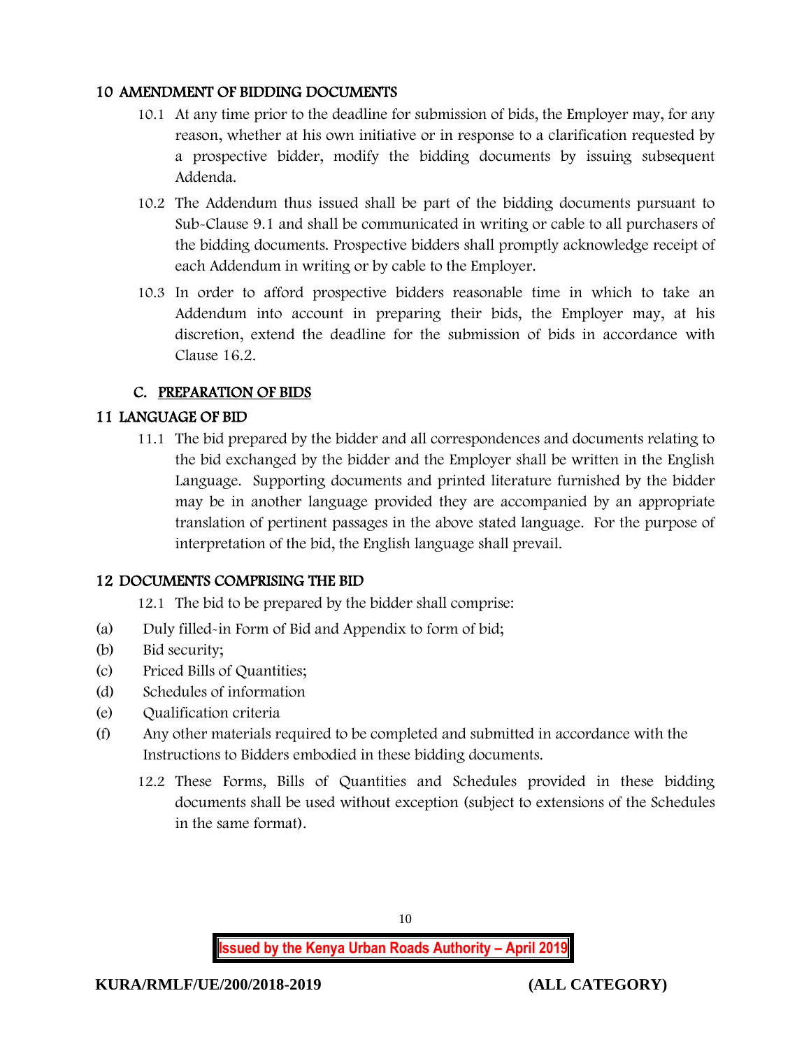## 10 AMENDMENT OF BIDDING DOCUMENTS

10.1 At any time prior to the deadline for submission of bids, the Employer may, for any reason, whether at his own initiative or in response to a clarification requested by a prospective bidder, modify the bidding documents by issuing subsequent Addenda.

10.2 The Addendum thus issued shall be part of the bidding documents pursuant to Sub-Clause 9.1 and shall be communicated in writing or cable to all purchasers of the bidding documents. Prospective bidders shall promptly acknowledge receipt of each Addendum in writing or by cable to the Employer.

10.3 In order to afford prospective bidders reasonable time in which to take an Addendum into account in preparing their bids, the Employer may, at his discretion, extend the deadline for the submission of bids in accordance with Clause 16.2.

## C. PREPARATION OF BIDS

## 11 LANGUAGE OF BID

11.1 The bid prepared by the bidder and all correspondences and documents relating to the bid exchanged by the bidder and the Employer shall be written in the English Language. Supporting documents and printed literature furnished by the bidder may be in another language provided they are accompanied by an appropriate translation of pertinent passages in the above stated language. For the purpose of interpretation of the bid, the English language shall prevail.

## 12 DOCUMENTS COMPRISING THE BID

12.1 The bid to be prepared by the bidder shall comprise:

(a) Duly filled-in Form of Bid and Appendix to form of bid;
(b) Bid security;
(c) Priced Bills of Quantities;
(d) Schedules of information
(e) Qualification criteria
(f) Any other materials required to be completed and submitted in accordance with the Instructions to Bidders embodied in these bidding documents.

12.2 These Forms, Bills of Quantities and Schedules provided in these bidding documents shall be used without exception (subject to extensions of the Schedules in the same format).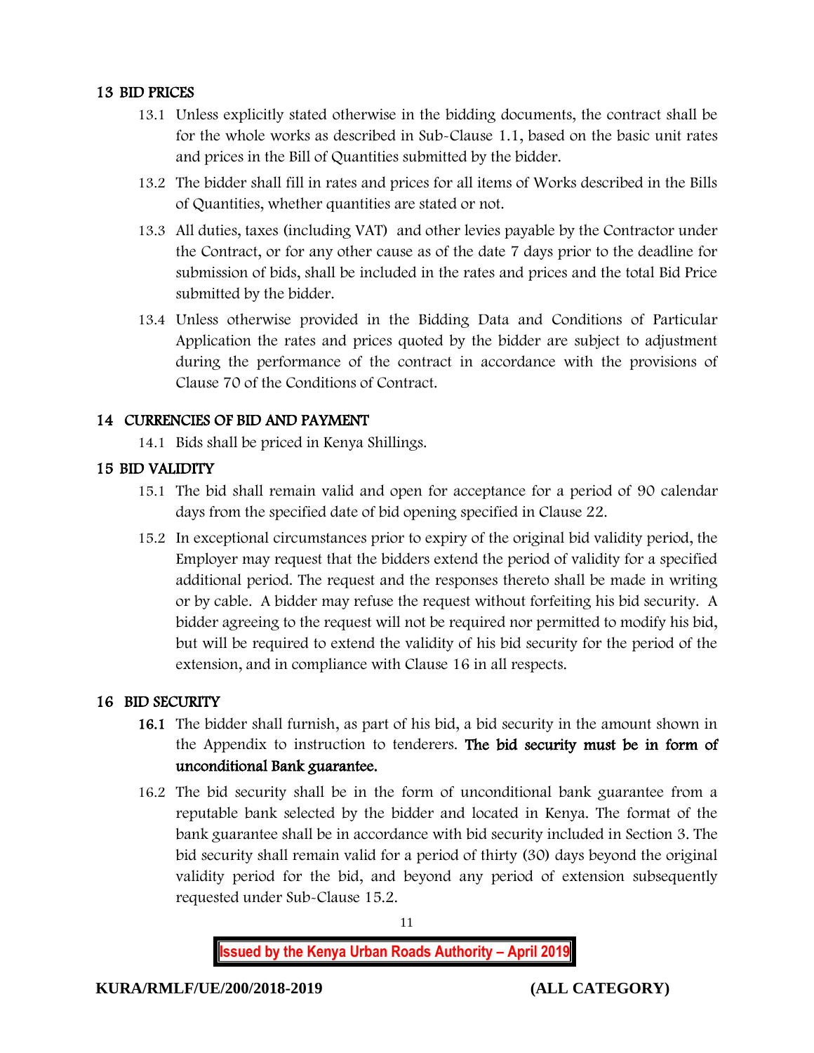## 13 BID PRICES

13.1 Unless explicitly stated otherwise in the bidding documents, the contract shall be for the whole works as described in Sub-Clause 1.1, based on the basic unit rates and prices in the Bill of Quantities submitted by the bidder.

13.2 The bidder shall fill in rates and prices for all items of Works described in the Bills of Quantities, whether quantities are stated or not.

13.3 All duties, taxes (including VAT) and other levies payable by the Contractor under the Contract, or for any other cause as of the date 7 days prior to the deadline for submission of bids, shall be included in the rates and prices and the total Bid Price submitted by the bidder.

13.4 Unless otherwise provided in the Bidding Data and Conditions of Particular Application the rates and prices quoted by the bidder are subject to adjustment during the performance of the contract in accordance with the provisions of Clause 70 of the Conditions of Contract.

## 14 CURRENCIES OF BID AND PAYMENT

14.1 Bids shall be priced in Kenya Shillings.

## 15 BID VALIDITY

15.1 The bid shall remain valid and open for acceptance for a period of 90 calendar days from the specified date of bid opening specified in Clause 22.

15.2 In exceptional circumstances prior to expiry of the original bid validity period, the Employer may request that the bidders extend the period of validity for a specified additional period. The request and the responses thereto shall be made in writing or by cable. A bidder may refuse the request without forfeiting his bid security. A bidder agreeing to the request will not be required nor permitted to modify his bid, but will be required to extend the validity of his bid security for the period of the extension, and in compliance with Clause 16 in all respects.

## 16 BID SECURITY

**16.1** The bidder shall furnish, as part of his bid, a bid security in the amount shown in the Appendix to instruction to tenderers. **The bid security must be in form of unconditional Bank guarantee.**

16.2 The bid security shall be in the form of unconditional bank guarantee from a reputable bank selected by the bidder and located in Kenya. The format of the bank guarantee shall be in accordance with bid security included in Section 3. The bid security shall remain valid for a period of thirty (30) days beyond the original validity period for the bid, and beyond any period of extension subsequently requested under Sub-Clause 15.2.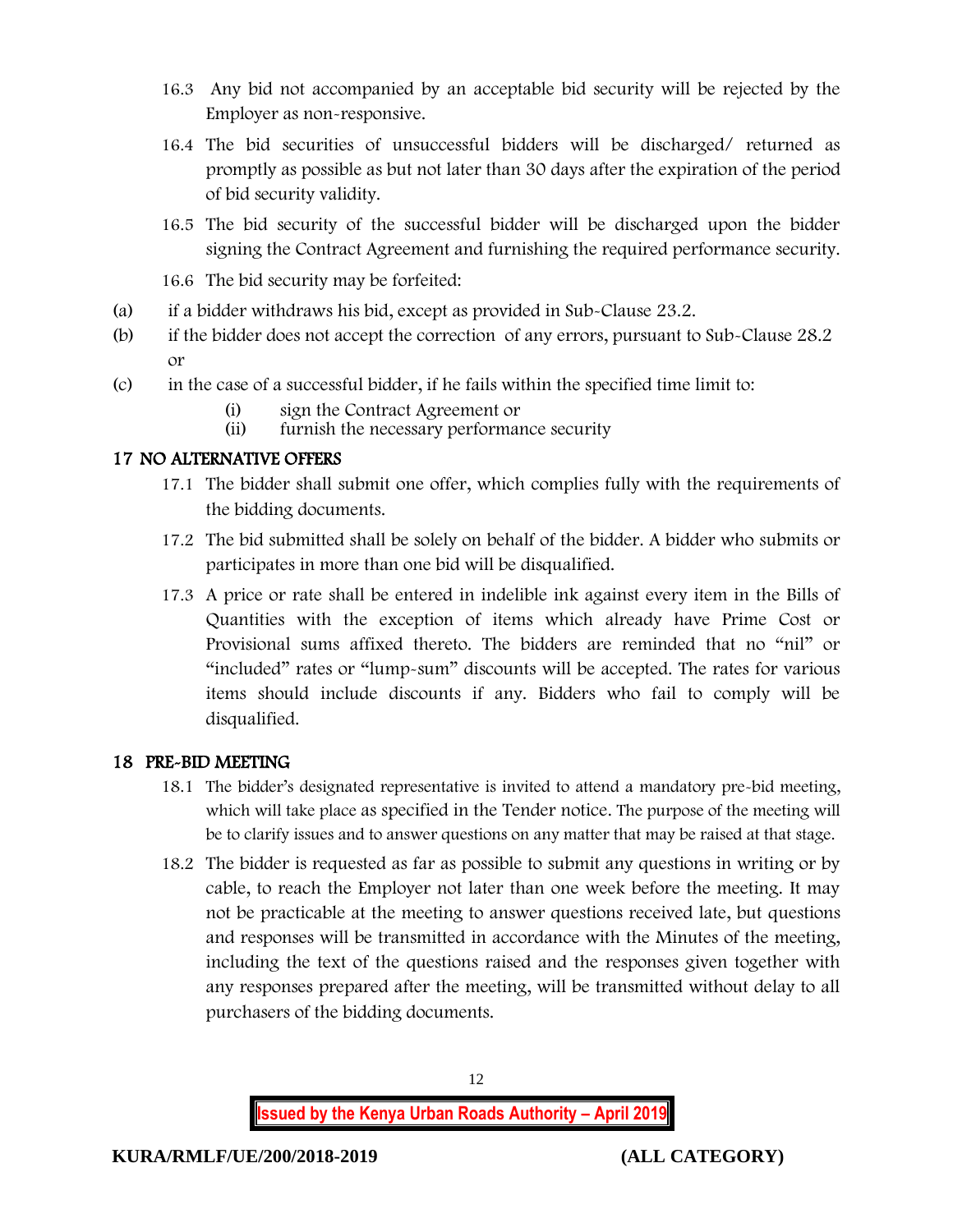16.3 Any bid not accompanied by an acceptable bid security will be rejected by the Employer as non-responsive.

16.4 The bid securities of unsuccessful bidders will be discharged/ returned as promptly as possible as but not later than 30 days after the expiration of the period of bid security validity.

16.5 The bid security of the successful bidder will be discharged upon the bidder signing the Contract Agreement and furnishing the required performance security.

16.6 The bid security may be forfeited:

(a) if a bidder withdraws his bid, except as provided in Sub-Clause 23.2.

(b) if the bidder does not accept the correction of any errors, pursuant to Sub-Clause 28.2 or

(c) in the case of a successful bidder, if he fails within the specified time limit to:

  (i) sign the Contract Agreement or
  (ii) furnish the necessary performance security

## 17 NO ALTERNATIVE OFFERS

17.1 The bidder shall submit one offer, which complies fully with the requirements of the bidding documents.

17.2 The bid submitted shall be solely on behalf of the bidder. A bidder who submits or participates in more than one bid will be disqualified.

17.3 A price or rate shall be entered in indelible ink against every item in the Bills of Quantities with the exception of items which already have Prime Cost or Provisional sums affixed thereto. The bidders are reminded that no "nil" or "included" rates or "lump-sum" discounts will be accepted. The rates for various items should include discounts if any. Bidders who fail to comply will be disqualified.

## 18 PRE-BID MEETING

18.1 The bidder's designated representative is invited to attend a mandatory pre-bid meeting, which will take place as specified in the Tender notice. The purpose of the meeting will be to clarify issues and to answer questions on any matter that may be raised at that stage.

18.2 The bidder is requested as far as possible to submit any questions in writing or by cable, to reach the Employer not later than one week before the meeting. It may not be practicable at the meeting to answer questions received late, but questions and responses will be transmitted in accordance with the Minutes of the meeting, including the text of the questions raised and the responses given together with any responses prepared after the meeting, will be transmitted without delay to all purchasers of the bidding documents.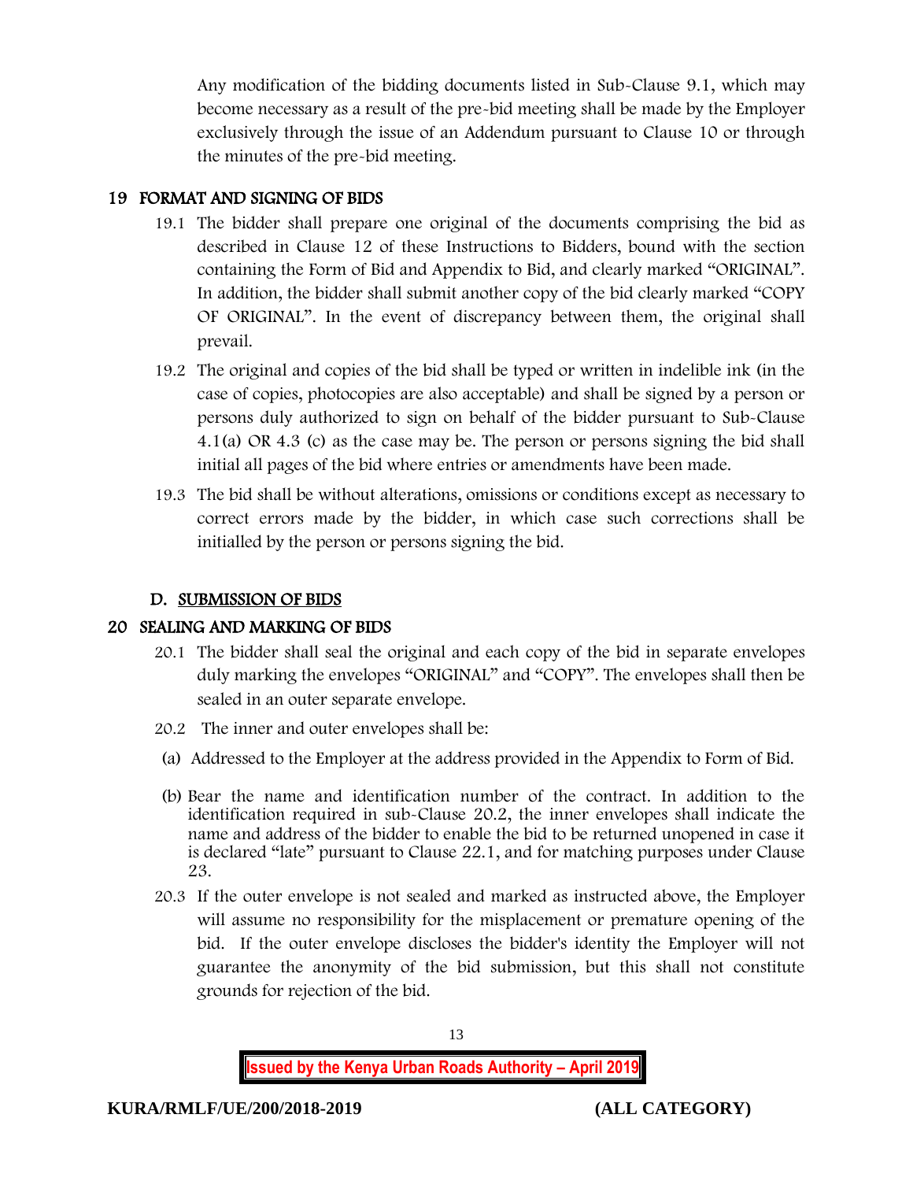Any modification of the bidding documents listed in Sub-Clause 9.1, which may become necessary as a result of the pre-bid meeting shall be made by the Employer exclusively through the issue of an Addendum pursuant to Clause 10 or through the minutes of the pre-bid meeting.

## 19 FORMAT AND SIGNING OF BIDS

19.1 The bidder shall prepare one original of the documents comprising the bid as described in Clause 12 of these Instructions to Bidders, bound with the section containing the Form of Bid and Appendix to Bid, and clearly marked "ORIGINAL". In addition, the bidder shall submit another copy of the bid clearly marked "COPY OF ORIGINAL". In the event of discrepancy between them, the original shall prevail.

19.2 The original and copies of the bid shall be typed or written in indelible ink (in the case of copies, photocopies are also acceptable) and shall be signed by a person or persons duly authorized to sign on behalf of the bidder pursuant to Sub-Clause 4.1(a) OR 4.3 (c) as the case may be. The person or persons signing the bid shall initial all pages of the bid where entries or amendments have been made.

19.3 The bid shall be without alterations, omissions or conditions except as necessary to correct errors made by the bidder, in which case such corrections shall be initialled by the person or persons signing the bid.

## D. SUBMISSION OF BIDS

## 20 SEALING AND MARKING OF BIDS

20.1 The bidder shall seal the original and each copy of the bid in separate envelopes duly marking the envelopes "ORIGINAL" and "COPY". The envelopes shall then be sealed in an outer separate envelope.

20.2 The inner and outer envelopes shall be:

(a) Addressed to the Employer at the address provided in the Appendix to Form of Bid.

(b) Bear the name and identification number of the contract. In addition to the identification required in sub-Clause 20.2, the inner envelopes shall indicate the name and address of the bidder to enable the bid to be returned unopened in case it is declared "late" pursuant to Clause 22.1, and for matching purposes under Clause 23.

20.3 If the outer envelope is not sealed and marked as instructed above, the Employer will assume no responsibility for the misplacement or premature opening of the bid. If the outer envelope discloses the bidder's identity the Employer will not guarantee the anonymity of the bid submission, but this shall not constitute grounds for rejection of the bid.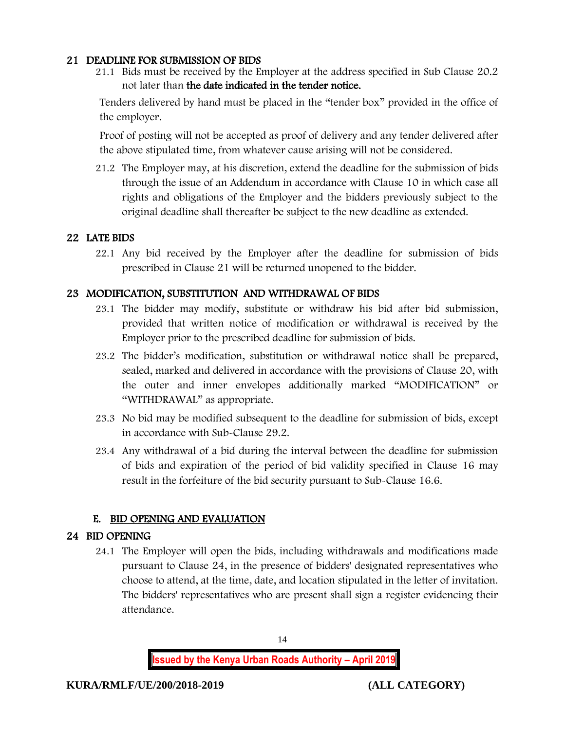## 21 DEADLINE FOR SUBMISSION OF BIDS

21.1 Bids must be received by the Employer at the address specified in Sub Clause 20.2 not later than **the date indicated in the tender notice.**

Tenders delivered by hand must be placed in the "tender box" provided in the office of the employer.

Proof of posting will not be accepted as proof of delivery and any tender delivered after the above stipulated time, from whatever cause arising will not be considered.

21.2 The Employer may, at his discretion, extend the deadline for the submission of bids through the issue of an Addendum in accordance with Clause 10 in which case all rights and obligations of the Employer and the bidders previously subject to the original deadline shall thereafter be subject to the new deadline as extended.

## 22 LATE BIDS

22.1 Any bid received by the Employer after the deadline for submission of bids prescribed in Clause 21 will be returned unopened to the bidder.

## 23 MODIFICATION, SUBSTITUTION AND WITHDRAWAL OF BIDS

23.1 The bidder may modify, substitute or withdraw his bid after bid submission, provided that written notice of modification or withdrawal is received by the Employer prior to the prescribed deadline for submission of bids.

23.2 The bidder's modification, substitution or withdrawal notice shall be prepared, sealed, marked and delivered in accordance with the provisions of Clause 20, with the outer and inner envelopes additionally marked "MODIFICATION" or "WITHDRAWAL" as appropriate.

23.3 No bid may be modified subsequent to the deadline for submission of bids, except in accordance with Sub-Clause 29.2.

23.4 Any withdrawal of a bid during the interval between the deadline for submission of bids and expiration of the period of bid validity specified in Clause 16 may result in the forfeiture of the bid security pursuant to Sub-Clause 16.6.

# E. BID OPENING AND EVALUATION

## 24 BID OPENING

24.1 The Employer will open the bids, including withdrawals and modifications made pursuant to Clause 24, in the presence of bidders' designated representatives who choose to attend, at the time, date, and location stipulated in the letter of invitation. The bidders' representatives who are present shall sign a register evidencing their attendance.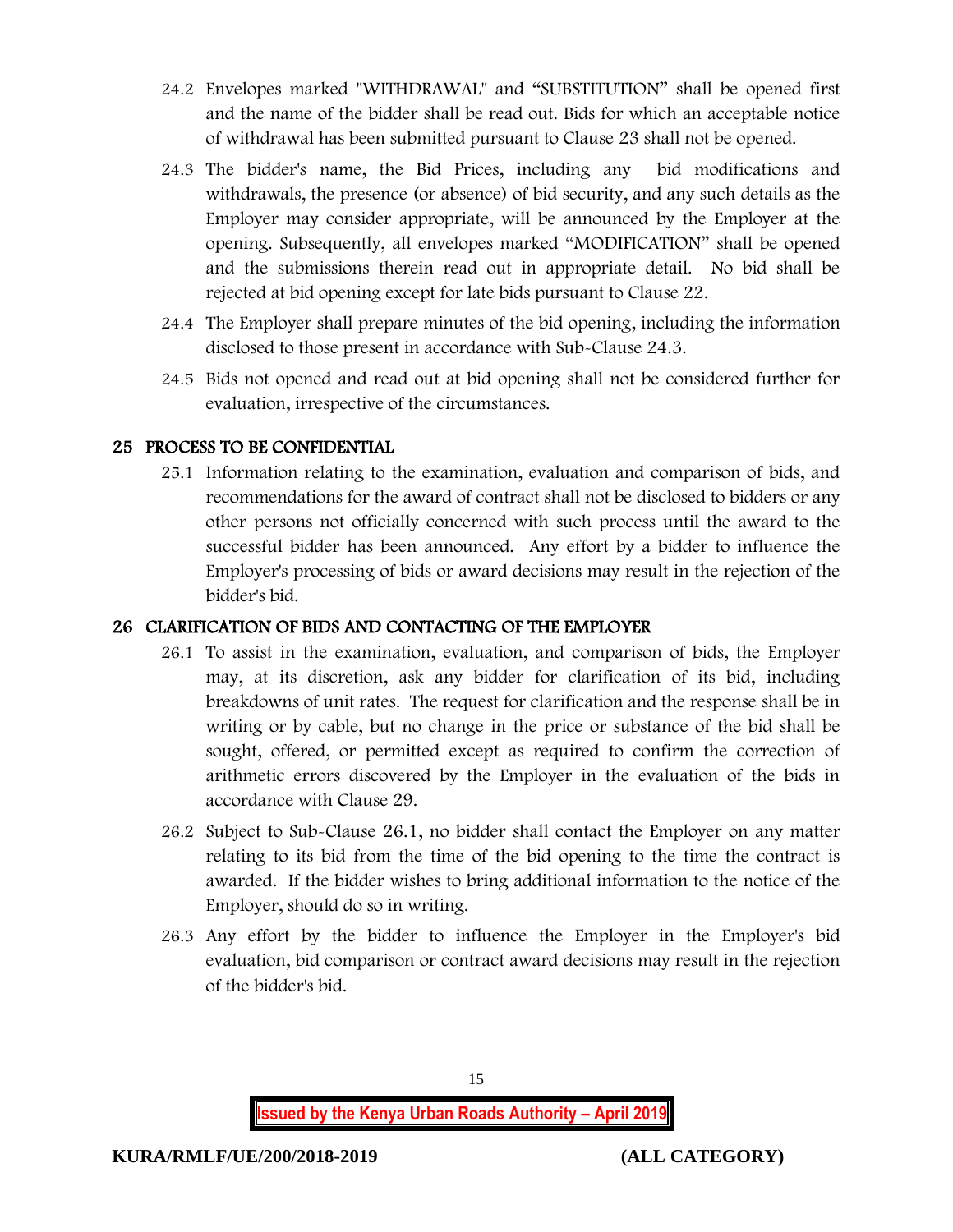24.2 Envelopes marked "WITHDRAWAL" and "SUBSTITUTION" shall be opened first and the name of the bidder shall be read out. Bids for which an acceptable notice of withdrawal has been submitted pursuant to Clause 23 shall not be opened.

24.3 The bidder's name, the Bid Prices, including any bid modifications and withdrawals, the presence (or absence) of bid security, and any such details as the Employer may consider appropriate, will be announced by the Employer at the opening. Subsequently, all envelopes marked "MODIFICATION" shall be opened and the submissions therein read out in appropriate detail. No bid shall be rejected at bid opening except for late bids pursuant to Clause 22.

24.4 The Employer shall prepare minutes of the bid opening, including the information disclosed to those present in accordance with Sub-Clause 24.3.

24.5 Bids not opened and read out at bid opening shall not be considered further for evaluation, irrespective of the circumstances.

## 25 PROCESS TO BE CONFIDENTIAL

25.1 Information relating to the examination, evaluation and comparison of bids, and recommendations for the award of contract shall not be disclosed to bidders or any other persons not officially concerned with such process until the award to the successful bidder has been announced. Any effort by a bidder to influence the Employer's processing of bids or award decisions may result in the rejection of the bidder's bid.

## 26 CLARIFICATION OF BIDS AND CONTACTING OF THE EMPLOYER

26.1 To assist in the examination, evaluation, and comparison of bids, the Employer may, at its discretion, ask any bidder for clarification of its bid, including breakdowns of unit rates. The request for clarification and the response shall be in writing or by cable, but no change in the price or substance of the bid shall be sought, offered, or permitted except as required to confirm the correction of arithmetic errors discovered by the Employer in the evaluation of the bids in accordance with Clause 29.

26.2 Subject to Sub-Clause 26.1, no bidder shall contact the Employer on any matter relating to its bid from the time of the bid opening to the time the contract is awarded. If the bidder wishes to bring additional information to the notice of the Employer, should do so in writing.

26.3 Any effort by the bidder to influence the Employer in the Employer's bid evaluation, bid comparison or contract award decisions may result in the rejection of the bidder's bid.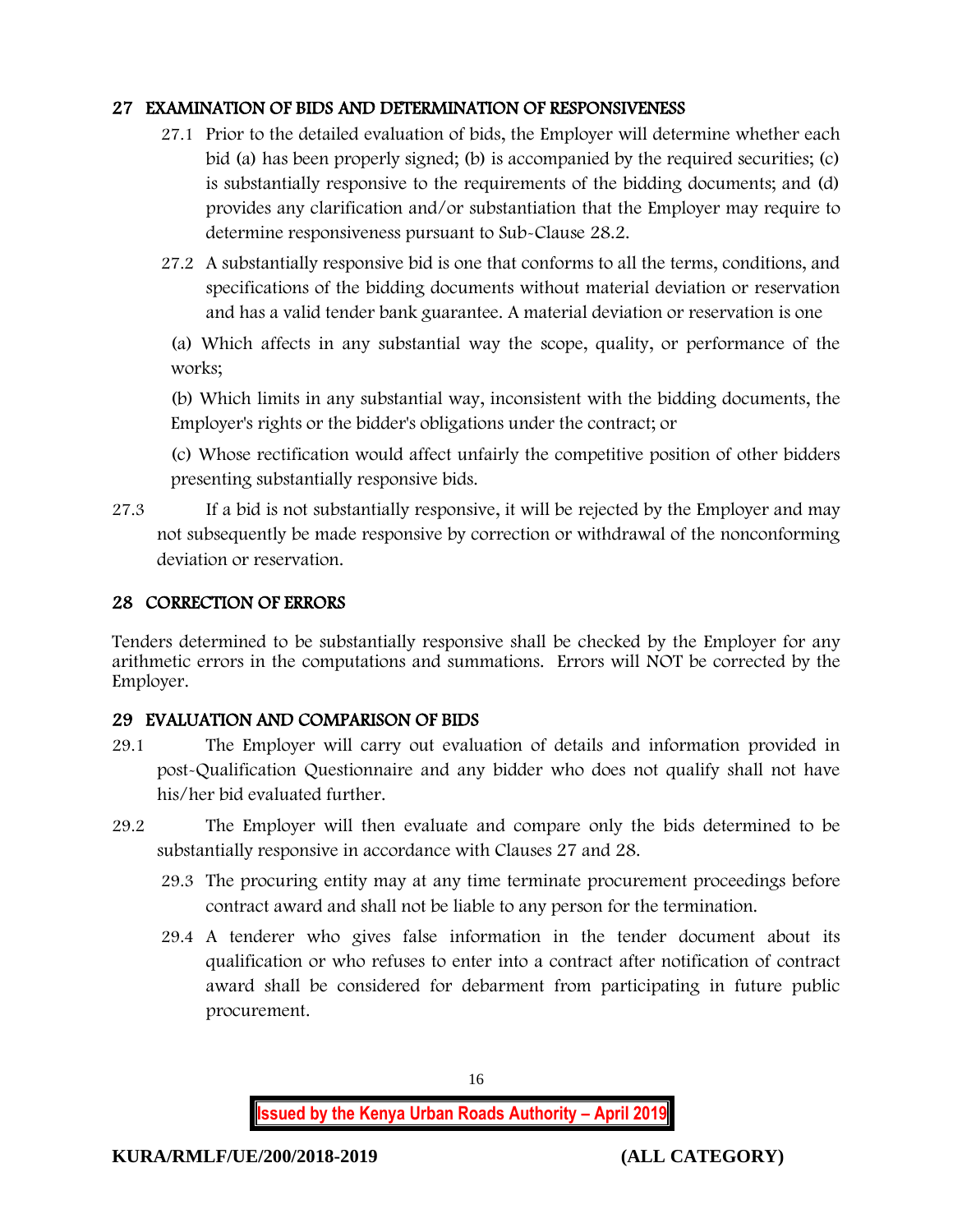## 27 EXAMINATION OF BIDS AND DETERMINATION OF RESPONSIVENESS

27.1 Prior to the detailed evaluation of bids, the Employer will determine whether each bid (a) has been properly signed; (b) is accompanied by the required securities; (c) is substantially responsive to the requirements of the bidding documents; and (d) provides any clarification and/or substantiation that the Employer may require to determine responsiveness pursuant to Sub-Clause 28.2.

27.2 A substantially responsive bid is one that conforms to all the terms, conditions, and specifications of the bidding documents without material deviation or reservation and has a valid tender bank guarantee. A material deviation or reservation is one

(a) Which affects in any substantial way the scope, quality, or performance of the works;

(b) Which limits in any substantial way, inconsistent with the bidding documents, the Employer's rights or the bidder's obligations under the contract; or

(c) Whose rectification would affect unfairly the competitive position of other bidders presenting substantially responsive bids.

27.3 If a bid is not substantially responsive, it will be rejected by the Employer and may not subsequently be made responsive by correction or withdrawal of the nonconforming deviation or reservation.

## 28 CORRECTION OF ERRORS

Tenders determined to be substantially responsive shall be checked by the Employer for any arithmetic errors in the computations and summations. Errors will NOT be corrected by the Employer.

## 29 EVALUATION AND COMPARISON OF BIDS

29.1 The Employer will carry out evaluation of details and information provided in post-Qualification Questionnaire and any bidder who does not qualify shall not have his/her bid evaluated further.

29.2 The Employer will then evaluate and compare only the bids determined to be substantially responsive in accordance with Clauses 27 and 28.

29.3 The procuring entity may at any time terminate procurement proceedings before contract award and shall not be liable to any person for the termination.

29.4 A tenderer who gives false information in the tender document about its qualification or who refuses to enter into a contract after notification of contract award shall be considered for debarment from participating in future public procurement.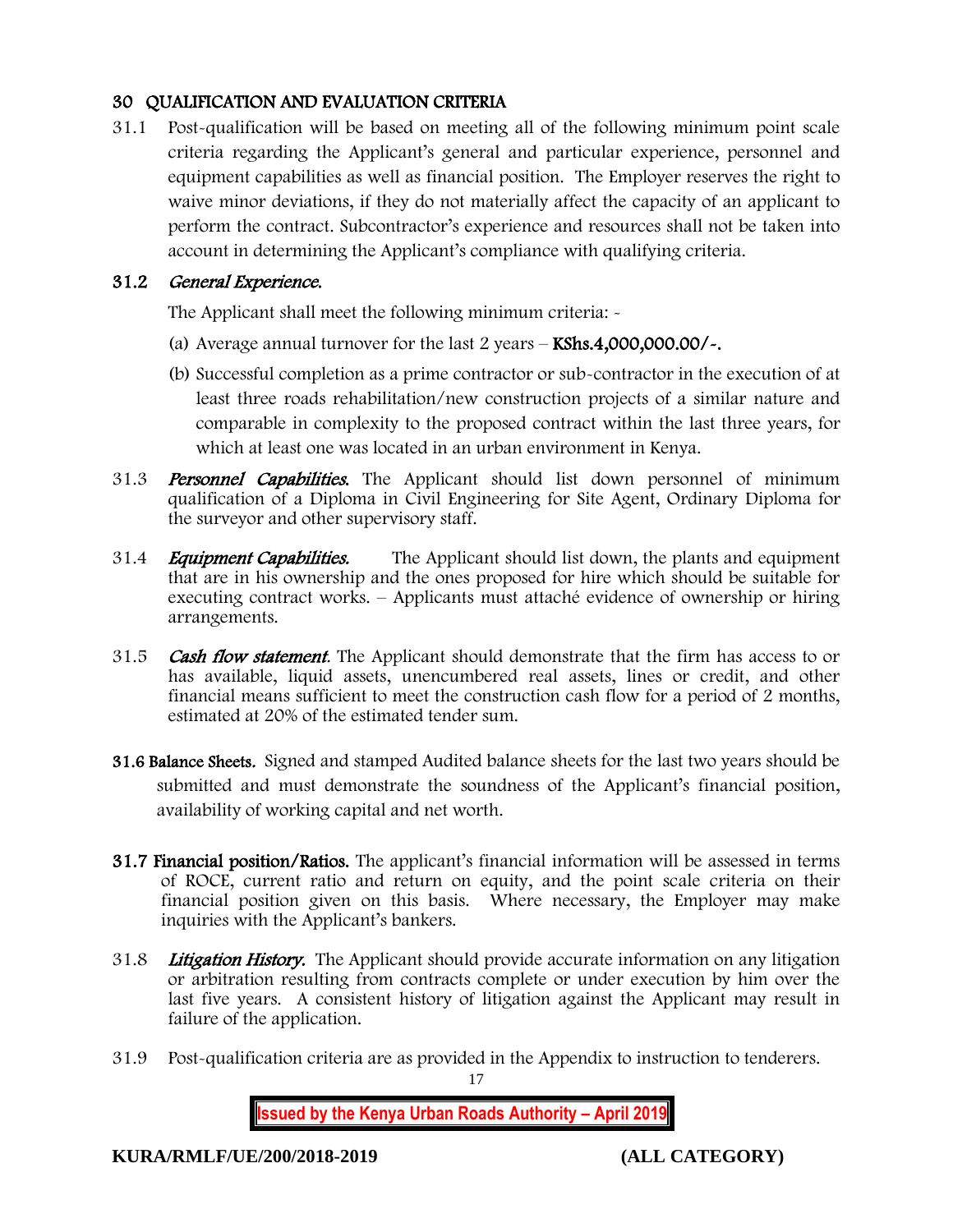## 30 QUALIFICATION AND EVALUATION CRITERIA

31.1 Post-qualification will be based on meeting all of the following minimum point scale criteria regarding the Applicant's general and particular experience, personnel and equipment capabilities as well as financial position. The Employer reserves the right to waive minor deviations, if they do not materially affect the capacity of an applicant to perform the contract. Subcontractor's experience and resources shall not be taken into account in determining the Applicant's compliance with qualifying criteria.

### 31.2 *General Experience.*

The Applicant shall meet the following minimum criteria: -

(a) Average annual turnover for the last 2 years – **KShs.4,000,000.00/-.**

(b) Successful completion as a prime contractor or sub-contractor in the execution of at least three roads rehabilitation/new construction projects of a similar nature and comparable in complexity to the proposed contract within the last three years, for which at least one was located in an urban environment in Kenya.

31.3 ***Personnel Capabilities.*** The Applicant should list down personnel of minimum qualification of a Diploma in Civil Engineering for Site Agent, Ordinary Diploma for the surveyor and other supervisory staff.

31.4 ***Equipment Capabilities.*** The Applicant should list down, the plants and equipment that are in his ownership and the ones proposed for hire which should be suitable for executing contract works. – Applicants must attaché evidence of ownership or hiring arrangements.

31.5 ***Cash flow statement.*** The Applicant should demonstrate that the firm has access to or has available, liquid assets, unencumbered real assets, lines or credit, and other financial means sufficient to meet the construction cash flow for a period of 2 months, estimated at 20% of the estimated tender sum.

**31.6 Balance Sheets.** Signed and stamped Audited balance sheets for the last two years should be submitted and must demonstrate the soundness of the Applicant's financial position, availability of working capital and net worth.

**31.7 Financial position/Ratios.** The applicant's financial information will be assessed in terms of ROCE, current ratio and return on equity, and the point scale criteria on their financial position given on this basis. Where necessary, the Employer may make inquiries with the Applicant's bankers.

31.8 ***Litigation History.*** The Applicant should provide accurate information on any litigation or arbitration resulting from contracts complete or under execution by him over the last five years. A consistent history of litigation against the Applicant may result in failure of the application.

31.9 Post-qualification criteria are as provided in the Appendix to instruction to tenderers.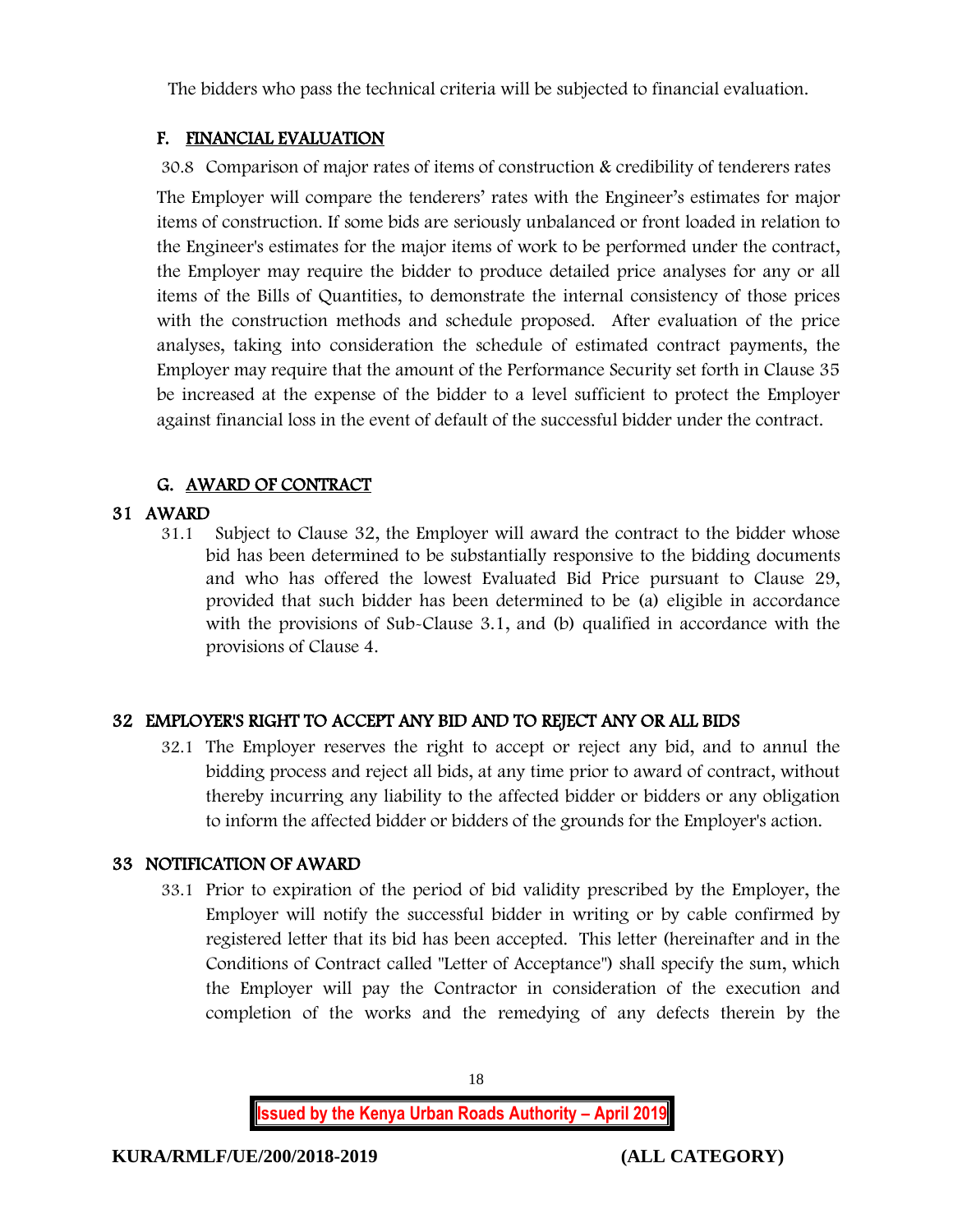The bidders who pass the technical criteria will be subjected to financial evaluation.

## F. FINANCIAL EVALUATION

30.8 Comparison of major rates of items of construction & credibility of tenderers rates

The Employer will compare the tenderers' rates with the Engineer's estimates for major items of construction. If some bids are seriously unbalanced or front loaded in relation to the Engineer's estimates for the major items of work to be performed under the contract, the Employer may require the bidder to produce detailed price analyses for any or all items of the Bills of Quantities, to demonstrate the internal consistency of those prices with the construction methods and schedule proposed. After evaluation of the price analyses, taking into consideration the schedule of estimated contract payments, the Employer may require that the amount of the Performance Security set forth in Clause 35 be increased at the expense of the bidder to a level sufficient to protect the Employer against financial loss in the event of default of the successful bidder under the contract.

## G. AWARD OF CONTRACT

### 31 AWARD

31.1 Subject to Clause 32, the Employer will award the contract to the bidder whose bid has been determined to be substantially responsive to the bidding documents and who has offered the lowest Evaluated Bid Price pursuant to Clause 29, provided that such bidder has been determined to be (a) eligible in accordance with the provisions of Sub-Clause 3.1, and (b) qualified in accordance with the provisions of Clause 4.

### 32 EMPLOYER'S RIGHT TO ACCEPT ANY BID AND TO REJECT ANY OR ALL BIDS

32.1 The Employer reserves the right to accept or reject any bid, and to annul the bidding process and reject all bids, at any time prior to award of contract, without thereby incurring any liability to the affected bidder or bidders or any obligation to inform the affected bidder or bidders of the grounds for the Employer's action.

### 33 NOTIFICATION OF AWARD

33.1 Prior to expiration of the period of bid validity prescribed by the Employer, the Employer will notify the successful bidder in writing or by cable confirmed by registered letter that its bid has been accepted. This letter (hereinafter and in the Conditions of Contract called "Letter of Acceptance") shall specify the sum, which the Employer will pay the Contractor in consideration of the execution and completion of the works and the remedying of any defects therein by the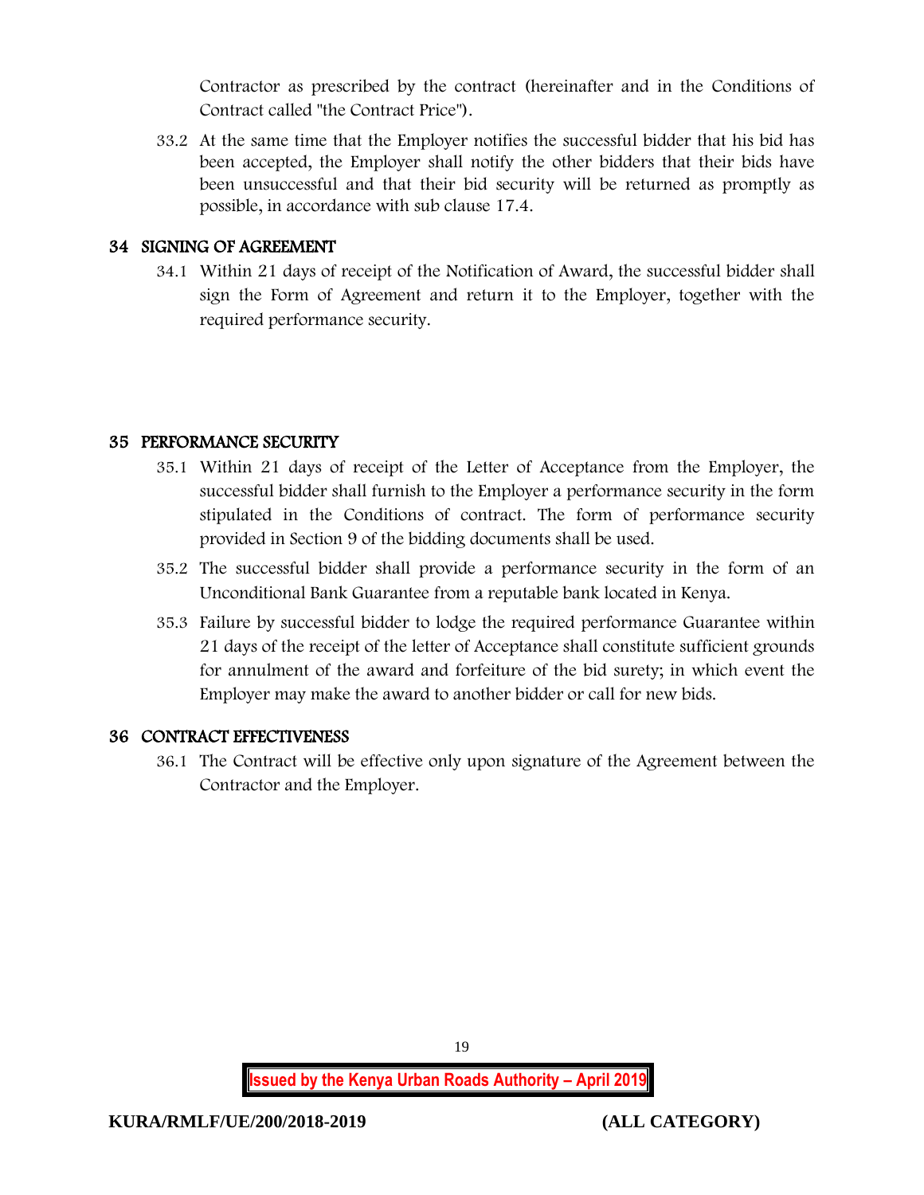Contractor as prescribed by the contract (hereinafter and in the Conditions of Contract called "the Contract Price").

33.2 At the same time that the Employer notifies the successful bidder that his bid has been accepted, the Employer shall notify the other bidders that their bids have been unsuccessful and that their bid security will be returned as promptly as possible, in accordance with sub clause 17.4.

## 34 SIGNING OF AGREEMENT

34.1 Within 21 days of receipt of the Notification of Award, the successful bidder shall sign the Form of Agreement and return it to the Employer, together with the required performance security.

## 35 PERFORMANCE SECURITY

35.1 Within 21 days of receipt of the Letter of Acceptance from the Employer, the successful bidder shall furnish to the Employer a performance security in the form stipulated in the Conditions of contract. The form of performance security provided in Section 9 of the bidding documents shall be used.

35.2 The successful bidder shall provide a performance security in the form of an Unconditional Bank Guarantee from a reputable bank located in Kenya.

35.3 Failure by successful bidder to lodge the required performance Guarantee within 21 days of the receipt of the letter of Acceptance shall constitute sufficient grounds for annulment of the award and forfeiture of the bid surety; in which event the Employer may make the award to another bidder or call for new bids.

## 36 CONTRACT EFFECTIVENESS

36.1 The Contract will be effective only upon signature of the Agreement between the Contractor and the Employer.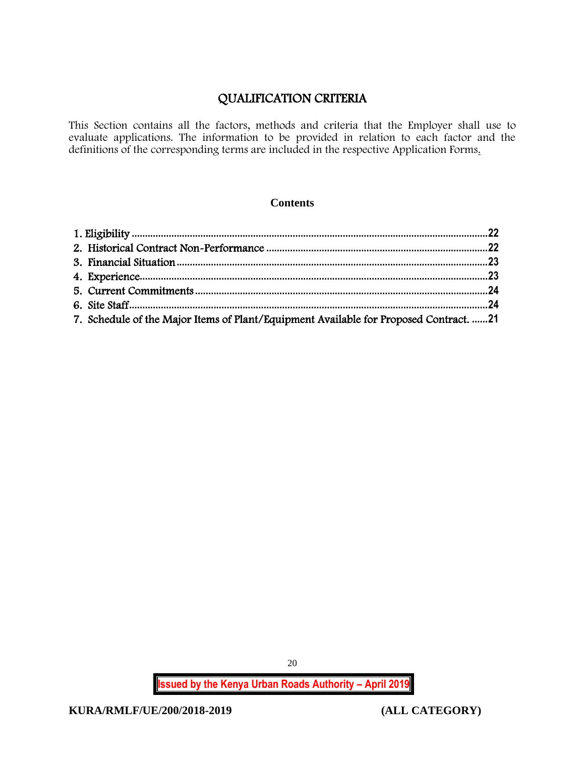# QUALIFICATION CRITERIA

This Section contains all the factors, methods and criteria that the Employer shall use to evaluate applications. The information to be provided in relation to each factor and the definitions of the corresponding terms are included in the respective Application Forms.

**Contents**

1. Eligibility .....22
2. Historical Contract Non-Performance .....22
3. Financial Situation .....23
4. Experience .....23
5. Current Commitments .....24
6. Site Staff .....24
7. Schedule of the Major Items of Plant/Equipment Available for Proposed Contract. .....21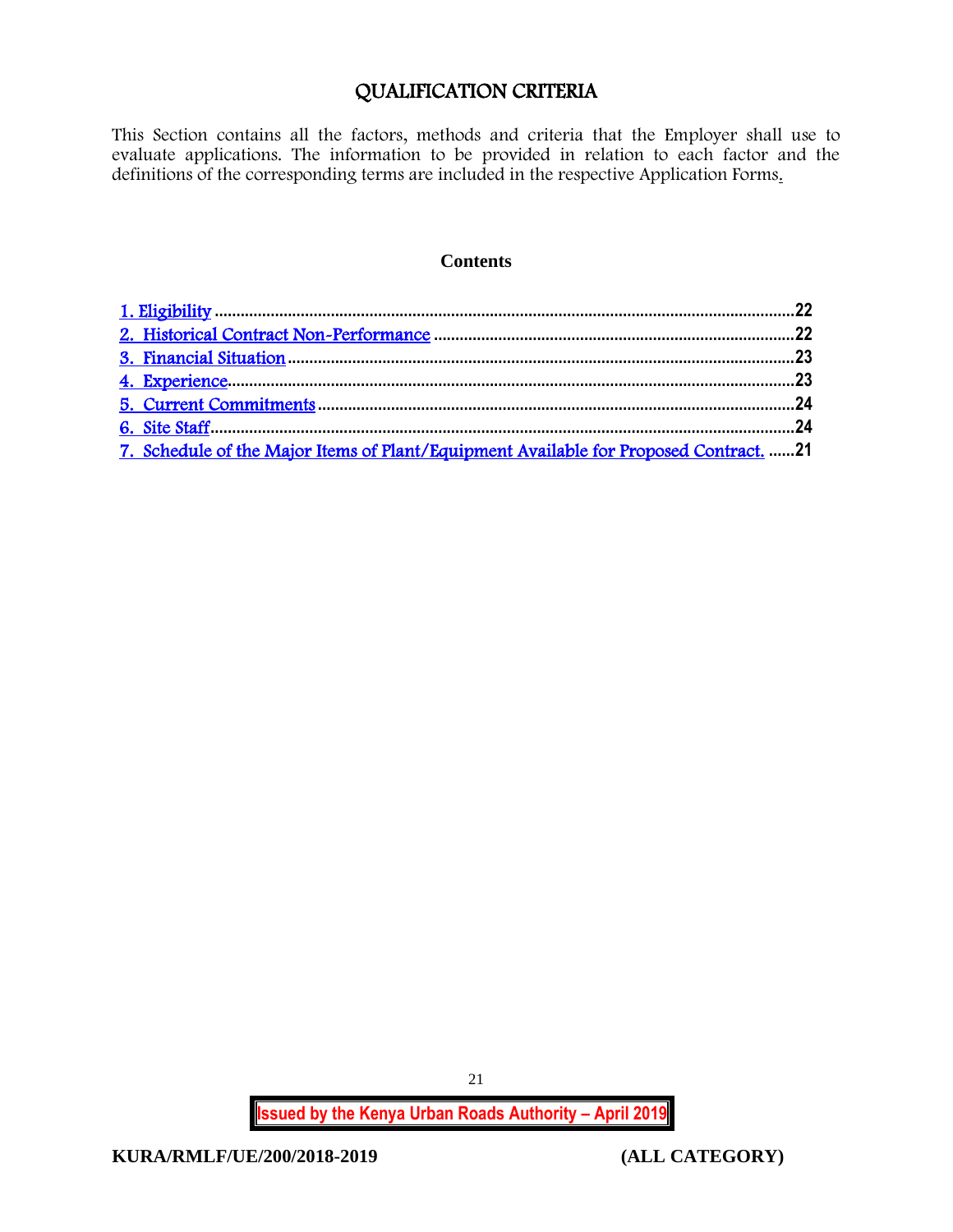# QUALIFICATION CRITERIA

This Section contains all the factors, methods and criteria that the Employer shall use to evaluate applications. The information to be provided in relation to each factor and the definitions of the corresponding terms are included in the respective Application Forms.

**Contents**

1. Eligibility ........ 22
2. Historical Contract Non-Performance ........ 22
3. Financial Situation ........ 23
4. Experience ........ 23
5. Current Commitments ........ 24
6. Site Staff ........ 24
7. Schedule of the Major Items of Plant/Equipment Available for Proposed Contract. ........ 21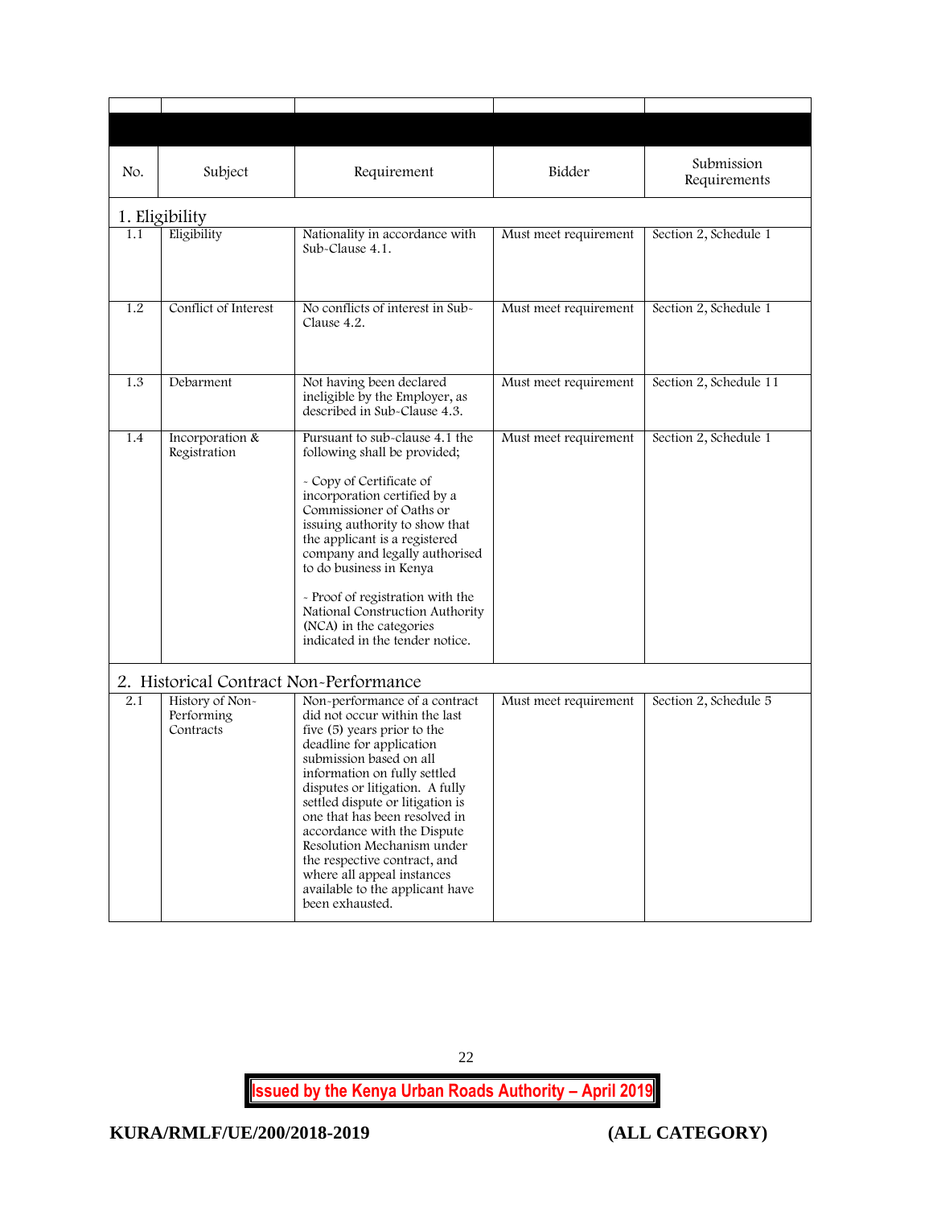| No. | Subject | Requirement | Bidder | Submission Requirements |
|---|---|---|---|---|
| **1. Eligibility** | | | | |
| 1.1 | Eligibility | Nationality in accordance with Sub-Clause 4.1. | Must meet requirement | Section 2, Schedule 1 |
| 1.2 | Conflict of Interest | No conflicts of interest in Sub-Clause 4.2. | Must meet requirement | Section 2, Schedule 1 |
| 1.3 | Debarment | Not having been declared ineligible by the Employer, as described in Sub-Clause 4.3. | Must meet requirement | Section 2, Schedule 11 |
| 1.4 | Incorporation & Registration | Pursuant to sub-clause 4.1 the following shall be provided;<br><br>- Copy of Certificate of incorporation certified by a Commissioner of Oaths or issuing authority to show that the applicant is a registered company and legally authorised to do business in Kenya<br><br>- Proof of registration with the National Construction Authority (NCA) in the categories indicated in the tender notice. | Must meet requirement | Section 2, Schedule 1 |
| **2. Historical Contract Non-Performance** | | | | |
| 2.1 | History of Non-Performing Contracts | Non-performance of a contract did not occur within the last five (5) years prior to the deadline for application submission based on all information on fully settled disputes or litigation. A fully settled dispute or litigation is one that has been resolved in accordance with the Dispute Resolution Mechanism under the respective contract, and where all appeal instances available to the applicant have been exhausted. | Must meet requirement | Section 2, Schedule 5 |

**Issued by the Kenya Urban Roads Authority – April 2019**

**KURA/RMLF/UE/200/2018-2019 (ALL CATEGORY)**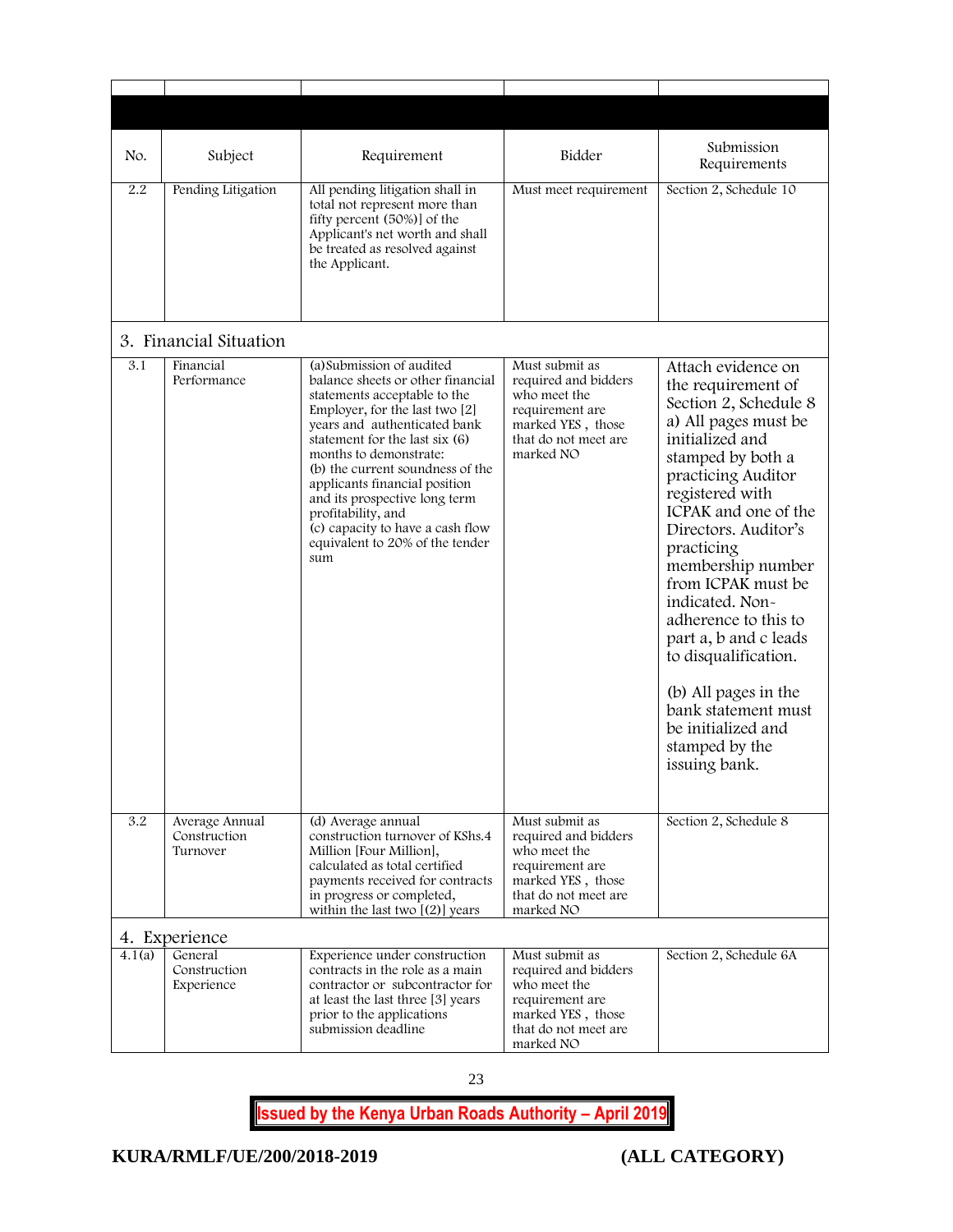| No. | Subject | Requirement | Bidder | Submission Requirements |
|---|---|---|---|---|
| 2.2 | Pending Litigation | All pending litigation shall in total not represent more than fifty percent (50%)] of the Applicant's net worth and shall be treated as resolved against the Applicant. | Must meet requirement | Section 2, Schedule 10 |
| 3. Financial Situation | | | | |
| 3.1 | Financial Performance | (a)Submission of audited balance sheets or other financial statements acceptable to the Employer, for the last two [2] years and authenticated bank statement for the last six (6) months to demonstrate:<br>(b) the current soundness of the applicants financial position and its prospective long term profitability, and<br>(c) capacity to have a cash flow equivalent to 20% of the tender sum | Must submit as required and bidders who meet the requirement are marked YES , those that do not meet are marked NO | Attach evidence on the requirement of Section 2, Schedule 8 a) All pages must be initialized and stamped by both a practicing Auditor registered with ICPAK and one of the Directors. Auditor's practicing membership number from ICPAK must be indicated. Non-adherence to this to part a, b and c leads to disqualification.<br><br>(b) All pages in the bank statement must be initialized and stamped by the issuing bank. |
| 3.2 | Average Annual Construction Turnover | (d) Average annual construction turnover of KShs.4 Million [Four Million], calculated as total certified payments received for contracts in progress or completed, within the last two [(2)] years | Must submit as required and bidders who meet the requirement are marked YES , those that do not meet are marked NO | Section 2, Schedule 8 |
| 4. Experience | | | | |
| 4.1(a) | General Construction Experience | Experience under construction contracts in the role as a main contractor or subcontractor for at least the last three [3] years prior to the applications submission deadline | Must submit as required and bidders who meet the requirement are marked YES , those that do not meet are marked NO | Section 2, Schedule 6A |

**Issued by the Kenya Urban Roads Authority – April 2019**

**KURA/RMLF/UE/200/2018-2019** **(ALL CATEGORY)**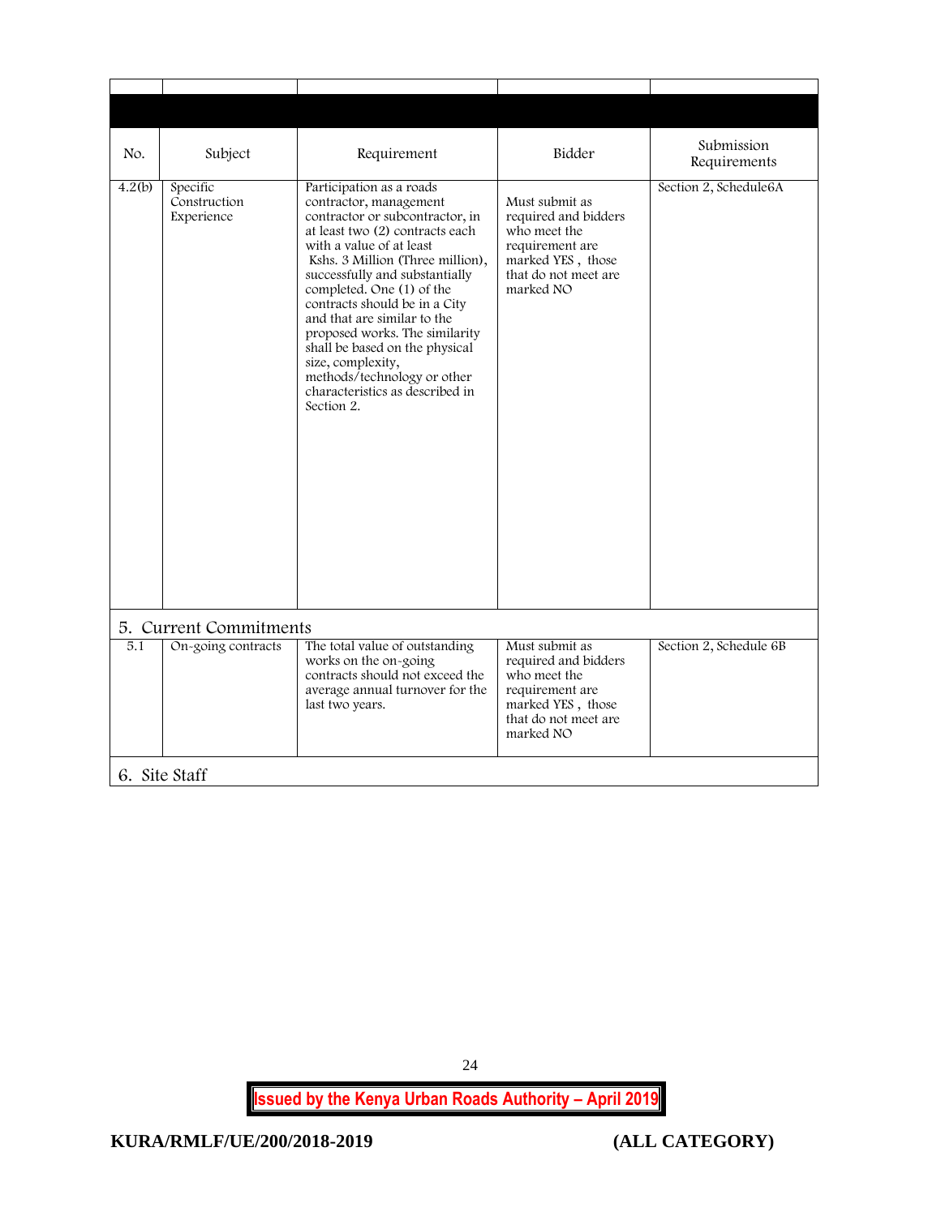| No. | Subject | Requirement | Bidder | Submission Requirements |
|---|---|---|---|---|
| 4.2(b) | Specific Construction Experience | Participation as a roads contractor, management contractor or subcontractor, in at least two (2) contracts each with a value of at least Kshs. 3 Million (Three million), successfully and substantially completed. One (1) of the contracts should be in a City and that are similar to the proposed works. The similarity shall be based on the physical size, complexity, methods/technology or other characteristics as described in Section 2. | Must submit as required and bidders who meet the requirement are marked YES , those that do not meet are marked NO | Section 2, Schedule6A |
| **5. Current Commitments** | | | | |
| 5.1 | On-going contracts | The total value of outstanding works on the on-going contracts should not exceed the average annual turnover for the last two years. | Must submit as required and bidders who meet the requirement are marked YES , those that do not meet are marked NO | Section 2, Schedule 6B |
| **6. Site Staff** | | | | |

**Issued by the Kenya Urban Roads Authority – April 2019**

**KURA/RMLF/UE/200/2018-2019 (ALL CATEGORY)**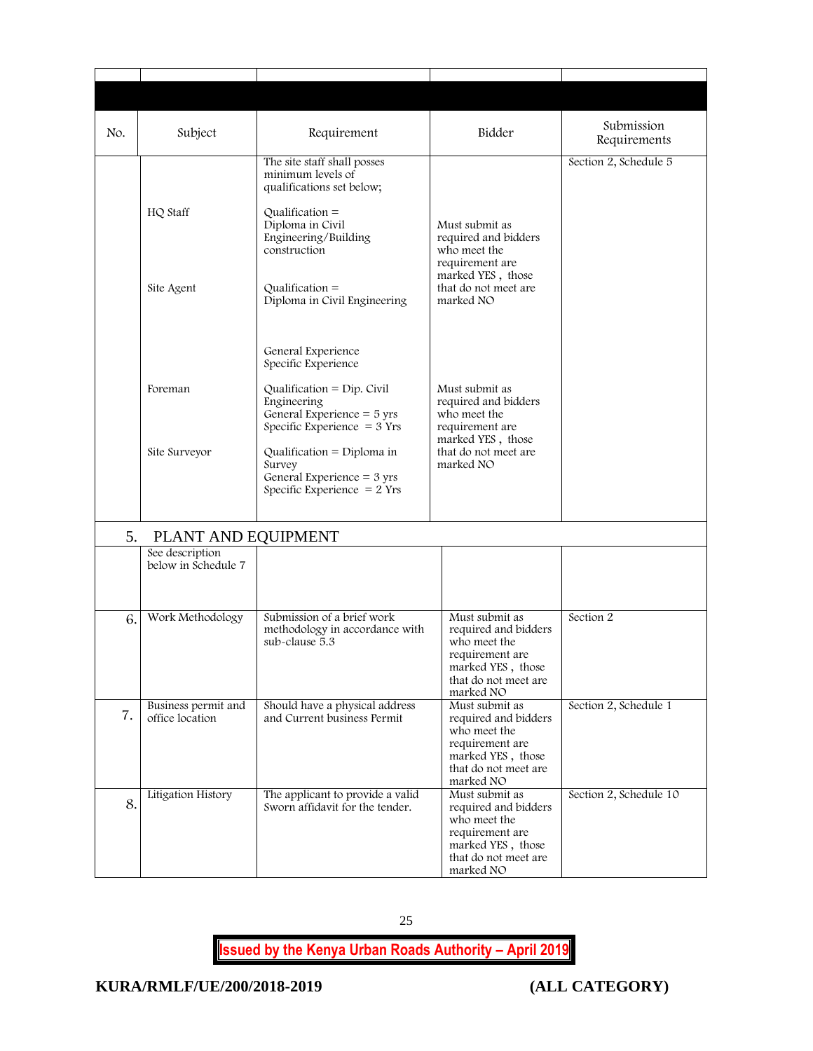| No. | Subject | Requirement | Bidder | Submission Requirements |
|---|---|---|---|---|
| | | The site staff shall posses minimum levels of qualifications set below; | | Section 2, Schedule 5 |
| | HQ Staff | Qualification = Diploma in Civil Engineering/Building construction | Must submit as required and bidders who meet the requirement are marked YES , those that do not meet are marked NO | |
| | Site Agent | Qualification = Diploma in Civil Engineering<br><br>General Experience<br>Specific Experience | | |
| | Foreman | Qualification = Dip. Civil Engineering<br>General Experience = 5 yrs<br>Specific Experience = 3 Yrs | Must submit as required and bidders who meet the requirement are marked YES , those that do not meet are marked NO | |
| | Site Surveyor | Qualification = Diploma in Survey<br>General Experience = 3 yrs<br>Specific Experience = 2 Yrs | | |
| 5. | PLANT AND EQUIPMENT | | | |
| | See description below in Schedule 7 | | | |
| 6. | Work Methodology | Submission of a brief work methodology in accordance with sub-clause 5.3 | Must submit as required and bidders who meet the requirement are marked YES , those that do not meet are marked NO | Section 2 |
| 7. | Business permit and office location | Should have a physical address and Current business Permit | Must submit as required and bidders who meet the requirement are marked YES , those that do not meet are marked NO | Section 2, Schedule 1 |
| 8. | Litigation History | The applicant to provide a valid Sworn affidavit for the tender. | Must submit as required and bidders who meet the requirement are marked YES , those that do not meet are marked NO | Section 2, Schedule 10 |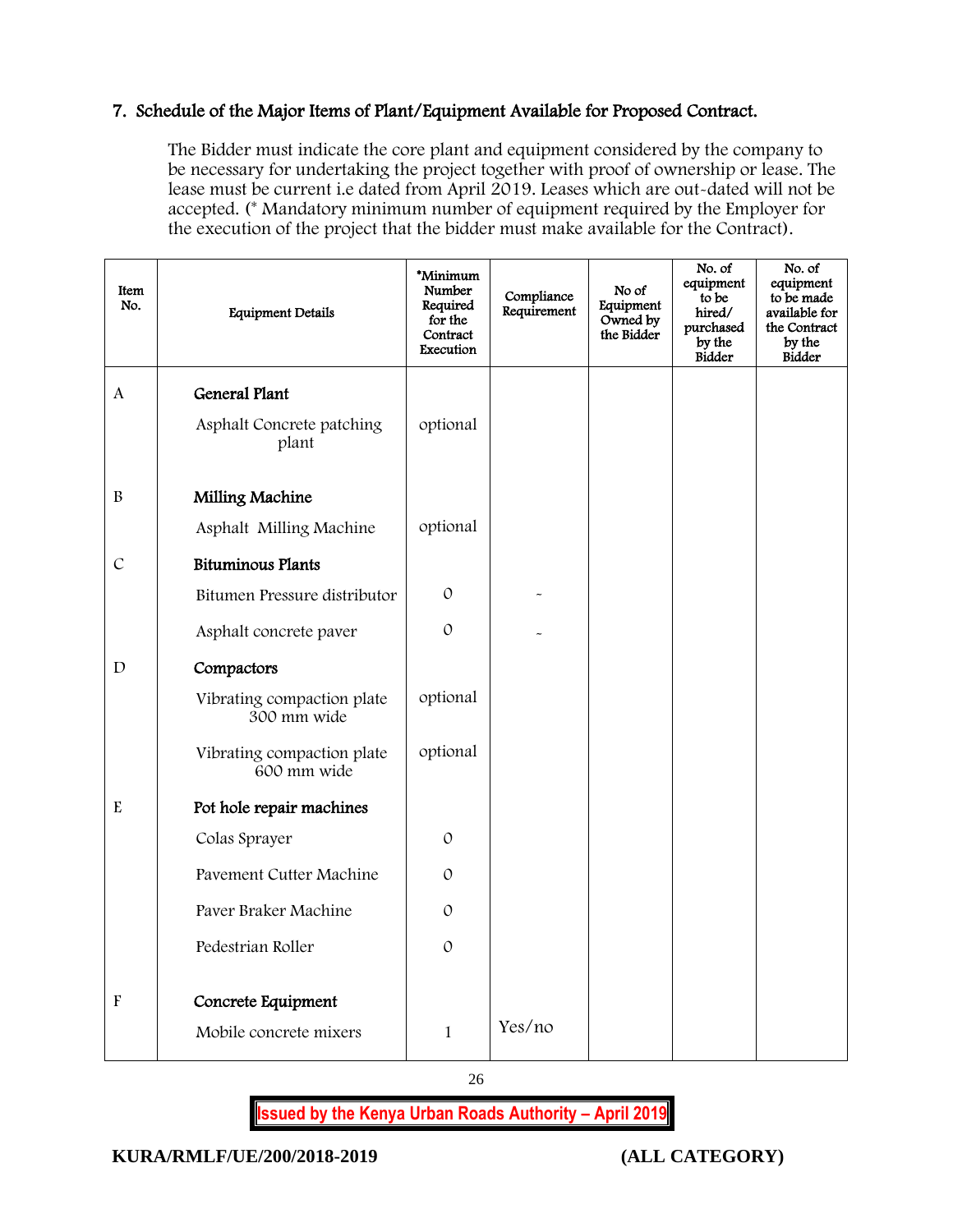## 7. Schedule of the Major Items of Plant/Equipment Available for Proposed Contract.

The Bidder must indicate the core plant and equipment considered by the company to be necessary for undertaking the project together with proof of ownership or lease. The lease must be current i.e dated from April 2019. Leases which are out-dated will not be accepted. (* Mandatory minimum number of equipment required by the Employer for the execution of the project that the bidder must make available for the Contract).

| Item No. | Equipment Details | *Minimum Number Required for the Contract Execution | Compliance Requirement | No of Equipment Owned by the Bidder | No. of equipment to be hired/ purchased by the Bidder | No. of equipment to be made available for the Contract by the Bidder |
|---|---|---|---|---|---|---|
| A | **General Plant** | | | | | |
| | Asphalt Concrete patching plant | optional | | | | |
| B | **Milling Machine** | | | | | |
| | Asphalt Milling Machine | optional | | | | |
| C | **Bituminous Plants** | | | | | |
| | Bitumen Pressure distributor | 0 | - | | | |
| | Asphalt concrete paver | 0 | - | | | |
| D | **Compactors** | | | | | |
| | Vibrating compaction plate 300 mm wide | optional | | | | |
| | Vibrating compaction plate 600 mm wide | optional | | | | |
| E | **Pot hole repair machines** | | | | | |
| | Colas Sprayer | 0 | | | | |
| | Pavement Cutter Machine | 0 | | | | |
| | Paver Braker Machine | 0 | | | | |
| | Pedestrian Roller | 0 | | | | |
| F | **Concrete Equipment** | | | | | |
| | Mobile concrete mixers | 1 | Yes/no | | | |

**Issued by the Kenya Urban Roads Authority – April 2019**

**KURA/RMLF/UE/200/2018-2019 (ALL CATEGORY)**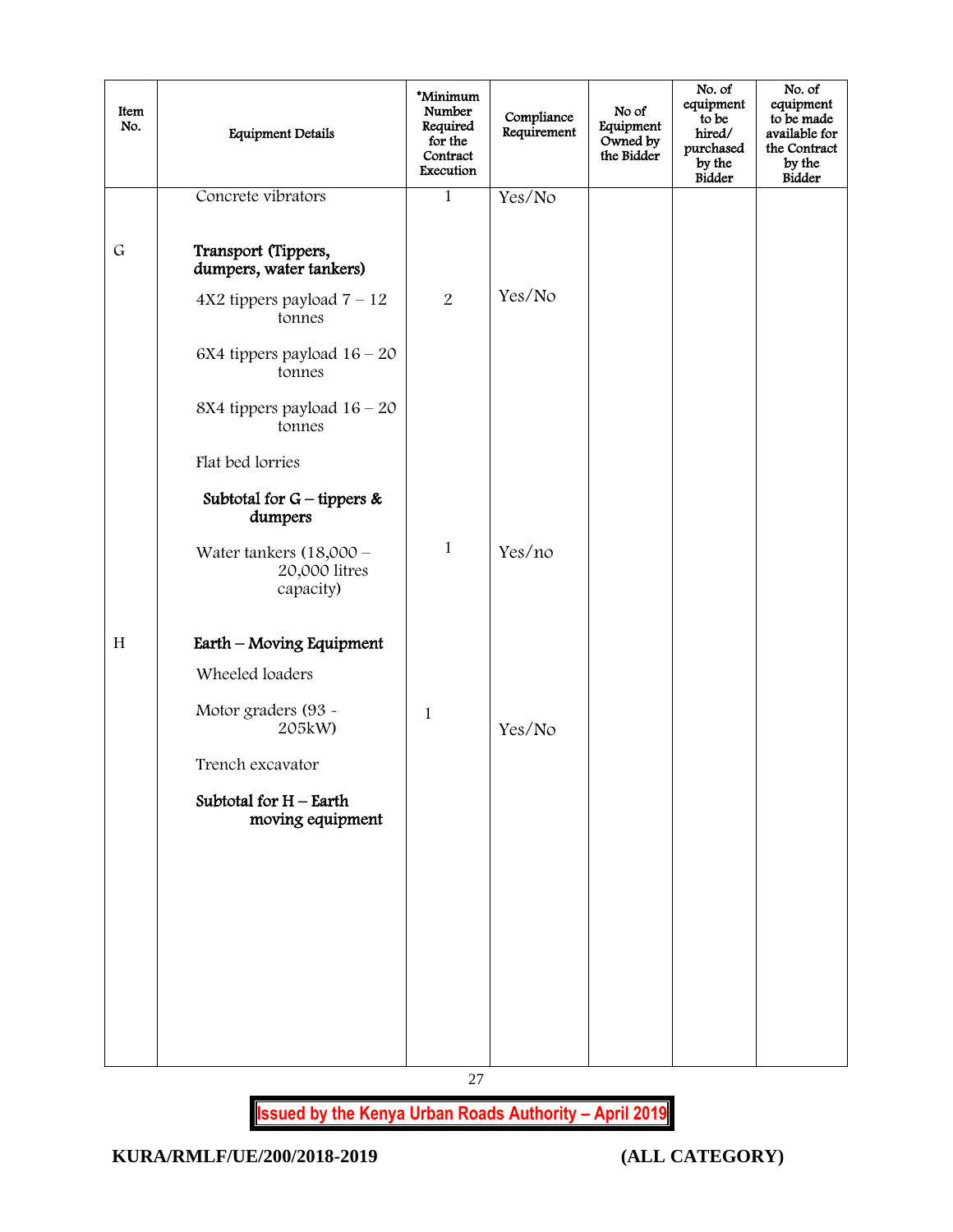| Item No. | Equipment Details | *Minimum Number Required for the Contract Execution | Compliance Requirement | No of Equipment Owned by the Bidder | No. of equipment to be hired/ purchased by the Bidder | No. of equipment to be made available for the Contract by the Bidder |
|---|---|---|---|---|---|---|
| | Concrete vibrators | 1 | Yes/No | | | |
| G | **Transport (Tippers, dumpers, water tankers)** | | | | | |
| | 4X2 tippers payload 7 – 12 tonnes | 2 | Yes/No | | | |
| | 6X4 tippers payload 16 – 20 tonnes | | | | | |
| | 8X4 tippers payload 16 – 20 tonnes | | | | | |
| | Flat bed lorries | | | | | |
| | **Subtotal for G – tippers & dumpers** | | | | | |
| | Water tankers (18,000 – 20,000 litres capacity) | 1 | Yes/no | | | |
| H | **Earth – Moving Equipment** | | | | | |
| | Wheeled loaders | | | | | |
| | Motor graders (93 - 205kW) | 1 | Yes/No | | | |
| | Trench excavator | | | | | |
| | **Subtotal for H – Earth moving equipment** | | | | | |

**Issued by the Kenya Urban Roads Authority – April 2019**

**KURA/RMLF/UE/200/2018-2019 (ALL CATEGORY)**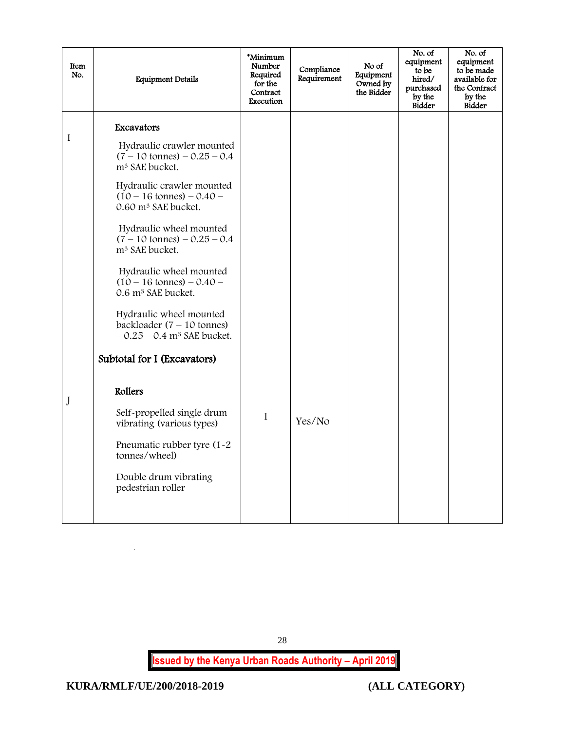| Item No. | Equipment Details | *Minimum Number Required for the Contract Execution | Compliance Requirement | No of Equipment Owned by the Bidder | No. of equipment to be hired/ purchased by the Bidder | No. of equipment to be made available for the Contract by the Bidder |
|---|---|---|---|---|---|---|
| I | **Excavators** | | | | | |
| | Hydraulic crawler mounted (7 – 10 tonnes) – 0.25 – 0.4 $m^3$ SAE bucket. | | | | | |
| | Hydraulic crawler mounted (10 – 16 tonnes) – 0.40 – 0.60 $m^3$ SAE bucket. | | | | | |
| | Hydraulic wheel mounted (7 – 10 tonnes) – 0.25 – 0.4 $m^3$ SAE bucket. | | | | | |
| | Hydraulic wheel mounted (10 – 16 tonnes) – 0.40 – 0.6 $m^3$ SAE bucket. | | | | | |
| | Hydraulic wheel mounted backloader (7 – 10 tonnes) – 0.25 – 0.4 $m^3$ SAE bucket. | | | | | |
| | **Subtotal for I (Excavators)** | | | | | |
| J | **Rollers** | | | | | |
| | Self-propelled single drum vibrating (various types) | 1 | Yes/No | | | |
| | Pneumatic rubber tyre (1-2 tonnes/wheel) | | | | | |
| | Double drum vibrating pedestrian roller | | | | | |

**Issued by the Kenya Urban Roads Authority – April 2019**

**KURA/RMLF/UE/200/2018-2019 (ALL CATEGORY)**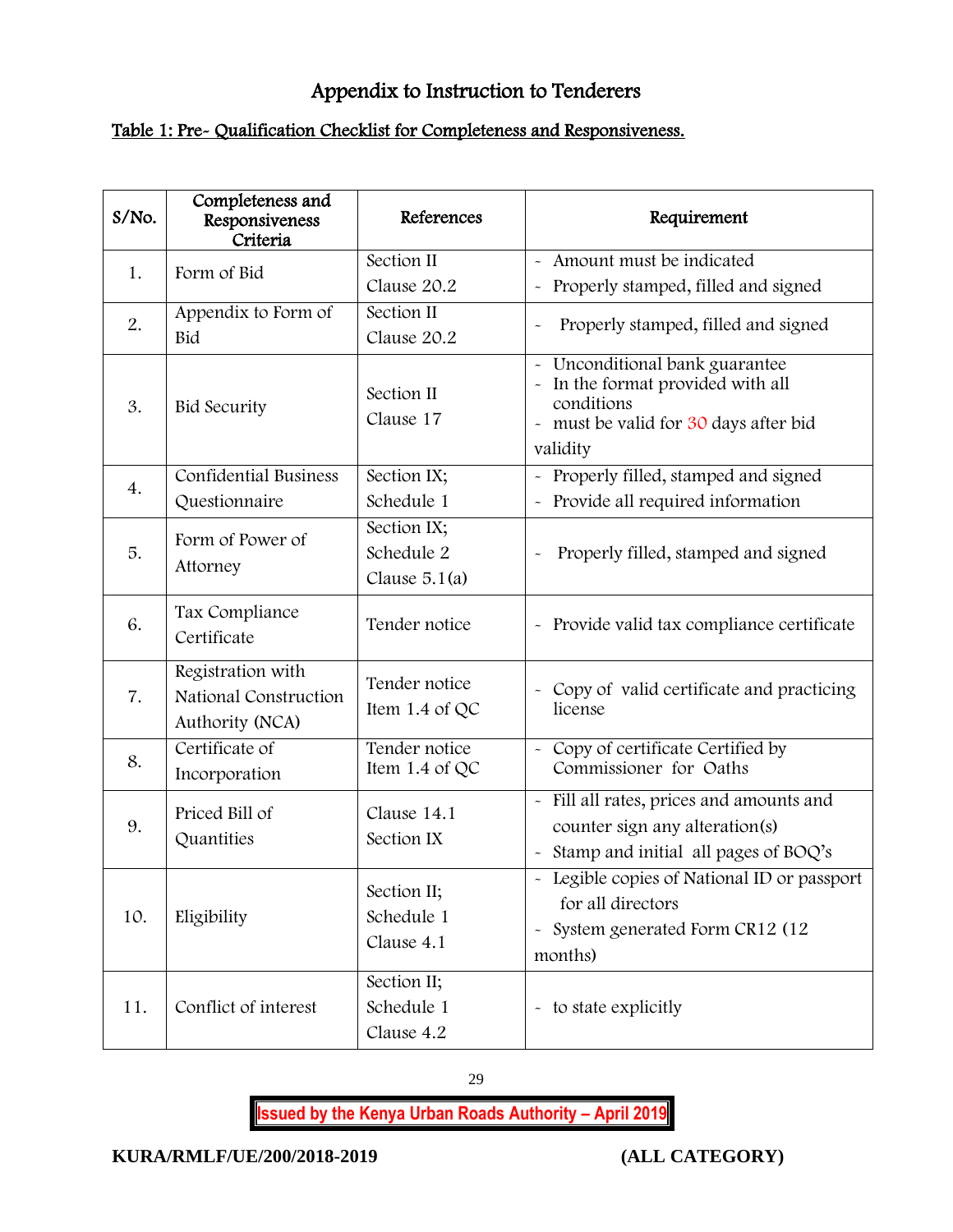# Appendix to Instruction to Tenderers

## Table 1: Pre- Qualification Checklist for Completeness and Responsiveness.

| S/No. | Completeness and Responsiveness Criteria | References | Requirement |
|---|---|---|---|
| 1. | Form of Bid | Section II Clause 20.2 | - Amount must be indicated<br>- Properly stamped, filled and signed |
| 2. | Appendix to Form of Bid | Section II Clause 20.2 | - Properly stamped, filled and signed |
| 3. | Bid Security | Section II Clause 17 | - Unconditional bank guarantee<br>- In the format provided with all conditions<br>- must be valid for 30 days after bid validity |
| 4. | Confidential Business Questionnaire | Section IX; Schedule 1 | - Properly filled, stamped and signed<br>- Provide all required information |
| 5. | Form of Power of Attorney | Section IX; Schedule 2 Clause 5.1(a) | - Properly filled, stamped and signed |
| 6. | Tax Compliance Certificate | Tender notice | - Provide valid tax compliance certificate |
| 7. | Registration with National Construction Authority (NCA) | Tender notice Item 1.4 of QC | - Copy of valid certificate and practicing license |
| 8. | Certificate of Incorporation | Tender notice Item 1.4 of QC | - Copy of certificate Certified by Commissioner for Oaths |
| 9. | Priced Bill of Quantities | Clause 14.1 Section IX | - Fill all rates, prices and amounts and counter sign any alteration(s)<br>- Stamp and initial all pages of BOQ's |
| 10. | Eligibility | Section II; Schedule 1 Clause 4.1 | - Legible copies of National ID or passport for all directors<br>- System generated Form CR12 (12 months) |
| 11. | Conflict of interest | Section II; Schedule 1 Clause 4.2 | - to state explicitly |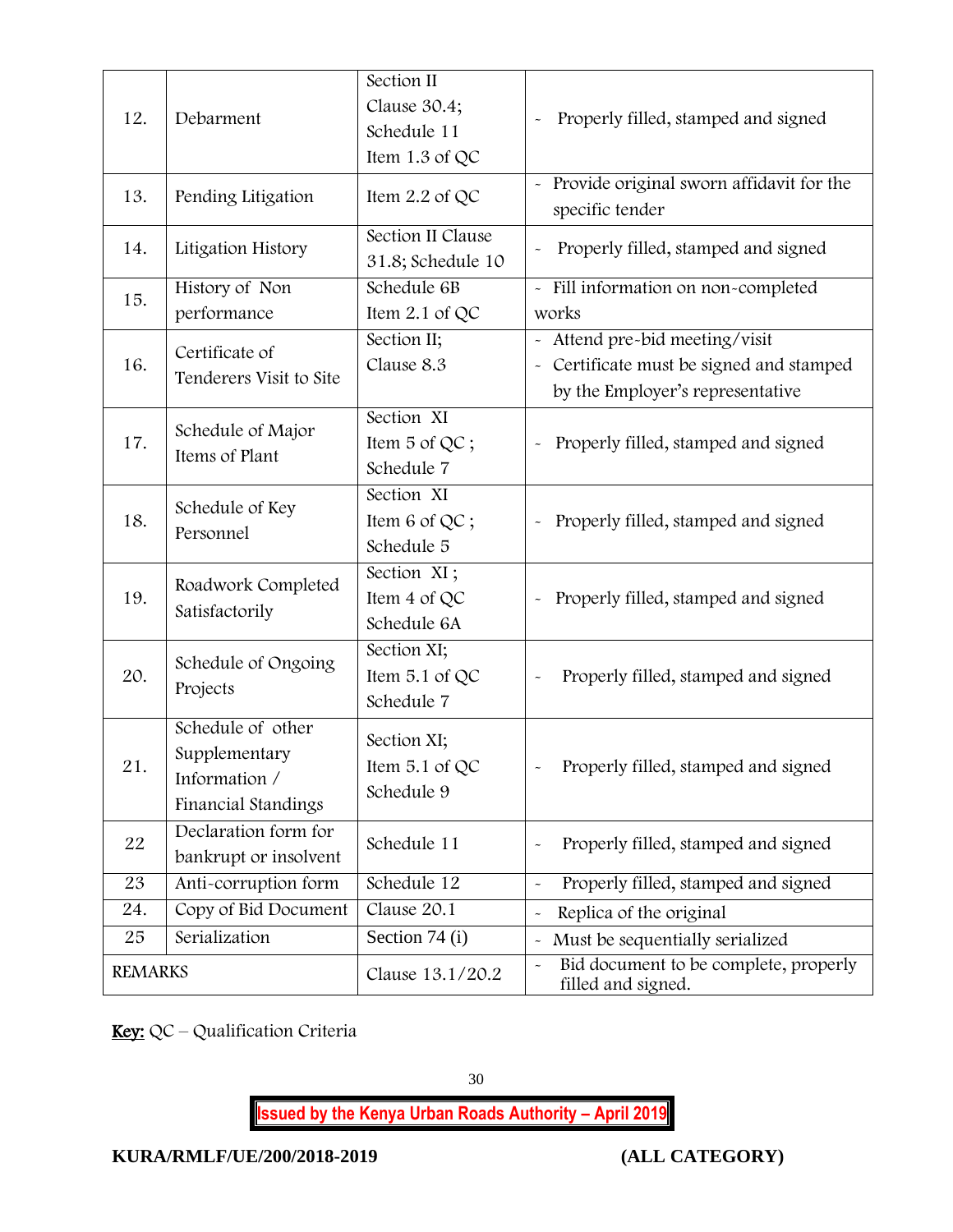| | | | |
|---|---|---|---|
| 12. | Debarment | Section II Clause 30.4; Schedule 11 Item 1.3 of QC | - Properly filled, stamped and signed |
| 13. | Pending Litigation | Item 2.2 of QC | - Provide original sworn affidavit for the specific tender |
| 14. | Litigation History | Section II Clause 31.8; Schedule 10 | - Properly filled, stamped and signed |
| 15. | History of Non performance | Schedule 6B Item 2.1 of QC | - Fill information on non-completed works |
| 16. | Certificate of Tenderers Visit to Site | Section II; Clause 8.3 | - Attend pre-bid meeting/visit<br>- Certificate must be signed and stamped by the Employer's representative |
| 17. | Schedule of Major Items of Plant | Section XI Item 5 of QC ; Schedule 7 | - Properly filled, stamped and signed |
| 18. | Schedule of Key Personnel | Section XI Item 6 of QC ; Schedule 5 | - Properly filled, stamped and signed |
| 19. | Roadwork Completed Satisfactorily | Section XI ; Item 4 of QC Schedule 6A | - Properly filled, stamped and signed |
| 20. | Schedule of Ongoing Projects | Section XI; Item 5.1 of QC Schedule 7 | - Properly filled, stamped and signed |
| 21. | Schedule of other Supplementary Information / Financial Standings | Section XI; Item 5.1 of QC Schedule 9 | - Properly filled, stamped and signed |
| 22 | Declaration form for bankrupt or insolvent | Schedule 11 | - Properly filled, stamped and signed |
| 23 | Anti-corruption form | Schedule 12 | - Properly filled, stamped and signed |
| 24. | Copy of Bid Document | Clause 20.1 | - Replica of the original |
| 25 | Serialization | Section 74 (i) | - Must be sequentially serialized |
| REMARKS | | Clause 13.1/20.2 | - Bid document to be complete, properly filled and signed. |

**Key:** QC – Qualification Criteria

**Issued by the Kenya Urban Roads Authority – April 2019**

**KURA/RMLF/UE/200/2018-2019** **(ALL CATEGORY)**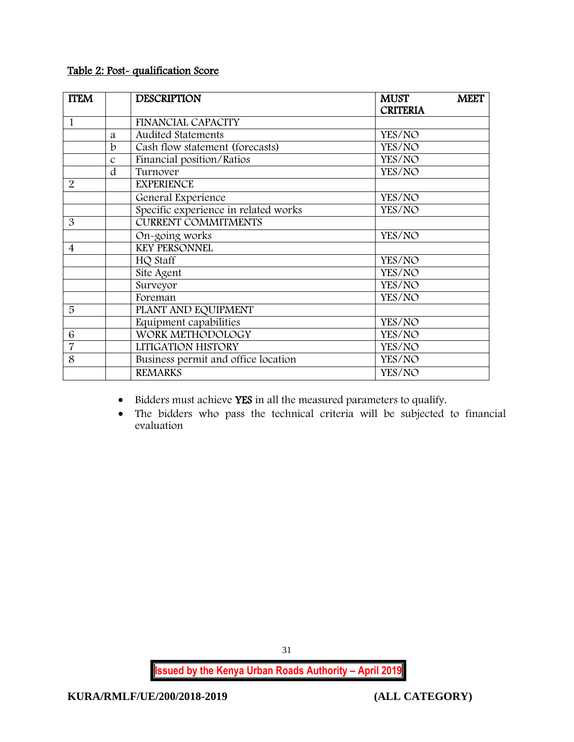Table 2: Post- qualification Score

| ITEM | | DESCRIPTION | MUST MEET CRITERIA |
|---|---|---|---|
| 1 | | FINANCIAL CAPACITY | |
| | a | Audited Statements | YES/NO |
| | b | Cash flow statement (forecasts) | YES/NO |
| | c | Financial position/Ratios | YES/NO |
| | d | Turnover | YES/NO |
| 2 | | EXPERIENCE | |
| | | General Experience | YES/NO |
| | | Specific experience in related works | YES/NO |
| 3 | | CURRENT COMMITMENTS | |
| | | On-going works | YES/NO |
| 4 | | KEY PERSONNEL | |
| | | HQ Staff | YES/NO |
| | | Site Agent | YES/NO |
| | | Surveyor | YES/NO |
| | | Foreman | YES/NO |
| 5 | | PLANT AND EQUIPMENT | |
| | | Equipment capabilities | YES/NO |
| 6 | | WORK METHODOLOGY | YES/NO |
| 7 | | LITIGATION HISTORY | YES/NO |
| 8 | | Business permit and office location | YES/NO |
| | | REMARKS | YES/NO |

- Bidders must achieve **YES** in all the measured parameters to qualify.
- The bidders who pass the technical criteria will be subjected to financial evaluation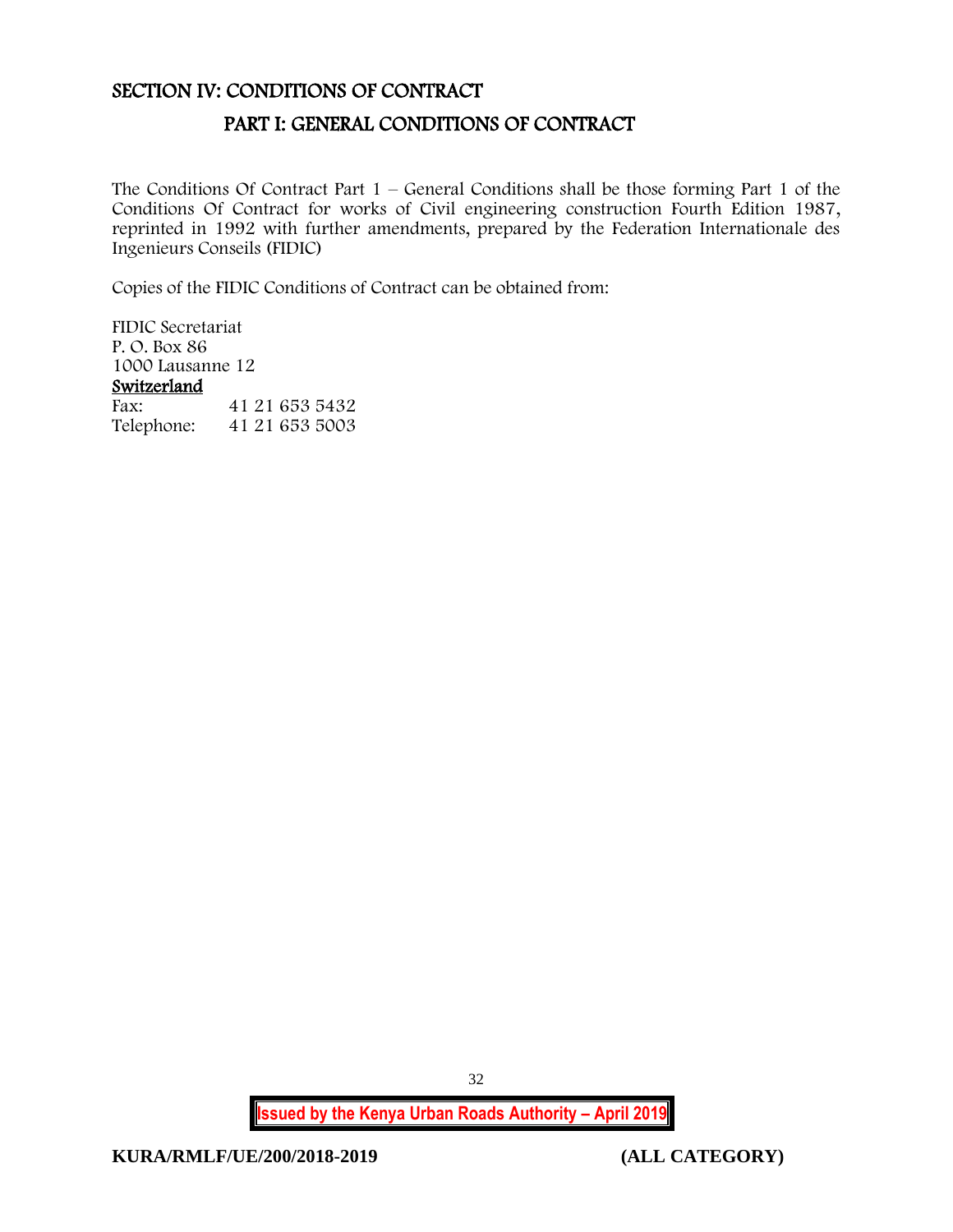# SECTION IV: CONDITIONS OF CONTRACT

## PART I: GENERAL CONDITIONS OF CONTRACT

The Conditions Of Contract Part 1 – General Conditions shall be those forming Part 1 of the Conditions Of Contract for works of Civil engineering construction Fourth Edition 1987, reprinted in 1992 with further amendments, prepared by the Federation Internationale des Ingenieurs Conseils (FIDIC)

Copies of the FIDIC Conditions of Contract can be obtained from:

FIDIC Secretariat
P. O. Box 86
1000 Lausanne 12
**Switzerland**

| | |
|---|---|
| Fax: | 41 21 653 5432 |
| Telephone: | 41 21 653 5003 |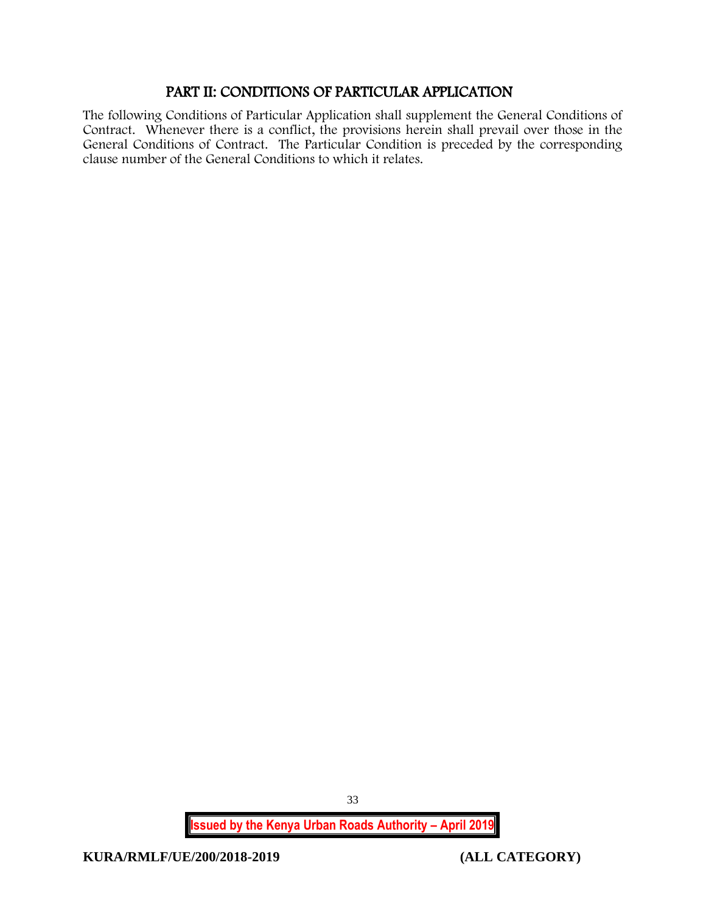## PART II: CONDITIONS OF PARTICULAR APPLICATION

The following Conditions of Particular Application shall supplement the General Conditions of Contract. Whenever there is a conflict, the provisions herein shall prevail over those in the General Conditions of Contract. The Particular Condition is preceded by the corresponding clause number of the General Conditions to which it relates.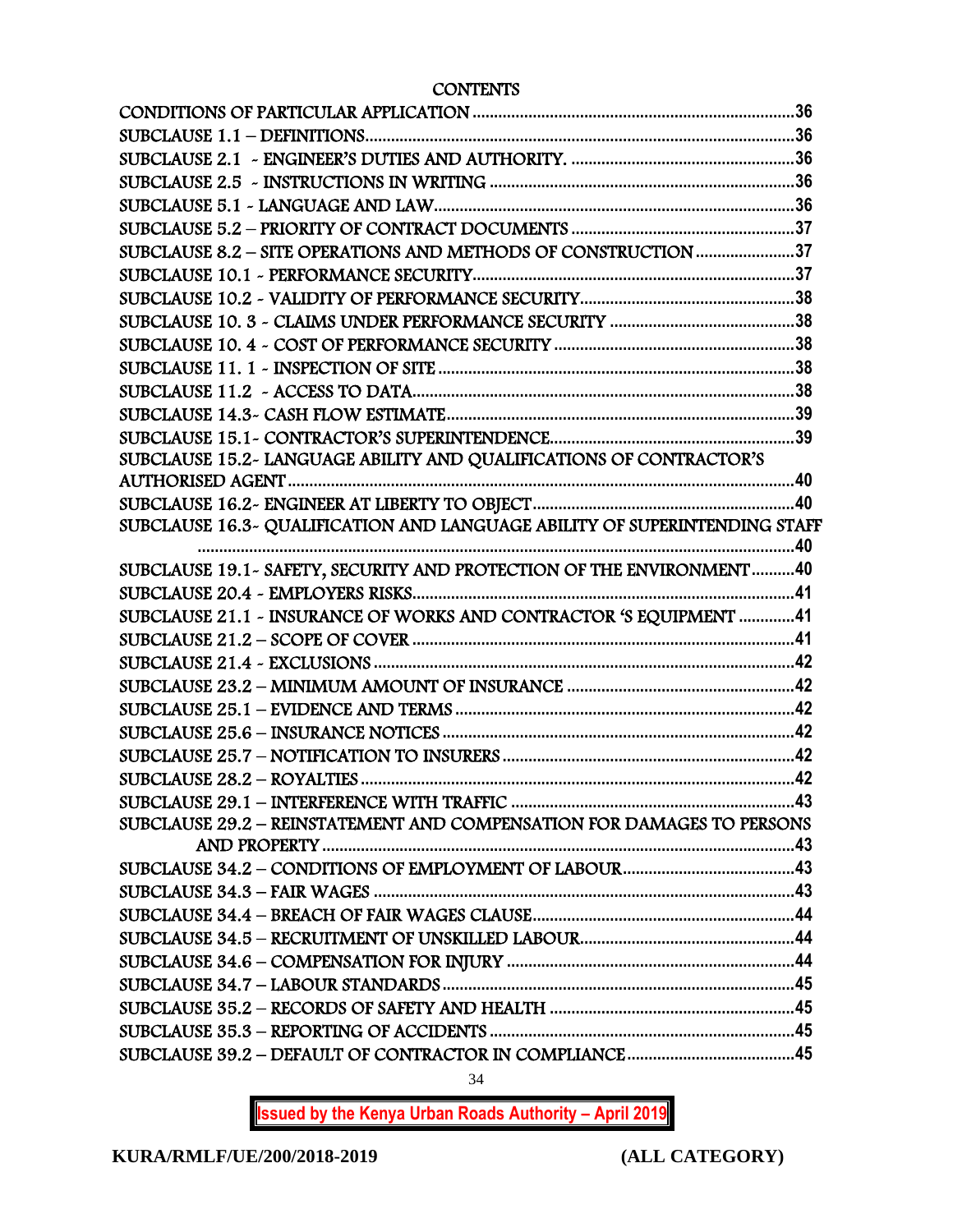## CONTENTS

| | |
|---|---|
| CONDITIONS OF PARTICULAR APPLICATION | 36 |
| SUBCLAUSE 1.1 – DEFINITIONS | 36 |
| SUBCLAUSE 2.1 - ENGINEER'S DUTIES AND AUTHORITY. | 36 |
| SUBCLAUSE 2.5 - INSTRUCTIONS IN WRITING | 36 |
| SUBCLAUSE 5.1 - LANGUAGE AND LAW | 36 |
| SUBCLAUSE 5.2 – PRIORITY OF CONTRACT DOCUMENTS | 37 |
| SUBCLAUSE 8.2 – SITE OPERATIONS AND METHODS OF CONSTRUCTION | 37 |
| SUBCLAUSE 10.1 - PERFORMANCE SECURITY | 37 |
| SUBCLAUSE 10.2 - VALIDITY OF PERFORMANCE SECURITY | 38 |
| SUBCLAUSE 10. 3 - CLAIMS UNDER PERFORMANCE SECURITY | 38 |
| SUBCLAUSE 10. 4 - COST OF PERFORMANCE SECURITY | 38 |
| SUBCLAUSE 11. 1 - INSPECTION OF SITE | 38 |
| SUBCLAUSE 11.2 - ACCESS TO DATA | 38 |
| SUBCLAUSE 14.3- CASH FLOW ESTIMATE | 39 |
| SUBCLAUSE 15.1- CONTRACTOR'S SUPERINTENDENCE | 39 |
| SUBCLAUSE 15.2- LANGUAGE ABILITY AND QUALIFICATIONS OF CONTRACTOR'S AUTHORISED AGENT | 40 |
| SUBCLAUSE 16.2- ENGINEER AT LIBERTY TO OBJECT | 40 |
| SUBCLAUSE 16.3- QUALIFICATION AND LANGUAGE ABILITY OF SUPERINTENDING STAFF | 40 |
| SUBCLAUSE 19.1- SAFETY, SECURITY AND PROTECTION OF THE ENVIRONMENT | 40 |
| SUBCLAUSE 20.4 - EMPLOYERS RISKS | 41 |
| SUBCLAUSE 21.1 - INSURANCE OF WORKS AND CONTRACTOR 'S EQUIPMENT | 41 |
| SUBCLAUSE 21.2 – SCOPE OF COVER | 41 |
| SUBCLAUSE 21.4 - EXCLUSIONS | 42 |
| SUBCLAUSE 23.2 – MINIMUM AMOUNT OF INSURANCE | 42 |
| SUBCLAUSE 25.1 – EVIDENCE AND TERMS | 42 |
| SUBCLAUSE 25.6 – INSURANCE NOTICES | 42 |
| SUBCLAUSE 25.7 – NOTIFICATION TO INSURERS | 42 |
| SUBCLAUSE 28.2 – ROYALTIES | 42 |
| SUBCLAUSE 29.1 – INTERFERENCE WITH TRAFFIC | 43 |
| SUBCLAUSE 29.2 – REINSTATEMENT AND COMPENSATION FOR DAMAGES TO PERSONS AND PROPERTY | 43 |
| SUBCLAUSE 34.2 – CONDITIONS OF EMPLOYMENT OF LABOUR | 43 |
| SUBCLAUSE 34.3 – FAIR WAGES | 43 |
| SUBCLAUSE 34.4 – BREACH OF FAIR WAGES CLAUSE | 44 |
| SUBCLAUSE 34.5 – RECRUITMENT OF UNSKILLED LABOUR | 44 |
| SUBCLAUSE 34.6 – COMPENSATION FOR INJURY | 44 |
| SUBCLAUSE 34.7 – LABOUR STANDARDS | 45 |
| SUBCLAUSE 35.2 – RECORDS OF SAFETY AND HEALTH | 45 |
| SUBCLAUSE 35.3 – REPORTING OF ACCIDENTS | 45 |
| SUBCLAUSE 39.2 – DEFAULT OF CONTRACTOR IN COMPLIANCE | 45 |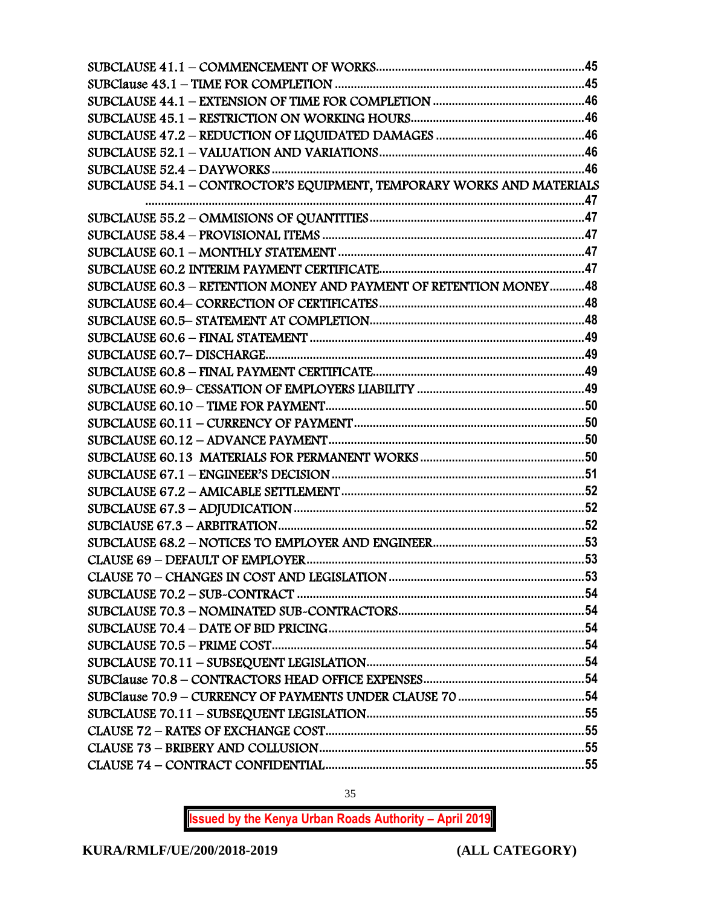SUBCLAUSE 41.1 – COMMENCEMENT OF WORKS.....45
SUBClause 43.1 – TIME FOR COMPLETION.....45
SUBCLAUSE 44.1 – EXTENSION OF TIME FOR COMPLETION.....46
SUBCLAUSE 45.1 – RESTRICTION ON WORKING HOURS.....46
SUBCLAUSE 47.2 – REDUCTION OF LIQUIDATED DAMAGES.....46
SUBCLAUSE 52.1 – VALUATION AND VARIATIONS.....46
SUBCLAUSE 52.4 – DAYWORKS.....46
SUBCLAUSE 54.1 – CONTROCTOR'S EQUIPMENT, TEMPORARY WORKS AND MATERIALS.....47
SUBCLAUSE 55.2 – OMMISIONS OF QUANTITIES.....47
SUBCLAUSE 58.4 – PROVISIONAL ITEMS.....47
SUBCLAUSE 60.1 – MONTHLY STATEMENT.....47
SUBCLAUSE 60.2 INTERIM PAYMENT CERTIFICATE.....47
SUBCLAUSE 60.3 – RETENTION MONEY AND PAYMENT OF RETENTION MONEY.....48
SUBCLAUSE 60.4– CORRECTION OF CERTIFICATES.....48
SUBCLAUSE 60.5– STATEMENT AT COMPLETION.....48
SUBCLAUSE 60.6 – FINAL STATEMENT.....49
SUBCLAUSE 60.7– DISCHARGE.....49
SUBCLAUSE 60.8 – FINAL PAYMENT CERTIFICATE.....49
SUBCLAUSE 60.9– CESSATION OF EMPLOYERS LIABILITY.....49
SUBCLAUSE 60.10 – TIME FOR PAYMENT.....50
SUBCLAUSE 60.11 – CURRENCY OF PAYMENT.....50
SUBCLAUSE 60.12 – ADVANCE PAYMENT.....50
SUBCLAUSE 60.13 MATERIALS FOR PERMANENT WORKS.....50
SUBCLAUSE 67.1 – ENGINEER'S DECISION.....51
SUBCLAUSE 67.2 – AMICABLE SETTLEMENT.....52
SUBCLAUSE 67.3 – ADJUDICATION.....52
SUBClAUSE 67.3 – ARBITRATION.....52
SUBCLAUSE 68.2 – NOTICES TO EMPLOYER AND ENGINEER.....53
CLAUSE 69 – DEFAULT OF EMPLOYER.....53
CLAUSE 70 – CHANGES IN COST AND LEGISLATION.....53
SUBCLAUSE 70.2 – SUB-CONTRACT.....54
SUBCLAUSE 70.3 – NOMINATED SUB-CONTRACTORS.....54
SUBCLAUSE 70.4 – DATE OF BID PRICING.....54
SUBCLAUSE 70.5 – PRIME COST.....54
SUBCLAUSE 70.11 – SUBSEQUENT LEGISLATION.....54
SUBClause 70.8 – CONTRACTORS HEAD OFFICE EXPENSES.....54
SUBClause 70.9 – CURRENCY OF PAYMENTS UNDER CLAUSE 70.....54
SUBCLAUSE 70.11 – SUBSEQUENT LEGISLATION.....55
CLAUSE 72 – RATES OF EXCHANGE COST.....55
CLAUSE 73 – BRIBERY AND COLLUSION.....55
CLAUSE 74 – CONTRACT CONFIDENTIAL.....55

**Issued by the Kenya Urban Roads Authority – April 2019**

**KURA/RMLF/UE/200/2018-2019 (ALL CATEGORY)**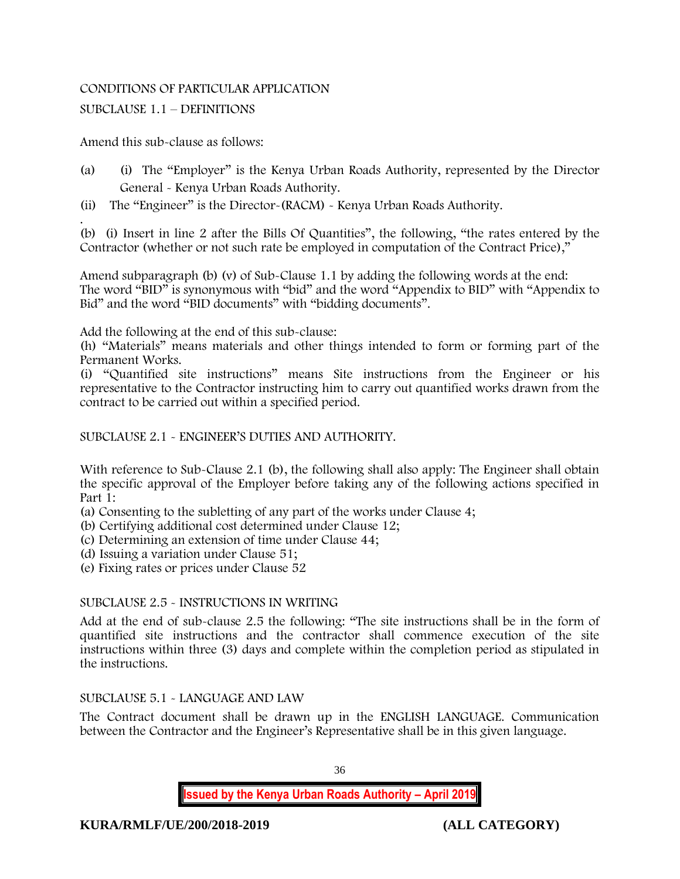CONDITIONS OF PARTICULAR APPLICATION

SUBCLAUSE 1.1 – DEFINITIONS

Amend this sub-clause as follows:

(a) (i) The "Employer" is the Kenya Urban Roads Authority, represented by the Director General - Kenya Urban Roads Authority.

(ii) The "Engineer" is the Director-(RACM) - Kenya Urban Roads Authority.

.
(b) (i) Insert in line 2 after the Bills Of Quantities", the following, "the rates entered by the Contractor (whether or not such rate be employed in computation of the Contract Price),"

Amend subparagraph (b) (v) of Sub-Clause 1.1 by adding the following words at the end:
The word "BID" is synonymous with "bid" and the word "Appendix to BID" with "Appendix to Bid" and the word "BID documents" with "bidding documents".

Add the following at the end of this sub-clause:
(h) "Materials" means materials and other things intended to form or forming part of the Permanent Works.
(i) "Quantified site instructions" means Site instructions from the Engineer or his representative to the Contractor instructing him to carry out quantified works drawn from the contract to be carried out within a specified period.

SUBCLAUSE 2.1 - ENGINEER'S DUTIES AND AUTHORITY.

With reference to Sub-Clause 2.1 (b), the following shall also apply: The Engineer shall obtain the specific approval of the Employer before taking any of the following actions specified in Part 1:
(a) Consenting to the subletting of any part of the works under Clause 4;
(b) Certifying additional cost determined under Clause 12;
(c) Determining an extension of time under Clause 44;
(d) Issuing a variation under Clause 51;
(e) Fixing rates or prices under Clause 52

SUBCLAUSE 2.5 - INSTRUCTIONS IN WRITING

Add at the end of sub-clause 2.5 the following: "The site instructions shall be in the form of quantified site instructions and the contractor shall commence execution of the site instructions within three (3) days and complete within the completion period as stipulated in the instructions.

SUBCLAUSE 5.1 - LANGUAGE AND LAW

The Contract document shall be drawn up in the ENGLISH LANGUAGE. Communication between the Contractor and the Engineer's Representative shall be in this given language.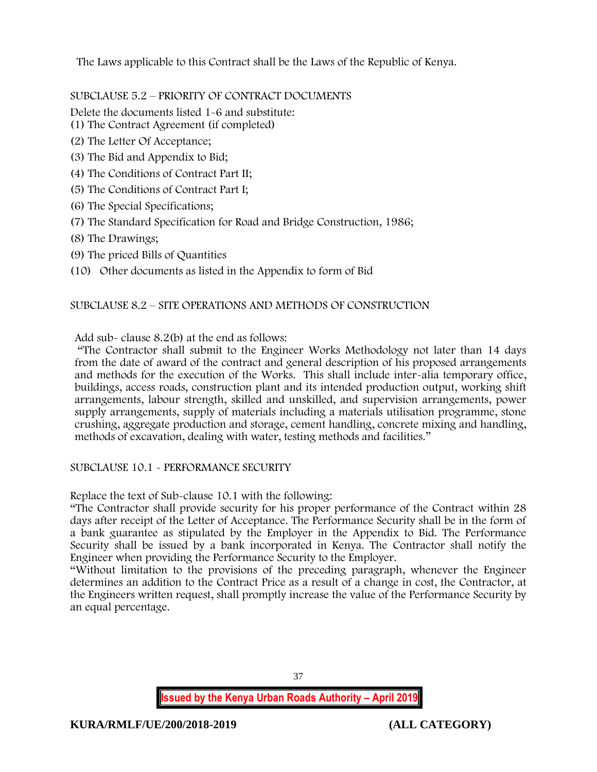The Laws applicable to this Contract shall be the Laws of the Republic of Kenya.

SUBCLAUSE 5.2 – PRIORITY OF CONTRACT DOCUMENTS

Delete the documents listed 1-6 and substitute:

(1) The Contract Agreement (if completed)

(2) The Letter Of Acceptance;

(3) The Bid and Appendix to Bid;

(4) The Conditions of Contract Part II;

(5) The Conditions of Contract Part I;

(6) The Special Specifications;

(7) The Standard Specification for Road and Bridge Construction, 1986;

(8) The Drawings;

(9) The priced Bills of Quantities

(10) Other documents as listed in the Appendix to form of Bid

SUBCLAUSE 8.2 – SITE OPERATIONS AND METHODS OF CONSTRUCTION

Add sub- clause 8.2(b) at the end as follows:

"The Contractor shall submit to the Engineer Works Methodology not later than 14 days from the date of award of the contract and general description of his proposed arrangements and methods for the execution of the Works. This shall include inter-alia temporary office, buildings, access roads, construction plant and its intended production output, working shift arrangements, labour strength, skilled and unskilled, and supervision arrangements, power supply arrangements, supply of materials including a materials utilisation programme, stone crushing, aggregate production and storage, cement handling, concrete mixing and handling, methods of excavation, dealing with water, testing methods and facilities."

SUBCLAUSE 10.1 - PERFORMANCE SECURITY

Replace the text of Sub-clause 10.1 with the following:

"The Contractor shall provide security for his proper performance of the Contract within 28 days after receipt of the Letter of Acceptance. The Performance Security shall be in the form of a bank guarantee as stipulated by the Employer in the Appendix to Bid. The Performance Security shall be issued by a bank incorporated in Kenya. The Contractor shall notify the Engineer when providing the Performance Security to the Employer.

"Without limitation to the provisions of the preceding paragraph, whenever the Engineer determines an addition to the Contract Price as a result of a change in cost, the Contractor, at the Engineers written request, shall promptly increase the value of the Performance Security by an equal percentage.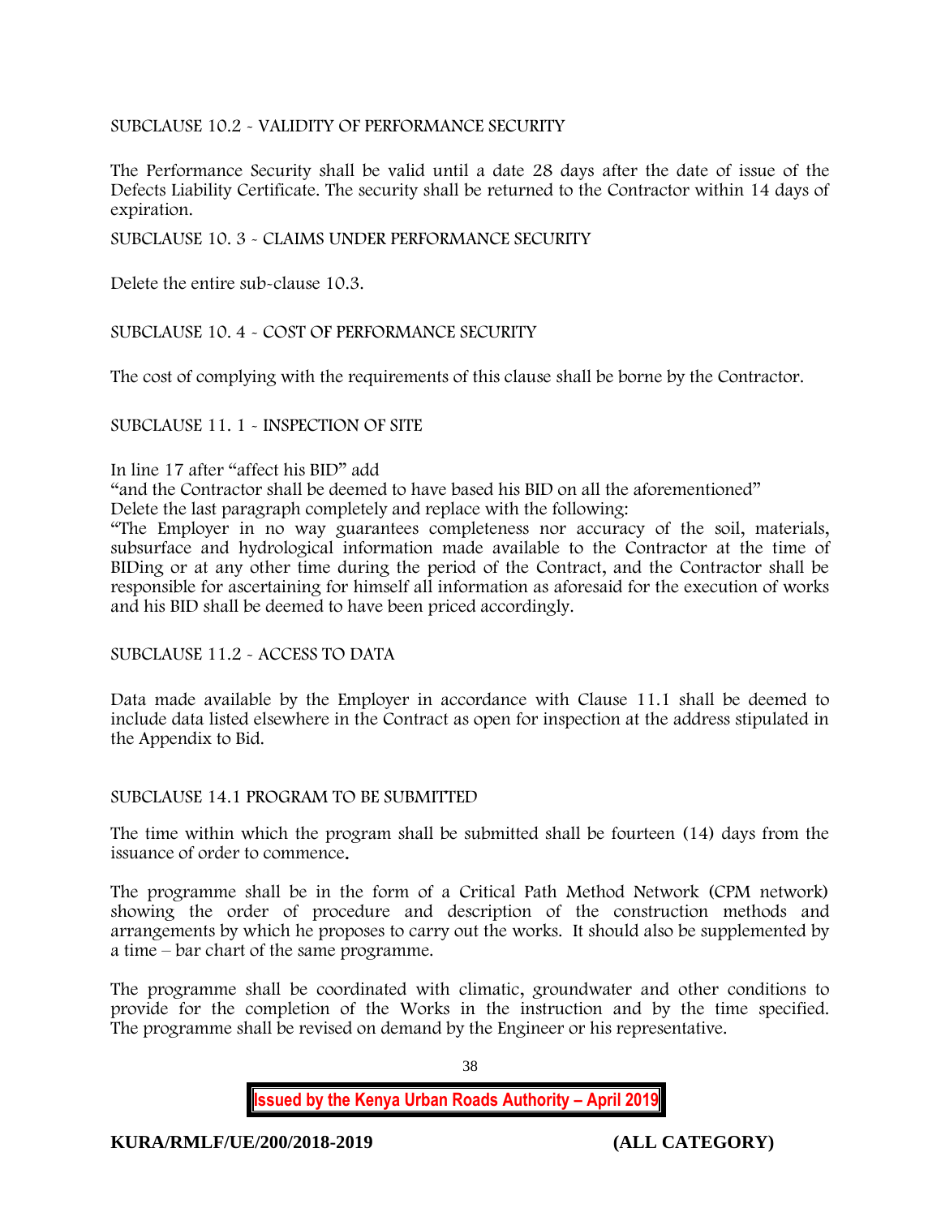SUBCLAUSE 10.2 - VALIDITY OF PERFORMANCE SECURITY

The Performance Security shall be valid until a date 28 days after the date of issue of the Defects Liability Certificate. The security shall be returned to the Contractor within 14 days of expiration.

SUBCLAUSE 10. 3 - CLAIMS UNDER PERFORMANCE SECURITY

Delete the entire sub-clause 10.3.

SUBCLAUSE 10. 4 - COST OF PERFORMANCE SECURITY

The cost of complying with the requirements of this clause shall be borne by the Contractor.

SUBCLAUSE 11. 1 - INSPECTION OF SITE

In line 17 after "affect his BID" add
"and the Contractor shall be deemed to have based his BID on all the aforementioned"
Delete the last paragraph completely and replace with the following:
"The Employer in no way guarantees completeness nor accuracy of the soil, materials, subsurface and hydrological information made available to the Contractor at the time of BIDing or at any other time during the period of the Contract, and the Contractor shall be responsible for ascertaining for himself all information as aforesaid for the execution of works and his BID shall be deemed to have been priced accordingly.

SUBCLAUSE 11.2 - ACCESS TO DATA

Data made available by the Employer in accordance with Clause 11.1 shall be deemed to include data listed elsewhere in the Contract as open for inspection at the address stipulated in the Appendix to Bid.

SUBCLAUSE 14.1 PROGRAM TO BE SUBMITTED

The time within which the program shall be submitted shall be fourteen (14) days from the issuance of order to commence.

The programme shall be in the form of a Critical Path Method Network (CPM network) showing the order of procedure and description of the construction methods and arrangements by which he proposes to carry out the works. It should also be supplemented by a time – bar chart of the same programme.

The programme shall be coordinated with climatic, groundwater and other conditions to provide for the completion of the Works in the instruction and by the time specified. The programme shall be revised on demand by the Engineer or his representative.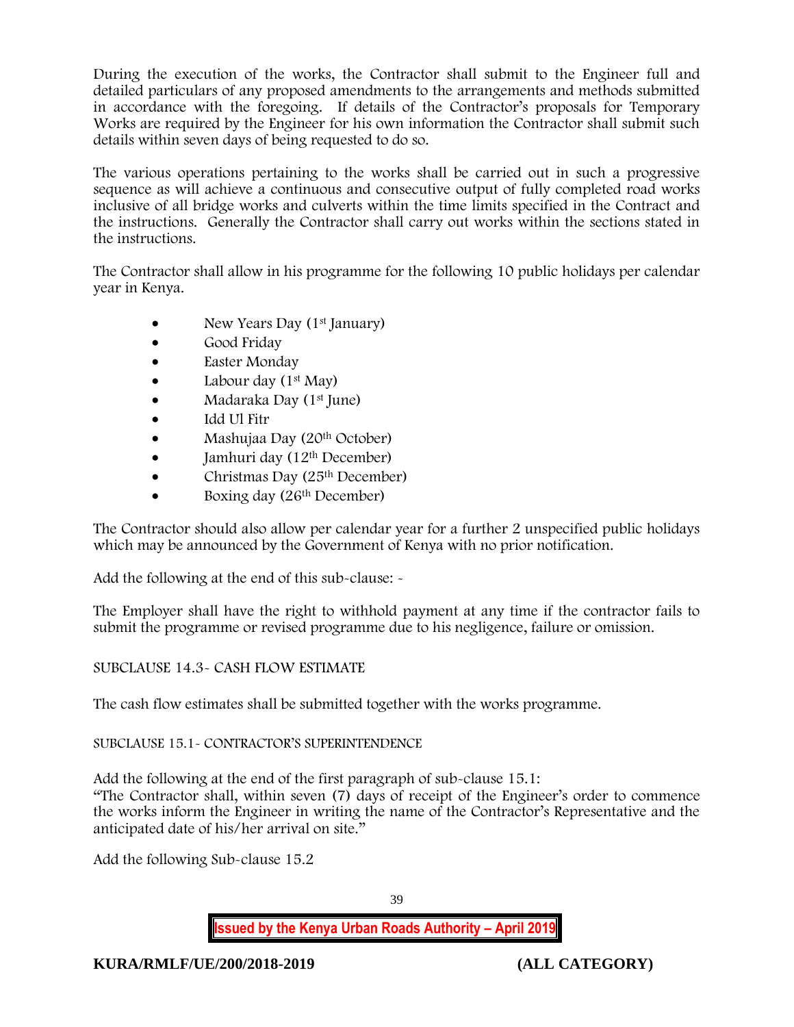During the execution of the works, the Contractor shall submit to the Engineer full and detailed particulars of any proposed amendments to the arrangements and methods submitted in accordance with the foregoing. If details of the Contractor's proposals for Temporary Works are required by the Engineer for his own information the Contractor shall submit such details within seven days of being requested to do so.

The various operations pertaining to the works shall be carried out in such a progressive sequence as will achieve a continuous and consecutive output of fully completed road works inclusive of all bridge works and culverts within the time limits specified in the Contract and the instructions. Generally the Contractor shall carry out works within the sections stated in the instructions.

The Contractor shall allow in his programme for the following 10 public holidays per calendar year in Kenya.

- New Years Day (1st January)
- Good Friday
- Easter Monday
- Labour day (1st May)
- Madaraka Day (1st June)
- Idd Ul Fitr
- Mashujaa Day (20th October)
- Jamhuri day (12th December)
- Christmas Day (25th December)
- Boxing day (26th December)

The Contractor should also allow per calendar year for a further 2 unspecified public holidays which may be announced by the Government of Kenya with no prior notification.

Add the following at the end of this sub-clause: -

The Employer shall have the right to withhold payment at any time if the contractor fails to submit the programme or revised programme due to his negligence, failure or omission.

SUBCLAUSE 14.3- CASH FLOW ESTIMATE

The cash flow estimates shall be submitted together with the works programme.

SUBCLAUSE 15.1- CONTRACTOR'S SUPERINTENDENCE

Add the following at the end of the first paragraph of sub-clause 15.1:
"The Contractor shall, within seven (7) days of receipt of the Engineer's order to commence the works inform the Engineer in writing the name of the Contractor's Representative and the anticipated date of his/her arrival on site."

Add the following Sub-clause 15.2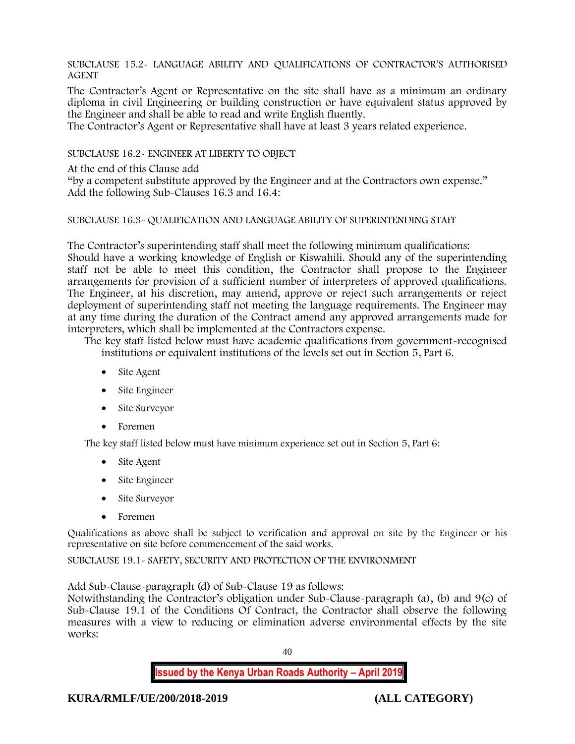SUBCLAUSE 15.2- LANGUAGE ABILITY AND QUALIFICATIONS OF CONTRACTOR'S AUTHORISED AGENT

The Contractor's Agent or Representative on the site shall have as a minimum an ordinary diploma in civil Engineering or building construction or have equivalent status approved by the Engineer and shall be able to read and write English fluently.
The Contractor's Agent or Representative shall have at least 3 years related experience.

SUBCLAUSE 16.2- ENGINEER AT LIBERTY TO OBJECT

At the end of this Clause add
"by a competent substitute approved by the Engineer and at the Contractors own expense."
Add the following Sub-Clauses 16.3 and 16.4:

SUBCLAUSE 16.3- QUALIFICATION AND LANGUAGE ABILITY OF SUPERINTENDING STAFF

The Contractor's superintending staff shall meet the following minimum qualifications:
Should have a working knowledge of English or Kiswahili. Should any of the superintending staff not be able to meet this condition, the Contractor shall propose to the Engineer arrangements for provision of a sufficient number of interpreters of approved qualifications. The Engineer, at his discretion, may amend, approve or reject such arrangements or reject deployment of superintending staff not meeting the language requirements. The Engineer may at any time during the duration of the Contract amend any approved arrangements made for interpreters, which shall be implemented at the Contractors expense.

The key staff listed below must have academic qualifications from government-recognised institutions or equivalent institutions of the levels set out in Section 5, Part 6.

- Site Agent
- Site Engineer
- Site Surveyor
- Foremen

The key staff listed below must have minimum experience set out in Section 5, Part 6:

- Site Agent
- Site Engineer
- Site Surveyor
- Foremen

Qualifications as above shall be subject to verification and approval on site by the Engineer or his representative on site before commencement of the said works.

SUBCLAUSE 19.1- SAFETY, SECURITY AND PROTECTION OF THE ENVIRONMENT

Add Sub-Clause-paragraph (d) of Sub-Clause 19 as follows:
Notwithstanding the Contractor's obligation under Sub-Clause-paragraph (a), (b) and 9(c) of Sub-Clause 19.1 of the Conditions Of Contract, the Contractor shall observe the following measures with a view to reducing or elimination adverse environmental effects by the site works: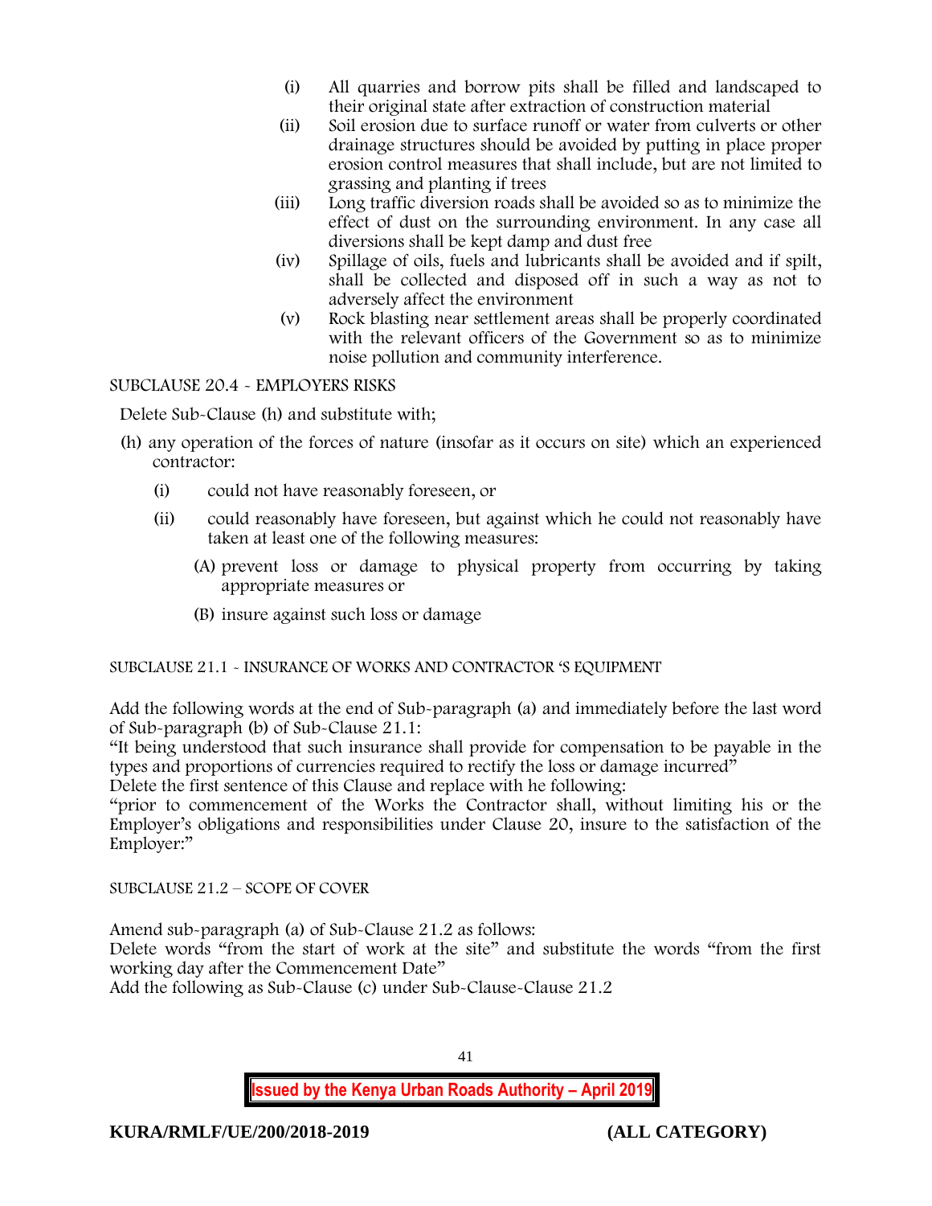(i) All quarries and borrow pits shall be filled and landscaped to their original state after extraction of construction material

(ii) Soil erosion due to surface runoff or water from culverts or other drainage structures should be avoided by putting in place proper erosion control measures that shall include, but are not limited to grassing and planting if trees

(iii) Long traffic diversion roads shall be avoided so as to minimize the effect of dust on the surrounding environment. In any case all diversions shall be kept damp and dust free

(iv) Spillage of oils, fuels and lubricants shall be avoided and if spilt, shall be collected and disposed off in such a way as not to adversely affect the environment

(v) Rock blasting near settlement areas shall be properly coordinated with the relevant officers of the Government so as to minimize noise pollution and community interference.

SUBCLAUSE 20.4 - EMPLOYERS RISKS

Delete Sub-Clause (h) and substitute with;

(h) any operation of the forces of nature (insofar as it occurs on site) which an experienced contractor:

- (i) could not have reasonably foreseen, or
- (ii) could reasonably have foreseen, but against which he could not reasonably have taken at least one of the following measures:
  - (A) prevent loss or damage to physical property from occurring by taking appropriate measures or
  - (B) insure against such loss or damage

SUBCLAUSE 21.1 - INSURANCE OF WORKS AND CONTRACTOR 'S EQUIPMENT

Add the following words at the end of Sub-paragraph (a) and immediately before the last word of Sub-paragraph (b) of Sub-Clause 21.1:

"It being understood that such insurance shall provide for compensation to be payable in the types and proportions of currencies required to rectify the loss or damage incurred"

Delete the first sentence of this Clause and replace with he following:

"prior to commencement of the Works the Contractor shall, without limiting his or the Employer's obligations and responsibilities under Clause 20, insure to the satisfaction of the Employer:"

SUBCLAUSE 21.2 – SCOPE OF COVER

Amend sub-paragraph (a) of Sub-Clause 21.2 as follows:

Delete words "from the start of work at the site" and substitute the words "from the first working day after the Commencement Date"

Add the following as Sub-Clause (c) under Sub-Clause-Clause 21.2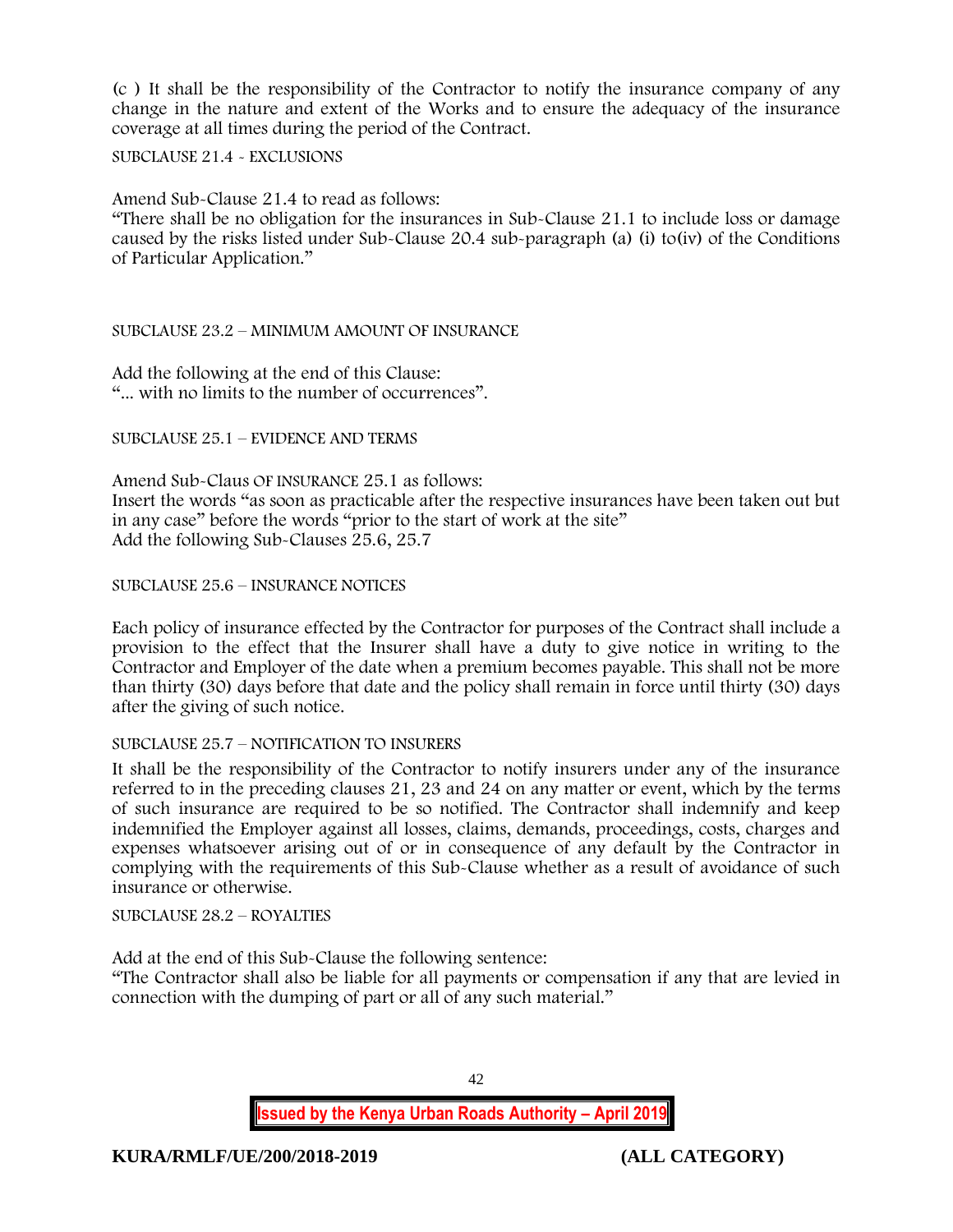(c ) It shall be the responsibility of the Contractor to notify the insurance company of any change in the nature and extent of the Works and to ensure the adequacy of the insurance coverage at all times during the period of the Contract.

SUBCLAUSE 21.4 - EXCLUSIONS

Amend Sub-Clause 21.4 to read as follows:
"There shall be no obligation for the insurances in Sub-Clause 21.1 to include loss or damage caused by the risks listed under Sub-Clause 20.4 sub-paragraph (a) (i) to(iv) of the Conditions of Particular Application."

SUBCLAUSE 23.2 – MINIMUM AMOUNT OF INSURANCE

Add the following at the end of this Clause:
"... with no limits to the number of occurrences".

SUBCLAUSE 25.1 – EVIDENCE AND TERMS

Amend Sub-Claus OF INSURANCE 25.1 as follows:
Insert the words "as soon as practicable after the respective insurances have been taken out but in any case" before the words "prior to the start of work at the site"
Add the following Sub-Clauses 25.6, 25.7

SUBCLAUSE 25.6 – INSURANCE NOTICES

Each policy of insurance effected by the Contractor for purposes of the Contract shall include a provision to the effect that the Insurer shall have a duty to give notice in writing to the Contractor and Employer of the date when a premium becomes payable. This shall not be more than thirty (30) days before that date and the policy shall remain in force until thirty (30) days after the giving of such notice.

SUBCLAUSE 25.7 – NOTIFICATION TO INSURERS

It shall be the responsibility of the Contractor to notify insurers under any of the insurance referred to in the preceding clauses 21, 23 and 24 on any matter or event, which by the terms of such insurance are required to be so notified. The Contractor shall indemnify and keep indemnified the Employer against all losses, claims, demands, proceedings, costs, charges and expenses whatsoever arising out of or in consequence of any default by the Contractor in complying with the requirements of this Sub-Clause whether as a result of avoidance of such insurance or otherwise.

SUBCLAUSE 28.2 – ROYALTIES

Add at the end of this Sub-Clause the following sentence:
"The Contractor shall also be liable for all payments or compensation if any that are levied in connection with the dumping of part or all of any such material."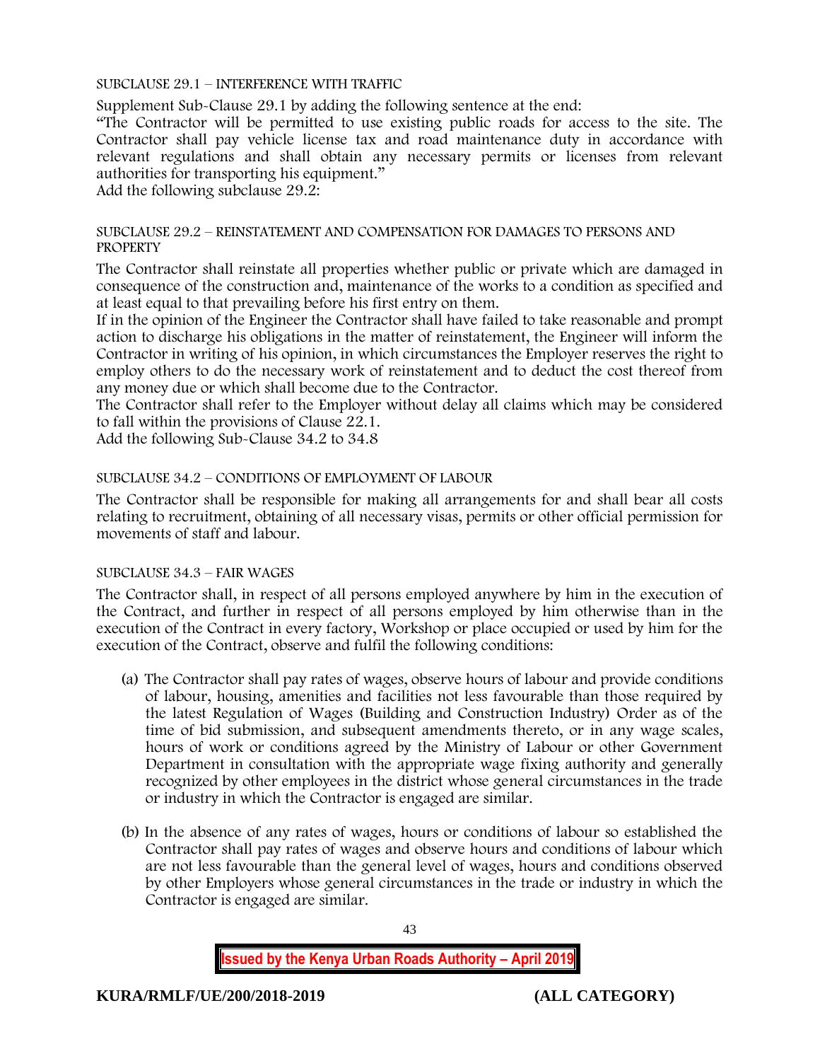SUBCLAUSE 29.1 – INTERFERENCE WITH TRAFFIC

Supplement Sub-Clause 29.1 by adding the following sentence at the end:

"The Contractor will be permitted to use existing public roads for access to the site. The Contractor shall pay vehicle license tax and road maintenance duty in accordance with relevant regulations and shall obtain any necessary permits or licenses from relevant authorities for transporting his equipment."

Add the following subclause 29.2:

SUBCLAUSE 29.2 – REINSTATEMENT AND COMPENSATION FOR DAMAGES TO PERSONS AND PROPERTY

The Contractor shall reinstate all properties whether public or private which are damaged in consequence of the construction and, maintenance of the works to a condition as specified and at least equal to that prevailing before his first entry on them.

If in the opinion of the Engineer the Contractor shall have failed to take reasonable and prompt action to discharge his obligations in the matter of reinstatement, the Engineer will inform the Contractor in writing of his opinion, in which circumstances the Employer reserves the right to employ others to do the necessary work of reinstatement and to deduct the cost thereof from any money due or which shall become due to the Contractor.

The Contractor shall refer to the Employer without delay all claims which may be considered to fall within the provisions of Clause 22.1.

Add the following Sub-Clause 34.2 to 34.8

SUBCLAUSE 34.2 – CONDITIONS OF EMPLOYMENT OF LABOUR

The Contractor shall be responsible for making all arrangements for and shall bear all costs relating to recruitment, obtaining of all necessary visas, permits or other official permission for movements of staff and labour.

SUBCLAUSE 34.3 – FAIR WAGES

The Contractor shall, in respect of all persons employed anywhere by him in the execution of the Contract, and further in respect of all persons employed by him otherwise than in the execution of the Contract in every factory, Workshop or place occupied or used by him for the execution of the Contract, observe and fulfil the following conditions:

(a) The Contractor shall pay rates of wages, observe hours of labour and provide conditions of labour, housing, amenities and facilities not less favourable than those required by the latest Regulation of Wages (Building and Construction Industry) Order as of the time of bid submission, and subsequent amendments thereto, or in any wage scales, hours of work or conditions agreed by the Ministry of Labour or other Government Department in consultation with the appropriate wage fixing authority and generally recognized by other employees in the district whose general circumstances in the trade or industry in which the Contractor is engaged are similar.

(b) In the absence of any rates of wages, hours or conditions of labour so established the Contractor shall pay rates of wages and observe hours and conditions of labour which are not less favourable than the general level of wages, hours and conditions observed by other Employers whose general circumstances in the trade or industry in which the Contractor is engaged are similar.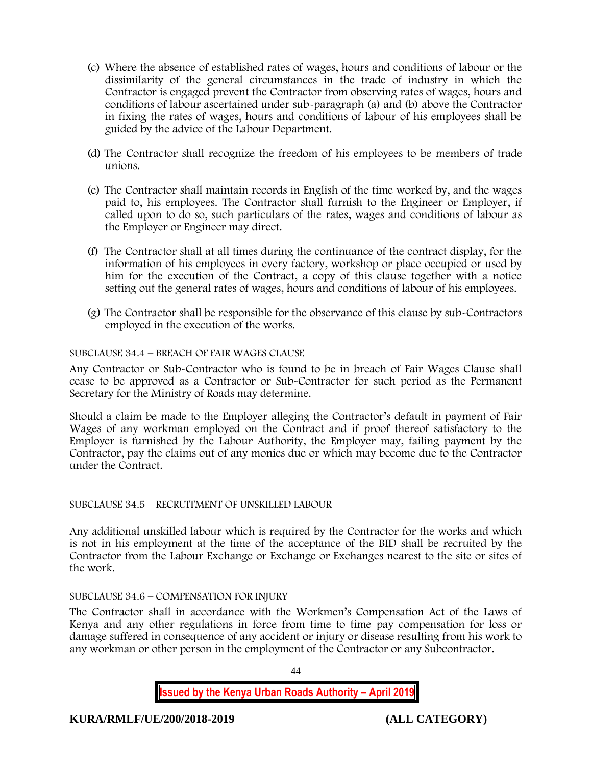(c) Where the absence of established rates of wages, hours and conditions of labour or the dissimilarity of the general circumstances in the trade of industry in which the Contractor is engaged prevent the Contractor from observing rates of wages, hours and conditions of labour ascertained under sub-paragraph (a) and (b) above the Contractor in fixing the rates of wages, hours and conditions of labour of his employees shall be guided by the advice of the Labour Department.

(d) The Contractor shall recognize the freedom of his employees to be members of trade unions.

(e) The Contractor shall maintain records in English of the time worked by, and the wages paid to, his employees. The Contractor shall furnish to the Engineer or Employer, if called upon to do so, such particulars of the rates, wages and conditions of labour as the Employer or Engineer may direct.

(f) The Contractor shall at all times during the continuance of the contract display, for the information of his employees in every factory, workshop or place occupied or used by him for the execution of the Contract, a copy of this clause together with a notice setting out the general rates of wages, hours and conditions of labour of his employees.

(g) The Contractor shall be responsible for the observance of this clause by sub-Contractors employed in the execution of the works.

SUBCLAUSE 34.4 – BREACH OF FAIR WAGES CLAUSE

Any Contractor or Sub-Contractor who is found to be in breach of Fair Wages Clause shall cease to be approved as a Contractor or Sub-Contractor for such period as the Permanent Secretary for the Ministry of Roads may determine.

Should a claim be made to the Employer alleging the Contractor's default in payment of Fair Wages of any workman employed on the Contract and if proof thereof satisfactory to the Employer is furnished by the Labour Authority, the Employer may, failing payment by the Contractor, pay the claims out of any monies due or which may become due to the Contractor under the Contract.

SUBCLAUSE 34.5 – RECRUITMENT OF UNSKILLED LABOUR

Any additional unskilled labour which is required by the Contractor for the works and which is not in his employment at the time of the acceptance of the BID shall be recruited by the Contractor from the Labour Exchange or Exchange or Exchanges nearest to the site or sites of the work.

SUBCLAUSE 34.6 – COMPENSATION FOR INJURY

The Contractor shall in accordance with the Workmen's Compensation Act of the Laws of Kenya and any other regulations in force from time to time pay compensation for loss or damage suffered in consequence of any accident or injury or disease resulting from his work to any workman or other person in the employment of the Contractor or any Subcontractor.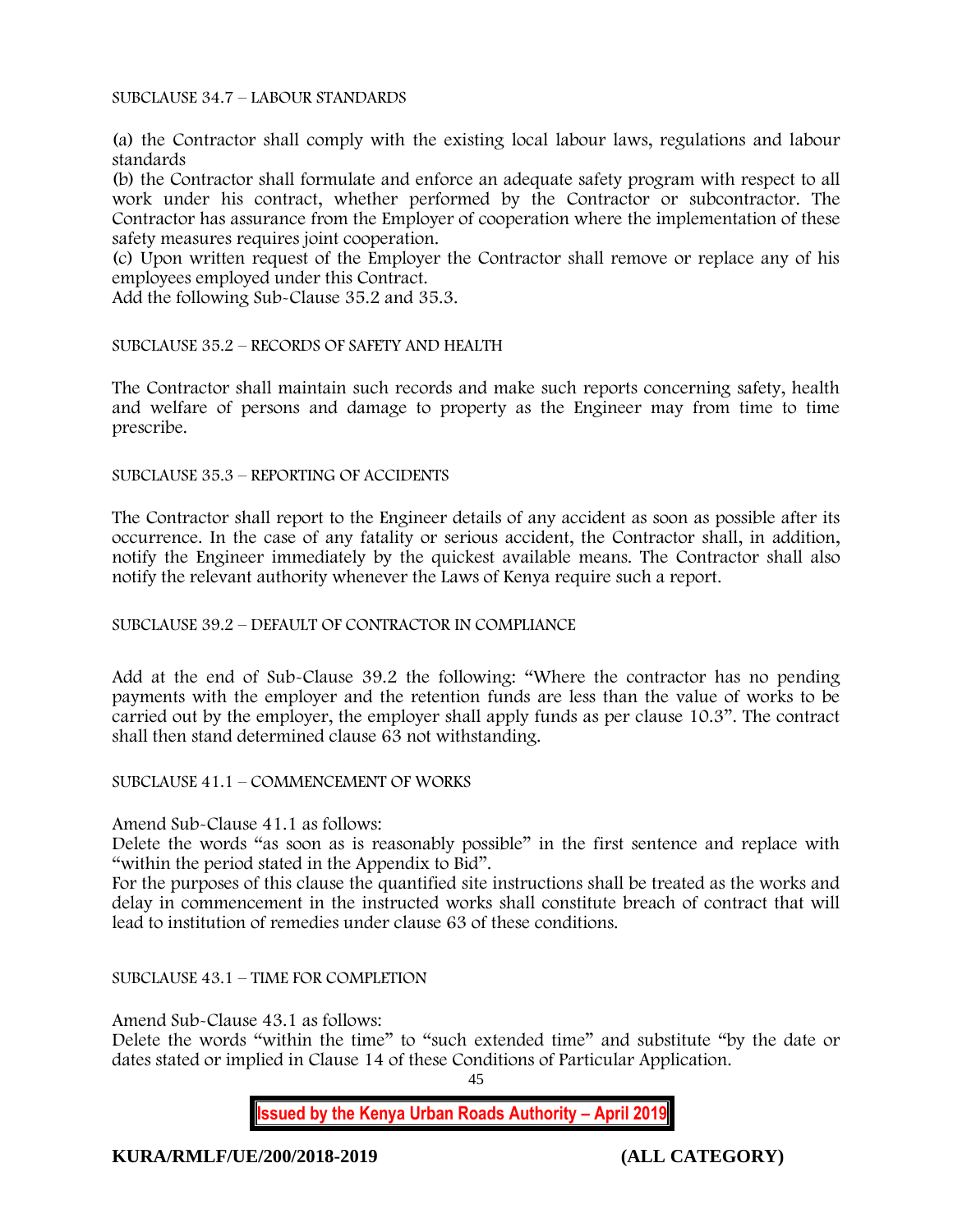SUBCLAUSE 34.7 – LABOUR STANDARDS

(a) the Contractor shall comply with the existing local labour laws, regulations and labour standards
(b) the Contractor shall formulate and enforce an adequate safety program with respect to all work under his contract, whether performed by the Contractor or subcontractor. The Contractor has assurance from the Employer of cooperation where the implementation of these safety measures requires joint cooperation.
(c) Upon written request of the Employer the Contractor shall remove or replace any of his employees employed under this Contract.
Add the following Sub-Clause 35.2 and 35.3.

SUBCLAUSE 35.2 – RECORDS OF SAFETY AND HEALTH

The Contractor shall maintain such records and make such reports concerning safety, health and welfare of persons and damage to property as the Engineer may from time to time prescribe.

SUBCLAUSE 35.3 – REPORTING OF ACCIDENTS

The Contractor shall report to the Engineer details of any accident as soon as possible after its occurrence. In the case of any fatality or serious accident, the Contractor shall, in addition, notify the Engineer immediately by the quickest available means. The Contractor shall also notify the relevant authority whenever the Laws of Kenya require such a report.

SUBCLAUSE 39.2 – DEFAULT OF CONTRACTOR IN COMPLIANCE

Add at the end of Sub-Clause 39.2 the following: "Where the contractor has no pending payments with the employer and the retention funds are less than the value of works to be carried out by the employer, the employer shall apply funds as per clause 10.3". The contract shall then stand determined clause 63 not withstanding.

SUBCLAUSE 41.1 – COMMENCEMENT OF WORKS

Amend Sub-Clause 41.1 as follows:
Delete the words "as soon as is reasonably possible" in the first sentence and replace with "within the period stated in the Appendix to Bid".
For the purposes of this clause the quantified site instructions shall be treated as the works and delay in commencement in the instructed works shall constitute breach of contract that will lead to institution of remedies under clause 63 of these conditions.

SUBCLAUSE 43.1 – TIME FOR COMPLETION

Amend Sub-Clause 43.1 as follows:
Delete the words "within the time" to "such extended time" and substitute "by the date or dates stated or implied in Clause 14 of these Conditions of Particular Application.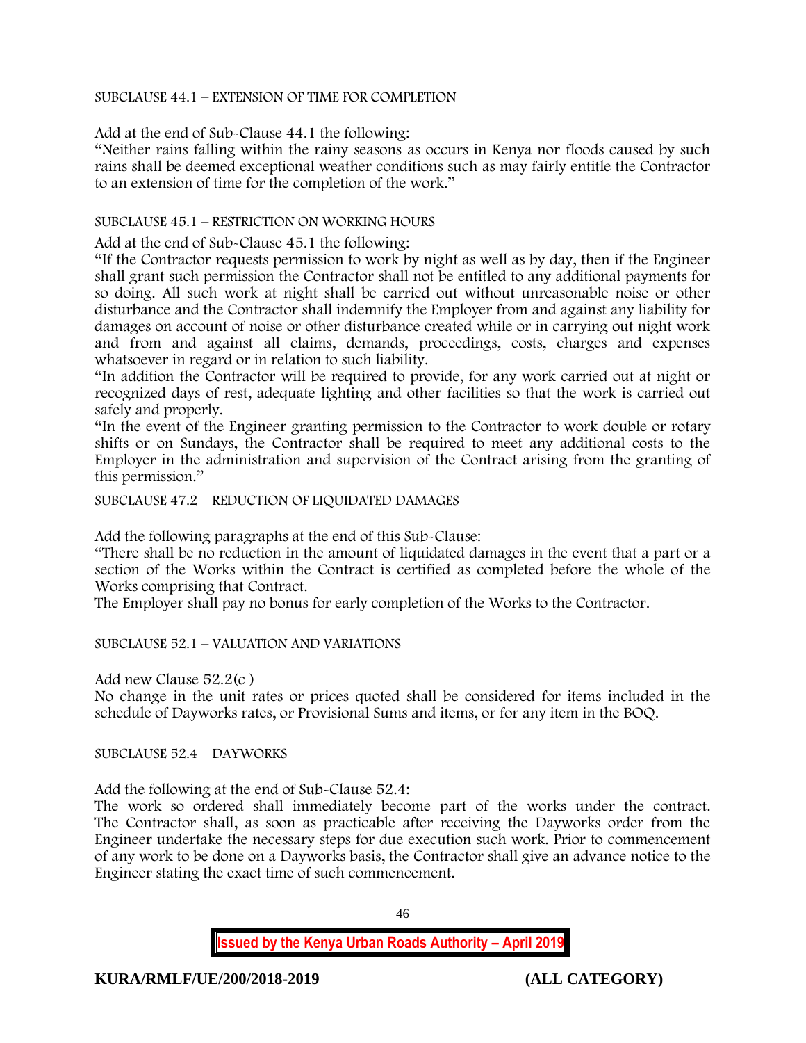SUBCLAUSE 44.1 – EXTENSION OF TIME FOR COMPLETION

Add at the end of Sub-Clause 44.1 the following:
"Neither rains falling within the rainy seasons as occurs in Kenya nor floods caused by such rains shall be deemed exceptional weather conditions such as may fairly entitle the Contractor to an extension of time for the completion of the work."

SUBCLAUSE 45.1 – RESTRICTION ON WORKING HOURS

Add at the end of Sub-Clause 45.1 the following:
"If the Contractor requests permission to work by night as well as by day, then if the Engineer shall grant such permission the Contractor shall not be entitled to any additional payments for so doing. All such work at night shall be carried out without unreasonable noise or other disturbance and the Contractor shall indemnify the Employer from and against any liability for damages on account of noise or other disturbance created while or in carrying out night work and from and against all claims, demands, proceedings, costs, charges and expenses whatsoever in regard or in relation to such liability.
"In addition the Contractor will be required to provide, for any work carried out at night or recognized days of rest, adequate lighting and other facilities so that the work is carried out safely and properly.
"In the event of the Engineer granting permission to the Contractor to work double or rotary shifts or on Sundays, the Contractor shall be required to meet any additional costs to the Employer in the administration and supervision of the Contract arising from the granting of this permission."

SUBCLAUSE 47.2 – REDUCTION OF LIQUIDATED DAMAGES

Add the following paragraphs at the end of this Sub-Clause:
"There shall be no reduction in the amount of liquidated damages in the event that a part or a section of the Works within the Contract is certified as completed before the whole of the Works comprising that Contract.
The Employer shall pay no bonus for early completion of the Works to the Contractor.

SUBCLAUSE 52.1 – VALUATION AND VARIATIONS

Add new Clause 52.2(c )
No change in the unit rates or prices quoted shall be considered for items included in the schedule of Dayworks rates, or Provisional Sums and items, or for any item in the BOQ.

SUBCLAUSE 52.4 – DAYWORKS

Add the following at the end of Sub-Clause 52.4:
The work so ordered shall immediately become part of the works under the contract. The Contractor shall, as soon as practicable after receiving the Dayworks order from the Engineer undertake the necessary steps for due execution such work. Prior to commencement of any work to be done on a Dayworks basis, the Contractor shall give an advance notice to the Engineer stating the exact time of such commencement.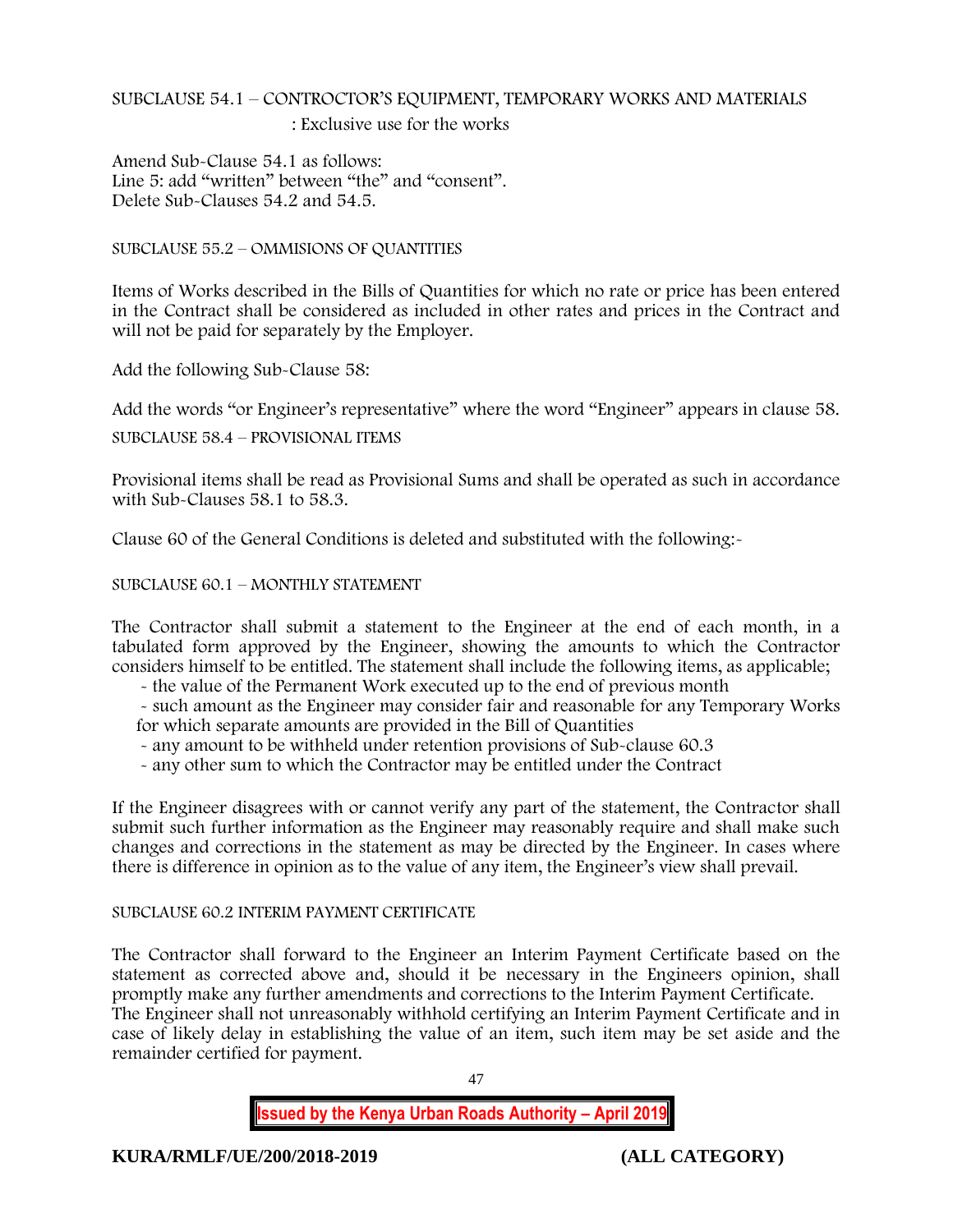SUBCLAUSE 54.1 – CONTROCTOR'S EQUIPMENT, TEMPORARY WORKS AND MATERIALS : Exclusive use for the works

Amend Sub-Clause 54.1 as follows:
Line 5: add "written" between "the" and "consent".
Delete Sub-Clauses 54.2 and 54.5.

SUBCLAUSE 55.2 – OMMISIONS OF QUANTITIES

Items of Works described in the Bills of Quantities for which no rate or price has been entered in the Contract shall be considered as included in other rates and prices in the Contract and will not be paid for separately by the Employer.

Add the following Sub-Clause 58:

Add the words "or Engineer's representative" where the word "Engineer" appears in clause 58.

SUBCLAUSE 58.4 – PROVISIONAL ITEMS

Provisional items shall be read as Provisional Sums and shall be operated as such in accordance with Sub-Clauses 58.1 to 58.3.

Clause 60 of the General Conditions is deleted and substituted with the following:-

SUBCLAUSE 60.1 – MONTHLY STATEMENT

The Contractor shall submit a statement to the Engineer at the end of each month, in a tabulated form approved by the Engineer, showing the amounts to which the Contractor considers himself to be entitled. The statement shall include the following items, as applicable;

- the value of the Permanent Work executed up to the end of previous month
- such amount as the Engineer may consider fair and reasonable for any Temporary Works for which separate amounts are provided in the Bill of Quantities
- any amount to be withheld under retention provisions of Sub-clause 60.3
- any other sum to which the Contractor may be entitled under the Contract

If the Engineer disagrees with or cannot verify any part of the statement, the Contractor shall submit such further information as the Engineer may reasonably require and shall make such changes and corrections in the statement as may be directed by the Engineer. In cases where there is difference in opinion as to the value of any item, the Engineer's view shall prevail.

SUBCLAUSE 60.2 INTERIM PAYMENT CERTIFICATE

The Contractor shall forward to the Engineer an Interim Payment Certificate based on the statement as corrected above and, should it be necessary in the Engineers opinion, shall promptly make any further amendments and corrections to the Interim Payment Certificate.
The Engineer shall not unreasonably withhold certifying an Interim Payment Certificate and in case of likely delay in establishing the value of an item, such item may be set aside and the remainder certified for payment.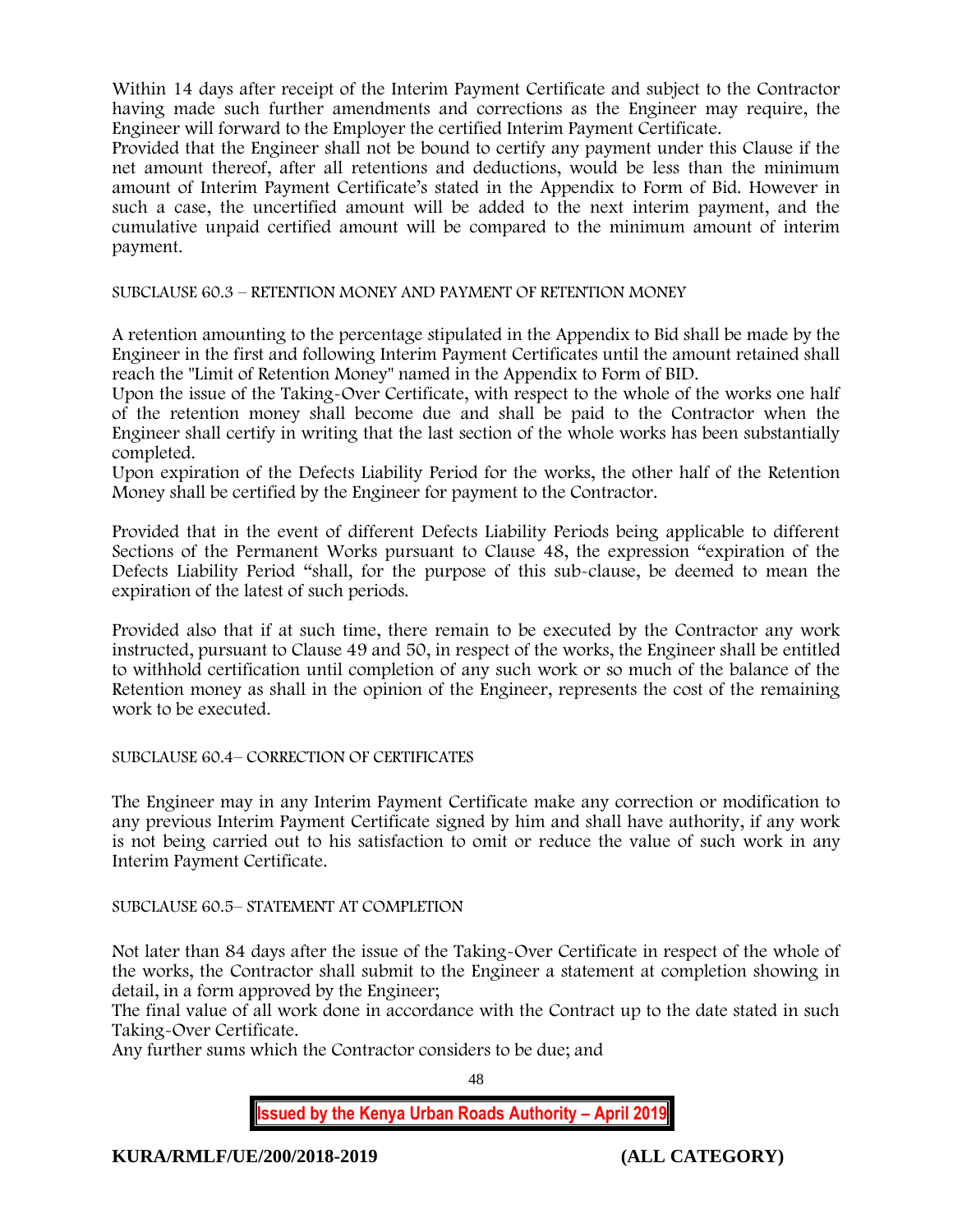Within 14 days after receipt of the Interim Payment Certificate and subject to the Contractor having made such further amendments and corrections as the Engineer may require, the Engineer will forward to the Employer the certified Interim Payment Certificate.

Provided that the Engineer shall not be bound to certify any payment under this Clause if the net amount thereof, after all retentions and deductions, would be less than the minimum amount of Interim Payment Certificate's stated in the Appendix to Form of Bid. However in such a case, the uncertified amount will be added to the next interim payment, and the cumulative unpaid certified amount will be compared to the minimum amount of interim payment.

SUBCLAUSE 60.3 – RETENTION MONEY AND PAYMENT OF RETENTION MONEY

A retention amounting to the percentage stipulated in the Appendix to Bid shall be made by the Engineer in the first and following Interim Payment Certificates until the amount retained shall reach the "Limit of Retention Money" named in the Appendix to Form of BID.

Upon the issue of the Taking-Over Certificate, with respect to the whole of the works one half of the retention money shall become due and shall be paid to the Contractor when the Engineer shall certify in writing that the last section of the whole works has been substantially completed.

Upon expiration of the Defects Liability Period for the works, the other half of the Retention Money shall be certified by the Engineer for payment to the Contractor.

Provided that in the event of different Defects Liability Periods being applicable to different Sections of the Permanent Works pursuant to Clause 48, the expression "expiration of the Defects Liability Period "shall, for the purpose of this sub-clause, be deemed to mean the expiration of the latest of such periods.

Provided also that if at such time, there remain to be executed by the Contractor any work instructed, pursuant to Clause 49 and 50, in respect of the works, the Engineer shall be entitled to withhold certification until completion of any such work or so much of the balance of the Retention money as shall in the opinion of the Engineer, represents the cost of the remaining work to be executed.

SUBCLAUSE 60.4– CORRECTION OF CERTIFICATES

The Engineer may in any Interim Payment Certificate make any correction or modification to any previous Interim Payment Certificate signed by him and shall have authority, if any work is not being carried out to his satisfaction to omit or reduce the value of such work in any Interim Payment Certificate.

SUBCLAUSE 60.5– STATEMENT AT COMPLETION

Not later than 84 days after the issue of the Taking-Over Certificate in respect of the whole of the works, the Contractor shall submit to the Engineer a statement at completion showing in detail, in a form approved by the Engineer;

The final value of all work done in accordance with the Contract up to the date stated in such Taking-Over Certificate.

Any further sums which the Contractor considers to be due; and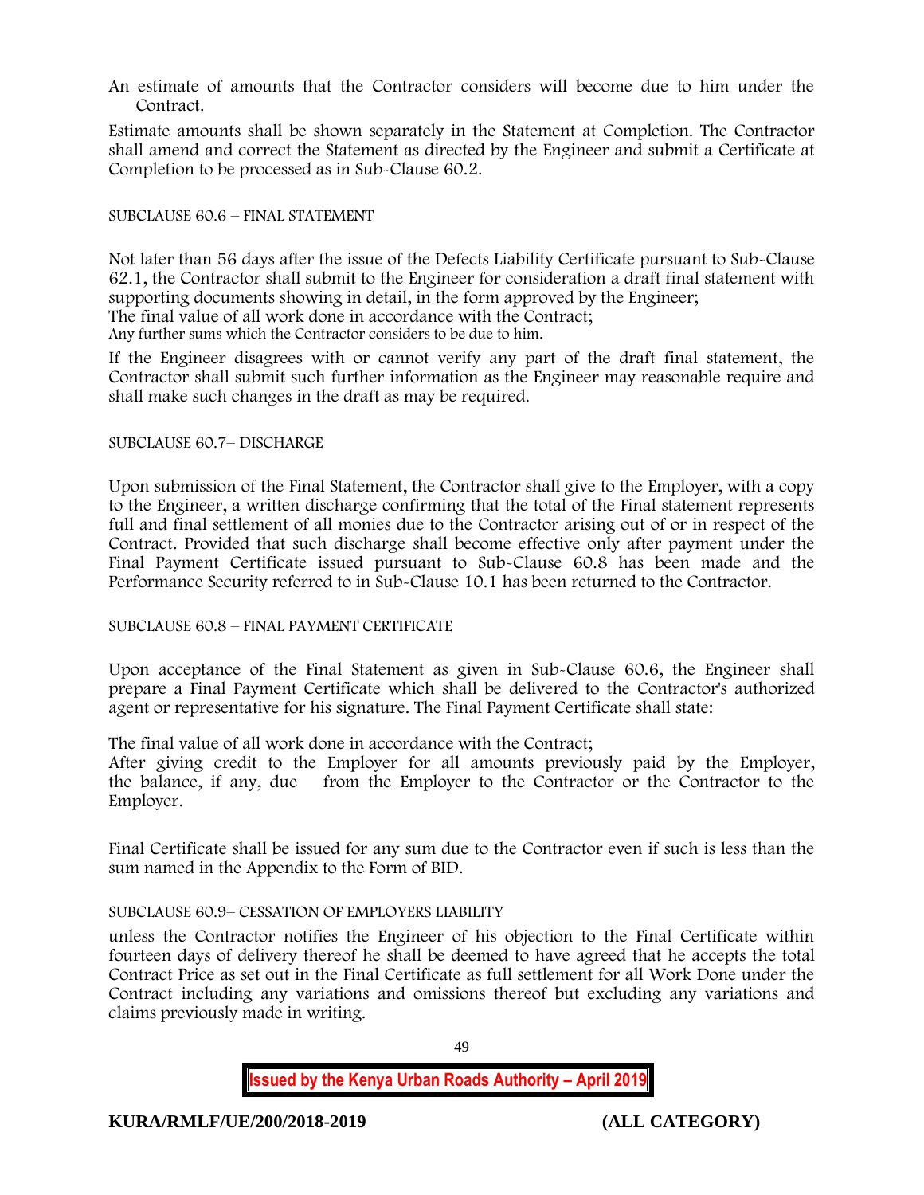An estimate of amounts that the Contractor considers will become due to him under the Contract.

Estimate amounts shall be shown separately in the Statement at Completion. The Contractor shall amend and correct the Statement as directed by the Engineer and submit a Certificate at Completion to be processed as in Sub-Clause 60.2.

SUBCLAUSE 60.6 – FINAL STATEMENT

Not later than 56 days after the issue of the Defects Liability Certificate pursuant to Sub-Clause 62.1, the Contractor shall submit to the Engineer for consideration a draft final statement with supporting documents showing in detail, in the form approved by the Engineer;
The final value of all work done in accordance with the Contract;
Any further sums which the Contractor considers to be due to him.

If the Engineer disagrees with or cannot verify any part of the draft final statement, the Contractor shall submit such further information as the Engineer may reasonable require and shall make such changes in the draft as may be required.

SUBCLAUSE 60.7– DISCHARGE

Upon submission of the Final Statement, the Contractor shall give to the Employer, with a copy to the Engineer, a written discharge confirming that the total of the Final statement represents full and final settlement of all monies due to the Contractor arising out of or in respect of the Contract. Provided that such discharge shall become effective only after payment under the Final Payment Certificate issued pursuant to Sub-Clause 60.8 has been made and the Performance Security referred to in Sub-Clause 10.1 has been returned to the Contractor.

SUBCLAUSE 60.8 – FINAL PAYMENT CERTIFICATE

Upon acceptance of the Final Statement as given in Sub-Clause 60.6, the Engineer shall prepare a Final Payment Certificate which shall be delivered to the Contractor's authorized agent or representative for his signature. The Final Payment Certificate shall state:

The final value of all work done in accordance with the Contract;
After giving credit to the Employer for all amounts previously paid by the Employer, the balance, if any, due from the Employer to the Contractor or the Contractor to the Employer.

Final Certificate shall be issued for any sum due to the Contractor even if such is less than the sum named in the Appendix to the Form of BID.

SUBCLAUSE 60.9– CESSATION OF EMPLOYERS LIABILITY

unless the Contractor notifies the Engineer of his objection to the Final Certificate within fourteen days of delivery thereof he shall be deemed to have agreed that he accepts the total Contract Price as set out in the Final Certificate as full settlement for all Work Done under the Contract including any variations and omissions thereof but excluding any variations and claims previously made in writing.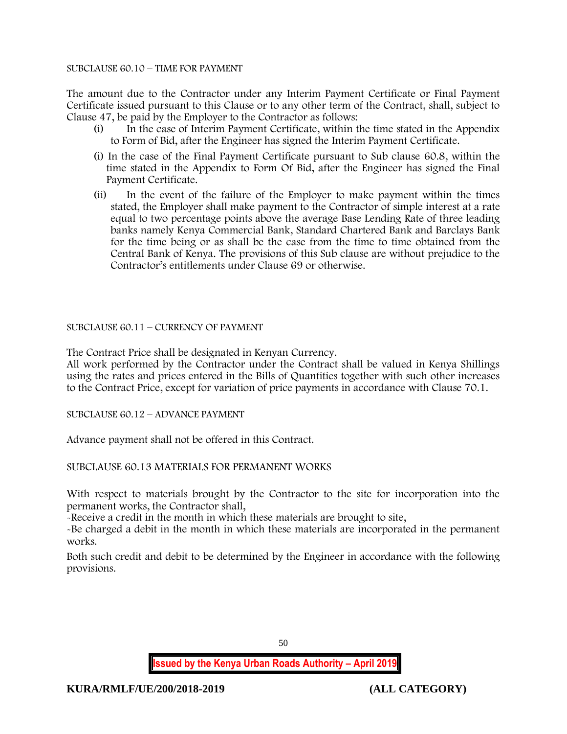SUBCLAUSE 60.10 – TIME FOR PAYMENT

The amount due to the Contractor under any Interim Payment Certificate or Final Payment Certificate issued pursuant to this Clause or to any other term of the Contract, shall, subject to Clause 47, be paid by the Employer to the Contractor as follows:

(i) In the case of Interim Payment Certificate, within the time stated in the Appendix to Form of Bid, after the Engineer has signed the Interim Payment Certificate.

(i) In the case of the Final Payment Certificate pursuant to Sub clause 60.8, within the time stated in the Appendix to Form Of Bid, after the Engineer has signed the Final Payment Certificate.

(ii) In the event of the failure of the Employer to make payment within the times stated, the Employer shall make payment to the Contractor of simple interest at a rate equal to two percentage points above the average Base Lending Rate of three leading banks namely Kenya Commercial Bank, Standard Chartered Bank and Barclays Bank for the time being or as shall be the case from the time to time obtained from the Central Bank of Kenya. The provisions of this Sub clause are without prejudice to the Contractor's entitlements under Clause 69 or otherwise.

SUBCLAUSE 60.11 – CURRENCY OF PAYMENT

The Contract Price shall be designated in Kenyan Currency.
All work performed by the Contractor under the Contract shall be valued in Kenya Shillings using the rates and prices entered in the Bills of Quantities together with such other increases to the Contract Price, except for variation of price payments in accordance with Clause 70.1.

SUBCLAUSE 60.12 – ADVANCE PAYMENT

Advance payment shall not be offered in this Contract.

SUBCLAUSE 60.13 MATERIALS FOR PERMANENT WORKS

With respect to materials brought by the Contractor to the site for incorporation into the permanent works, the Contractor shall,
-Receive a credit in the month in which these materials are brought to site,
-Be charged a debit in the month in which these materials are incorporated in the permanent works.

Both such credit and debit to be determined by the Engineer in accordance with the following provisions.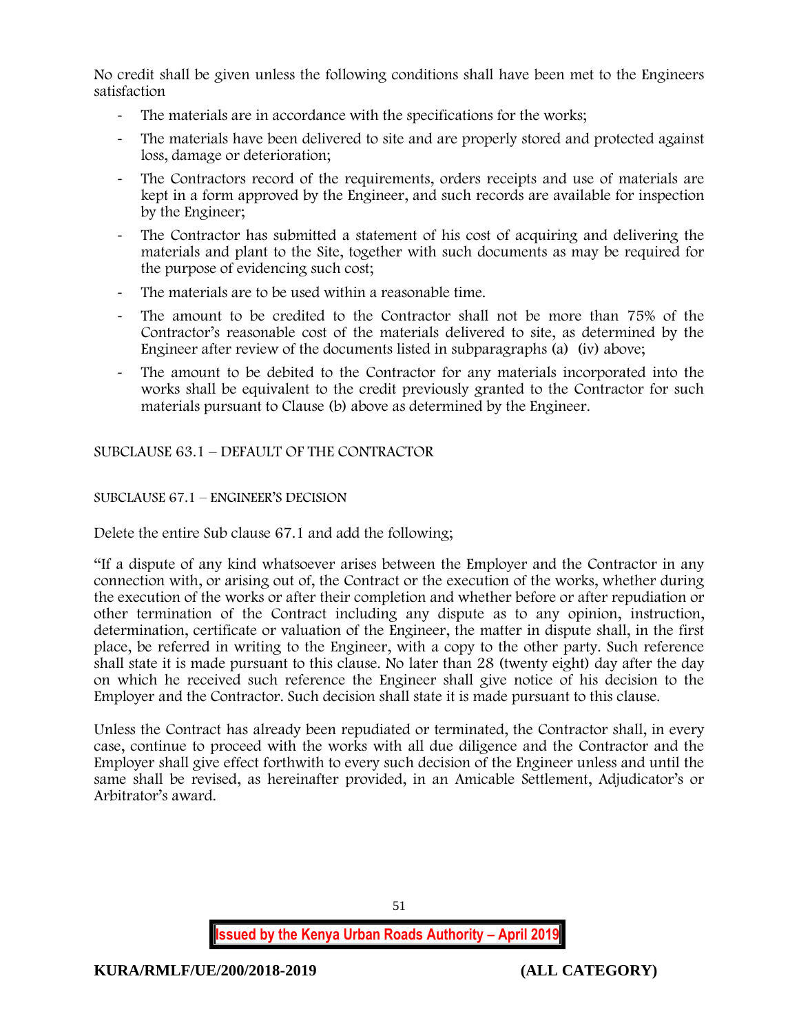No credit shall be given unless the following conditions shall have been met to the Engineers satisfaction

- The materials are in accordance with the specifications for the works;
- The materials have been delivered to site and are properly stored and protected against loss, damage or deterioration;
- The Contractors record of the requirements, orders receipts and use of materials are kept in a form approved by the Engineer, and such records are available for inspection by the Engineer;
- The Contractor has submitted a statement of his cost of acquiring and delivering the materials and plant to the Site, together with such documents as may be required for the purpose of evidencing such cost;
- The materials are to be used within a reasonable time.
- The amount to be credited to the Contractor shall not be more than 75% of the Contractor's reasonable cost of the materials delivered to site, as determined by the Engineer after review of the documents listed in subparagraphs (a) (iv) above;
- The amount to be debited to the Contractor for any materials incorporated into the works shall be equivalent to the credit previously granted to the Contractor for such materials pursuant to Clause (b) above as determined by the Engineer.

SUBCLAUSE 63.1 – DEFAULT OF THE CONTRACTOR

SUBCLAUSE 67.1 – ENGINEER'S DECISION

Delete the entire Sub clause 67.1 and add the following;

"If a dispute of any kind whatsoever arises between the Employer and the Contractor in any connection with, or arising out of, the Contract or the execution of the works, whether during the execution of the works or after their completion and whether before or after repudiation or other termination of the Contract including any dispute as to any opinion, instruction, determination, certificate or valuation of the Engineer, the matter in dispute shall, in the first place, be referred in writing to the Engineer, with a copy to the other party. Such reference shall state it is made pursuant to this clause. No later than 28 (twenty eight) day after the day on which he received such reference the Engineer shall give notice of his decision to the Employer and the Contractor. Such decision shall state it is made pursuant to this clause.

Unless the Contract has already been repudiated or terminated, the Contractor shall, in every case, continue to proceed with the works with all due diligence and the Contractor and the Employer shall give effect forthwith to every such decision of the Engineer unless and until the same shall be revised, as hereinafter provided, in an Amicable Settlement, Adjudicator's or Arbitrator's award.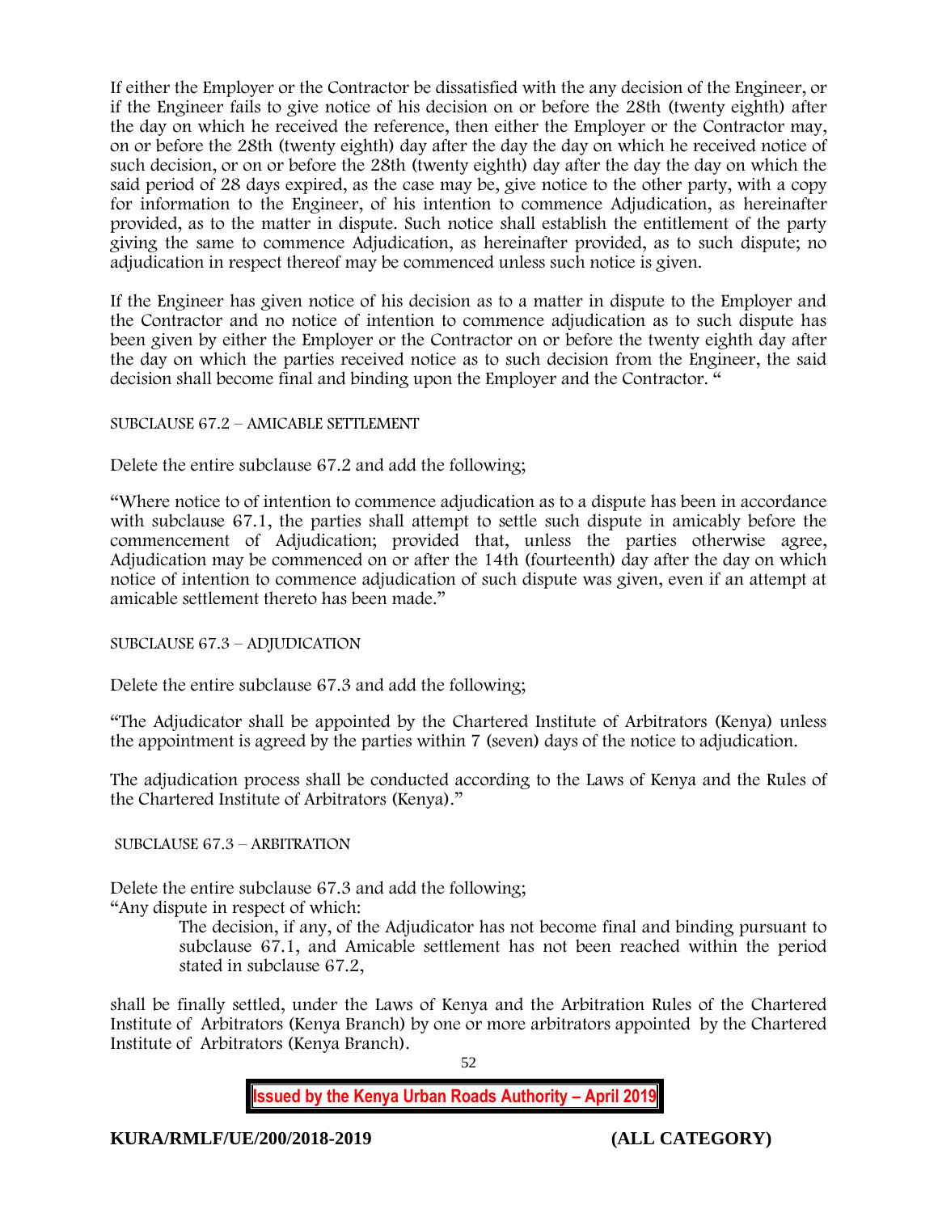If either the Employer or the Contractor be dissatisfied with the any decision of the Engineer, or if the Engineer fails to give notice of his decision on or before the 28th (twenty eighth) after the day on which he received the reference, then either the Employer or the Contractor may, on or before the 28th (twenty eighth) day after the day the day on which he received notice of such decision, or on or before the 28th (twenty eighth) day after the day the day on which the said period of 28 days expired, as the case may be, give notice to the other party, with a copy for information to the Engineer, of his intention to commence Adjudication, as hereinafter provided, as to the matter in dispute. Such notice shall establish the entitlement of the party giving the same to commence Adjudication, as hereinafter provided, as to such dispute; no adjudication in respect thereof may be commenced unless such notice is given.

If the Engineer has given notice of his decision as to a matter in dispute to the Employer and the Contractor and no notice of intention to commence adjudication as to such dispute has been given by either the Employer or the Contractor on or before the twenty eighth day after the day on which the parties received notice as to such decision from the Engineer, the said decision shall become final and binding upon the Employer and the Contractor. "

SUBCLAUSE 67.2 – AMICABLE SETTLEMENT

Delete the entire subclause 67.2 and add the following;

"Where notice to of intention to commence adjudication as to a dispute has been in accordance with subclause 67.1, the parties shall attempt to settle such dispute in amicably before the commencement of Adjudication; provided that, unless the parties otherwise agree, Adjudication may be commenced on or after the 14th (fourteenth) day after the day on which notice of intention to commence adjudication of such dispute was given, even if an attempt at amicable settlement thereto has been made."

SUBCLAUSE 67.3 – ADJUDICATION

Delete the entire subclause 67.3 and add the following;

"The Adjudicator shall be appointed by the Chartered Institute of Arbitrators (Kenya) unless the appointment is agreed by the parties within 7 (seven) days of the notice to adjudication.

The adjudication process shall be conducted according to the Laws of Kenya and the Rules of the Chartered Institute of Arbitrators (Kenya)."

SUBCLAUSE 67.3 – ARBITRATION

Delete the entire subclause 67.3 and add the following;

"Any dispute in respect of which:

> The decision, if any, of the Adjudicator has not become final and binding pursuant to subclause 67.1, and Amicable settlement has not been reached within the period stated in subclause 67.2,

shall be finally settled, under the Laws of Kenya and the Arbitration Rules of the Chartered Institute of Arbitrators (Kenya Branch) by one or more arbitrators appointed by the Chartered Institute of Arbitrators (Kenya Branch).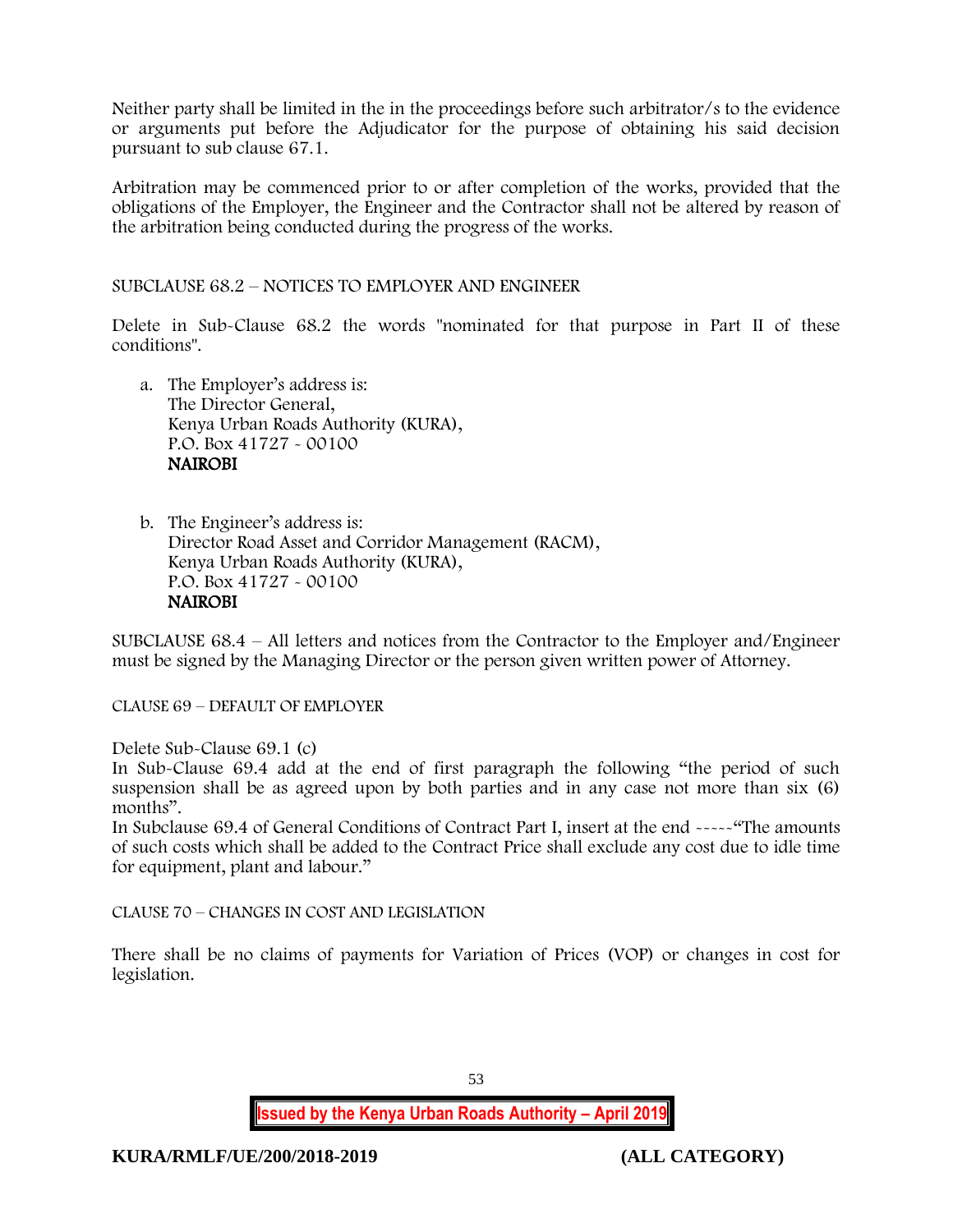Neither party shall be limited in the in the proceedings before such arbitrator/s to the evidence or arguments put before the Adjudicator for the purpose of obtaining his said decision pursuant to sub clause 67.1.

Arbitration may be commenced prior to or after completion of the works, provided that the obligations of the Employer, the Engineer and the Contractor shall not be altered by reason of the arbitration being conducted during the progress of the works.

SUBCLAUSE 68.2 – NOTICES TO EMPLOYER AND ENGINEER

Delete in Sub-Clause 68.2 the words "nominated for that purpose in Part II of these conditions".

a. The Employer's address is:
   The Director General,
   Kenya Urban Roads Authority (KURA),
   P.O. Box 41727 - 00100
   **NAIROBI**

b. The Engineer's address is:
   Director Road Asset and Corridor Management (RACM),
   Kenya Urban Roads Authority (KURA),
   P.O. Box 41727 - 00100
   **NAIROBI**

SUBCLAUSE 68.4 – All letters and notices from the Contractor to the Employer and/Engineer must be signed by the Managing Director or the person given written power of Attorney.

CLAUSE 69 – DEFAULT OF EMPLOYER

Delete Sub-Clause 69.1 (c)
In Sub-Clause 69.4 add at the end of first paragraph the following "the period of such suspension shall be as agreed upon by both parties and in any case not more than six (6) months".
In Subclause 69.4 of General Conditions of Contract Part I, insert at the end -----"The amounts of such costs which shall be added to the Contract Price shall exclude any cost due to idle time for equipment, plant and labour."

CLAUSE 70 – CHANGES IN COST AND LEGISLATION

There shall be no claims of payments for Variation of Prices (VOP) or changes in cost for legislation.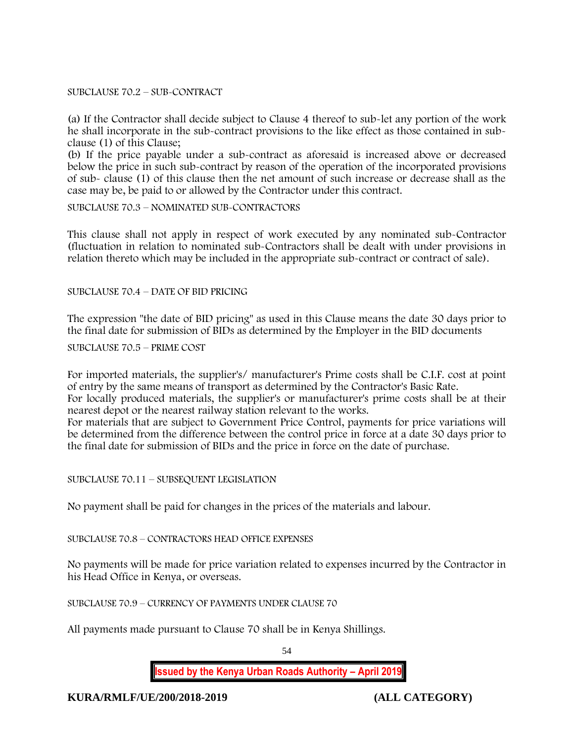SUBCLAUSE 70.2 – SUB-CONTRACT

(a) If the Contractor shall decide subject to Clause 4 thereof to sub-let any portion of the work he shall incorporate in the sub-contract provisions to the like effect as those contained in sub-clause (1) of this Clause;
(b) If the price payable under a sub-contract as aforesaid is increased above or decreased below the price in such sub-contract by reason of the operation of the incorporated provisions of sub- clause (1) of this clause then the net amount of such increase or decrease shall as the case may be, be paid to or allowed by the Contractor under this contract.

SUBCLAUSE 70.3 – NOMINATED SUB-CONTRACTORS

This clause shall not apply in respect of work executed by any nominated sub-Contractor (fluctuation in relation to nominated sub-Contractors shall be dealt with under provisions in relation thereto which may be included in the appropriate sub-contract or contract of sale).

SUBCLAUSE 70.4 – DATE OF BID PRICING

The expression "the date of BID pricing" as used in this Clause means the date 30 days prior to the final date for submission of BIDs as determined by the Employer in the BID documents

SUBCLAUSE 70.5 – PRIME COST

For imported materials, the supplier's/ manufacturer's Prime costs shall be C.I.F. cost at point of entry by the same means of transport as determined by the Contractor's Basic Rate.
For locally produced materials, the supplier's or manufacturer's prime costs shall be at their nearest depot or the nearest railway station relevant to the works.
For materials that are subject to Government Price Control, payments for price variations will be determined from the difference between the control price in force at a date 30 days prior to the final date for submission of BIDs and the price in force on the date of purchase.

SUBCLAUSE 70.11 – SUBSEQUENT LEGISLATION

No payment shall be paid for changes in the prices of the materials and labour.

SUBCLAUSE 70.8 – CONTRACTORS HEAD OFFICE EXPENSES

No payments will be made for price variation related to expenses incurred by the Contractor in his Head Office in Kenya, or overseas.

SUBCLAUSE 70.9 – CURRENCY OF PAYMENTS UNDER CLAUSE 70

All payments made pursuant to Clause 70 shall be in Kenya Shillings.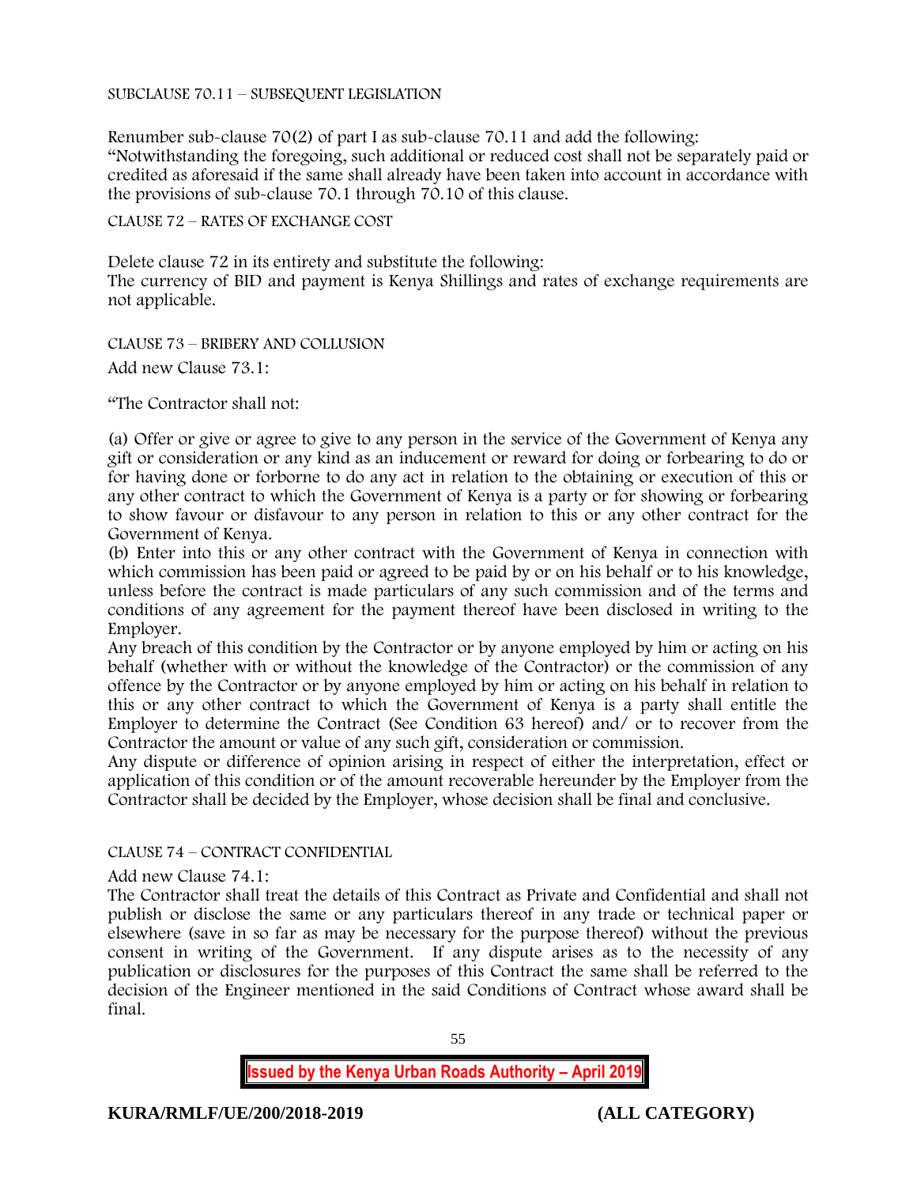SUBCLAUSE 70.11 – SUBSEQUENT LEGISLATION

Renumber sub-clause 70(2) of part I as sub-clause 70.11 and add the following:
"Notwithstanding the foregoing, such additional or reduced cost shall not be separately paid or credited as aforesaid if the same shall already have been taken into account in accordance with the provisions of sub-clause 70.1 through 70.10 of this clause.

CLAUSE 72 – RATES OF EXCHANGE COST

Delete clause 72 in its entirety and substitute the following:
The currency of BID and payment is Kenya Shillings and rates of exchange requirements are not applicable.

CLAUSE 73 – BRIBERY AND COLLUSION

Add new Clause 73.1:

"The Contractor shall not:

(a) Offer or give or agree to give to any person in the service of the Government of Kenya any gift or consideration or any kind as an inducement or reward for doing or forbearing to do or for having done or forborne to do any act in relation to the obtaining or execution of this or any other contract to which the Government of Kenya is a party or for showing or forbearing to show favour or disfavour to any person in relation to this or any other contract for the Government of Kenya.
(b) Enter into this or any other contract with the Government of Kenya in connection with which commission has been paid or agreed to be paid by or on his behalf or to his knowledge, unless before the contract is made particulars of any such commission and of the terms and conditions of any agreement for the payment thereof have been disclosed in writing to the Employer.
Any breach of this condition by the Contractor or by anyone employed by him or acting on his behalf (whether with or without the knowledge of the Contractor) or the commission of any offence by the Contractor or by anyone employed by him or acting on his behalf in relation to this or any other contract to which the Government of Kenya is a party shall entitle the Employer to determine the Contract (See Condition 63 hereof) and/ or to recover from the Contractor the amount or value of any such gift, consideration or commission.
Any dispute or difference of opinion arising in respect of either the interpretation, effect or application of this condition or of the amount recoverable hereunder by the Employer from the Contractor shall be decided by the Employer, whose decision shall be final and conclusive.

CLAUSE 74 – CONTRACT CONFIDENTIAL

Add new Clause 74.1:
The Contractor shall treat the details of this Contract as Private and Confidential and shall not publish or disclose the same or any particulars thereof in any trade or technical paper or elsewhere (save in so far as may be necessary for the purpose thereof) without the previous consent in writing of the Government. If any dispute arises as to the necessity of any publication or disclosures for the purposes of this Contract the same shall be referred to the decision of the Engineer mentioned in the said Conditions of Contract whose award shall be final.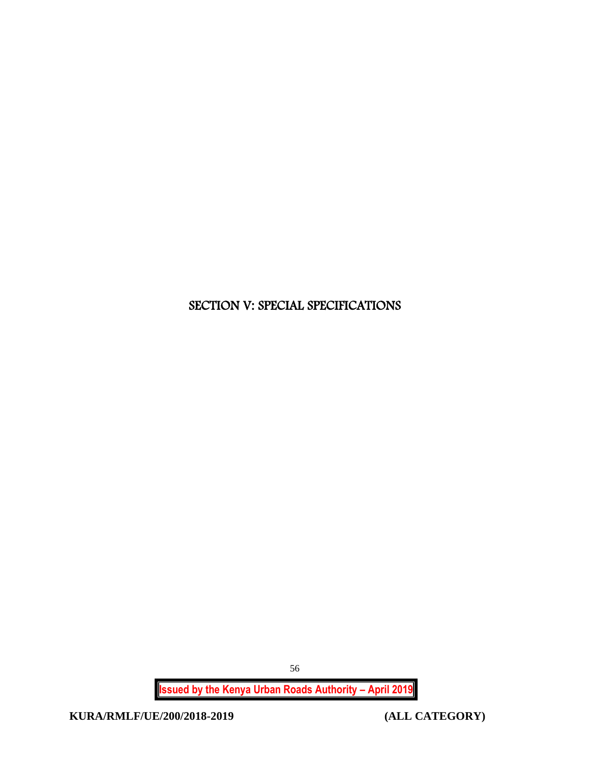# SECTION V: SPECIAL SPECIFICATIONS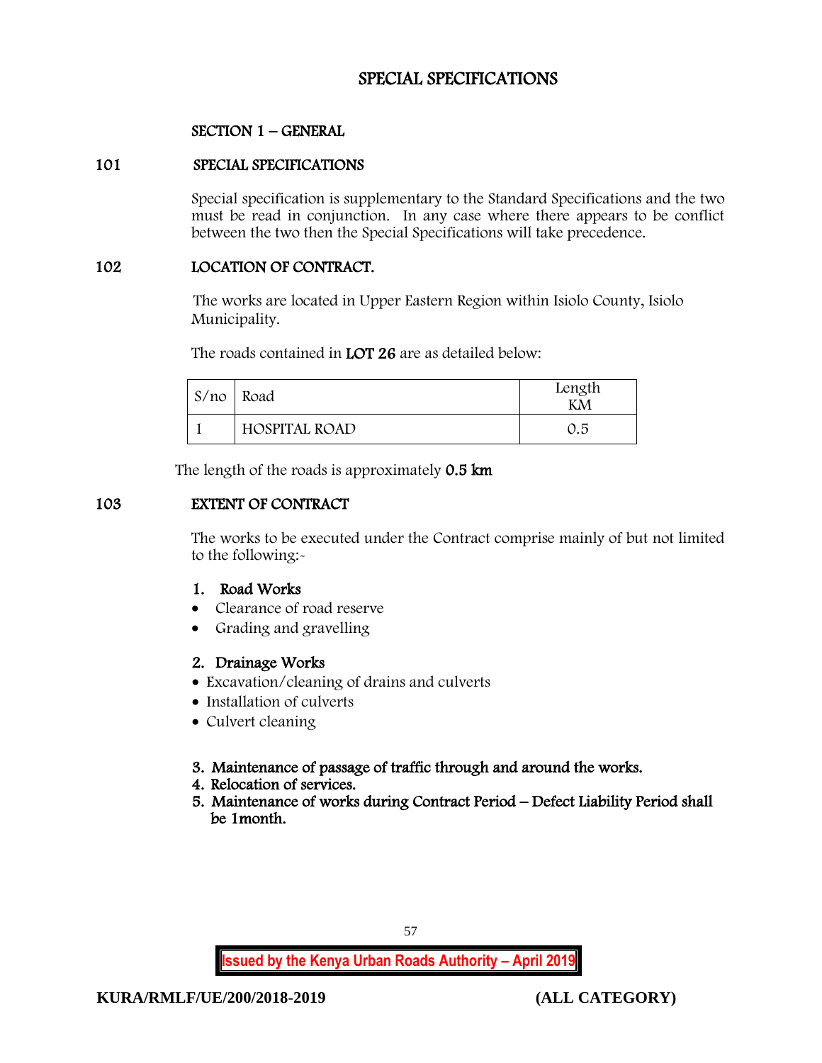# SPECIAL SPECIFICATIONS

## SECTION 1 – GENERAL

### 101 SPECIAL SPECIFICATIONS

Special specification is supplementary to the Standard Specifications and the two must be read in conjunction. In any case where there appears to be conflict between the two then the Special Specifications will take precedence.

### 102 LOCATION OF CONTRACT.

The works are located in Upper Eastern Region within Isiolo County, Isiolo Municipality.

The roads contained in **LOT 26** are as detailed below:

| S/no | Road | Length KM |
|---|---|---|
| 1 | HOSPITAL ROAD | 0.5 |

The length of the roads is approximately **0.5 km**

### 103 EXTENT OF CONTRACT

The works to be executed under the Contract comprise mainly of but not limited to the following:-

1. **Road Works**
   - Clearance of road reserve
   - Grading and gravelling

2. **Drainage Works**
   - Excavation/cleaning of drains and culverts
   - Installation of culverts
   - Culvert cleaning

3. **Maintenance of passage of traffic through and around the works.**
4. **Relocation of services.**
5. **Maintenance of works during Contract Period – Defect Liability Period shall be 1month.**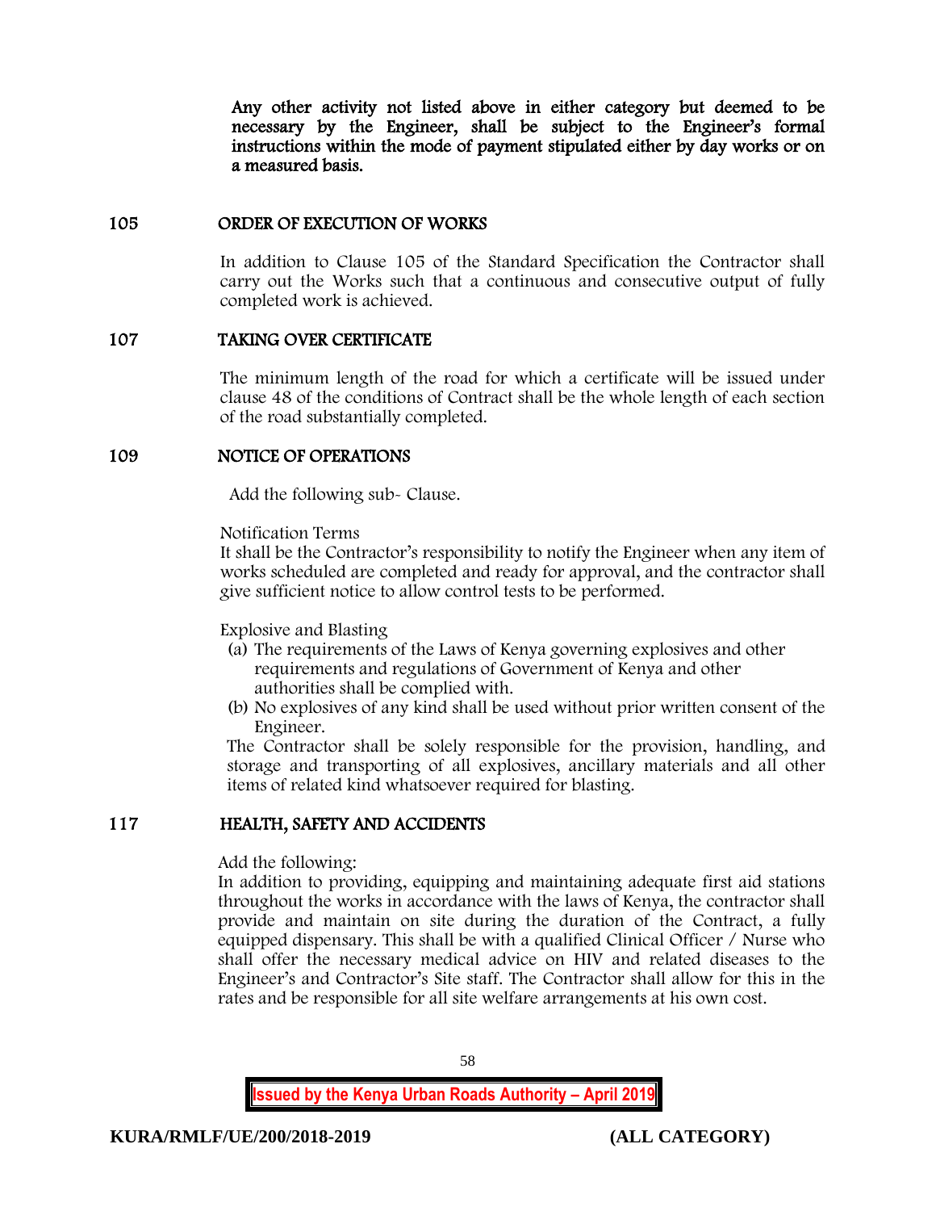**Any other activity not listed above in either category but deemed to be necessary by the Engineer, shall be subject to the Engineer's formal instructions within the mode of payment stipulated either by day works or on a measured basis.**

## 105 ORDER OF EXECUTION OF WORKS

In addition to Clause 105 of the Standard Specification the Contractor shall carry out the Works such that a continuous and consecutive output of fully completed work is achieved.

## 107 TAKING OVER CERTIFICATE

The minimum length of the road for which a certificate will be issued under clause 48 of the conditions of Contract shall be the whole length of each section of the road substantially completed.

## 109 NOTICE OF OPERATIONS

Add the following sub- Clause.

Notification Terms

It shall be the Contractor's responsibility to notify the Engineer when any item of works scheduled are completed and ready for approval, and the contractor shall give sufficient notice to allow control tests to be performed.

Explosive and Blasting

(a) The requirements of the Laws of Kenya governing explosives and other requirements and regulations of Government of Kenya and other authorities shall be complied with.
(b) No explosives of any kind shall be used without prior written consent of the Engineer.

The Contractor shall be solely responsible for the provision, handling, and storage and transporting of all explosives, ancillary materials and all other items of related kind whatsoever required for blasting.

## 117 HEALTH, SAFETY AND ACCIDENTS

Add the following:

In addition to providing, equipping and maintaining adequate first aid stations throughout the works in accordance with the laws of Kenya, the contractor shall provide and maintain on site during the duration of the Contract, a fully equipped dispensary. This shall be with a qualified Clinical Officer / Nurse who shall offer the necessary medical advice on HIV and related diseases to the Engineer's and Contractor's Site staff. The Contractor shall allow for this in the rates and be responsible for all site welfare arrangements at his own cost.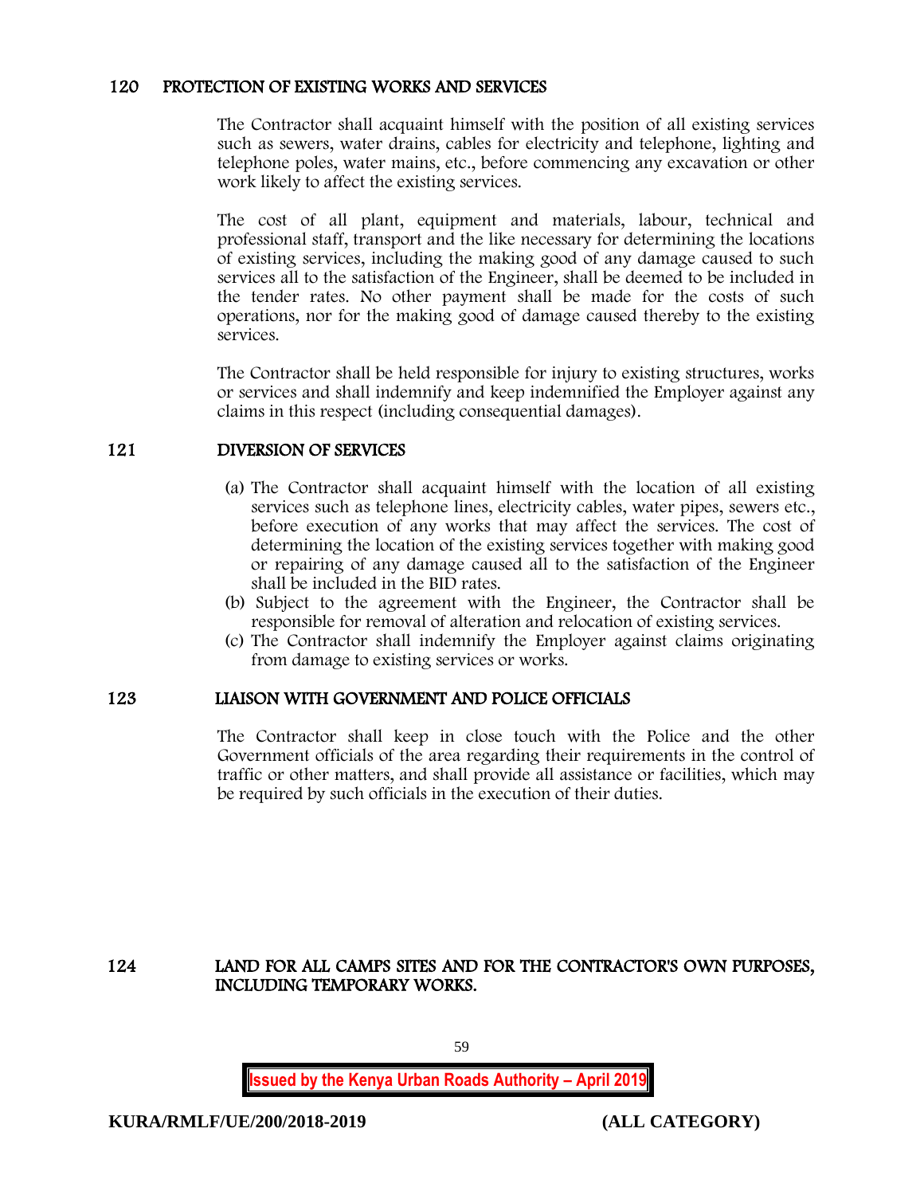## 120 PROTECTION OF EXISTING WORKS AND SERVICES

The Contractor shall acquaint himself with the position of all existing services such as sewers, water drains, cables for electricity and telephone, lighting and telephone poles, water mains, etc., before commencing any excavation or other work likely to affect the existing services.

The cost of all plant, equipment and materials, labour, technical and professional staff, transport and the like necessary for determining the locations of existing services, including the making good of any damage caused to such services all to the satisfaction of the Engineer, shall be deemed to be included in the tender rates. No other payment shall be made for the costs of such operations, nor for the making good of damage caused thereby to the existing services.

The Contractor shall be held responsible for injury to existing structures, works or services and shall indemnify and keep indemnified the Employer against any claims in this respect (including consequential damages).

## 121 DIVERSION OF SERVICES

(a) The Contractor shall acquaint himself with the location of all existing services such as telephone lines, electricity cables, water pipes, sewers etc., before execution of any works that may affect the services. The cost of determining the location of the existing services together with making good or repairing of any damage caused all to the satisfaction of the Engineer shall be included in the BID rates.

(b) Subject to the agreement with the Engineer, the Contractor shall be responsible for removal of alteration and relocation of existing services.

(c) The Contractor shall indemnify the Employer against claims originating from damage to existing services or works.

## 123 LIAISON WITH GOVERNMENT AND POLICE OFFICIALS

The Contractor shall keep in close touch with the Police and the other Government officials of the area regarding their requirements in the control of traffic or other matters, and shall provide all assistance or facilities, which may be required by such officials in the execution of their duties.

## 124 LAND FOR ALL CAMPS SITES AND FOR THE CONTRACTOR'S OWN PURPOSES, INCLUDING TEMPORARY WORKS.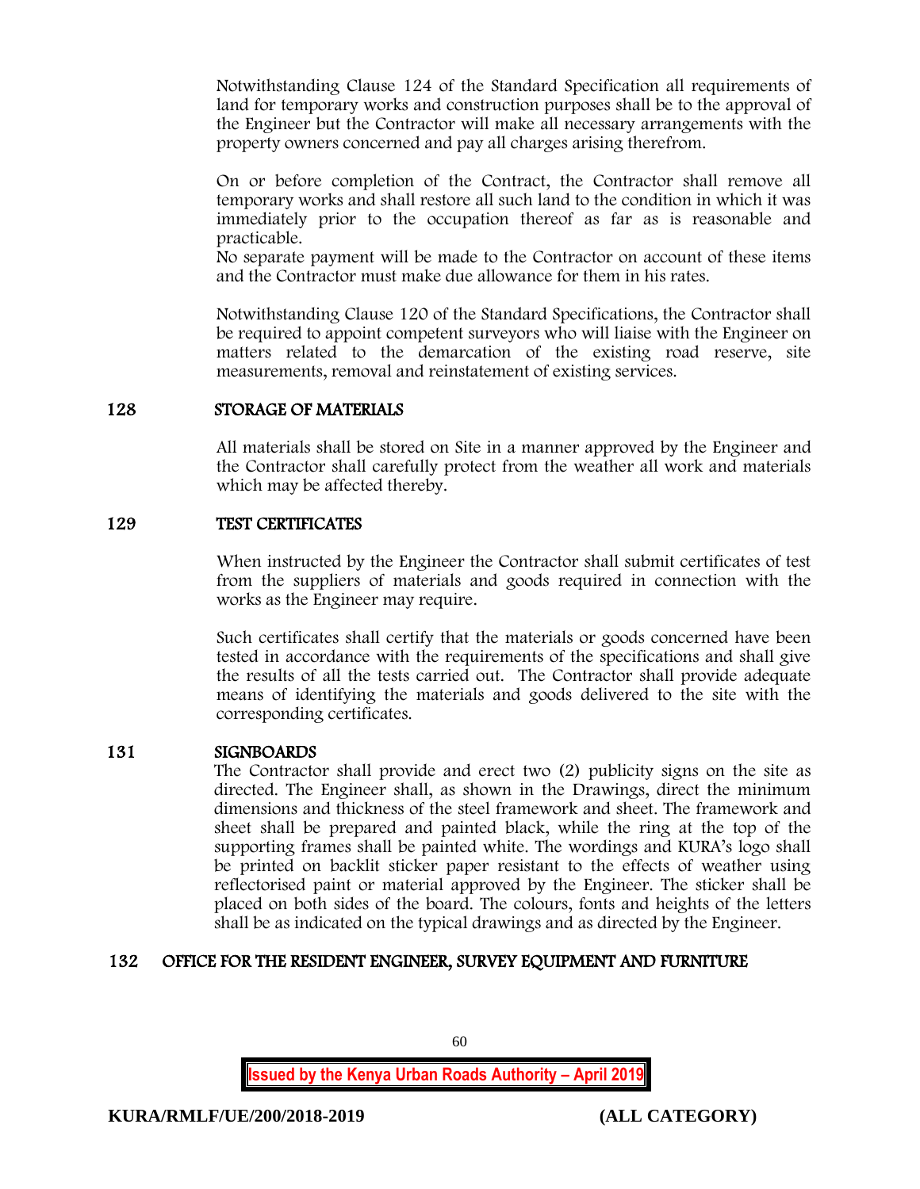Notwithstanding Clause 124 of the Standard Specification all requirements of land for temporary works and construction purposes shall be to the approval of the Engineer but the Contractor will make all necessary arrangements with the property owners concerned and pay all charges arising therefrom.

On or before completion of the Contract, the Contractor shall remove all temporary works and shall restore all such land to the condition in which it was immediately prior to the occupation thereof as far as is reasonable and practicable.
No separate payment will be made to the Contractor on account of these items and the Contractor must make due allowance for them in his rates.

Notwithstanding Clause 120 of the Standard Specifications, the Contractor shall be required to appoint competent surveyors who will liaise with the Engineer on matters related to the demarcation of the existing road reserve, site measurements, removal and reinstatement of existing services.

## 128 STORAGE OF MATERIALS

All materials shall be stored on Site in a manner approved by the Engineer and the Contractor shall carefully protect from the weather all work and materials which may be affected thereby.

## 129 TEST CERTIFICATES

When instructed by the Engineer the Contractor shall submit certificates of test from the suppliers of materials and goods required in connection with the works as the Engineer may require.

Such certificates shall certify that the materials or goods concerned have been tested in accordance with the requirements of the specifications and shall give the results of all the tests carried out. The Contractor shall provide adequate means of identifying the materials and goods delivered to the site with the corresponding certificates.

## 131 SIGNBOARDS

The Contractor shall provide and erect two (2) publicity signs on the site as directed. The Engineer shall, as shown in the Drawings, direct the minimum dimensions and thickness of the steel framework and sheet. The framework and sheet shall be prepared and painted black, while the ring at the top of the supporting frames shall be painted white. The wordings and KURA's logo shall be printed on backlit sticker paper resistant to the effects of weather using reflectorised paint or material approved by the Engineer. The sticker shall be placed on both sides of the board. The colours, fonts and heights of the letters shall be as indicated on the typical drawings and as directed by the Engineer.

## 132 OFFICE FOR THE RESIDENT ENGINEER, SURVEY EQUIPMENT AND FURNITURE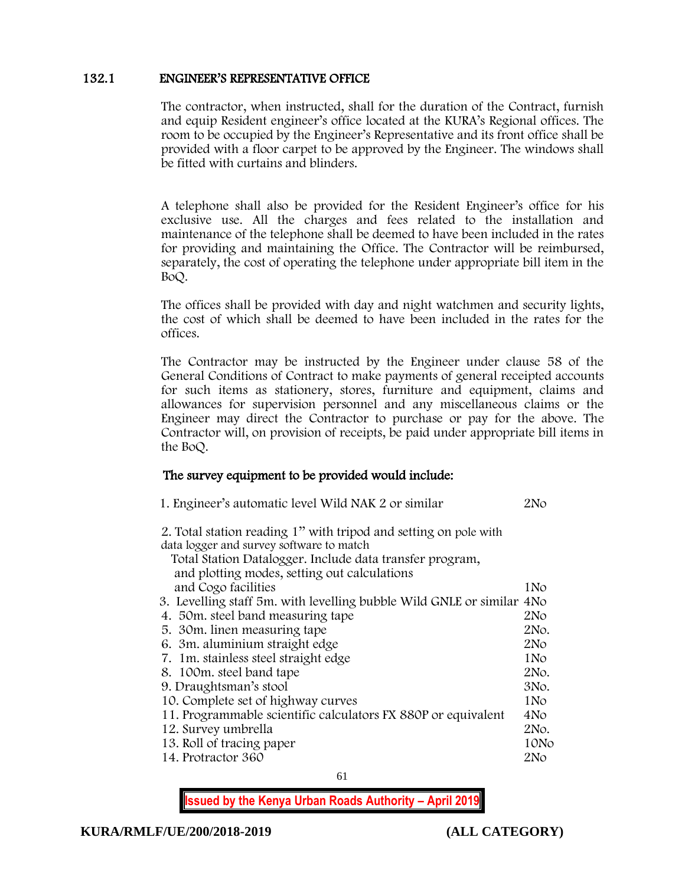### 132.1 ENGINEER'S REPRESENTATIVE OFFICE

The contractor, when instructed, shall for the duration of the Contract, furnish and equip Resident engineer's office located at the KURA's Regional offices. The room to be occupied by the Engineer's Representative and its front office shall be provided with a floor carpet to be approved by the Engineer. The windows shall be fitted with curtains and blinders.

A telephone shall also be provided for the Resident Engineer's office for his exclusive use. All the charges and fees related to the installation and maintenance of the telephone shall be deemed to have been included in the rates for providing and maintaining the Office. The Contractor will be reimbursed, separately, the cost of operating the telephone under appropriate bill item in the BoQ.

The offices shall be provided with day and night watchmen and security lights, the cost of which shall be deemed to have been included in the rates for the offices.

The Contractor may be instructed by the Engineer under clause 58 of the General Conditions of Contract to make payments of general receipted accounts for such items as stationery, stores, furniture and equipment, claims and allowances for supervision personnel and any miscellaneous claims or the Engineer may direct the Contractor to purchase or pay for the above. The Contractor will, on provision of receipts, be paid under appropriate bill items in the BoQ.

**The survey equipment to be provided would include:**

| Item | Quantity |
|---|---|
| 1. Engineer's automatic level Wild NAK 2 or similar | 2No |
| 2. Total station reading 1" with tripod and setting on pole with data logger and survey software to match. Total Station Datalogger. Include data transfer program, and plotting modes, setting out calculations and Cogo facilities | 1No |
| 3. Levelling staff 5m. with levelling bubble Wild GNLE or similar | 4No |
| 4. 50m. steel band measuring tape | 2No |
| 5. 30m. linen measuring tape | 2No. |
| 6. 3m. aluminium straight edge | 2No |
| 7. 1m. stainless steel straight edge | 1No |
| 8. 100m. steel band tape | 2No. |
| 9. Draughtsman's stool | 3No. |
| 10. Complete set of highway curves | 1No |
| 11. Programmable scientific calculators FX 880P or equivalent | 4No |
| 12. Survey umbrella | 2No. |
| 13. Roll of tracing paper | 10No |
| 14. Protractor 360 | 2No |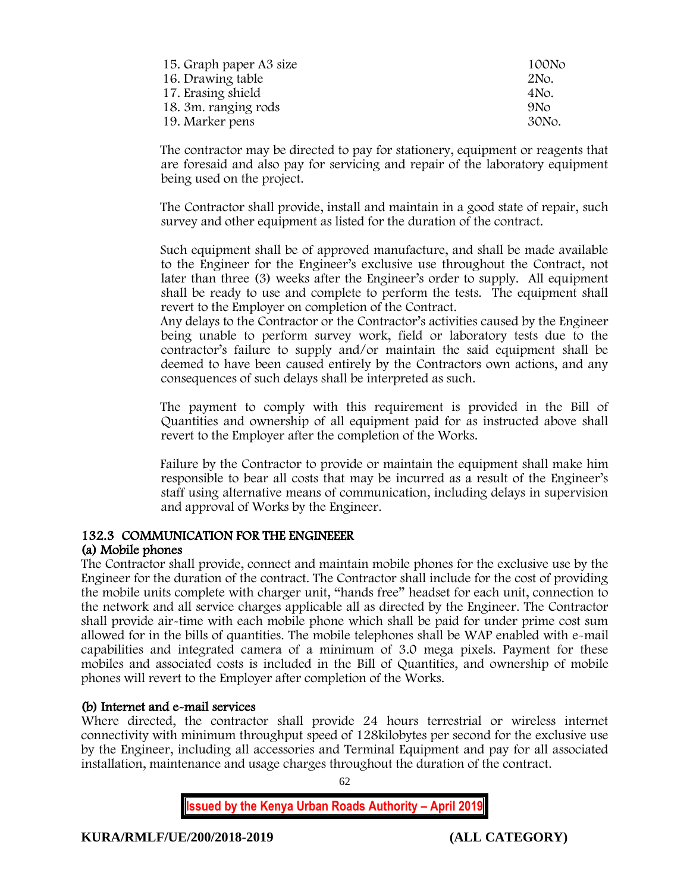| | |
|---|---|
| 15. Graph paper A3 size | 100No |
| 16. Drawing table | 2No. |
| 17. Erasing shield | 4No. |
| 18. 3m. ranging rods | 9No |
| 19. Marker pens | 30No. |

The contractor may be directed to pay for stationery, equipment or reagents that are foresaid and also pay for servicing and repair of the laboratory equipment being used on the project.

The Contractor shall provide, install and maintain in a good state of repair, such survey and other equipment as listed for the duration of the contract.

Such equipment shall be of approved manufacture, and shall be made available to the Engineer for the Engineer's exclusive use throughout the Contract, not later than three (3) weeks after the Engineer's order to supply. All equipment shall be ready to use and complete to perform the tests. The equipment shall revert to the Employer on completion of the Contract.
Any delays to the Contractor or the Contractor's activities caused by the Engineer being unable to perform survey work, field or laboratory tests due to the contractor's failure to supply and/or maintain the said equipment shall be deemed to have been caused entirely by the Contractors own actions, and any consequences of such delays shall be interpreted as such.

The payment to comply with this requirement is provided in the Bill of Quantities and ownership of all equipment paid for as instructed above shall revert to the Employer after the completion of the Works.

Failure by the Contractor to provide or maintain the equipment shall make him responsible to bear all costs that may be incurred as a result of the Engineer's staff using alternative means of communication, including delays in supervision and approval of Works by the Engineer.

### 132.3 COMMUNICATION FOR THE ENGINEEER

#### (a) Mobile phones

The Contractor shall provide, connect and maintain mobile phones for the exclusive use by the Engineer for the duration of the contract. The Contractor shall include for the cost of providing the mobile units complete with charger unit, "hands free" headset for each unit, connection to the network and all service charges applicable all as directed by the Engineer. The Contractor shall provide air-time with each mobile phone which shall be paid for under prime cost sum allowed for in the bills of quantities. The mobile telephones shall be WAP enabled with e-mail capabilities and integrated camera of a minimum of 3.0 mega pixels. Payment for these mobiles and associated costs is included in the Bill of Quantities, and ownership of mobile phones will revert to the Employer after completion of the Works.

#### (b) Internet and e-mail services

Where directed, the contractor shall provide 24 hours terrestrial or wireless internet connectivity with minimum throughput speed of 128kilobytes per second for the exclusive use by the Engineer, including all accessories and Terminal Equipment and pay for all associated installation, maintenance and usage charges throughout the duration of the contract.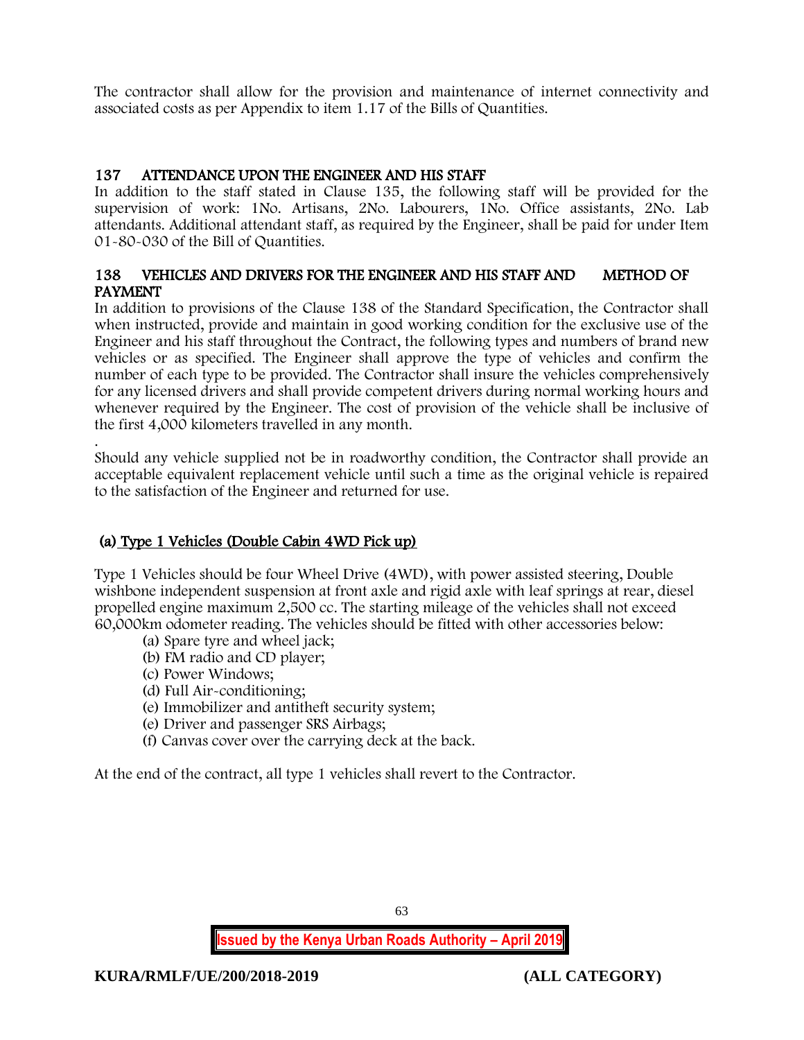The contractor shall allow for the provision and maintenance of internet connectivity and associated costs as per Appendix to item 1.17 of the Bills of Quantities.

## 137 ATTENDANCE UPON THE ENGINEER AND HIS STAFF

In addition to the staff stated in Clause 135, the following staff will be provided for the supervision of work: 1No. Artisans, 2No. Labourers, 1No. Office assistants, 2No. Lab attendants. Additional attendant staff, as required by the Engineer, shall be paid for under Item 01-80-030 of the Bill of Quantities.

## 138 VEHICLES AND DRIVERS FOR THE ENGINEER AND HIS STAFF AND METHOD OF PAYMENT

In addition to provisions of the Clause 138 of the Standard Specification, the Contractor shall when instructed, provide and maintain in good working condition for the exclusive use of the Engineer and his staff throughout the Contract, the following types and numbers of brand new vehicles or as specified. The Engineer shall approve the type of vehicles and confirm the number of each type to be provided. The Contractor shall insure the vehicles comprehensively for any licensed drivers and shall provide competent drivers during normal working hours and whenever required by the Engineer. The cost of provision of the vehicle shall be inclusive of the first 4,000 kilometers travelled in any month.

.

Should any vehicle supplied not be in roadworthy condition, the Contractor shall provide an acceptable equivalent replacement vehicle until such a time as the original vehicle is repaired to the satisfaction of the Engineer and returned for use.

### (a) Type 1 Vehicles (Double Cabin 4WD Pick up)

Type 1 Vehicles should be four Wheel Drive (4WD), with power assisted steering, Double wishbone independent suspension at front axle and rigid axle with leaf springs at rear, diesel propelled engine maximum 2,500 cc. The starting mileage of the vehicles shall not exceed 60,000km odometer reading. The vehicles should be fitted with other accessories below:

- (a) Spare tyre and wheel jack;
- (b) FM radio and CD player;
- (c) Power Windows;
- (d) Full Air-conditioning;
- (e) Immobilizer and antitheft security system;
- (e) Driver and passenger SRS Airbags;
- (f) Canvas cover over the carrying deck at the back.

At the end of the contract, all type 1 vehicles shall revert to the Contractor.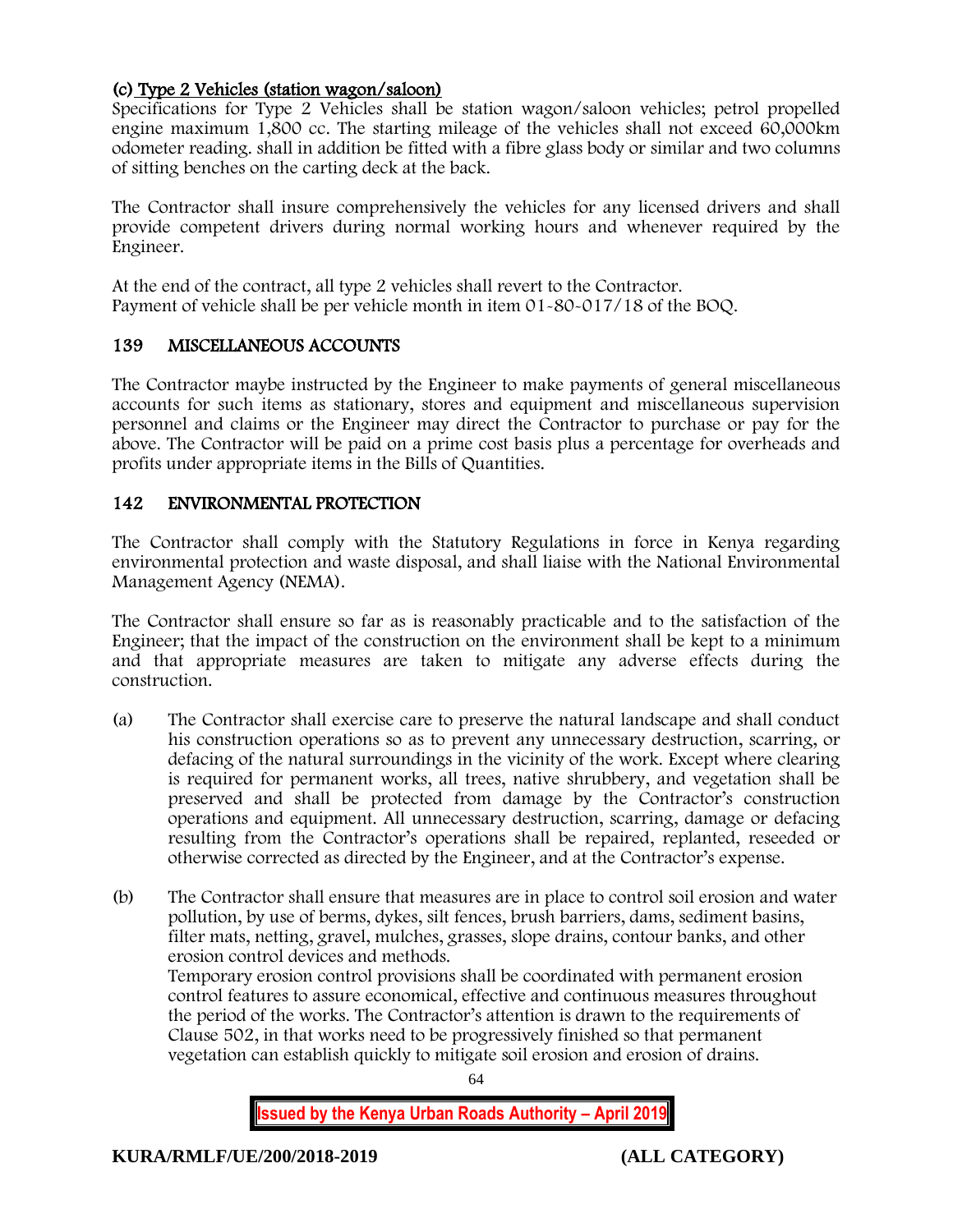### (c) Type 2 Vehicles (station wagon/saloon)

Specifications for Type 2 Vehicles shall be station wagon/saloon vehicles; petrol propelled engine maximum 1,800 cc. The starting mileage of the vehicles shall not exceed 60,000km odometer reading. shall in addition be fitted with a fibre glass body or similar and two columns of sitting benches on the carting deck at the back.

The Contractor shall insure comprehensively the vehicles for any licensed drivers and shall provide competent drivers during normal working hours and whenever required by the Engineer.

At the end of the contract, all type 2 vehicles shall revert to the Contractor.
Payment of vehicle shall be per vehicle month in item 01-80-017/18 of the BOQ.

## 139 MISCELLANEOUS ACCOUNTS

The Contractor maybe instructed by the Engineer to make payments of general miscellaneous accounts for such items as stationary, stores and equipment and miscellaneous supervision personnel and claims or the Engineer may direct the Contractor to purchase or pay for the above. The Contractor will be paid on a prime cost basis plus a percentage for overheads and profits under appropriate items in the Bills of Quantities.

## 142 ENVIRONMENTAL PROTECTION

The Contractor shall comply with the Statutory Regulations in force in Kenya regarding environmental protection and waste disposal, and shall liaise with the National Environmental Management Agency (NEMA).

The Contractor shall ensure so far as is reasonably practicable and to the satisfaction of the Engineer; that the impact of the construction on the environment shall be kept to a minimum and that appropriate measures are taken to mitigate any adverse effects during the construction.

(a) The Contractor shall exercise care to preserve the natural landscape and shall conduct his construction operations so as to prevent any unnecessary destruction, scarring, or defacing of the natural surroundings in the vicinity of the work. Except where clearing is required for permanent works, all trees, native shrubbery, and vegetation shall be preserved and shall be protected from damage by the Contractor's construction operations and equipment. All unnecessary destruction, scarring, damage or defacing resulting from the Contractor's operations shall be repaired, replanted, reseeded or otherwise corrected as directed by the Engineer, and at the Contractor's expense.

(b) The Contractor shall ensure that measures are in place to control soil erosion and water pollution, by use of berms, dykes, silt fences, brush barriers, dams, sediment basins, filter mats, netting, gravel, mulches, grasses, slope drains, contour banks, and other erosion control devices and methods.
Temporary erosion control provisions shall be coordinated with permanent erosion control features to assure economical, effective and continuous measures throughout the period of the works. The Contractor's attention is drawn to the requirements of Clause 502, in that works need to be progressively finished so that permanent vegetation can establish quickly to mitigate soil erosion and erosion of drains.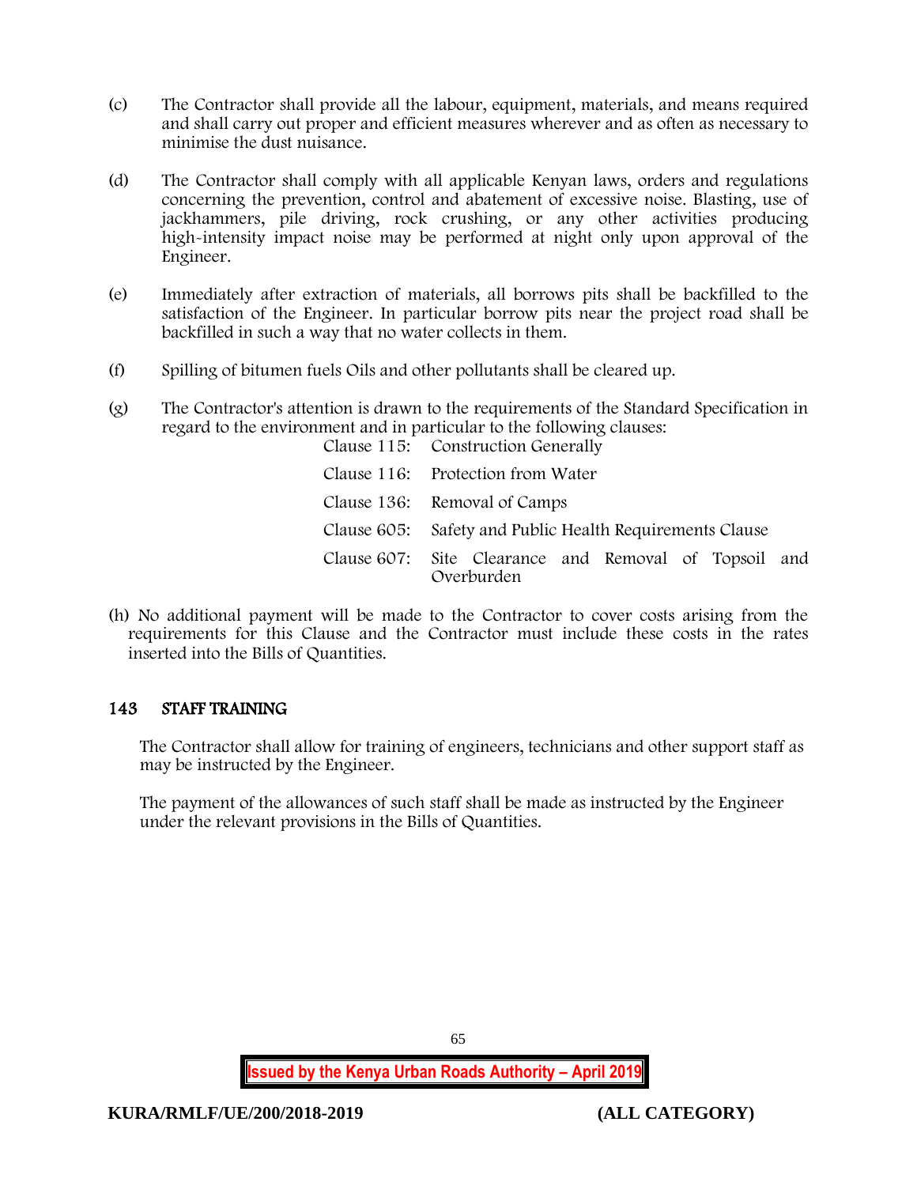(c) The Contractor shall provide all the labour, equipment, materials, and means required and shall carry out proper and efficient measures wherever and as often as necessary to minimise the dust nuisance.

(d) The Contractor shall comply with all applicable Kenyan laws, orders and regulations concerning the prevention, control and abatement of excessive noise. Blasting, use of jackhammers, pile driving, rock crushing, or any other activities producing high-intensity impact noise may be performed at night only upon approval of the Engineer.

(e) Immediately after extraction of materials, all borrows pits shall be backfilled to the satisfaction of the Engineer. In particular borrow pits near the project road shall be backfilled in such a way that no water collects in them.

(f) Spilling of bitumen fuels Oils and other pollutants shall be cleared up.

(g) The Contractor's attention is drawn to the requirements of the Standard Specification in regard to the environment and in particular to the following clauses:

| | |
|---|---|
| Clause 115: | Construction Generally |
| Clause 116: | Protection from Water |
| Clause 136: | Removal of Camps |
| Clause 605: | Safety and Public Health Requirements Clause |
| Clause 607: | Site Clearance and Removal of Topsoil and Overburden |

(h) No additional payment will be made to the Contractor to cover costs arising from the requirements for this Clause and the Contractor must include these costs in the rates inserted into the Bills of Quantities.

## 143 STAFF TRAINING

The Contractor shall allow for training of engineers, technicians and other support staff as may be instructed by the Engineer.

The payment of the allowances of such staff shall be made as instructed by the Engineer under the relevant provisions in the Bills of Quantities.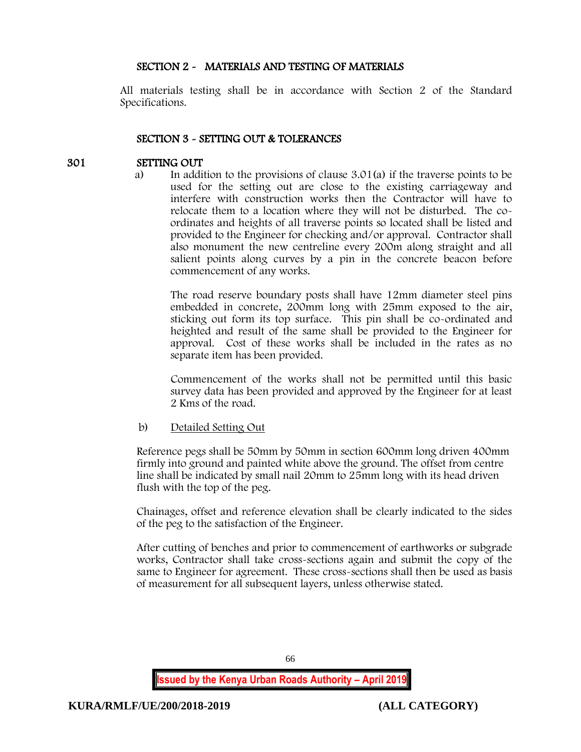## SECTION 2 - MATERIALS AND TESTING OF MATERIALS

All materials testing shall be in accordance with Section 2 of the Standard Specifications.

## SECTION 3 - SETTING OUT & TOLERANCES

### 301 SETTING OUT

a) In addition to the provisions of clause 3.01(a) if the traverse points to be used for the setting out are close to the existing carriageway and interfere with construction works then the Contractor will have to relocate them to a location where they will not be disturbed. The co-ordinates and heights of all traverse points so located shall be listed and provided to the Engineer for checking and/or approval. Contractor shall also monument the new centreline every 200m along straight and all salient points along curves by a pin in the concrete beacon before commencement of any works.

The road reserve boundary posts shall have 12mm diameter steel pins embedded in concrete, 200mm long with 25mm exposed to the air, sticking out form its top surface. This pin shall be co-ordinated and heighted and result of the same shall be provided to the Engineer for approval. Cost of these works shall be included in the rates as no separate item has been provided.

Commencement of the works shall not be permitted until this basic survey data has been provided and approved by the Engineer for at least 2 Kms of the road.

b) Detailed Setting Out

Reference pegs shall be 50mm by 50mm in section 600mm long driven 400mm firmly into ground and painted white above the ground. The offset from centre line shall be indicated by small nail 20mm to 25mm long with its head driven flush with the top of the peg.

Chainages, offset and reference elevation shall be clearly indicated to the sides of the peg to the satisfaction of the Engineer.

After cutting of benches and prior to commencement of earthworks or subgrade works, Contractor shall take cross-sections again and submit the copy of the same to Engineer for agreement. These cross-sections shall then be used as basis of measurement for all subsequent layers, unless otherwise stated.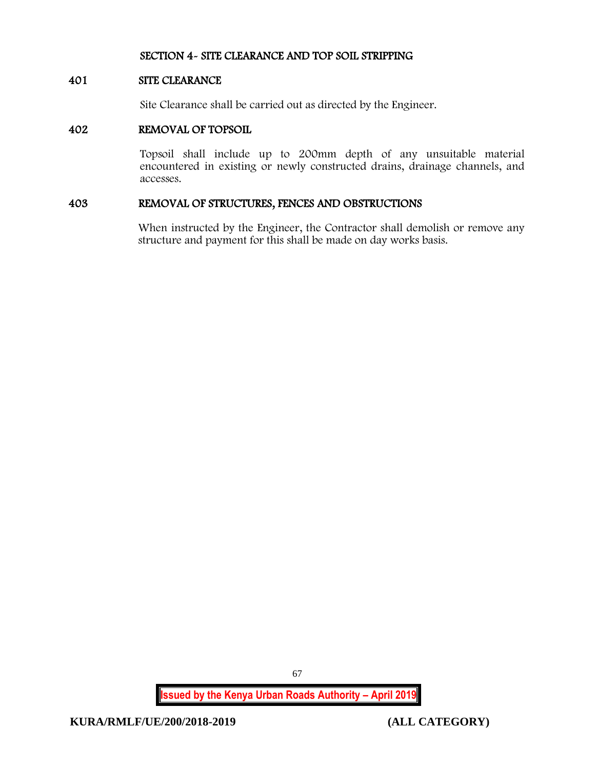## SECTION 4- SITE CLEARANCE AND TOP SOIL STRIPPING

### 401 SITE CLEARANCE

Site Clearance shall be carried out as directed by the Engineer.

### 402 REMOVAL OF TOPSOIL

Topsoil shall include up to 200mm depth of any unsuitable material encountered in existing or newly constructed drains, drainage channels, and accesses.

### 403 REMOVAL OF STRUCTURES, FENCES AND OBSTRUCTIONS

When instructed by the Engineer, the Contractor shall demolish or remove any structure and payment for this shall be made on day works basis.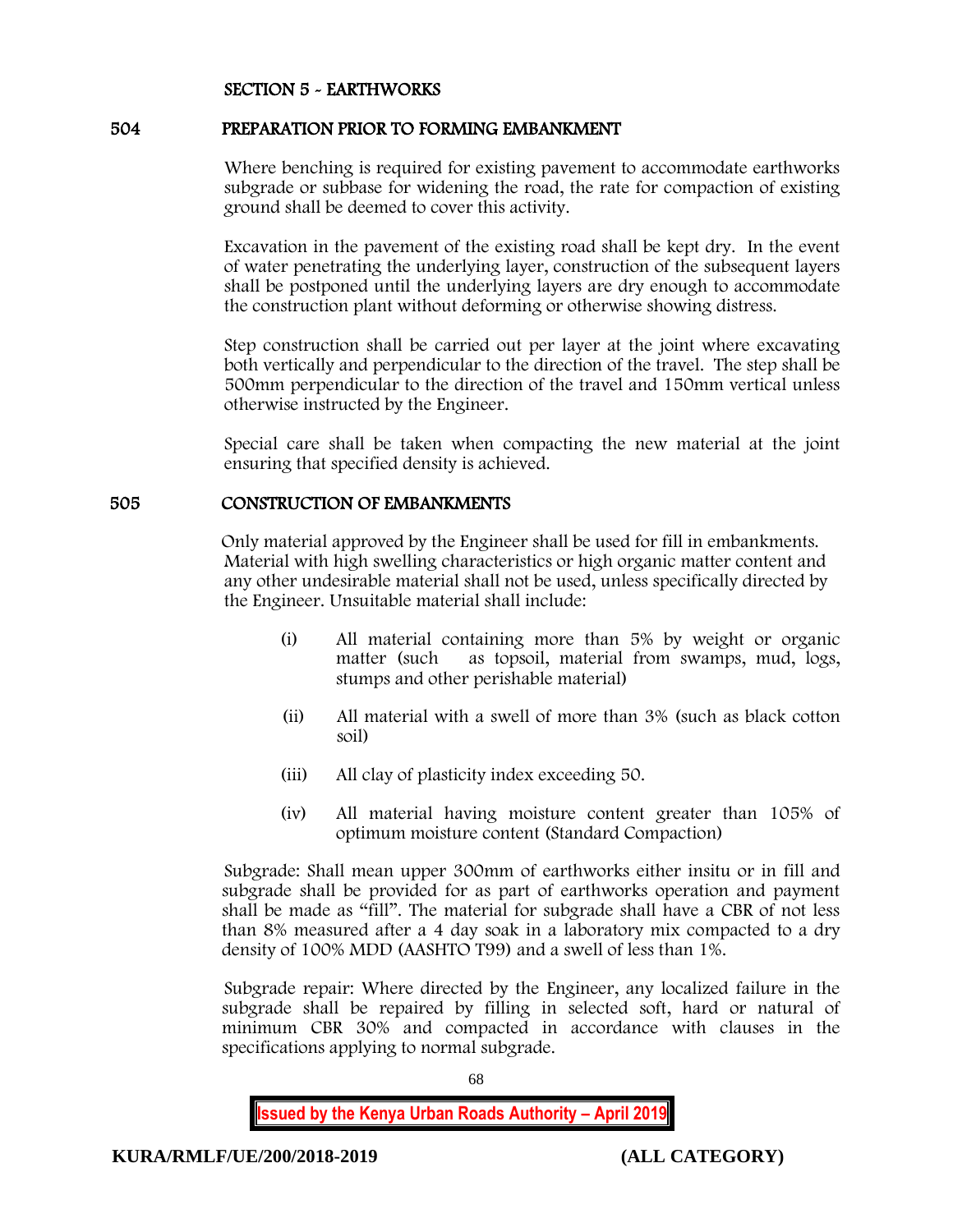## SECTION 5 - EARTHWORKS

### 504 PREPARATION PRIOR TO FORMING EMBANKMENT

Where benching is required for existing pavement to accommodate earthworks subgrade or subbase for widening the road, the rate for compaction of existing ground shall be deemed to cover this activity.

Excavation in the pavement of the existing road shall be kept dry. In the event of water penetrating the underlying layer, construction of the subsequent layers shall be postponed until the underlying layers are dry enough to accommodate the construction plant without deforming or otherwise showing distress.

Step construction shall be carried out per layer at the joint where excavating both vertically and perpendicular to the direction of the travel. The step shall be 500mm perpendicular to the direction of the travel and 150mm vertical unless otherwise instructed by the Engineer.

Special care shall be taken when compacting the new material at the joint ensuring that specified density is achieved.

### 505 CONSTRUCTION OF EMBANKMENTS

Only material approved by the Engineer shall be used for fill in embankments. Material with high swelling characteristics or high organic matter content and any other undesirable material shall not be used, unless specifically directed by the Engineer. Unsuitable material shall include:

- (i) All material containing more than 5% by weight or organic matter (such as topsoil, material from swamps, mud, logs, stumps and other perishable material)
- (ii) All material with a swell of more than 3% (such as black cotton soil)
- (iii) All clay of plasticity index exceeding 50.
- (iv) All material having moisture content greater than 105% of optimum moisture content (Standard Compaction)

Subgrade: Shall mean upper 300mm of earthworks either insitu or in fill and subgrade shall be provided for as part of earthworks operation and payment shall be made as "fill". The material for subgrade shall have a CBR of not less than 8% measured after a 4 day soak in a laboratory mix compacted to a dry density of 100% MDD (AASHTO T99) and a swell of less than 1%.

Subgrade repair: Where directed by the Engineer, any localized failure in the subgrade shall be repaired by filling in selected soft, hard or natural of minimum CBR 30% and compacted in accordance with clauses in the specifications applying to normal subgrade.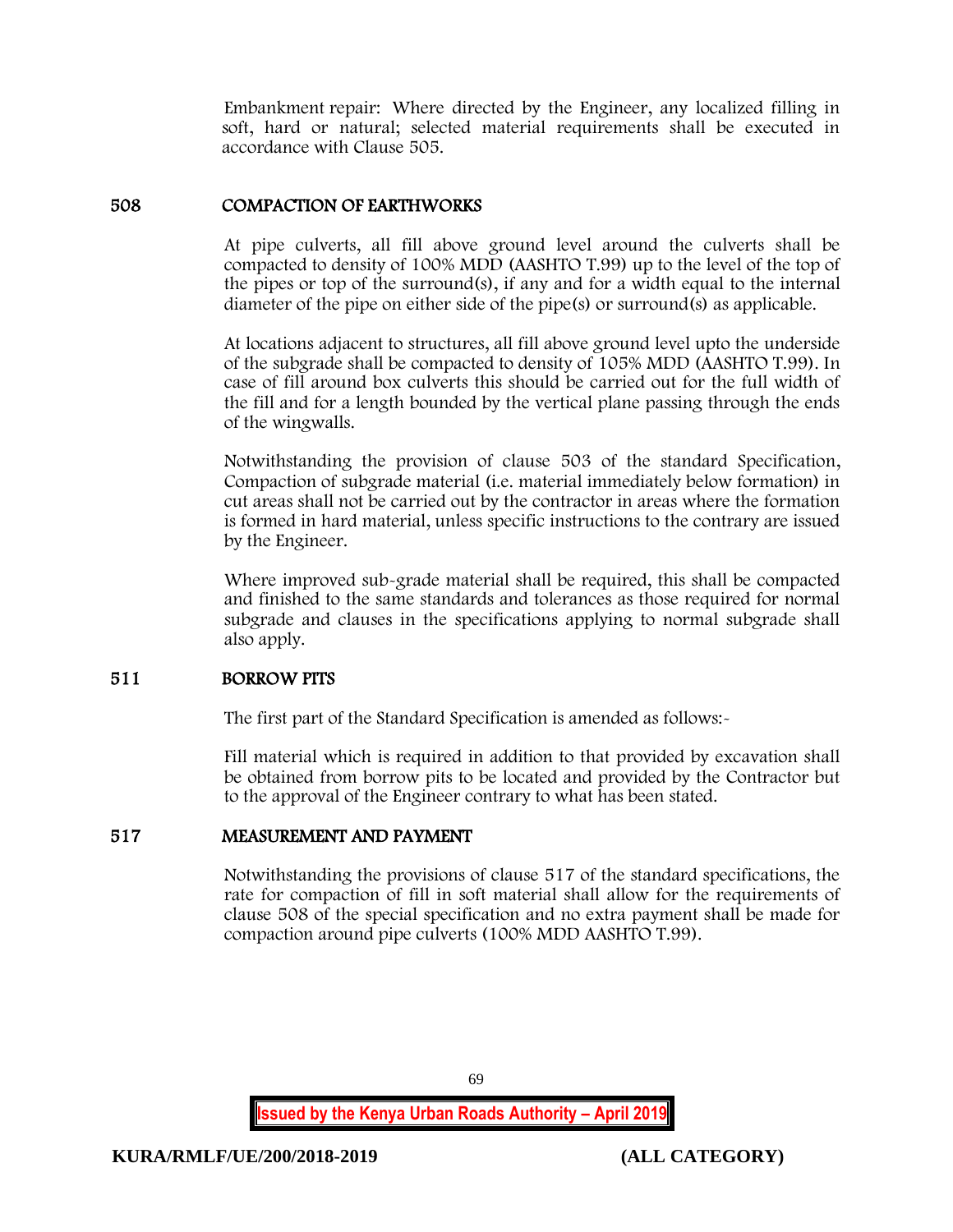Embankment repair: Where directed by the Engineer, any localized filling in soft, hard or natural; selected material requirements shall be executed in accordance with Clause 505.

## 508 COMPACTION OF EARTHWORKS

At pipe culverts, all fill above ground level around the culverts shall be compacted to density of 100% MDD (AASHTO T.99) up to the level of the top of the pipes or top of the surround(s), if any and for a width equal to the internal diameter of the pipe on either side of the pipe(s) or surround(s) as applicable.

At locations adjacent to structures, all fill above ground level upto the underside of the subgrade shall be compacted to density of 105% MDD (AASHTO T.99). In case of fill around box culverts this should be carried out for the full width of the fill and for a length bounded by the vertical plane passing through the ends of the wingwalls.

Notwithstanding the provision of clause 503 of the standard Specification, Compaction of subgrade material (i.e. material immediately below formation) in cut areas shall not be carried out by the contractor in areas where the formation is formed in hard material, unless specific instructions to the contrary are issued by the Engineer.

Where improved sub-grade material shall be required, this shall be compacted and finished to the same standards and tolerances as those required for normal subgrade and clauses in the specifications applying to normal subgrade shall also apply.

## 511 BORROW PITS

The first part of the Standard Specification is amended as follows:-

Fill material which is required in addition to that provided by excavation shall be obtained from borrow pits to be located and provided by the Contractor but to the approval of the Engineer contrary to what has been stated.

## 517 MEASUREMENT AND PAYMENT

Notwithstanding the provisions of clause 517 of the standard specifications, the rate for compaction of fill in soft material shall allow for the requirements of clause 508 of the special specification and no extra payment shall be made for compaction around pipe culverts (100% MDD AASHTO T.99).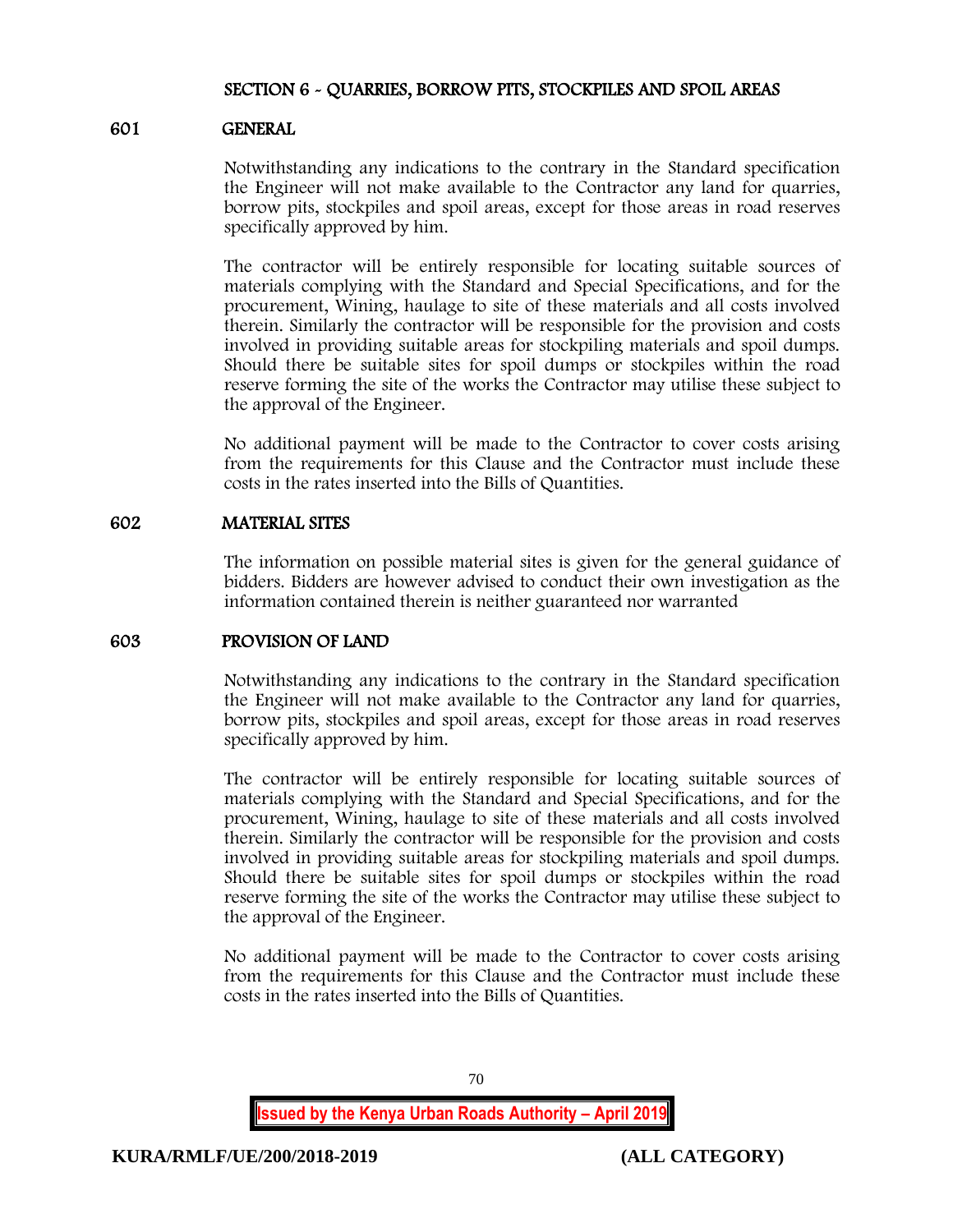## SECTION 6 - QUARRIES, BORROW PITS, STOCKPILES AND SPOIL AREAS

### 601 GENERAL

Notwithstanding any indications to the contrary in the Standard specification the Engineer will not make available to the Contractor any land for quarries, borrow pits, stockpiles and spoil areas, except for those areas in road reserves specifically approved by him.

The contractor will be entirely responsible for locating suitable sources of materials complying with the Standard and Special Specifications, and for the procurement, Wining, haulage to site of these materials and all costs involved therein. Similarly the contractor will be responsible for the provision and costs involved in providing suitable areas for stockpiling materials and spoil dumps. Should there be suitable sites for spoil dumps or stockpiles within the road reserve forming the site of the works the Contractor may utilise these subject to the approval of the Engineer.

No additional payment will be made to the Contractor to cover costs arising from the requirements for this Clause and the Contractor must include these costs in the rates inserted into the Bills of Quantities.

### 602 MATERIAL SITES

The information on possible material sites is given for the general guidance of bidders. Bidders are however advised to conduct their own investigation as the information contained therein is neither guaranteed nor warranted

### 603 PROVISION OF LAND

Notwithstanding any indications to the contrary in the Standard specification the Engineer will not make available to the Contractor any land for quarries, borrow pits, stockpiles and spoil areas, except for those areas in road reserves specifically approved by him.

The contractor will be entirely responsible for locating suitable sources of materials complying with the Standard and Special Specifications, and for the procurement, Wining, haulage to site of these materials and all costs involved therein. Similarly the contractor will be responsible for the provision and costs involved in providing suitable areas for stockpiling materials and spoil dumps. Should there be suitable sites for spoil dumps or stockpiles within the road reserve forming the site of the works the Contractor may utilise these subject to the approval of the Engineer.

No additional payment will be made to the Contractor to cover costs arising from the requirements for this Clause and the Contractor must include these costs in the rates inserted into the Bills of Quantities.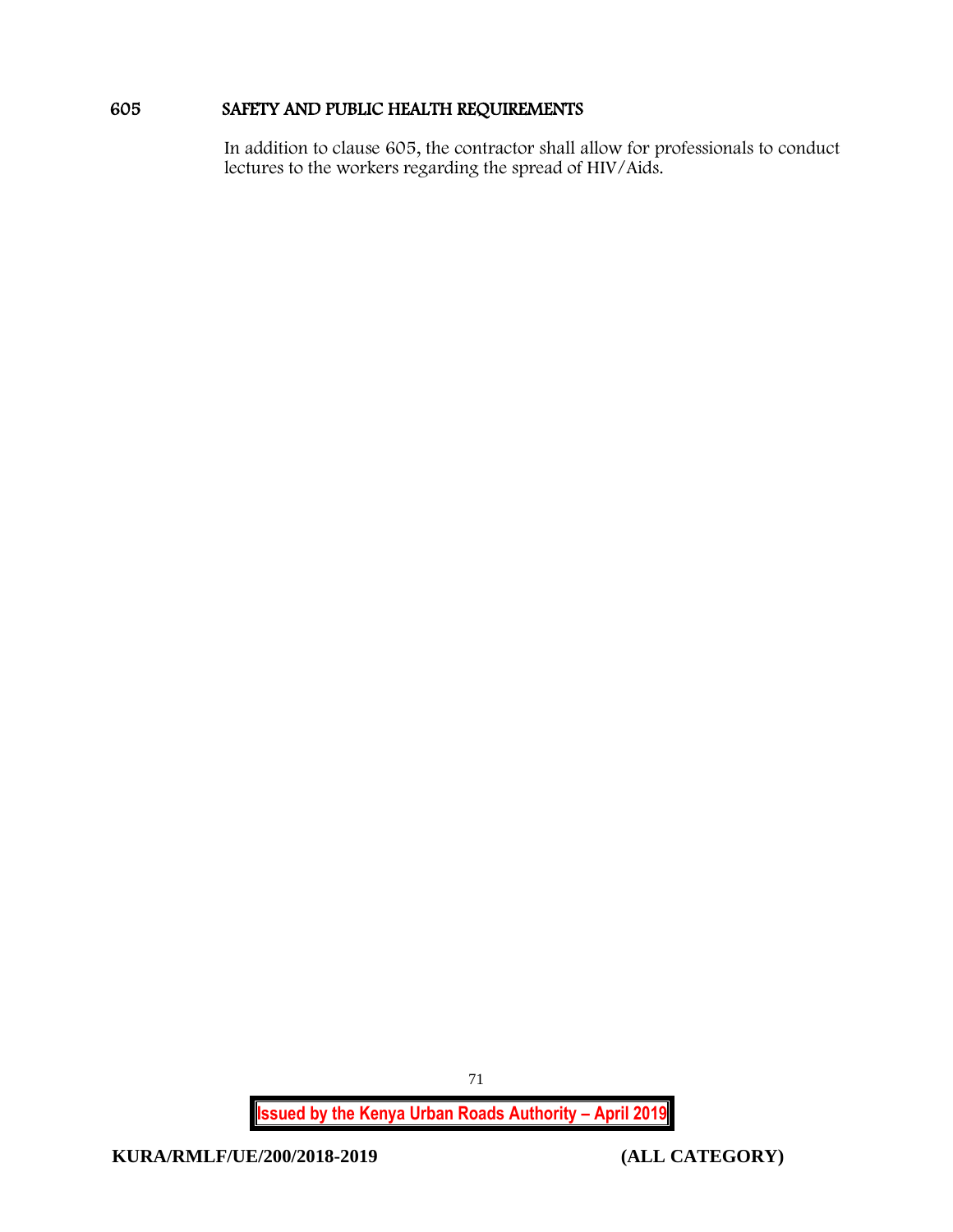## 605 SAFETY AND PUBLIC HEALTH REQUIREMENTS

In addition to clause 605, the contractor shall allow for professionals to conduct lectures to the workers regarding the spread of HIV/Aids.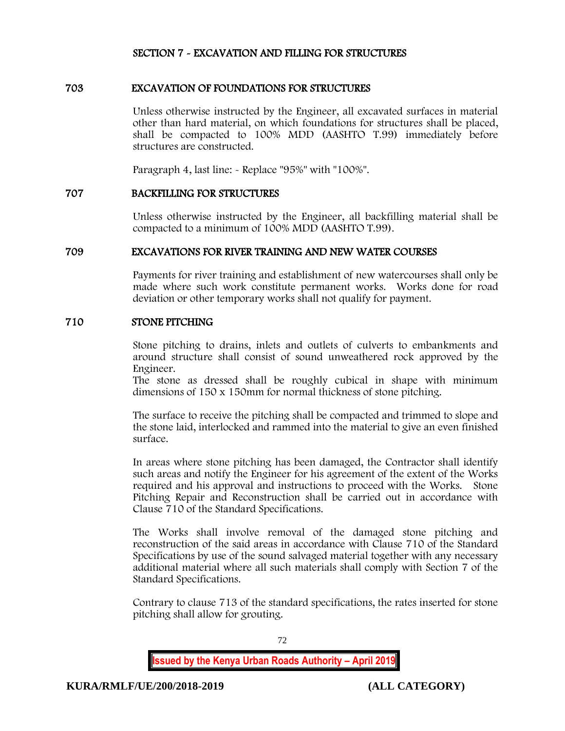## SECTION 7 - EXCAVATION AND FILLING FOR STRUCTURES

### 703 EXCAVATION OF FOUNDATIONS FOR STRUCTURES

Unless otherwise instructed by the Engineer, all excavated surfaces in material other than hard material, on which foundations for structures shall be placed, shall be compacted to 100% MDD (AASHTO T.99) immediately before structures are constructed.

Paragraph 4, last line: - Replace "95%" with "100%".

### 707 BACKFILLING FOR STRUCTURES

Unless otherwise instructed by the Engineer, all backfilling material shall be compacted to a minimum of 100% MDD (AASHTO T.99).

### 709 EXCAVATIONS FOR RIVER TRAINING AND NEW WATER COURSES

Payments for river training and establishment of new watercourses shall only be made where such work constitute permanent works. Works done for road deviation or other temporary works shall not qualify for payment.

### 710 STONE PITCHING

Stone pitching to drains, inlets and outlets of culverts to embankments and around structure shall consist of sound unweathered rock approved by the Engineer.
The stone as dressed shall be roughly cubical in shape with minimum dimensions of 150 x 150mm for normal thickness of stone pitching.

The surface to receive the pitching shall be compacted and trimmed to slope and the stone laid, interlocked and rammed into the material to give an even finished surface.

In areas where stone pitching has been damaged, the Contractor shall identify such areas and notify the Engineer for his agreement of the extent of the Works required and his approval and instructions to proceed with the Works. Stone Pitching Repair and Reconstruction shall be carried out in accordance with Clause 710 of the Standard Specifications.

The Works shall involve removal of the damaged stone pitching and reconstruction of the said areas in accordance with Clause 710 of the Standard Specifications by use of the sound salvaged material together with any necessary additional material where all such materials shall comply with Section 7 of the Standard Specifications.

Contrary to clause 713 of the standard specifications, the rates inserted for stone pitching shall allow for grouting.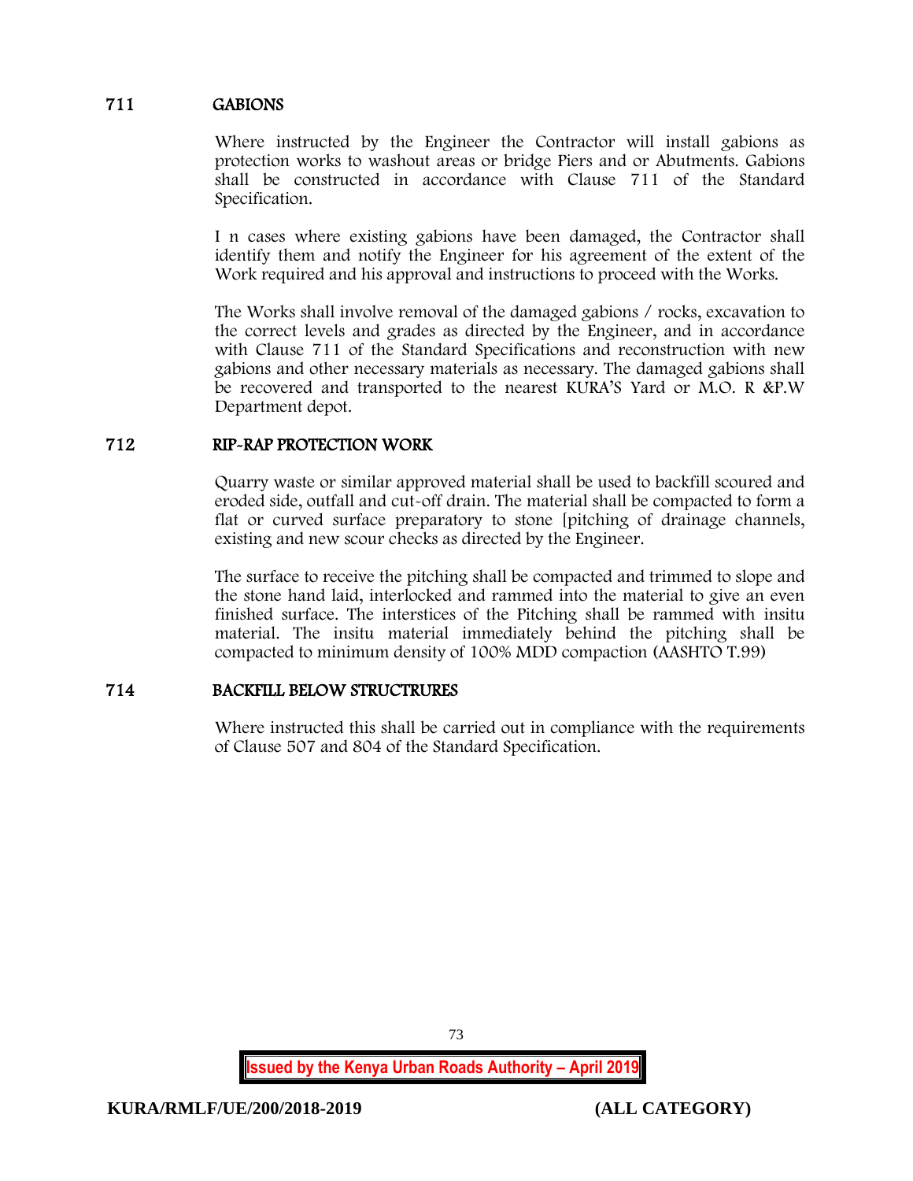## 711 GABIONS

Where instructed by the Engineer the Contractor will install gabions as protection works to washout areas or bridge Piers and or Abutments. Gabions shall be constructed in accordance with Clause 711 of the Standard Specification.

I n cases where existing gabions have been damaged, the Contractor shall identify them and notify the Engineer for his agreement of the extent of the Work required and his approval and instructions to proceed with the Works.

The Works shall involve removal of the damaged gabions / rocks, excavation to the correct levels and grades as directed by the Engineer, and in accordance with Clause 711 of the Standard Specifications and reconstruction with new gabions and other necessary materials as necessary. The damaged gabions shall be recovered and transported to the nearest KURA'S Yard or M.O. R &P.W Department depot.

## 712 RIP-RAP PROTECTION WORK

Quarry waste or similar approved material shall be used to backfill scoured and eroded side, outfall and cut-off drain. The material shall be compacted to form a flat or curved surface preparatory to stone [pitching of drainage channels, existing and new scour checks as directed by the Engineer.

The surface to receive the pitching shall be compacted and trimmed to slope and the stone hand laid, interlocked and rammed into the material to give an even finished surface. The interstices of the Pitching shall be rammed with insitu material. The insitu material immediately behind the pitching shall be compacted to minimum density of 100% MDD compaction (AASHTO T.99)

## 714 BACKFILL BELOW STRUCTRURES

Where instructed this shall be carried out in compliance with the requirements of Clause 507 and 804 of the Standard Specification.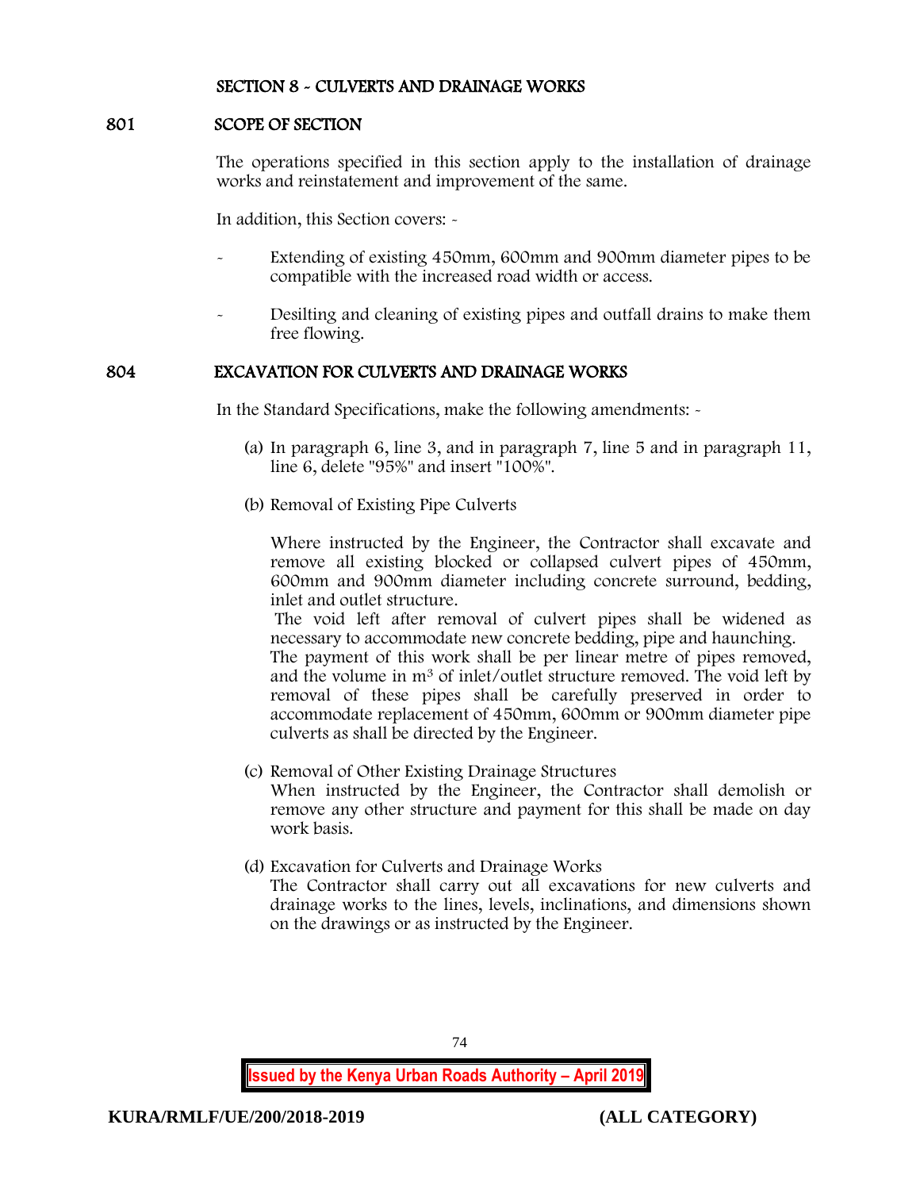# SECTION 8 - CULVERTS AND DRAINAGE WORKS

## 801 SCOPE OF SECTION

The operations specified in this section apply to the installation of drainage works and reinstatement and improvement of the same.

In addition, this Section covers: -

- Extending of existing 450mm, 600mm and 900mm diameter pipes to be compatible with the increased road width or access.
- Desilting and cleaning of existing pipes and outfall drains to make them free flowing.

## 804 EXCAVATION FOR CULVERTS AND DRAINAGE WORKS

In the Standard Specifications, make the following amendments: -

(a) In paragraph 6, line 3, and in paragraph 7, line 5 and in paragraph 11, line 6, delete "95%" and insert "100%".

(b) Removal of Existing Pipe Culverts

Where instructed by the Engineer, the Contractor shall excavate and remove all existing blocked or collapsed culvert pipes of 450mm, 600mm and 900mm diameter including concrete surround, bedding, inlet and outlet structure.
The void left after removal of culvert pipes shall be widened as necessary to accommodate new concrete bedding, pipe and haunching.
The payment of this work shall be per linear metre of pipes removed, and the volume in $m^3$ of inlet/outlet structure removed. The void left by removal of these pipes shall be carefully preserved in order to accommodate replacement of 450mm, 600mm or 900mm diameter pipe culverts as shall be directed by the Engineer.

(c) Removal of Other Existing Drainage Structures
When instructed by the Engineer, the Contractor shall demolish or remove any other structure and payment for this shall be made on day work basis.

(d) Excavation for Culverts and Drainage Works
The Contractor shall carry out all excavations for new culverts and drainage works to the lines, levels, inclinations, and dimensions shown on the drawings or as instructed by the Engineer.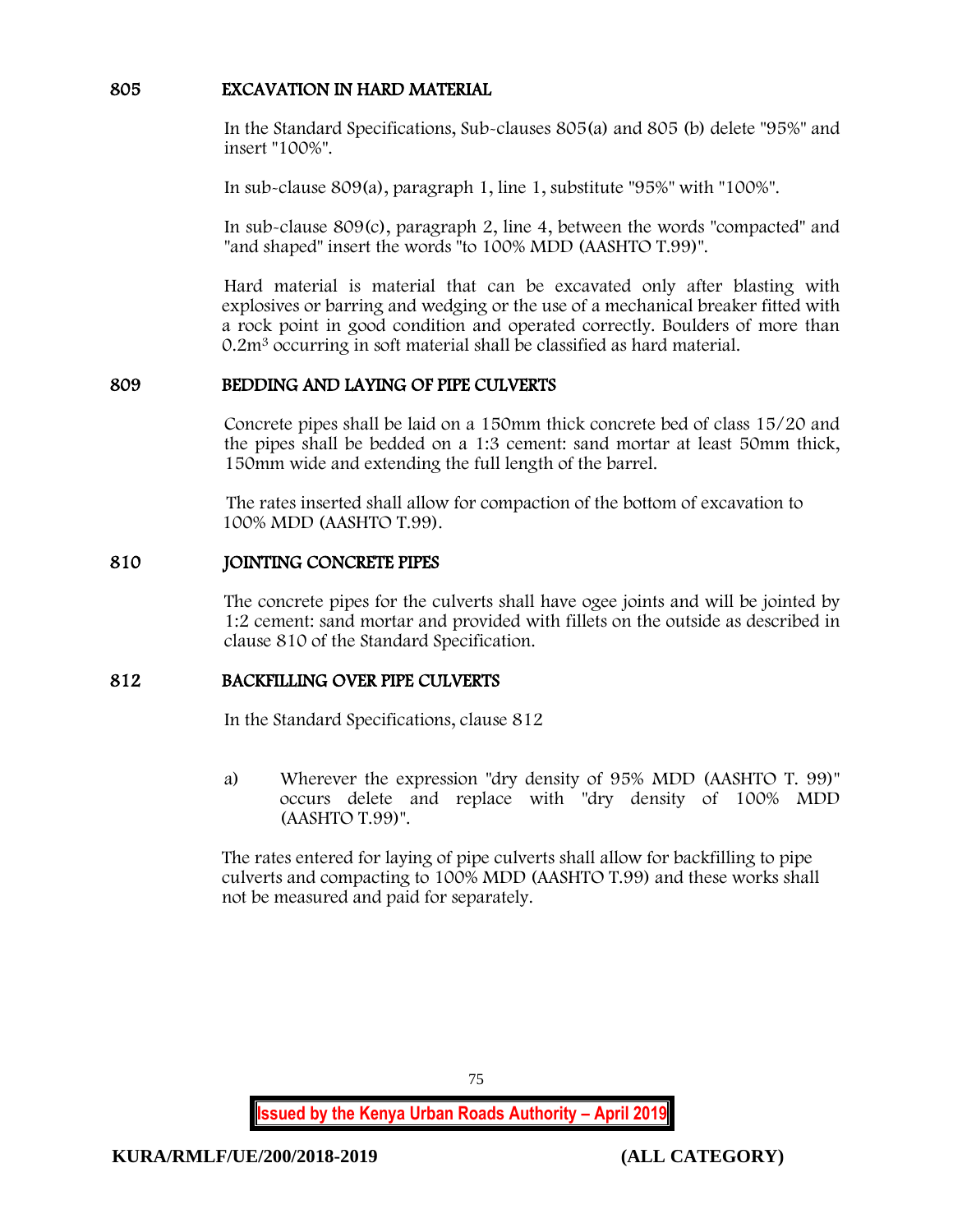## 805 EXCAVATION IN HARD MATERIAL

In the Standard Specifications, Sub-clauses 805(a) and 805 (b) delete "95%" and insert "100%".

In sub-clause 809(a), paragraph 1, line 1, substitute "95%" with "100%".

In sub-clause 809(c), paragraph 2, line 4, between the words "compacted" and "and shaped" insert the words "to 100% MDD (AASHTO T.99)".

Hard material is material that can be excavated only after blasting with explosives or barring and wedging or the use of a mechanical breaker fitted with a rock point in good condition and operated correctly. Boulders of more than $0.2m^3$ occurring in soft material shall be classified as hard material.

## 809 BEDDING AND LAYING OF PIPE CULVERTS

Concrete pipes shall be laid on a 150mm thick concrete bed of class 15/20 and the pipes shall be bedded on a 1:3 cement: sand mortar at least 50mm thick, 150mm wide and extending the full length of the barrel.

The rates inserted shall allow for compaction of the bottom of excavation to 100% MDD (AASHTO T.99).

## 810 JOINTING CONCRETE PIPES

The concrete pipes for the culverts shall have ogee joints and will be jointed by 1:2 cement: sand mortar and provided with fillets on the outside as described in clause 810 of the Standard Specification.

## 812 BACKFILLING OVER PIPE CULVERTS

In the Standard Specifications, clause 812

a) Wherever the expression "dry density of 95% MDD (AASHTO T. 99)" occurs delete and replace with "dry density of 100% MDD (AASHTO T.99)".

The rates entered for laying of pipe culverts shall allow for backfilling to pipe culverts and compacting to 100% MDD (AASHTO T.99) and these works shall not be measured and paid for separately.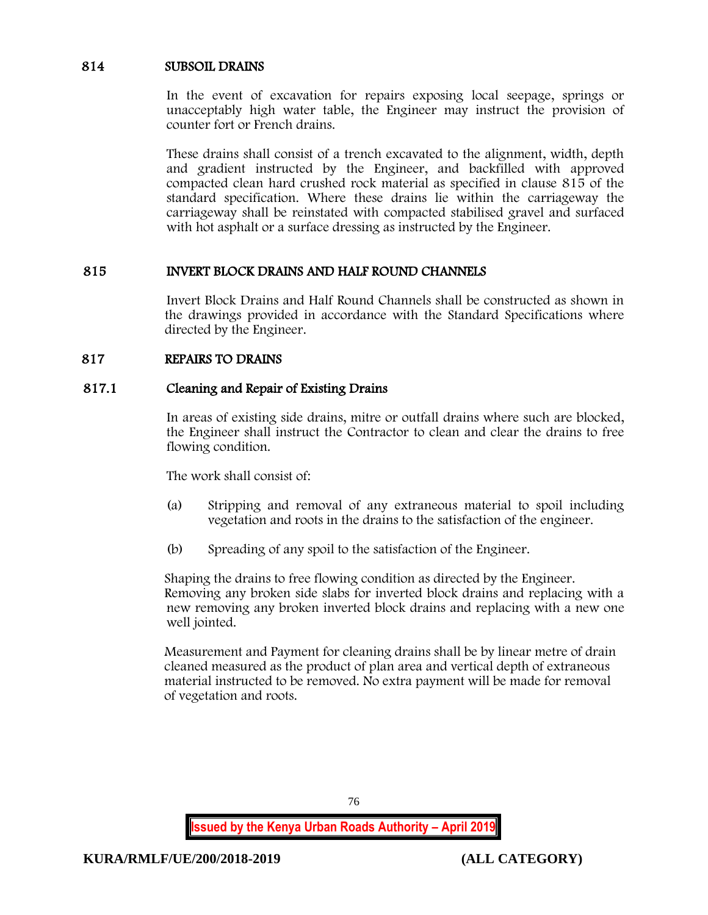## 814 SUBSOIL DRAINS

In the event of excavation for repairs exposing local seepage, springs or unacceptably high water table, the Engineer may instruct the provision of counter fort or French drains.

These drains shall consist of a trench excavated to the alignment, width, depth and gradient instructed by the Engineer, and backfilled with approved compacted clean hard crushed rock material as specified in clause 815 of the standard specification. Where these drains lie within the carriageway the carriageway shall be reinstated with compacted stabilised gravel and surfaced with hot asphalt or a surface dressing as instructed by the Engineer.

## 815 INVERT BLOCK DRAINS AND HALF ROUND CHANNELS

Invert Block Drains and Half Round Channels shall be constructed as shown in the drawings provided in accordance with the Standard Specifications where directed by the Engineer.

## 817 REPAIRS TO DRAINS

### 817.1 Cleaning and Repair of Existing Drains

In areas of existing side drains, mitre or outfall drains where such are blocked, the Engineer shall instruct the Contractor to clean and clear the drains to free flowing condition.

The work shall consist of:

(a) Stripping and removal of any extraneous material to spoil including vegetation and roots in the drains to the satisfaction of the engineer.

(b) Spreading of any spoil to the satisfaction of the Engineer.

Shaping the drains to free flowing condition as directed by the Engineer.
Removing any broken side slabs for inverted block drains and replacing with a new removing any broken inverted block drains and replacing with a new one well jointed.

Measurement and Payment for cleaning drains shall be by linear metre of drain cleaned measured as the product of plan area and vertical depth of extraneous material instructed to be removed. No extra payment will be made for removal of vegetation and roots.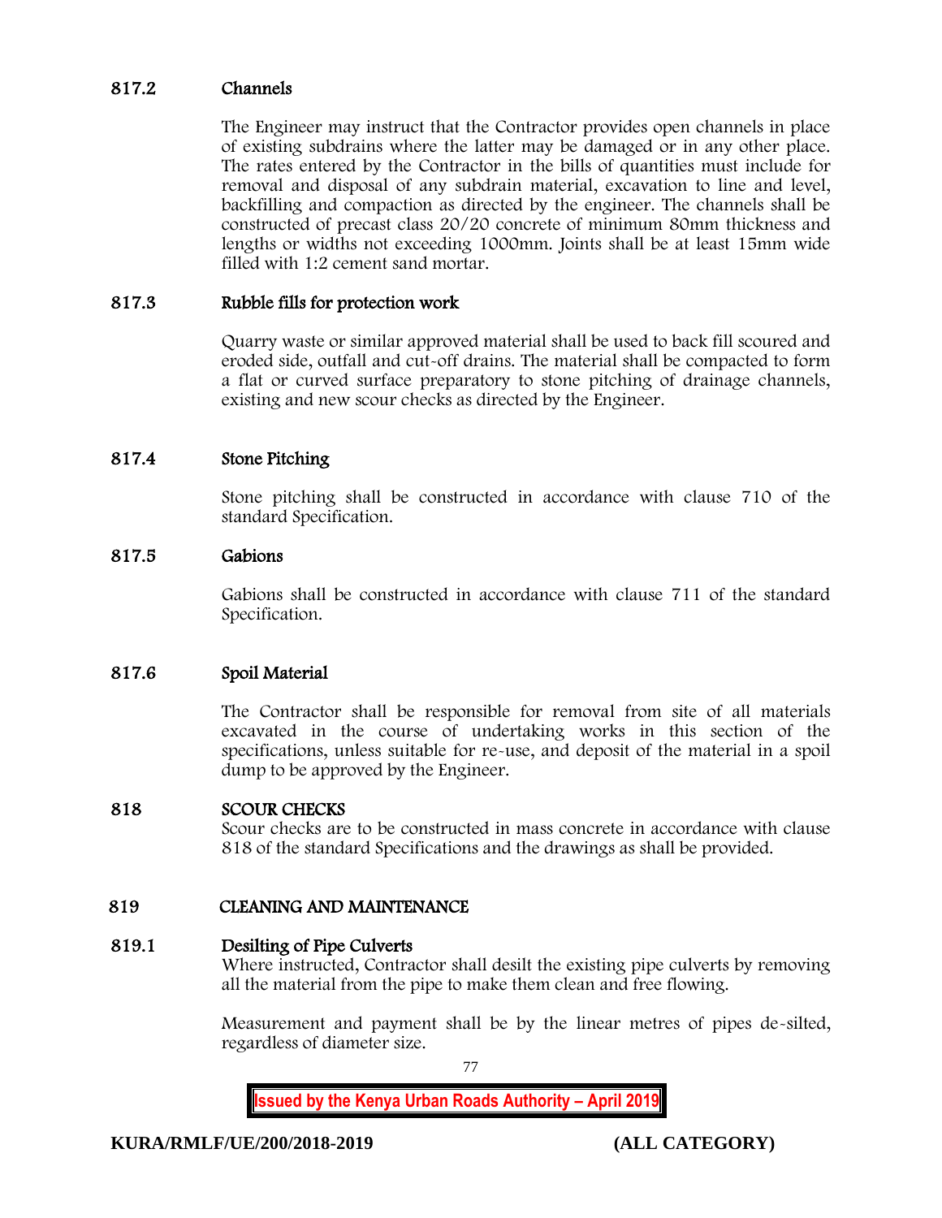### 817.2 Channels

The Engineer may instruct that the Contractor provides open channels in place of existing subdrains where the latter may be damaged or in any other place. The rates entered by the Contractor in the bills of quantities must include for removal and disposal of any subdrain material, excavation to line and level, backfilling and compaction as directed by the engineer. The channels shall be constructed of precast class 20/20 concrete of minimum 80mm thickness and lengths or widths not exceeding 1000mm. Joints shall be at least 15mm wide filled with 1:2 cement sand mortar.

### 817.3 Rubble fills for protection work

Quarry waste or similar approved material shall be used to back fill scoured and eroded side, outfall and cut-off drains. The material shall be compacted to form a flat or curved surface preparatory to stone pitching of drainage channels, existing and new scour checks as directed by the Engineer.

### 817.4 Stone Pitching

Stone pitching shall be constructed in accordance with clause 710 of the standard Specification.

### 817.5 Gabions

Gabions shall be constructed in accordance with clause 711 of the standard Specification.

### 817.6 Spoil Material

The Contractor shall be responsible for removal from site of all materials excavated in the course of undertaking works in this section of the specifications, unless suitable for re-use, and deposit of the material in a spoil dump to be approved by the Engineer.

## 818 SCOUR CHECKS

Scour checks are to be constructed in mass concrete in accordance with clause 818 of the standard Specifications and the drawings as shall be provided.

## 819 CLEANING AND MAINTENANCE

### 819.1 Desilting of Pipe Culverts

Where instructed, Contractor shall desilt the existing pipe culverts by removing all the material from the pipe to make them clean and free flowing.

Measurement and payment shall be by the linear metres of pipes de-silted, regardless of diameter size.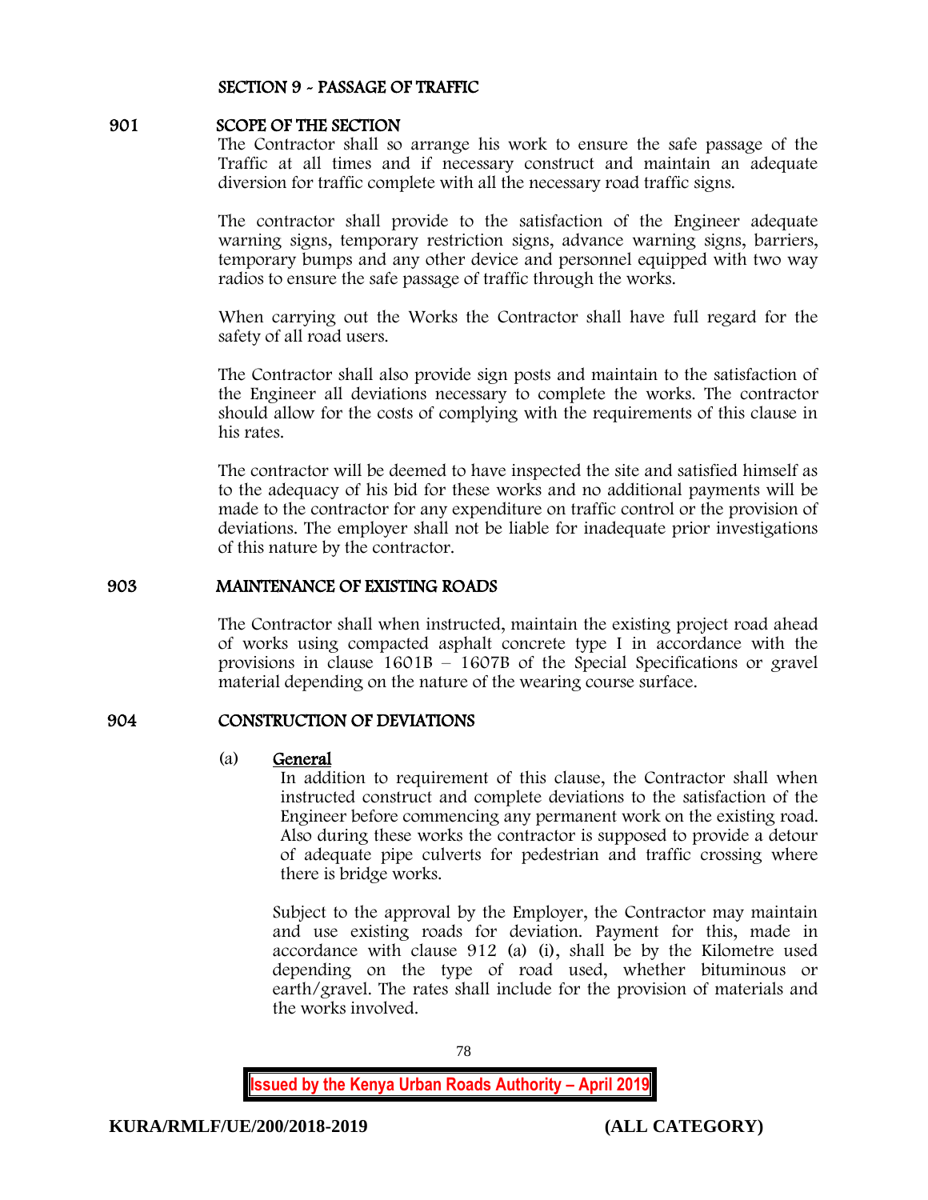## SECTION 9 - PASSAGE OF TRAFFIC

### 901 SCOPE OF THE SECTION

The Contractor shall so arrange his work to ensure the safe passage of the Traffic at all times and if necessary construct and maintain an adequate diversion for traffic complete with all the necessary road traffic signs.

The contractor shall provide to the satisfaction of the Engineer adequate warning signs, temporary restriction signs, advance warning signs, barriers, temporary bumps and any other device and personnel equipped with two way radios to ensure the safe passage of traffic through the works.

When carrying out the Works the Contractor shall have full regard for the safety of all road users.

The Contractor shall also provide sign posts and maintain to the satisfaction of the Engineer all deviations necessary to complete the works. The contractor should allow for the costs of complying with the requirements of this clause in his rates.

The contractor will be deemed to have inspected the site and satisfied himself as to the adequacy of his bid for these works and no additional payments will be made to the contractor for any expenditure on traffic control or the provision of deviations. The employer shall not be liable for inadequate prior investigations of this nature by the contractor.

### 903 MAINTENANCE OF EXISTING ROADS

The Contractor shall when instructed, maintain the existing project road ahead of works using compacted asphalt concrete type I in accordance with the provisions in clause 1601B – 1607B of the Special Specifications or gravel material depending on the nature of the wearing course surface.

### 904 CONSTRUCTION OF DEVIATIONS

(a) <u>General</u>

In addition to requirement of this clause, the Contractor shall when instructed construct and complete deviations to the satisfaction of the Engineer before commencing any permanent work on the existing road. Also during these works the contractor is supposed to provide a detour of adequate pipe culverts for pedestrian and traffic crossing where there is bridge works.

Subject to the approval by the Employer, the Contractor may maintain and use existing roads for deviation. Payment for this, made in accordance with clause 912 (a) (i), shall be by the Kilometre used depending on the type of road used, whether bituminous or earth/gravel. The rates shall include for the provision of materials and the works involved.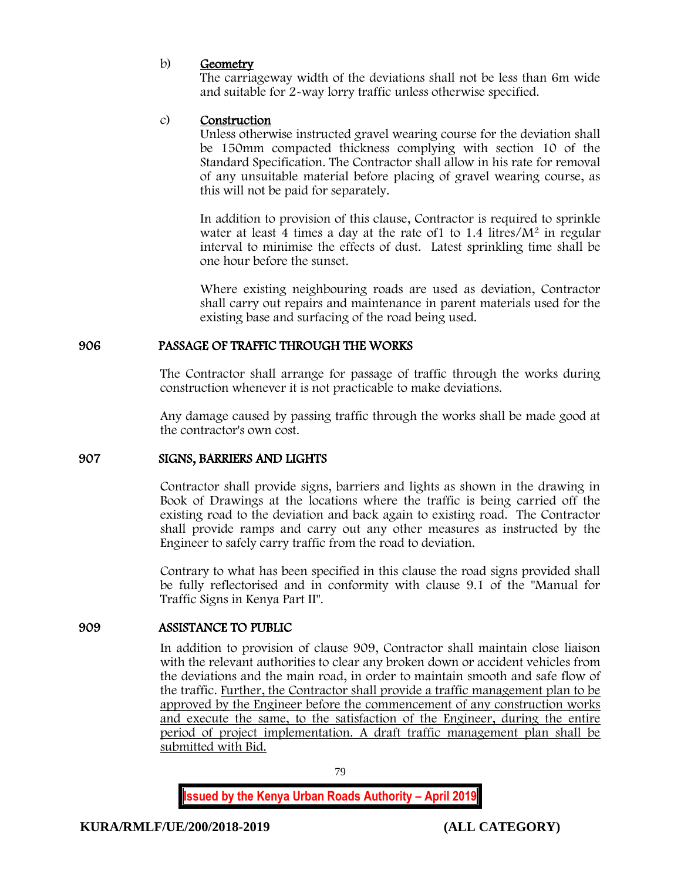b) **Geometry**

The carriageway width of the deviations shall not be less than 6m wide and suitable for 2-way lorry traffic unless otherwise specified.

c) **Construction**

Unless otherwise instructed gravel wearing course for the deviation shall be 150mm compacted thickness complying with section 10 of the Standard Specification. The Contractor shall allow in his rate for removal of any unsuitable material before placing of gravel wearing course, as this will not be paid for separately.

In addition to provision of this clause, Contractor is required to sprinkle water at least 4 times a day at the rate of1 to 1.4 litres/$M^2$ in regular interval to minimise the effects of dust. Latest sprinkling time shall be one hour before the sunset.

Where existing neighbouring roads are used as deviation, Contractor shall carry out repairs and maintenance in parent materials used for the existing base and surfacing of the road being used.

## 906 PASSAGE OF TRAFFIC THROUGH THE WORKS

The Contractor shall arrange for passage of traffic through the works during construction whenever it is not practicable to make deviations.

Any damage caused by passing traffic through the works shall be made good at the contractor's own cost.

## 907 SIGNS, BARRIERS AND LIGHTS

Contractor shall provide signs, barriers and lights as shown in the drawing in Book of Drawings at the locations where the traffic is being carried off the existing road to the deviation and back again to existing road. The Contractor shall provide ramps and carry out any other measures as instructed by the Engineer to safely carry traffic from the road to deviation.

Contrary to what has been specified in this clause the road signs provided shall be fully reflectorised and in conformity with clause 9.1 of the "Manual for Traffic Signs in Kenya Part II".

## 909 ASSISTANCE TO PUBLIC

In addition to provision of clause 909, Contractor shall maintain close liaison with the relevant authorities to clear any broken down or accident vehicles from the deviations and the main road, in order to maintain smooth and safe flow of the traffic. <u>Further, the Contractor shall provide a traffic management plan to be approved by the Engineer before the commencement of any construction works and execute the same, to the satisfaction of the Engineer, during the entire period of project implementation. A draft traffic management plan shall be submitted with Bid.</u>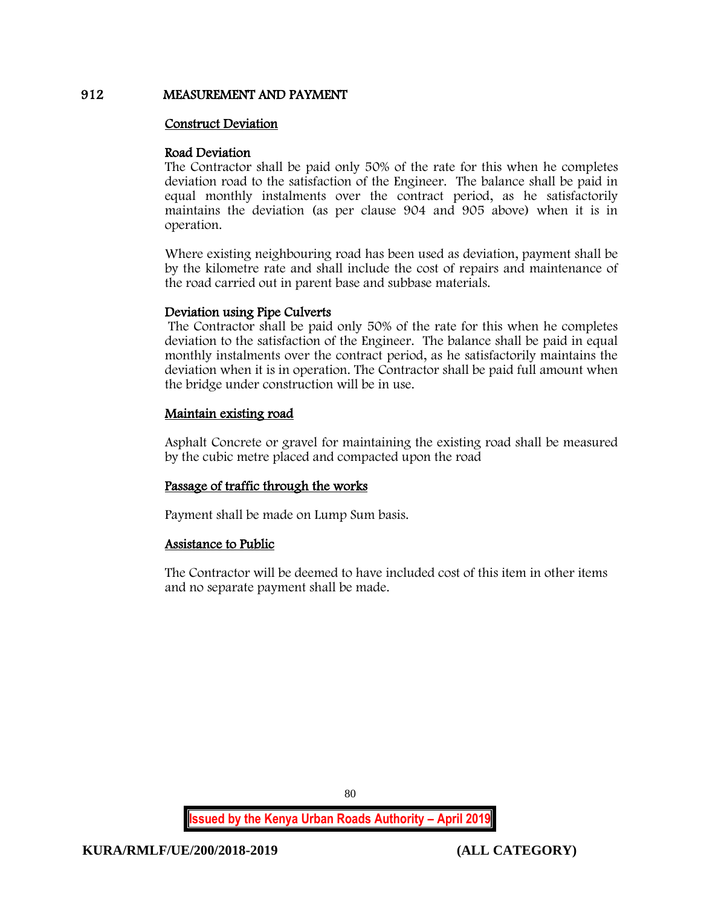## 912 MEASUREMENT AND PAYMENT

### Construct Deviation

**Road Deviation**

The Contractor shall be paid only 50% of the rate for this when he completes deviation road to the satisfaction of the Engineer. The balance shall be paid in equal monthly instalments over the contract period, as he satisfactorily maintains the deviation (as per clause 904 and 905 above) when it is in operation.

Where existing neighbouring road has been used as deviation, payment shall be by the kilometre rate and shall include the cost of repairs and maintenance of the road carried out in parent base and subbase materials.

**Deviation using Pipe Culverts**

The Contractor shall be paid only 50% of the rate for this when he completes deviation to the satisfaction of the Engineer. The balance shall be paid in equal monthly instalments over the contract period, as he satisfactorily maintains the deviation when it is in operation. The Contractor shall be paid full amount when the bridge under construction will be in use.

### Maintain existing road

Asphalt Concrete or gravel for maintaining the existing road shall be measured by the cubic metre placed and compacted upon the road

### Passage of traffic through the works

Payment shall be made on Lump Sum basis.

### Assistance to Public

The Contractor will be deemed to have included cost of this item in other items and no separate payment shall be made.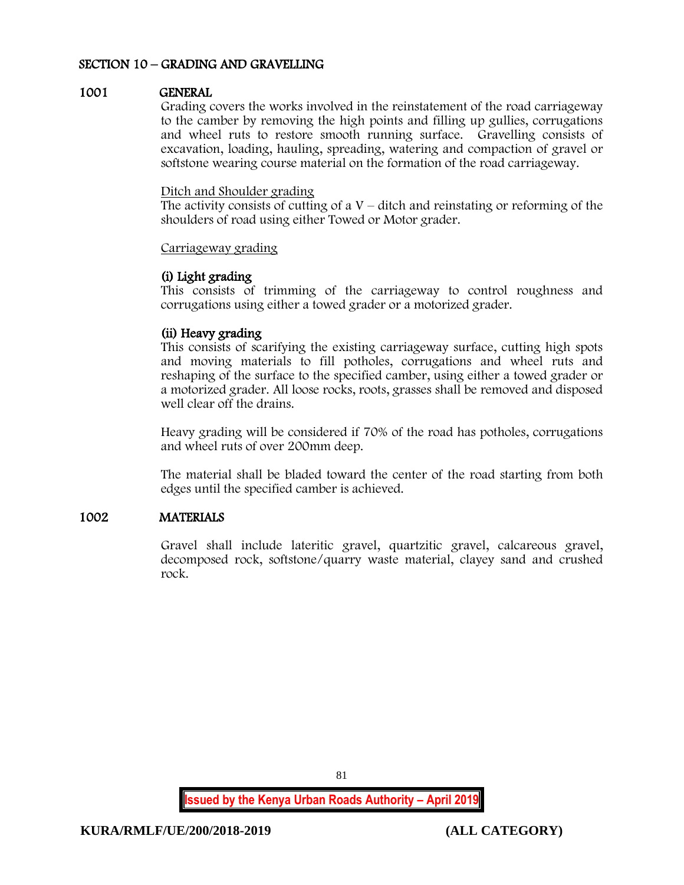## SECTION 10 – GRADING AND GRAVELLING

### 1001 GENERAL

Grading covers the works involved in the reinstatement of the road carriageway to the camber by removing the high points and filling up gullies, corrugations and wheel ruts to restore smooth running surface. Gravelling consists of excavation, loading, hauling, spreading, watering and compaction of gravel or softstone wearing course material on the formation of the road carriageway.

Ditch and Shoulder grading

The activity consists of cutting of a V – ditch and reinstating or reforming of the shoulders of road using either Towed or Motor grader.

Carriageway grading

**(i) Light grading**

This consists of trimming of the carriageway to control roughness and corrugations using either a towed grader or a motorized grader.

**(ii) Heavy grading**

This consists of scarifying the existing carriageway surface, cutting high spots and moving materials to fill potholes, corrugations and wheel ruts and reshaping of the surface to the specified camber, using either a towed grader or a motorized grader. All loose rocks, roots, grasses shall be removed and disposed well clear off the drains.

Heavy grading will be considered if 70% of the road has potholes, corrugations and wheel ruts of over 200mm deep.

The material shall be bladed toward the center of the road starting from both edges until the specified camber is achieved.

### 1002 MATERIALS

Gravel shall include lateritic gravel, quartzitic gravel, calcareous gravel, decomposed rock, softstone/quarry waste material, clayey sand and crushed rock.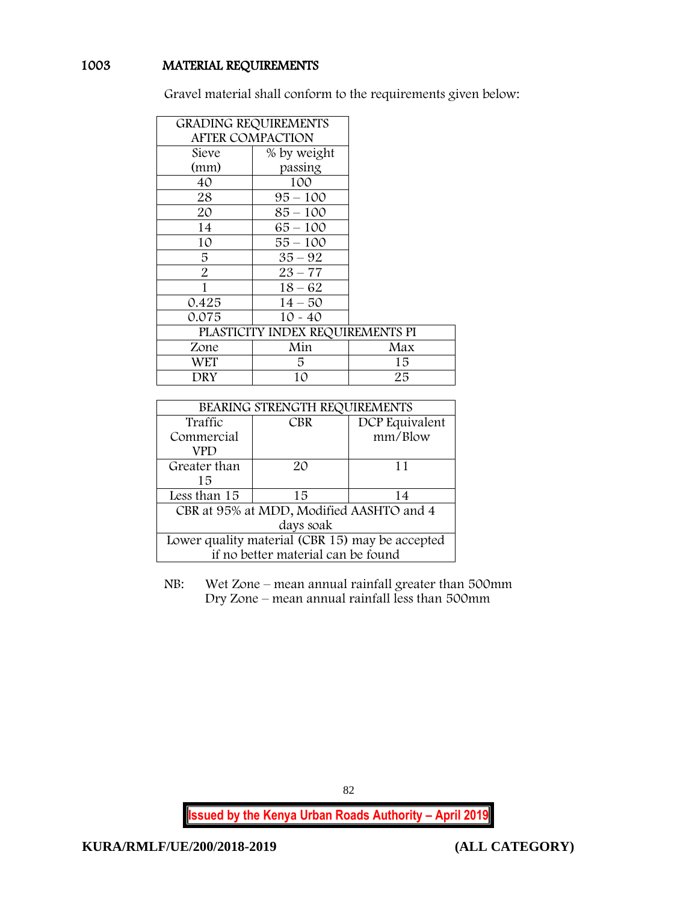## 1003 MATERIAL REQUIREMENTS

Gravel material shall conform to the requirements given below:

| GRADING REQUIREMENTS AFTER COMPACTION | | |
|---|---|---|
| Sieve (mm) | % by weight passing | |
| 40 | 100 | |
| 28 | 95 – 100 | |
| 20 | 85 – 100 | |
| 14 | 65 – 100 | |
| 10 | 55 – 100 | |
| 5 | 35 – 92 | |
| 2 | 23 – 77 | |
| 1 | 18 – 62 | |
| 0.425 | 14 – 50 | |
| 0.075 | 10 - 40 | |
| PLASTICITY INDEX REQUIREMENTS PI | | |
| Zone | Min | Max |
| WET | 5 | 15 |
| DRY | 10 | 25 |

| BEARING STRENGTH REQUIREMENTS | | |
|---|---|---|
| Traffic Commercial VPD | CBR | DCP Equivalent mm/Blow |
| Greater than 15 | 20 | 11 |
| Less than 15 | 15 | 14 |
| CBR at 95% at MDD, Modified AASHTO and 4 days soak | | |
| Lower quality material (CBR 15) may be accepted if no better material can be found | | |

NB: Wet Zone – mean annual rainfall greater than 500mm
Dry Zone – mean annual rainfall less than 500mm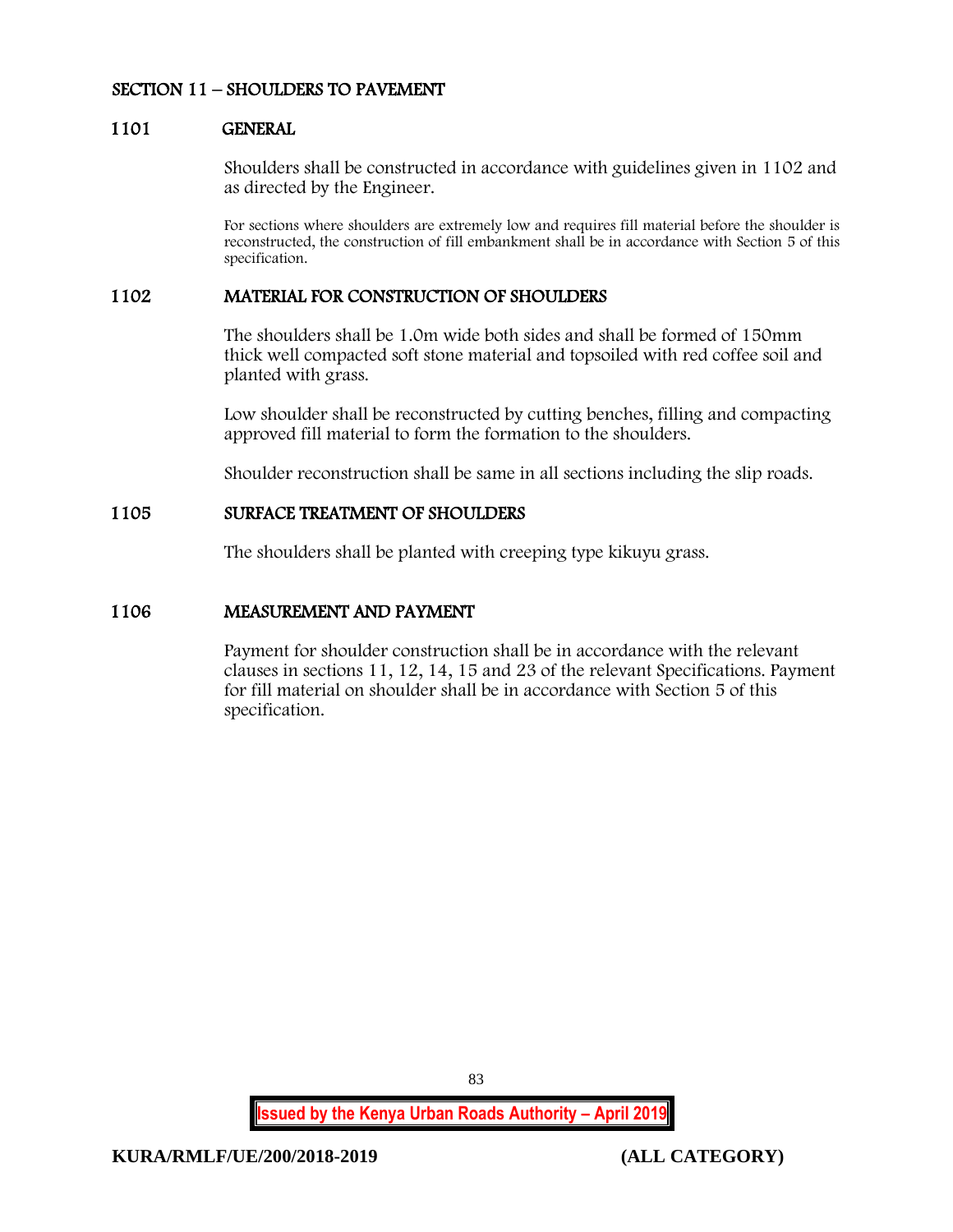## SECTION 11 – SHOULDERS TO PAVEMENT

### 1101 GENERAL

Shoulders shall be constructed in accordance with guidelines given in 1102 and as directed by the Engineer.

For sections where shoulders are extremely low and requires fill material before the shoulder is reconstructed, the construction of fill embankment shall be in accordance with Section 5 of this specification.

### 1102 MATERIAL FOR CONSTRUCTION OF SHOULDERS

The shoulders shall be 1.0m wide both sides and shall be formed of 150mm thick well compacted soft stone material and topsoiled with red coffee soil and planted with grass.

Low shoulder shall be reconstructed by cutting benches, filling and compacting approved fill material to form the formation to the shoulders.

Shoulder reconstruction shall be same in all sections including the slip roads.

### 1105 SURFACE TREATMENT OF SHOULDERS

The shoulders shall be planted with creeping type kikuyu grass.

### 1106 MEASUREMENT AND PAYMENT

Payment for shoulder construction shall be in accordance with the relevant clauses in sections 11, 12, 14, 15 and 23 of the relevant Specifications. Payment for fill material on shoulder shall be in accordance with Section 5 of this specification.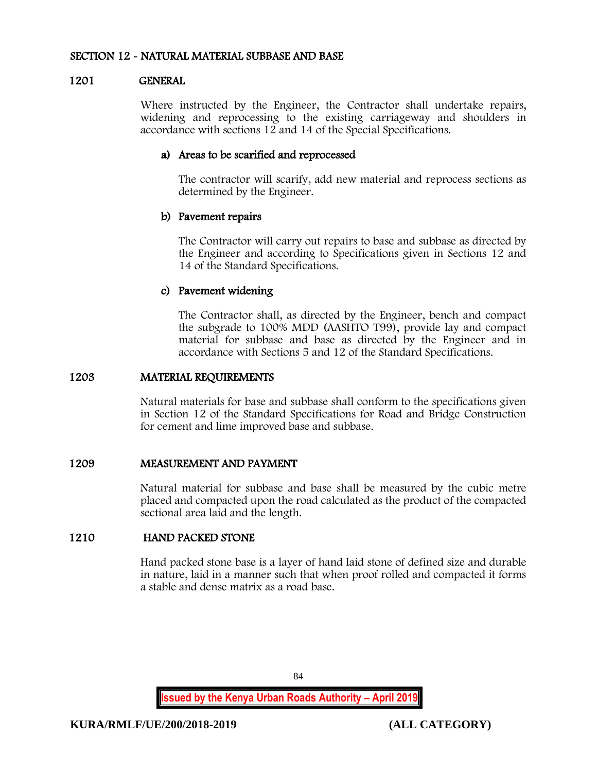## SECTION 12 - NATURAL MATERIAL SUBBASE AND BASE

### 1201 GENERAL

Where instructed by the Engineer, the Contractor shall undertake repairs, widening and reprocessing to the existing carriageway and shoulders in accordance with sections 12 and 14 of the Special Specifications.

**a) Areas to be scarified and reprocessed**

The contractor will scarify, add new material and reprocess sections as determined by the Engineer.

**b) Pavement repairs**

The Contractor will carry out repairs to base and subbase as directed by the Engineer and according to Specifications given in Sections 12 and 14 of the Standard Specifications.

**c) Pavement widening**

The Contractor shall, as directed by the Engineer, bench and compact the subgrade to 100% MDD (AASHTO T99), provide lay and compact material for subbase and base as directed by the Engineer and in accordance with Sections 5 and 12 of the Standard Specifications.

### 1203 MATERIAL REQUIREMENTS

Natural materials for base and subbase shall conform to the specifications given in Section 12 of the Standard Specifications for Road and Bridge Construction for cement and lime improved base and subbase.

### 1209 MEASUREMENT AND PAYMENT

Natural material for subbase and base shall be measured by the cubic metre placed and compacted upon the road calculated as the product of the compacted sectional area laid and the length.

### 1210 HAND PACKED STONE

Hand packed stone base is a layer of hand laid stone of defined size and durable in nature, laid in a manner such that when proof rolled and compacted it forms a stable and dense matrix as a road base.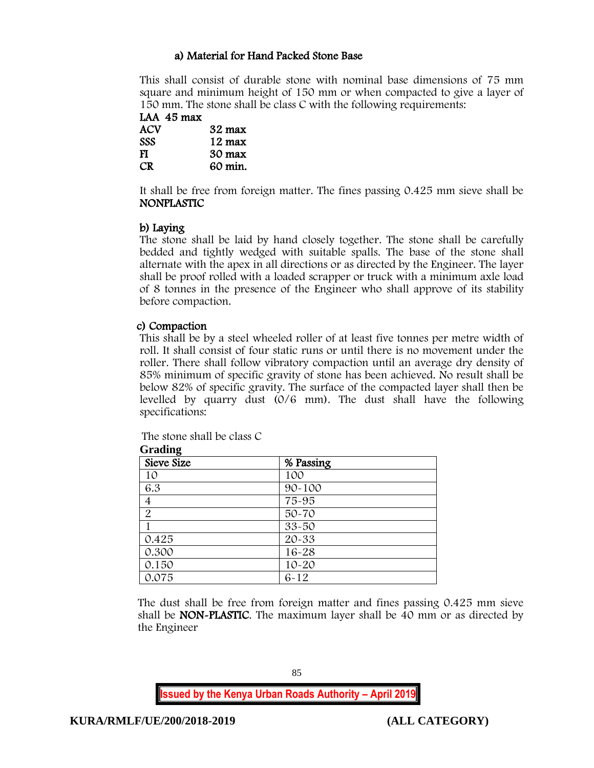#### a) Material for Hand Packed Stone Base

This shall consist of durable stone with nominal base dimensions of 75 mm square and minimum height of 150 mm or when compacted to give a layer of 150 mm. The stone shall be class C with the following requirements:

**LAA 45 max**
**ACV 32 max**
**SSS 12 max**
**FI 30 max**
**CR 60 min.**

It shall be free from foreign matter. The fines passing 0.425 mm sieve shall be **NONPLASTIC**

#### b) Laying

The stone shall be laid by hand closely together. The stone shall be carefully bedded and tightly wedged with suitable spalls. The base of the stone shall alternate with the apex in all directions or as directed by the Engineer. The layer shall be proof rolled with a loaded scrapper or truck with a minimum axle load of 8 tonnes in the presence of the Engineer who shall approve of its stability before compaction.

#### c) Compaction

This shall be by a steel wheeled roller of at least five tonnes per metre width of roll. It shall consist of four static runs or until there is no movement under the roller. There shall follow vibratory compaction until an average dry density of 85% minimum of specific gravity of stone has been achieved. No result shall be below 82% of specific gravity. The surface of the compacted layer shall then be levelled by quarry dust (0/6 mm). The dust shall have the following specifications:

The stone shall be class C

**Grading**

| Sieve Size | % Passing |
|---|---|
| 10 | 100 |
| 6.3 | 90-100 |
| 4 | 75-95 |
| 2 | 50-70 |
| 1 | 33-50 |
| 0.425 | 20-33 |
| 0.300 | 16-28 |
| 0.150 | 10-20 |
| 0.075 | 6-12 |

The dust shall be free from foreign matter and fines passing 0.425 mm sieve shall be **NON-PLASTIC**. The maximum layer shall be 40 mm or as directed by the Engineer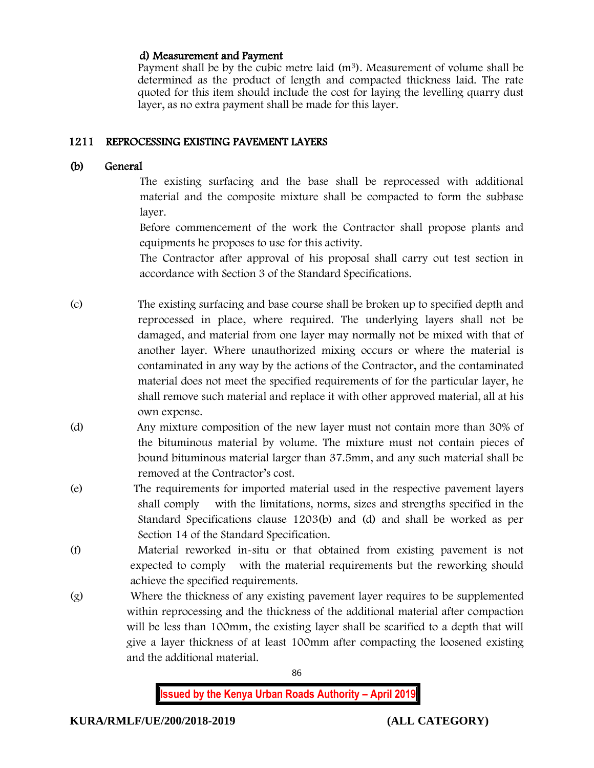**d) Measurement and Payment**

Payment shall be by the cubic metre laid ($m^3$). Measurement of volume shall be determined as the product of length and compacted thickness laid. The rate quoted for this item should include the cost for laying the levelling quarry dust layer, as no extra payment shall be made for this layer.

## 1211 REPROCESSING EXISTING PAVEMENT LAYERS

### (b) General

The existing surfacing and the base shall be reprocessed with additional material and the composite mixture shall be compacted to form the subbase layer.

Before commencement of the work the Contractor shall propose plants and equipments he proposes to use for this activity.

The Contractor after approval of his proposal shall carry out test section in accordance with Section 3 of the Standard Specifications.

(c) The existing surfacing and base course shall be broken up to specified depth and reprocessed in place, where required. The underlying layers shall not be damaged, and material from one layer may normally not be mixed with that of another layer. Where unauthorized mixing occurs or where the material is contaminated in any way by the actions of the Contractor, and the contaminated material does not meet the specified requirements of for the particular layer, he shall remove such material and replace it with other approved material, all at his own expense.

(d) Any mixture composition of the new layer must not contain more than 30% of the bituminous material by volume. The mixture must not contain pieces of bound bituminous material larger than 37.5mm, and any such material shall be removed at the Contractor's cost.

(e) The requirements for imported material used in the respective pavement layers shall comply with the limitations, norms, sizes and strengths specified in the Standard Specifications clause 1203(b) and (d) and shall be worked as per Section 14 of the Standard Specification.

(f) Material reworked in-situ or that obtained from existing pavement is not expected to comply with the material requirements but the reworking should achieve the specified requirements.

(g) Where the thickness of any existing pavement layer requires to be supplemented within reprocessing and the thickness of the additional material after compaction will be less than 100mm, the existing layer shall be scarified to a depth that will give a layer thickness of at least 100mm after compacting the loosened existing and the additional material.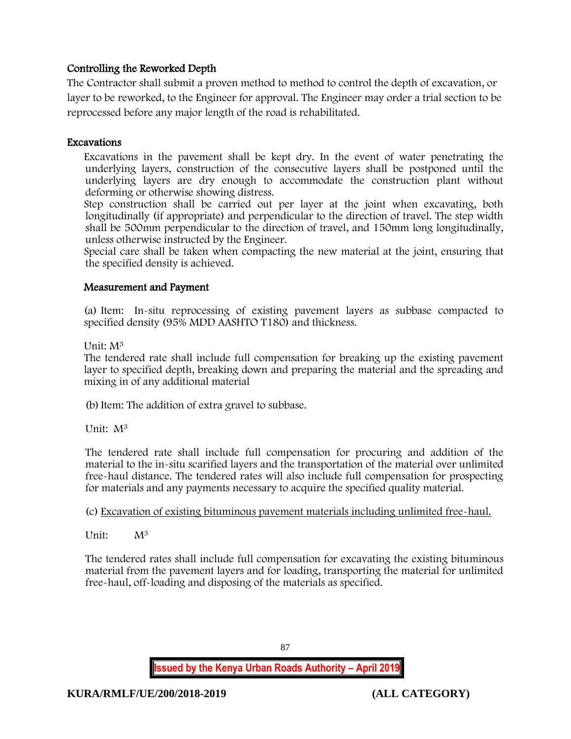### Controlling the Reworked Depth

The Contractor shall submit a proven method to method to control the depth of excavation, or layer to be reworked, to the Engineer for approval. The Engineer may order a trial section to be reprocessed before any major length of the road is rehabilitated.

### Excavations

Excavations in the pavement shall be kept dry. In the event of water penetrating the underlying layers, construction of the consecutive layers shall be postponed until the underlying layers are dry enough to accommodate the construction plant without deforming or otherwise showing distress.

Step construction shall be carried out per layer at the joint when excavating, both longitudinally (if appropriate) and perpendicular to the direction of travel. The step width shall be 500mm perpendicular to the direction of travel, and 150mm long longitudinally, unless otherwise instructed by the Engineer.

Special care shall be taken when compacting the new material at the joint, ensuring that the specified density is achieved.

### Measurement and Payment

(a) Item: In-situ reprocessing of existing pavement layers as subbase compacted to specified density (95% MDD AASHTO T180) and thickness.

Unit: $M^3$

The tendered rate shall include full compensation for breaking up the existing pavement layer to specified depth, breaking down and preparing the material and the spreading and mixing in of any additional material

(b) Item: The addition of extra gravel to subbase.

Unit: $M^3$

The tendered rate shall include full compensation for procuring and addition of the material to the in-situ scarified layers and the transportation of the material over unlimited free-haul distance. The tendered rates will also include full compensation for prospecting for materials and any payments necessary to acquire the specified quality material.

(c) <u>Excavation of existing bituminous pavement materials including unlimited free-haul.</u>

Unit: $M^3$

The tendered rates shall include full compensation for excavating the existing bituminous material from the pavement layers and for loading, transporting the material for unlimited free-haul, off-loading and disposing of the materials as specified.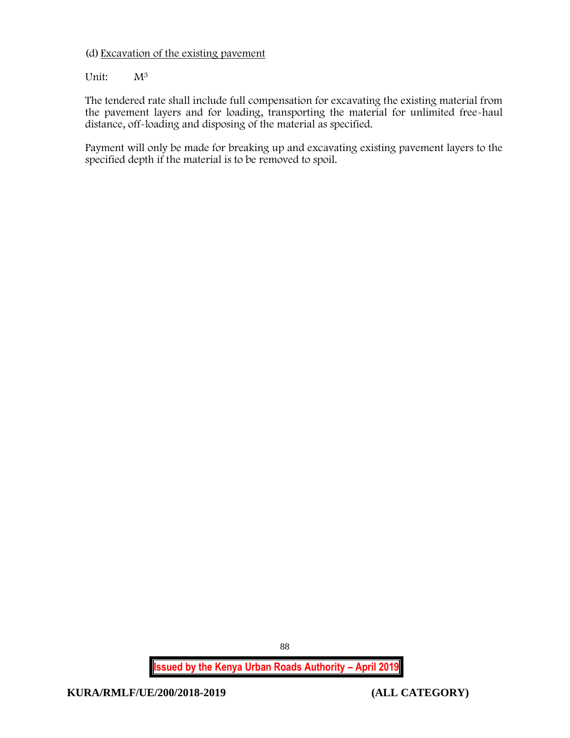(d) Excavation of the existing pavement

Unit: $M^3$

The tendered rate shall include full compensation for excavating the existing material from the pavement layers and for loading, transporting the material for unlimited free-haul distance, off-loading and disposing of the material as specified.

Payment will only be made for breaking up and excavating existing pavement layers to the specified depth if the material is to be removed to spoil.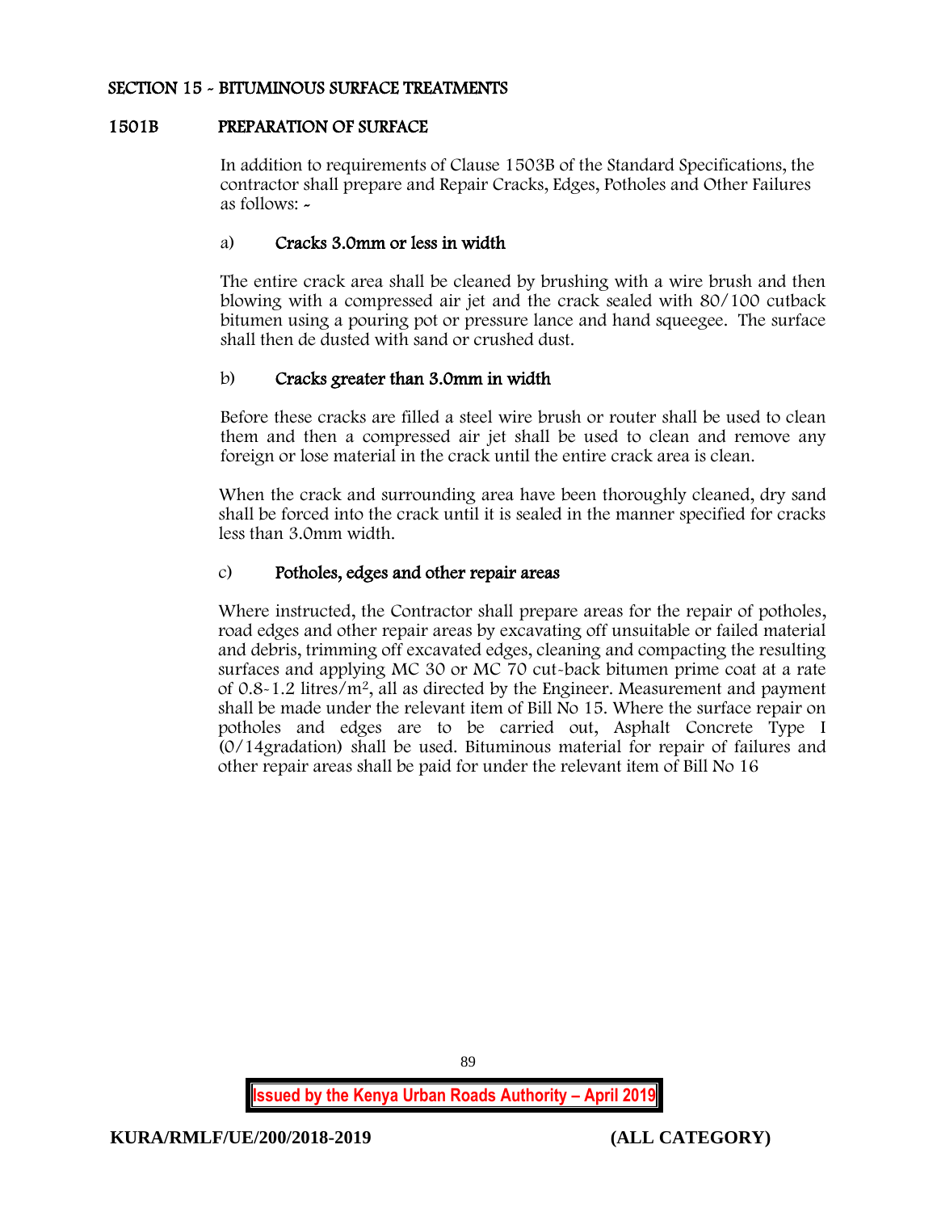## SECTION 15 - BITUMINOUS SURFACE TREATMENTS

### 1501B PREPARATION OF SURFACE

In addition to requirements of Clause 1503B of the Standard Specifications, the contractor shall prepare and Repair Cracks, Edges, Potholes and Other Failures as follows: -

a) **Cracks 3.0mm or less in width**

The entire crack area shall be cleaned by brushing with a wire brush and then blowing with a compressed air jet and the crack sealed with 80/100 cutback bitumen using a pouring pot or pressure lance and hand squeegee. The surface shall then de dusted with sand or crushed dust.

b) **Cracks greater than 3.0mm in width**

Before these cracks are filled a steel wire brush or router shall be used to clean them and then a compressed air jet shall be used to clean and remove any foreign or lose material in the crack until the entire crack area is clean.

When the crack and surrounding area have been thoroughly cleaned, dry sand shall be forced into the crack until it is sealed in the manner specified for cracks less than 3.0mm width.

c) **Potholes, edges and other repair areas**

Where instructed, the Contractor shall prepare areas for the repair of potholes, road edges and other repair areas by excavating off unsuitable or failed material and debris, trimming off excavated edges, cleaning and compacting the resulting surfaces and applying MC 30 or MC 70 cut-back bitumen prime coat at a rate of 0.8-1.2 litres/$m^2$, all as directed by the Engineer. Measurement and payment shall be made under the relevant item of Bill No 15. Where the surface repair on potholes and edges are to be carried out, Asphalt Concrete Type I (0/14gradation) shall be used. Bituminous material for repair of failures and other repair areas shall be paid for under the relevant item of Bill No 16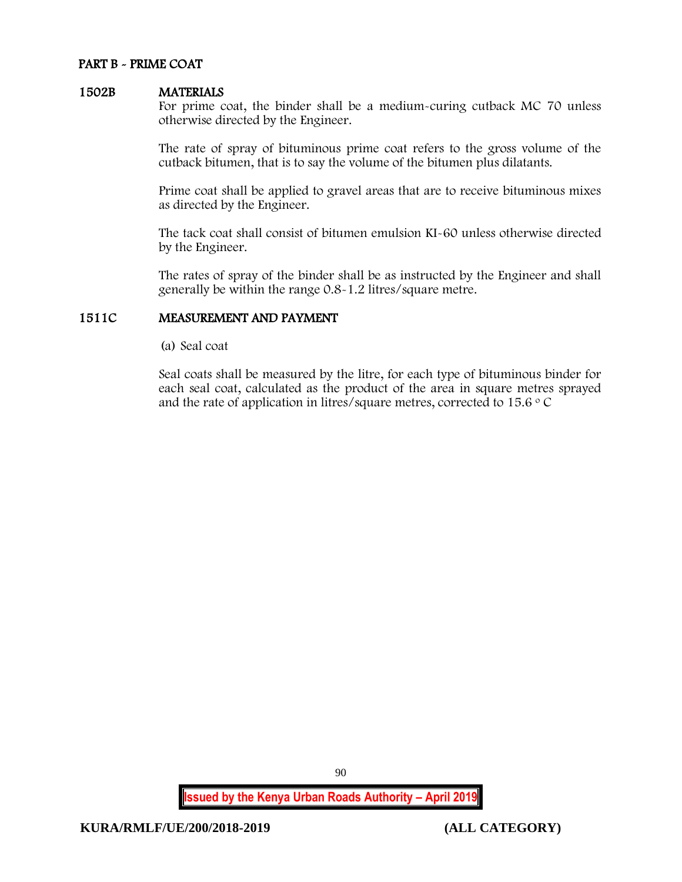## PART B - PRIME COAT

### 1502B MATERIALS

For prime coat, the binder shall be a medium-curing cutback MC 70 unless otherwise directed by the Engineer.

The rate of spray of bituminous prime coat refers to the gross volume of the cutback bitumen, that is to say the volume of the bitumen plus dilatants.

Prime coat shall be applied to gravel areas that are to receive bituminous mixes as directed by the Engineer.

The tack coat shall consist of bitumen emulsion KI-60 unless otherwise directed by the Engineer.

The rates of spray of the binder shall be as instructed by the Engineer and shall generally be within the range 0.8-1.2 litres/square metre.

### 1511C MEASUREMENT AND PAYMENT

(a) Seal coat

Seal coats shall be measured by the litre, for each type of bituminous binder for each seal coat, calculated as the product of the area in square metres sprayed and the rate of application in litres/square metres, corrected to 15.6 $^{\circ}$C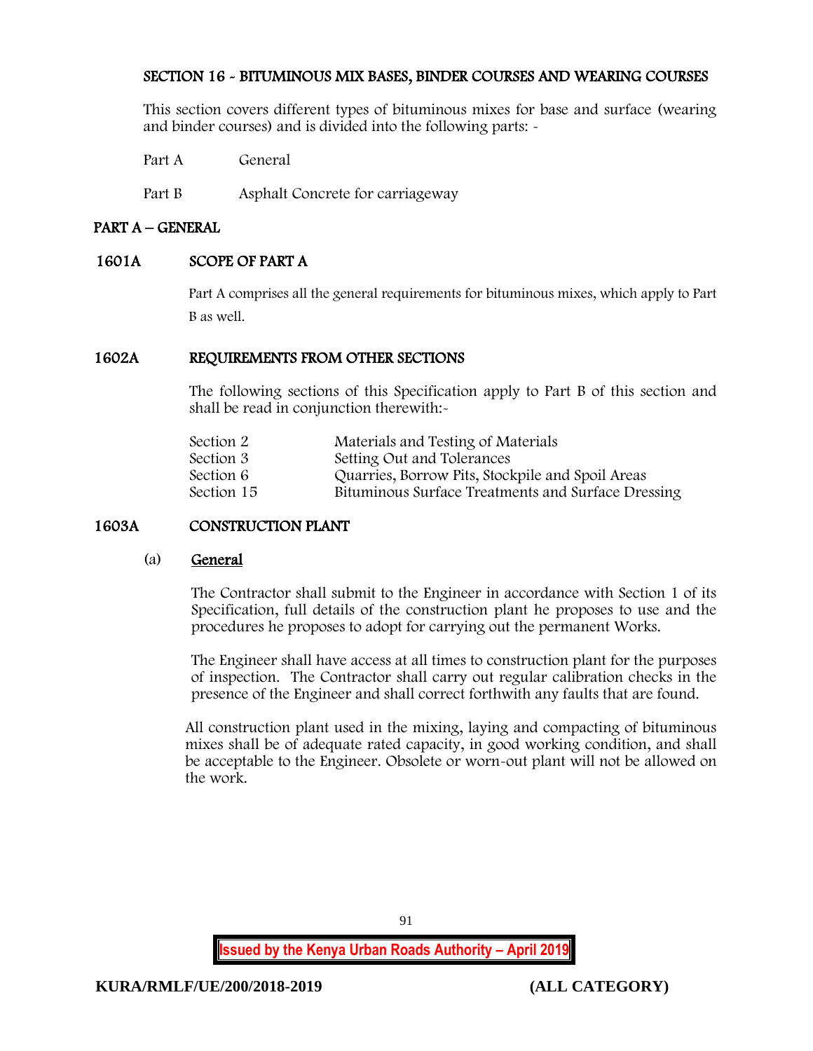# SECTION 16 - BITUMINOUS MIX BASES, BINDER COURSES AND WEARING COURSES

This section covers different types of bituminous mixes for base and surface (wearing and binder courses) and is divided into the following parts: -

Part A General

Part B Asphalt Concrete for carriageway

## PART A – GENERAL

### 1601A SCOPE OF PART A

Part A comprises all the general requirements for bituminous mixes, which apply to Part B as well.

### 1602A REQUIREMENTS FROM OTHER SECTIONS

The following sections of this Specification apply to Part B of this section and shall be read in conjunction therewith:-

| | |
|---|---|
| Section 2 | Materials and Testing of Materials |
| Section 3 | Setting Out and Tolerances |
| Section 6 | Quarries, Borrow Pits, Stockpile and Spoil Areas |
| Section 15 | Bituminous Surface Treatments and Surface Dressing |

### 1603A CONSTRUCTION PLANT

(a) General

The Contractor shall submit to the Engineer in accordance with Section 1 of its Specification, full details of the construction plant he proposes to use and the procedures he proposes to adopt for carrying out the permanent Works.

The Engineer shall have access at all times to construction plant for the purposes of inspection. The Contractor shall carry out regular calibration checks in the presence of the Engineer and shall correct forthwith any faults that are found.

All construction plant used in the mixing, laying and compacting of bituminous mixes shall be of adequate rated capacity, in good working condition, and shall be acceptable to the Engineer. Obsolete or worn-out plant will not be allowed on the work.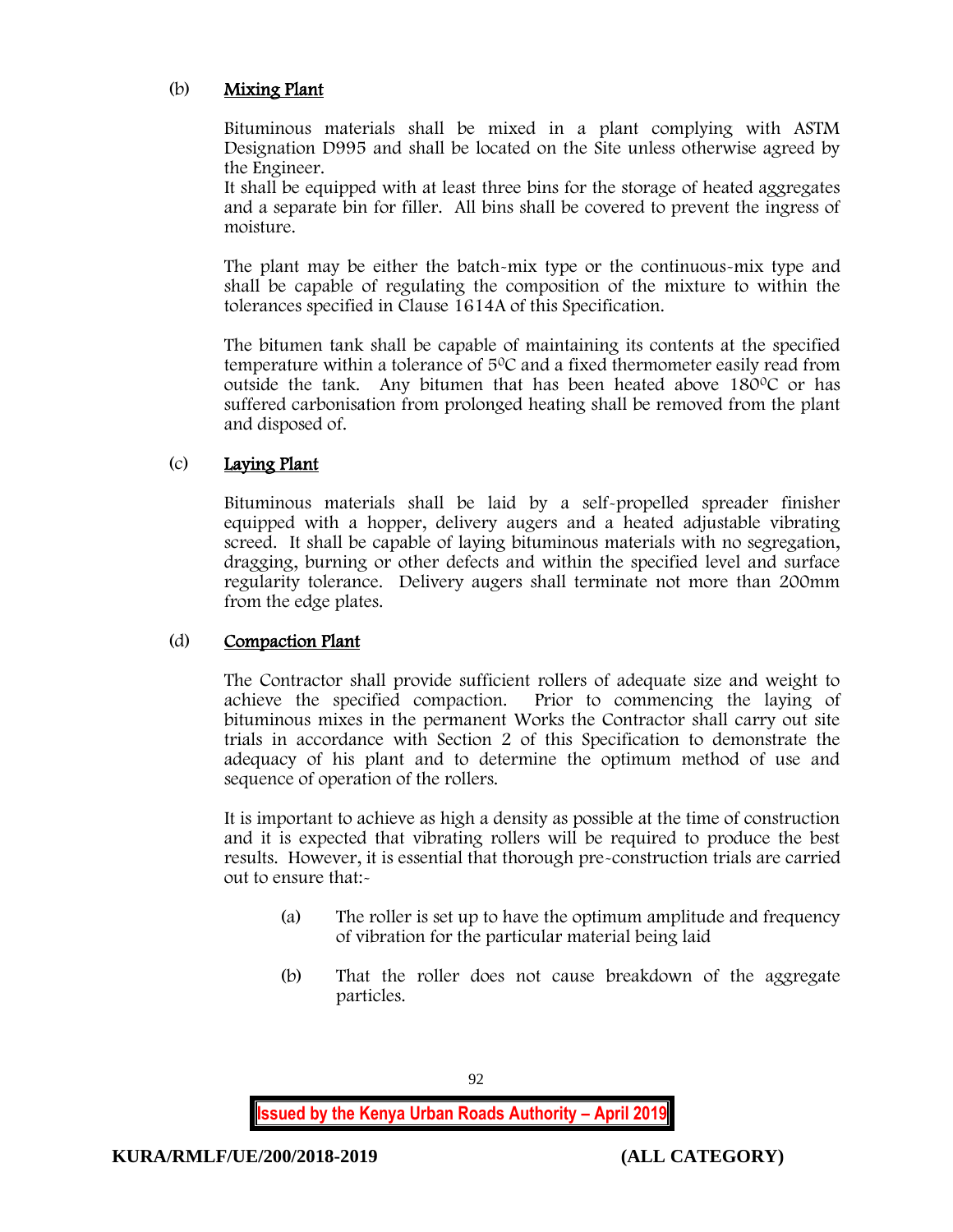(b) **Mixing Plant**

Bituminous materials shall be mixed in a plant complying with ASTM Designation D995 and shall be located on the Site unless otherwise agreed by the Engineer.
It shall be equipped with at least three bins for the storage of heated aggregates and a separate bin for filler. All bins shall be covered to prevent the ingress of moisture.

The plant may be either the batch-mix type or the continuous-mix type and shall be capable of regulating the composition of the mixture to within the tolerances specified in Clause 1614A of this Specification.

The bitumen tank shall be capable of maintaining its contents at the specified temperature within a tolerance of $5^0$C and a fixed thermometer easily read from outside the tank. Any bitumen that has been heated above $180^0$C or has suffered carbonisation from prolonged heating shall be removed from the plant and disposed of.

(c) **Laying Plant**

Bituminous materials shall be laid by a self-propelled spreader finisher equipped with a hopper, delivery augers and a heated adjustable vibrating screed. It shall be capable of laying bituminous materials with no segregation, dragging, burning or other defects and within the specified level and surface regularity tolerance. Delivery augers shall terminate not more than 200mm from the edge plates.

(d) **Compaction Plant**

The Contractor shall provide sufficient rollers of adequate size and weight to achieve the specified compaction. Prior to commencing the laying of bituminous mixes in the permanent Works the Contractor shall carry out site trials in accordance with Section 2 of this Specification to demonstrate the adequacy of his plant and to determine the optimum method of use and sequence of operation of the rollers.

It is important to achieve as high a density as possible at the time of construction and it is expected that vibrating rollers will be required to produce the best results. However, it is essential that thorough pre-construction trials are carried out to ensure that:-

(a) The roller is set up to have the optimum amplitude and frequency of vibration for the particular material being laid

(b) That the roller does not cause breakdown of the aggregate particles.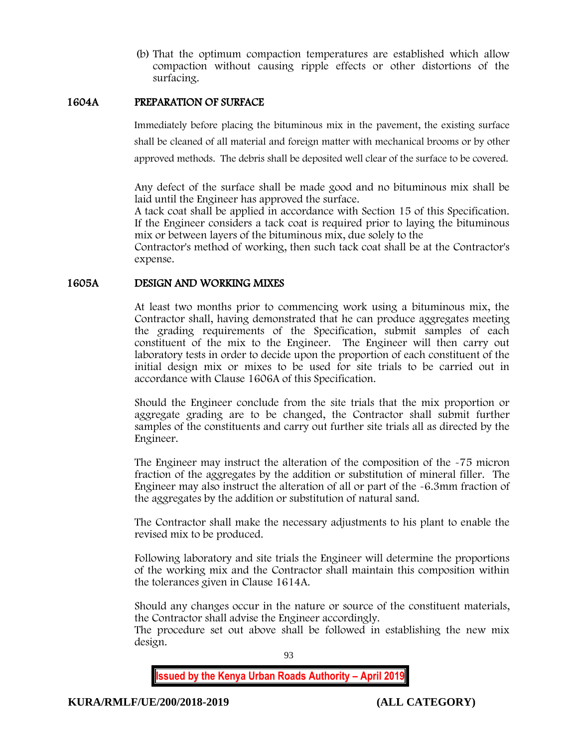(b) That the optimum compaction temperatures are established which allow compaction without causing ripple effects or other distortions of the surfacing.

## 1604A PREPARATION OF SURFACE

Immediately before placing the bituminous mix in the pavement, the existing surface shall be cleaned of all material and foreign matter with mechanical brooms or by other approved methods. The debris shall be deposited well clear of the surface to be covered.

Any defect of the surface shall be made good and no bituminous mix shall be laid until the Engineer has approved the surface.
A tack coat shall be applied in accordance with Section 15 of this Specification. If the Engineer considers a tack coat is required prior to laying the bituminous mix or between layers of the bituminous mix, due solely to the Contractor's method of working, then such tack coat shall be at the Contractor's expense.

## 1605A DESIGN AND WORKING MIXES

At least two months prior to commencing work using a bituminous mix, the Contractor shall, having demonstrated that he can produce aggregates meeting the grading requirements of the Specification, submit samples of each constituent of the mix to the Engineer. The Engineer will then carry out laboratory tests in order to decide upon the proportion of each constituent of the initial design mix or mixes to be used for site trials to be carried out in accordance with Clause 1606A of this Specification.

Should the Engineer conclude from the site trials that the mix proportion or aggregate grading are to be changed, the Contractor shall submit further samples of the constituents and carry out further site trials all as directed by the Engineer.

The Engineer may instruct the alteration of the composition of the -75 micron fraction of the aggregates by the addition or substitution of mineral filler. The Engineer may also instruct the alteration of all or part of the -6.3mm fraction of the aggregates by the addition or substitution of natural sand.

The Contractor shall make the necessary adjustments to his plant to enable the revised mix to be produced.

Following laboratory and site trials the Engineer will determine the proportions of the working mix and the Contractor shall maintain this composition within the tolerances given in Clause 1614A.

Should any changes occur in the nature or source of the constituent materials, the Contractor shall advise the Engineer accordingly.
The procedure set out above shall be followed in establishing the new mix design.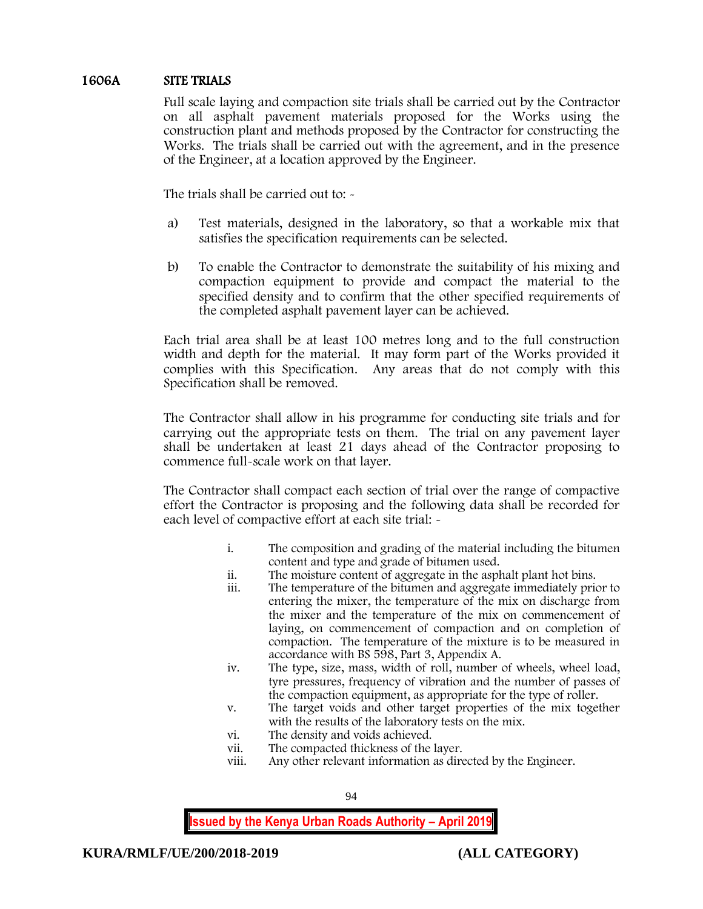## 1606A SITE TRIALS

Full scale laying and compaction site trials shall be carried out by the Contractor on all asphalt pavement materials proposed for the Works using the construction plant and methods proposed by the Contractor for constructing the Works. The trials shall be carried out with the agreement, and in the presence of the Engineer, at a location approved by the Engineer.

The trials shall be carried out to: -

a) Test materials, designed in the laboratory, so that a workable mix that satisfies the specification requirements can be selected.

b) To enable the Contractor to demonstrate the suitability of his mixing and compaction equipment to provide and compact the material to the specified density and to confirm that the other specified requirements of the completed asphalt pavement layer can be achieved.

Each trial area shall be at least 100 metres long and to the full construction width and depth for the material. It may form part of the Works provided it complies with this Specification. Any areas that do not comply with this Specification shall be removed.

The Contractor shall allow in his programme for conducting site trials and for carrying out the appropriate tests on them. The trial on any pavement layer shall be undertaken at least 21 days ahead of the Contractor proposing to commence full-scale work on that layer.

The Contractor shall compact each section of trial over the range of compactive effort the Contractor is proposing and the following data shall be recorded for each level of compactive effort at each site trial: -

i. The composition and grading of the material including the bitumen content and type and grade of bitumen used.
ii. The moisture content of aggregate in the asphalt plant hot bins.
iii. The temperature of the bitumen and aggregate immediately prior to entering the mixer, the temperature of the mix on discharge from the mixer and the temperature of the mix on commencement of laying, on commencement of compaction and on completion of compaction. The temperature of the mixture is to be measured in accordance with BS 598, Part 3, Appendix A.
iv. The type, size, mass, width of roll, number of wheels, wheel load, tyre pressures, frequency of vibration and the number of passes of the compaction equipment, as appropriate for the type of roller.
v. The target voids and other target properties of the mix together with the results of the laboratory tests on the mix.
vi. The density and voids achieved.
vii. The compacted thickness of the layer.
viii. Any other relevant information as directed by the Engineer.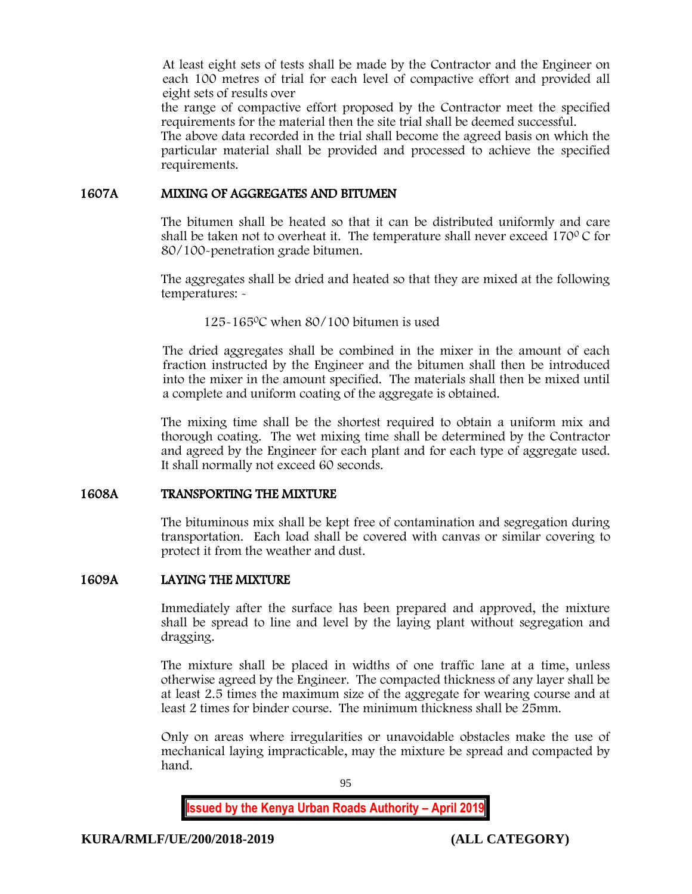At least eight sets of tests shall be made by the Contractor and the Engineer on each 100 metres of trial for each level of compactive effort and provided all eight sets of results over

the range of compactive effort proposed by the Contractor meet the specified requirements for the material then the site trial shall be deemed successful.

The above data recorded in the trial shall become the agreed basis on which the particular material shall be provided and processed to achieve the specified requirements.

## 1607A MIXING OF AGGREGATES AND BITUMEN

The bitumen shall be heated so that it can be distributed uniformly and care shall be taken not to overheat it. The temperature shall never exceed 170$^0$ C for 80/100-penetration grade bitumen.

The aggregates shall be dried and heated so that they are mixed at the following temperatures: -

125-165$^0$C when 80/100 bitumen is used

The dried aggregates shall be combined in the mixer in the amount of each fraction instructed by the Engineer and the bitumen shall then be introduced into the mixer in the amount specified. The materials shall then be mixed until a complete and uniform coating of the aggregate is obtained.

The mixing time shall be the shortest required to obtain a uniform mix and thorough coating. The wet mixing time shall be determined by the Contractor and agreed by the Engineer for each plant and for each type of aggregate used. It shall normally not exceed 60 seconds.

## 1608A TRANSPORTING THE MIXTURE

The bituminous mix shall be kept free of contamination and segregation during transportation. Each load shall be covered with canvas or similar covering to protect it from the weather and dust.

## 1609A LAYING THE MIXTURE

Immediately after the surface has been prepared and approved, the mixture shall be spread to line and level by the laying plant without segregation and dragging.

The mixture shall be placed in widths of one traffic lane at a time, unless otherwise agreed by the Engineer. The compacted thickness of any layer shall be at least 2.5 times the maximum size of the aggregate for wearing course and at least 2 times for binder course. The minimum thickness shall be 25mm.

Only on areas where irregularities or unavoidable obstacles make the use of mechanical laying impracticable, may the mixture be spread and compacted by hand.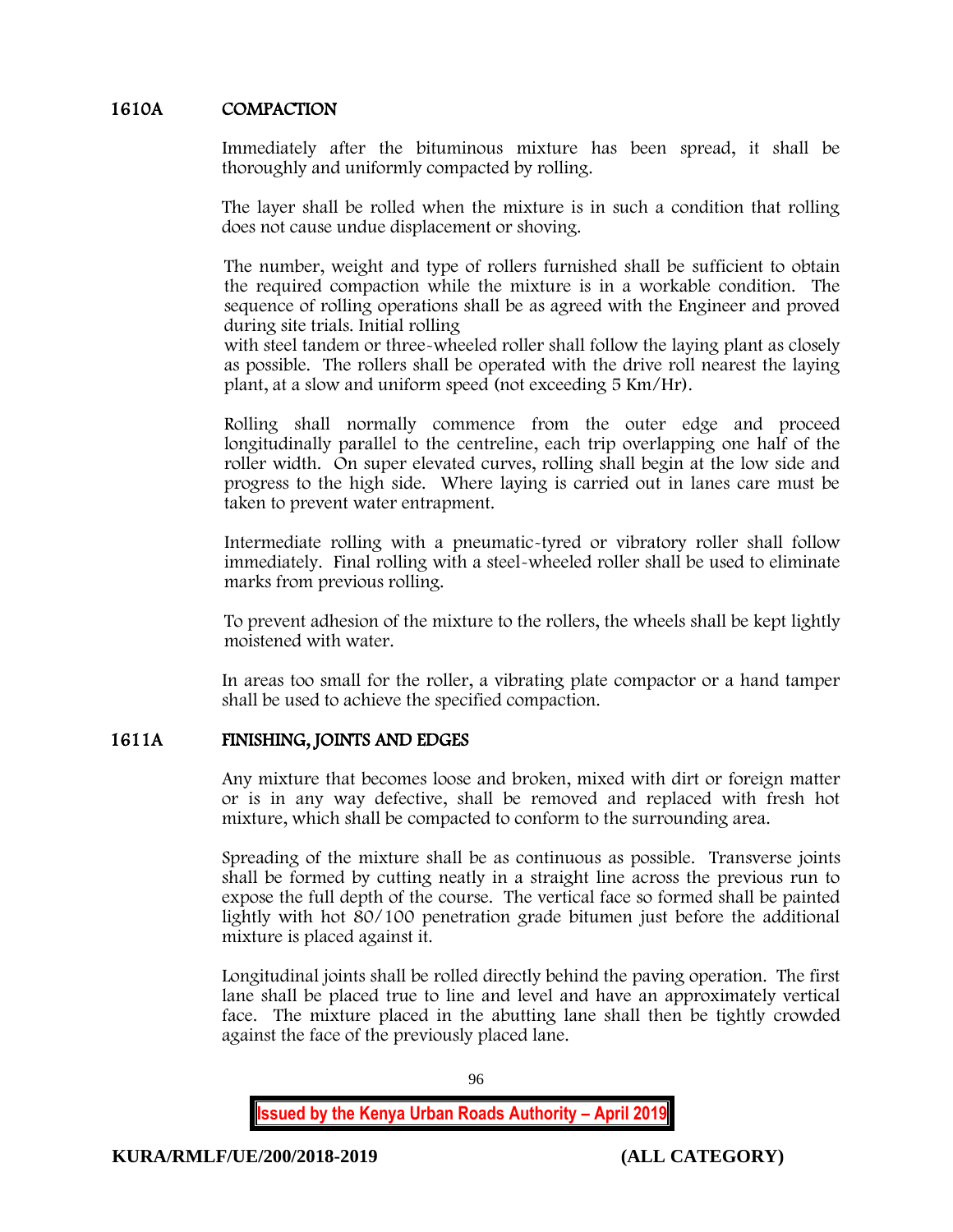## 1610A COMPACTION

Immediately after the bituminous mixture has been spread, it shall be thoroughly and uniformly compacted by rolling.

The layer shall be rolled when the mixture is in such a condition that rolling does not cause undue displacement or shoving.

The number, weight and type of rollers furnished shall be sufficient to obtain the required compaction while the mixture is in a workable condition. The sequence of rolling operations shall be as agreed with the Engineer and proved during site trials. Initial rolling
with steel tandem or three-wheeled roller shall follow the laying plant as closely as possible. The rollers shall be operated with the drive roll nearest the laying plant, at a slow and uniform speed (not exceeding 5 Km/Hr).

Rolling shall normally commence from the outer edge and proceed longitudinally parallel to the centreline, each trip overlapping one half of the roller width. On super elevated curves, rolling shall begin at the low side and progress to the high side. Where laying is carried out in lanes care must be taken to prevent water entrapment.

Intermediate rolling with a pneumatic-tyred or vibratory roller shall follow immediately. Final rolling with a steel-wheeled roller shall be used to eliminate marks from previous rolling.

To prevent adhesion of the mixture to the rollers, the wheels shall be kept lightly moistened with water.

In areas too small for the roller, a vibrating plate compactor or a hand tamper shall be used to achieve the specified compaction.

## 1611A FINISHING, JOINTS AND EDGES

Any mixture that becomes loose and broken, mixed with dirt or foreign matter or is in any way defective, shall be removed and replaced with fresh hot mixture, which shall be compacted to conform to the surrounding area.

Spreading of the mixture shall be as continuous as possible. Transverse joints shall be formed by cutting neatly in a straight line across the previous run to expose the full depth of the course. The vertical face so formed shall be painted lightly with hot 80/100 penetration grade bitumen just before the additional mixture is placed against it.

Longitudinal joints shall be rolled directly behind the paving operation. The first lane shall be placed true to line and level and have an approximately vertical face. The mixture placed in the abutting lane shall then be tightly crowded against the face of the previously placed lane.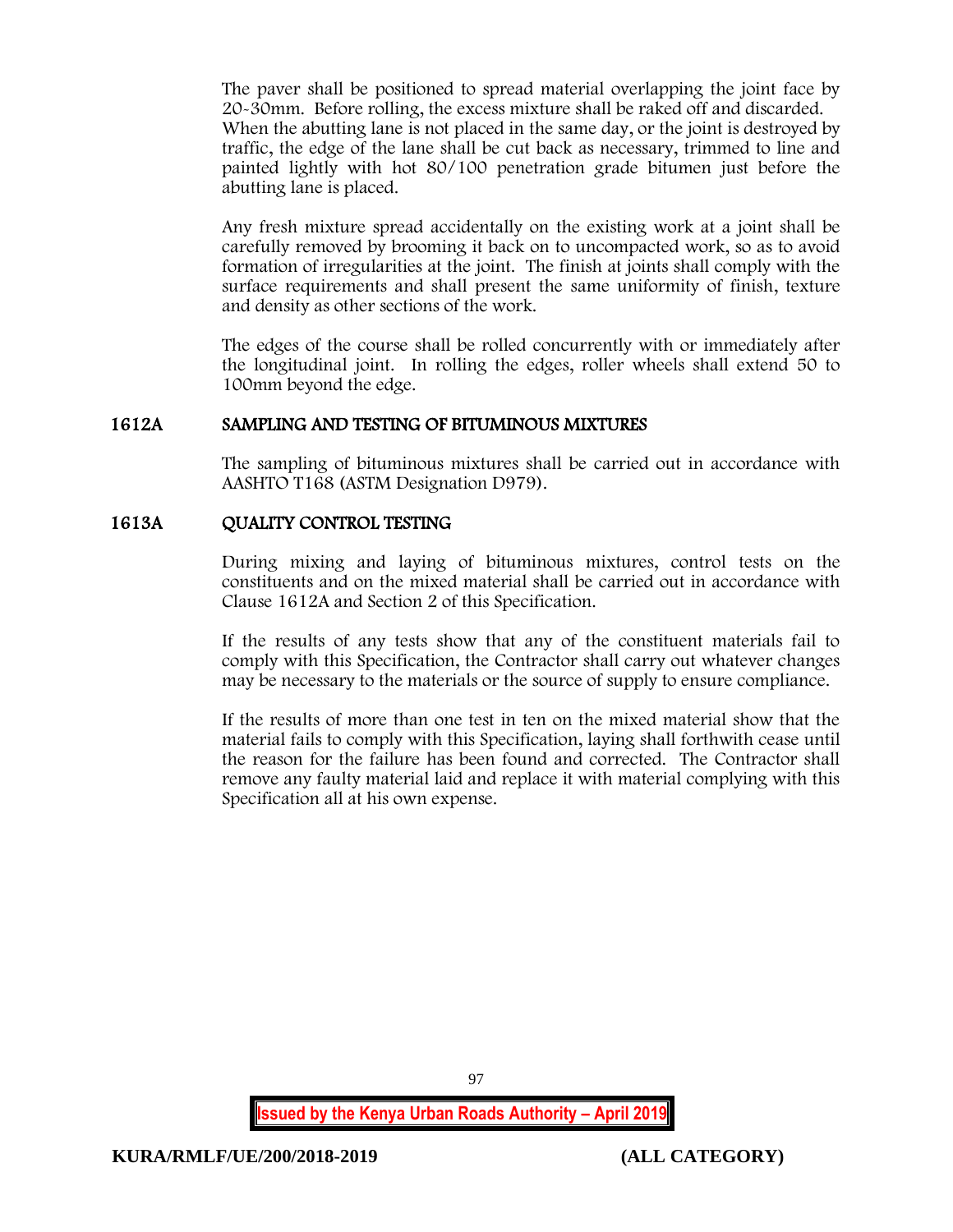The paver shall be positioned to spread material overlapping the joint face by 20-30mm. Before rolling, the excess mixture shall be raked off and discarded. When the abutting lane is not placed in the same day, or the joint is destroyed by traffic, the edge of the lane shall be cut back as necessary, trimmed to line and painted lightly with hot 80/100 penetration grade bitumen just before the abutting lane is placed.

Any fresh mixture spread accidentally on the existing work at a joint shall be carefully removed by brooming it back on to uncompacted work, so as to avoid formation of irregularities at the joint. The finish at joints shall comply with the surface requirements and shall present the same uniformity of finish, texture and density as other sections of the work.

The edges of the course shall be rolled concurrently with or immediately after the longitudinal joint. In rolling the edges, roller wheels shall extend 50 to 100mm beyond the edge.

## 1612A SAMPLING AND TESTING OF BITUMINOUS MIXTURES

The sampling of bituminous mixtures shall be carried out in accordance with AASHTO T168 (ASTM Designation D979).

## 1613A QUALITY CONTROL TESTING

During mixing and laying of bituminous mixtures, control tests on the constituents and on the mixed material shall be carried out in accordance with Clause 1612A and Section 2 of this Specification.

If the results of any tests show that any of the constituent materials fail to comply with this Specification, the Contractor shall carry out whatever changes may be necessary to the materials or the source of supply to ensure compliance.

If the results of more than one test in ten on the mixed material show that the material fails to comply with this Specification, laying shall forthwith cease until the reason for the failure has been found and corrected. The Contractor shall remove any faulty material laid and replace it with material complying with this Specification all at his own expense.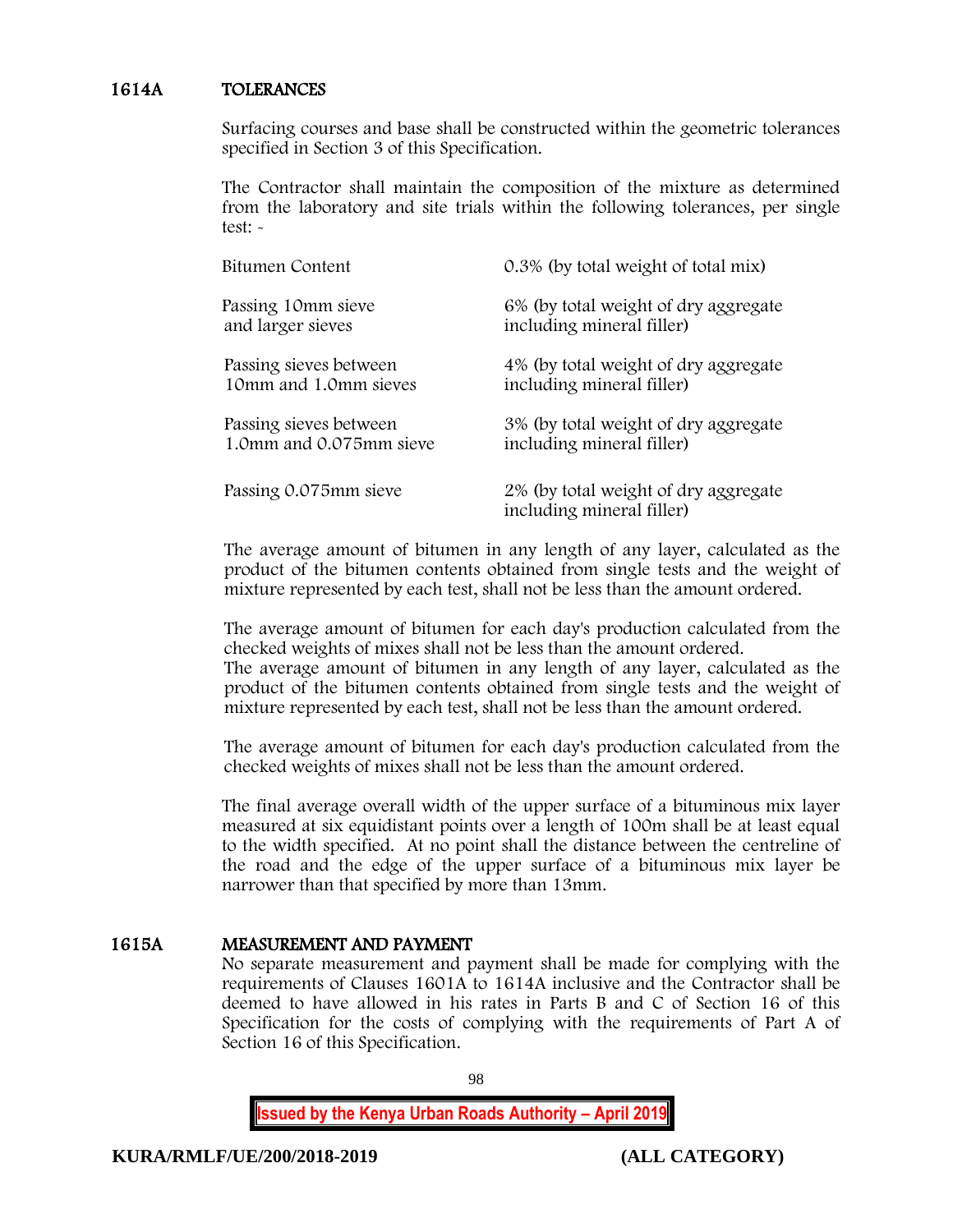## 1614A TOLERANCES

Surfacing courses and base shall be constructed within the geometric tolerances specified in Section 3 of this Specification.

The Contractor shall maintain the composition of the mixture as determined from the laboratory and site trials within the following tolerances, per single test: -

| | |
|---|---|
| Bitumen Content | 0.3% (by total weight of total mix) |
| Passing 10mm sieve and larger sieves | 6% (by total weight of dry aggregate including mineral filler) |
| Passing sieves between 10mm and 1.0mm sieves | 4% (by total weight of dry aggregate including mineral filler) |
| Passing sieves between 1.0mm and 0.075mm sieve | 3% (by total weight of dry aggregate including mineral filler) |
| Passing 0.075mm sieve | 2% (by total weight of dry aggregate including mineral filler) |

The average amount of bitumen in any length of any layer, calculated as the product of the bitumen contents obtained from single tests and the weight of mixture represented by each test, shall not be less than the amount ordered.

The average amount of bitumen for each day's production calculated from the checked weights of mixes shall not be less than the amount ordered.
The average amount of bitumen in any length of any layer, calculated as the product of the bitumen contents obtained from single tests and the weight of mixture represented by each test, shall not be less than the amount ordered.

The average amount of bitumen for each day's production calculated from the checked weights of mixes shall not be less than the amount ordered.

The final average overall width of the upper surface of a bituminous mix layer measured at six equidistant points over a length of 100m shall be at least equal to the width specified. At no point shall the distance between the centreline of the road and the edge of the upper surface of a bituminous mix layer be narrower than that specified by more than 13mm.

## 1615A MEASUREMENT AND PAYMENT

No separate measurement and payment shall be made for complying with the requirements of Clauses 1601A to 1614A inclusive and the Contractor shall be deemed to have allowed in his rates in Parts B and C of Section 16 of this Specification for the costs of complying with the requirements of Part A of Section 16 of this Specification.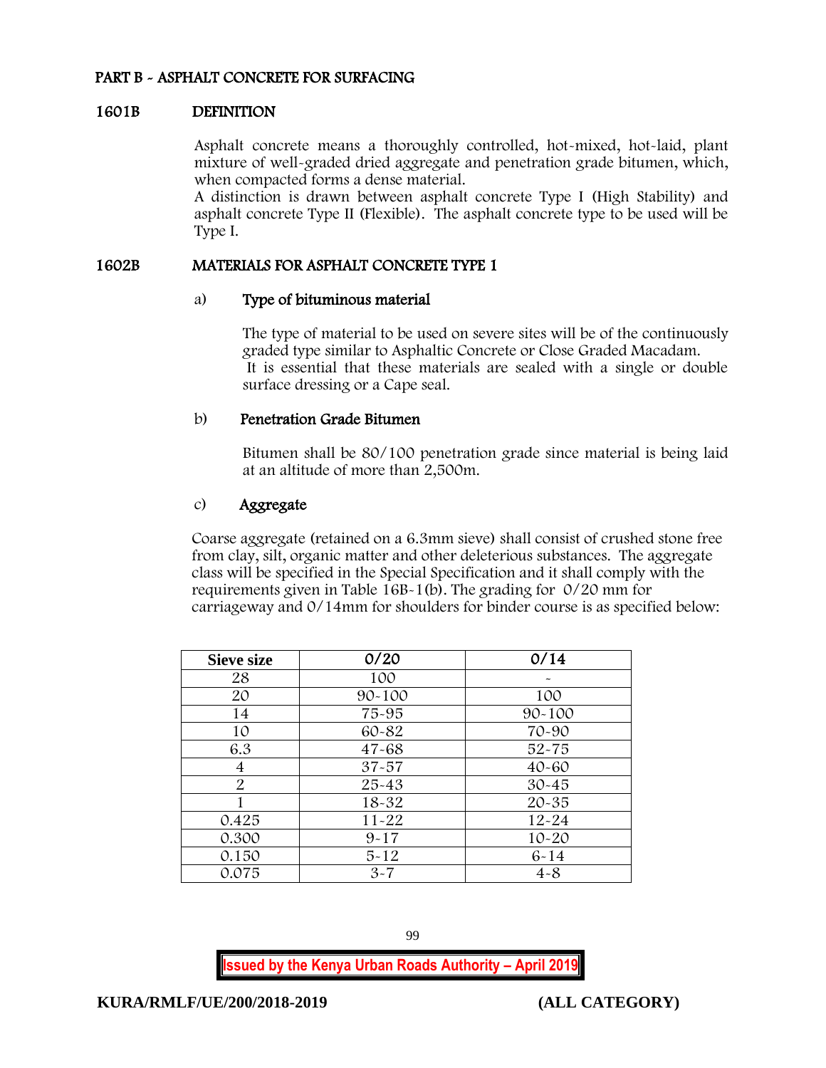## PART B - ASPHALT CONCRETE FOR SURFACING

### 1601B DEFINITION

Asphalt concrete means a thoroughly controlled, hot-mixed, hot-laid, plant mixture of well-graded dried aggregate and penetration grade bitumen, which, when compacted forms a dense material.
A distinction is drawn between asphalt concrete Type I (High Stability) and asphalt concrete Type II (Flexible). The asphalt concrete type to be used will be Type I.

### 1602B MATERIALS FOR ASPHALT CONCRETE TYPE 1

#### a) Type of bituminous material

The type of material to be used on severe sites will be of the continuously graded type similar to Asphaltic Concrete or Close Graded Macadam.
It is essential that these materials are sealed with a single or double surface dressing or a Cape seal.

#### b) Penetration Grade Bitumen

Bitumen shall be 80/100 penetration grade since material is being laid at an altitude of more than 2,500m.

#### c) Aggregate

Coarse aggregate (retained on a 6.3mm sieve) shall consist of crushed stone free from clay, silt, organic matter and other deleterious substances. The aggregate class will be specified in the Special Specification and it shall comply with the requirements given in Table 16B-1(b). The grading for 0/20 mm for carriageway and 0/14mm for shoulders for binder course is as specified below:

| Sieve size | 0/20 | 0/14 |
|---|---|---|
| 28 | 100 | - |
| 20 | 90-100 | 100 |
| 14 | 75-95 | 90-100 |
| 10 | 60-82 | 70-90 |
| 6.3 | 47-68 | 52-75 |
| 4 | 37-57 | 40-60 |
| 2 | 25-43 | 30-45 |
| 1 | 18-32 | 20-35 |
| 0.425 | 11-22 | 12-24 |
| 0.300 | 9-17 | 10-20 |
| 0.150 | 5-12 | 6-14 |
| 0.075 | 3-7 | 4-8 |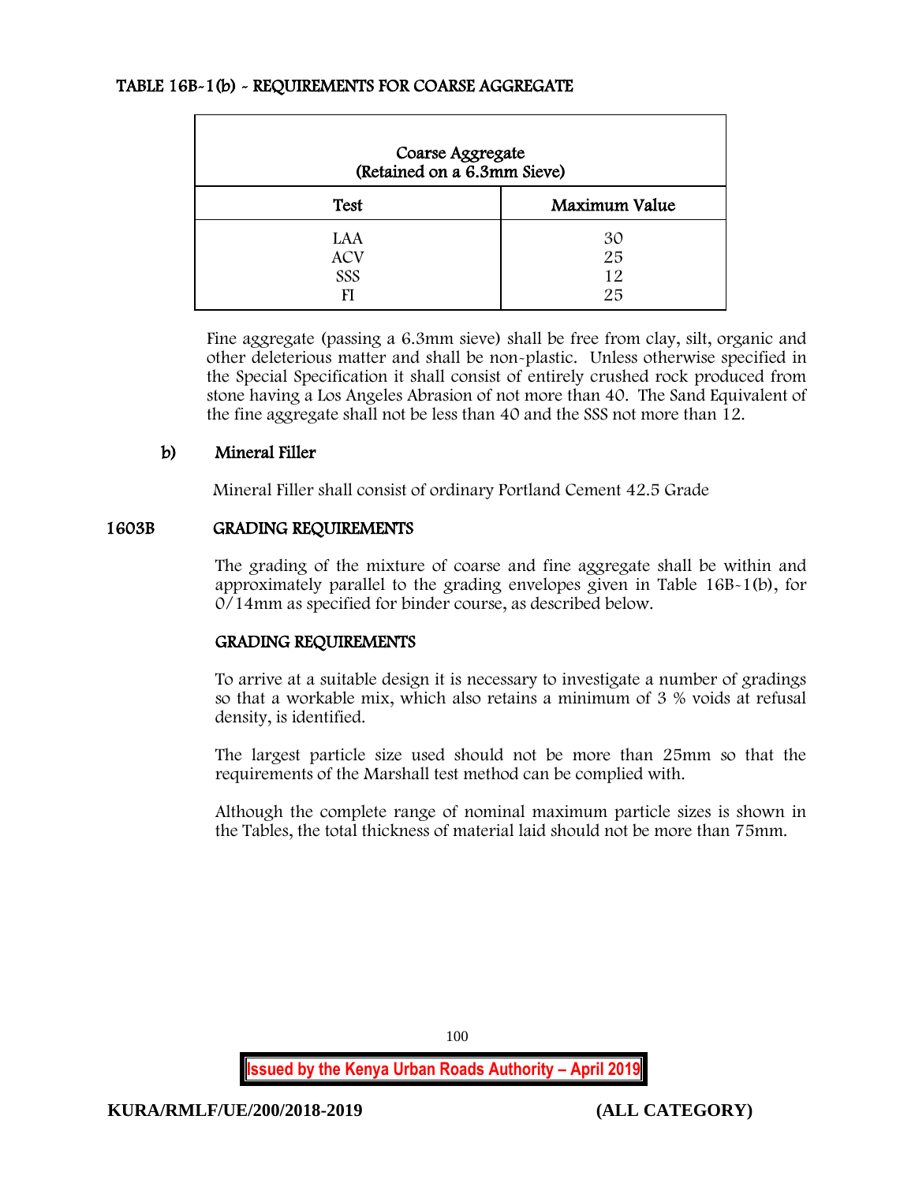### TABLE 16B-1(b) - REQUIREMENTS FOR COARSE AGGREGATE

| Coarse Aggregate (Retained on a 6.3mm Sieve) | |
|---|---|
| **Test** | **Maximum Value** |
| LAA | 30 |
| ACV | 25 |
| SSS | 12 |
| FI | 25 |

Fine aggregate (passing a 6.3mm sieve) shall be free from clay, silt, organic and other deleterious matter and shall be non-plastic. Unless otherwise specified in the Special Specification it shall consist of entirely crushed rock produced from stone having a Los Angeles Abrasion of not more than 40. The Sand Equivalent of the fine aggregate shall not be less than 40 and the SSS not more than 12.

**b) Mineral Filler**

Mineral Filler shall consist of ordinary Portland Cement 42.5 Grade

## 1603B GRADING REQUIREMENTS

The grading of the mixture of coarse and fine aggregate shall be within and approximately parallel to the grading envelopes given in Table 16B-1(b), for 0/14mm as specified for binder course, as described below.

### GRADING REQUIREMENTS

To arrive at a suitable design it is necessary to investigate a number of gradings so that a workable mix, which also retains a minimum of 3 % voids at refusal density, is identified.

The largest particle size used should not be more than 25mm so that the requirements of the Marshall test method can be complied with.

Although the complete range of nominal maximum particle sizes is shown in the Tables, the total thickness of material laid should not be more than 75mm.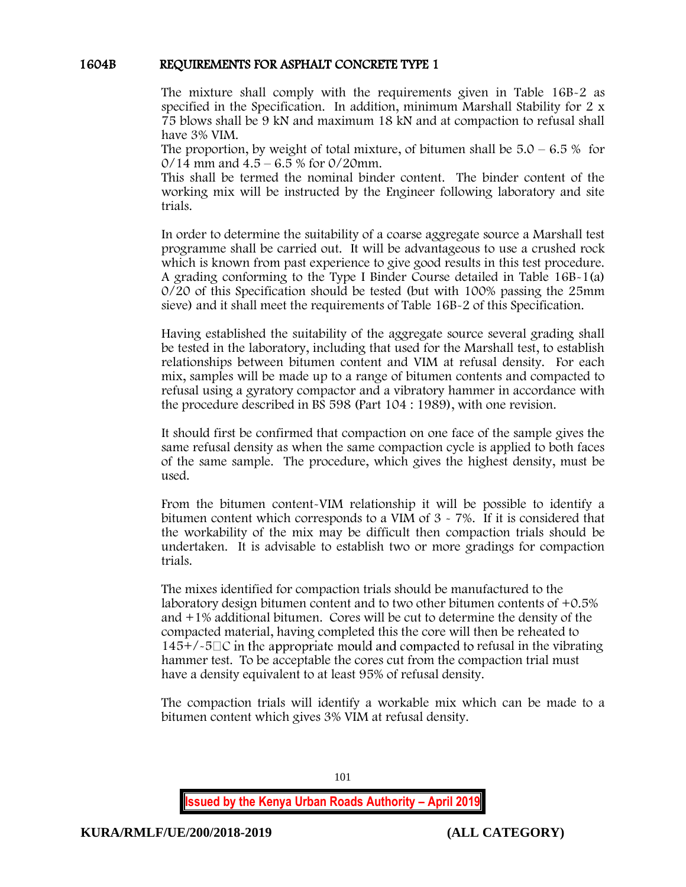## 1604B REQUIREMENTS FOR ASPHALT CONCRETE TYPE 1

The mixture shall comply with the requirements given in Table 16B-2 as specified in the Specification. In addition, minimum Marshall Stability for 2 x 75 blows shall be 9 kN and maximum 18 kN and at compaction to refusal shall have 3% VIM.

The proportion, by weight of total mixture, of bitumen shall be 5.0 – 6.5 % for 0/14 mm and 4.5 – 6.5 % for 0/20mm.

This shall be termed the nominal binder content. The binder content of the working mix will be instructed by the Engineer following laboratory and site trials.

In order to determine the suitability of a coarse aggregate source a Marshall test programme shall be carried out. It will be advantageous to use a crushed rock which is known from past experience to give good results in this test procedure. A grading conforming to the Type I Binder Course detailed in Table 16B-1(a) 0/20 of this Specification should be tested (but with 100% passing the 25mm sieve) and it shall meet the requirements of Table 16B-2 of this Specification.

Having established the suitability of the aggregate source several grading shall be tested in the laboratory, including that used for the Marshall test, to establish relationships between bitumen content and VIM at refusal density. For each mix, samples will be made up to a range of bitumen contents and compacted to refusal using a gyratory compactor and a vibratory hammer in accordance with the procedure described in BS 598 (Part 104 : 1989), with one revision.

It should first be confirmed that compaction on one face of the sample gives the same refusal density as when the same compaction cycle is applied to both faces of the same sample. The procedure, which gives the highest density, must be used.

From the bitumen content-VIM relationship it will be possible to identify a bitumen content which corresponds to a VIM of 3 - 7%. If it is considered that the workability of the mix may be difficult then compaction trials should be undertaken. It is advisable to establish two or more gradings for compaction trials.

The mixes identified for compaction trials should be manufactured to the laboratory design bitumen content and to two other bitumen contents of +0.5% and +1% additional bitumen. Cores will be cut to determine the density of the compacted material, having completed this the core will then be reheated to 145+/-5°C in the appropriate mould and compacted to refusal in the vibrating hammer test. To be acceptable the cores cut from the compaction trial must have a density equivalent to at least 95% of refusal density.

The compaction trials will identify a workable mix which can be made to a bitumen content which gives 3% VIM at refusal density.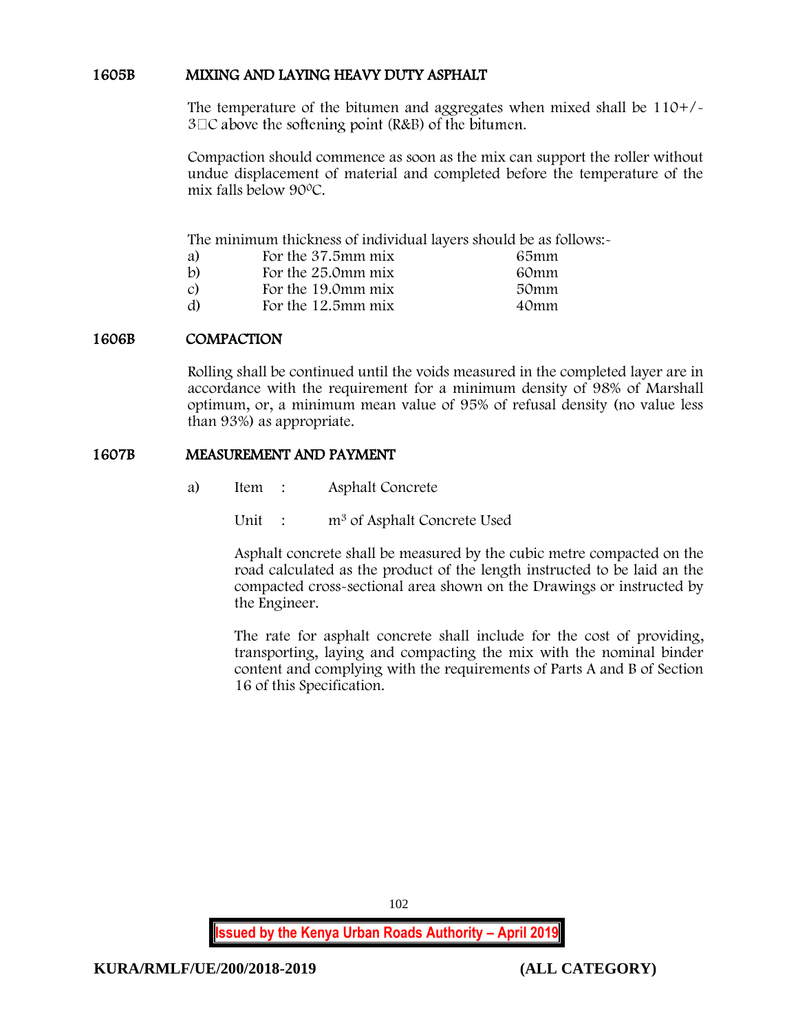## 1605B MIXING AND LAYING HEAVY DUTY ASPHALT

The temperature of the bitumen and aggregates when mixed shall be 110+/- 3°C above the softening point (R&B) of the bitumen.

Compaction should commence as soon as the mix can support the roller without undue displacement of material and completed before the temperature of the mix falls below 90°C.

The minimum thickness of individual layers should be as follows:-

| | | |
|---|---|---|
| a) | For the 37.5mm mix | 65mm |
| b) | For the 25.0mm mix | 60mm |
| c) | For the 19.0mm mix | 50mm |
| d) | For the 12.5mm mix | 40mm |

## 1606B COMPACTION

Rolling shall be continued until the voids measured in the completed layer are in accordance with the requirement for a minimum density of 98% of Marshall optimum, or, a minimum mean value of 95% of refusal density (no value less than 93%) as appropriate.

## 1607B MEASUREMENT AND PAYMENT

a) Item : Asphalt Concrete

Unit : $m^3$ of Asphalt Concrete Used

Asphalt concrete shall be measured by the cubic metre compacted on the road calculated as the product of the length instructed to be laid an the compacted cross-sectional area shown on the Drawings or instructed by the Engineer.

The rate for asphalt concrete shall include for the cost of providing, transporting, laying and compacting the mix with the nominal binder content and complying with the requirements of Parts A and B of Section 16 of this Specification.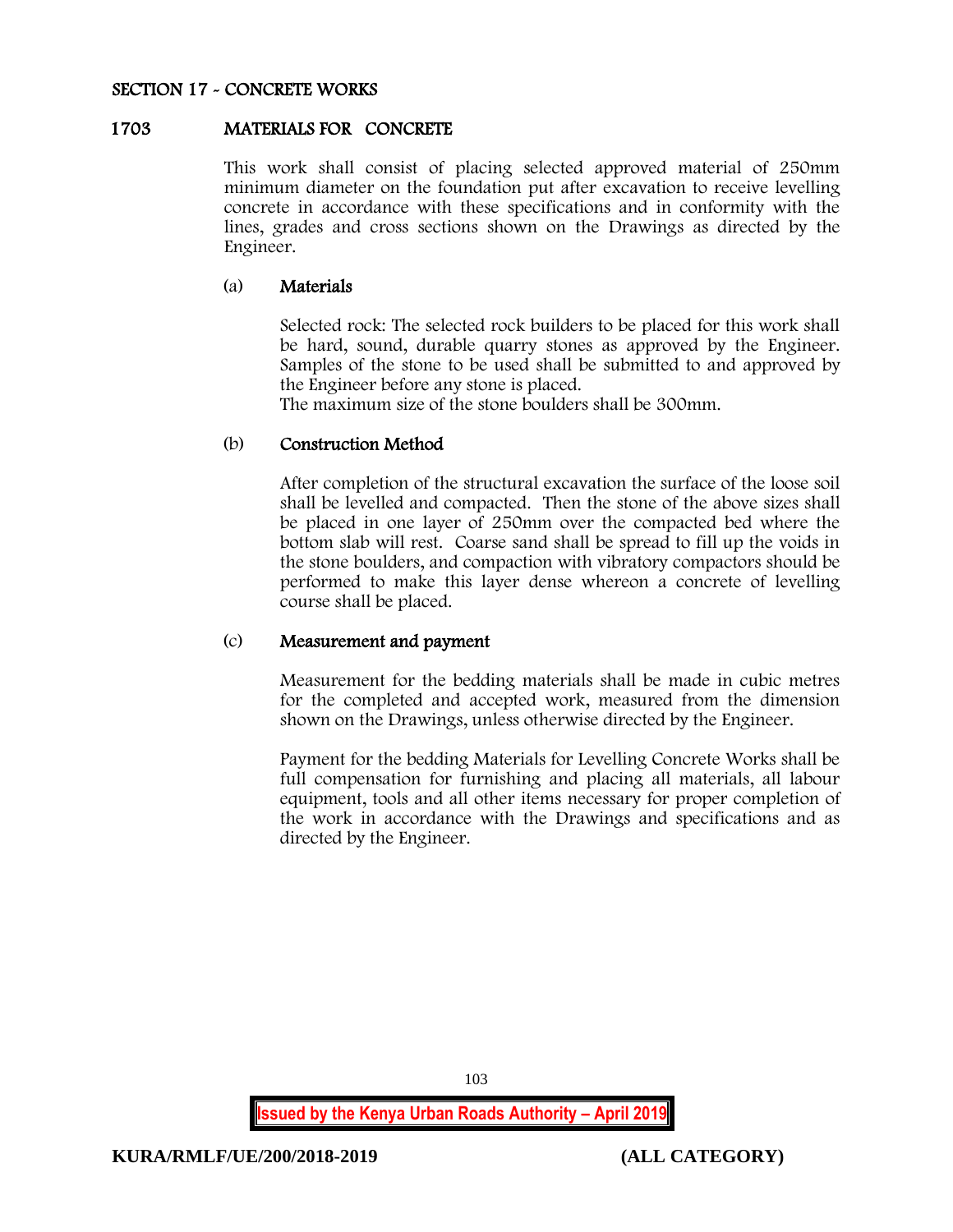## SECTION 17 - CONCRETE WORKS

### 1703 MATERIALS FOR CONCRETE

This work shall consist of placing selected approved material of 250mm minimum diameter on the foundation put after excavation to receive levelling concrete in accordance with these specifications and in conformity with the lines, grades and cross sections shown on the Drawings as directed by the Engineer.

#### (a) Materials

Selected rock: The selected rock builders to be placed for this work shall be hard, sound, durable quarry stones as approved by the Engineer. Samples of the stone to be used shall be submitted to and approved by the Engineer before any stone is placed.
The maximum size of the stone boulders shall be 300mm.

#### (b) Construction Method

After completion of the structural excavation the surface of the loose soil shall be levelled and compacted. Then the stone of the above sizes shall be placed in one layer of 250mm over the compacted bed where the bottom slab will rest. Coarse sand shall be spread to fill up the voids in the stone boulders, and compaction with vibratory compactors should be performed to make this layer dense whereon a concrete of levelling course shall be placed.

#### (c) Measurement and payment

Measurement for the bedding materials shall be made in cubic metres for the completed and accepted work, measured from the dimension shown on the Drawings, unless otherwise directed by the Engineer.

Payment for the bedding Materials for Levelling Concrete Works shall be full compensation for furnishing and placing all materials, all labour equipment, tools and all other items necessary for proper completion of the work in accordance with the Drawings and specifications and as directed by the Engineer.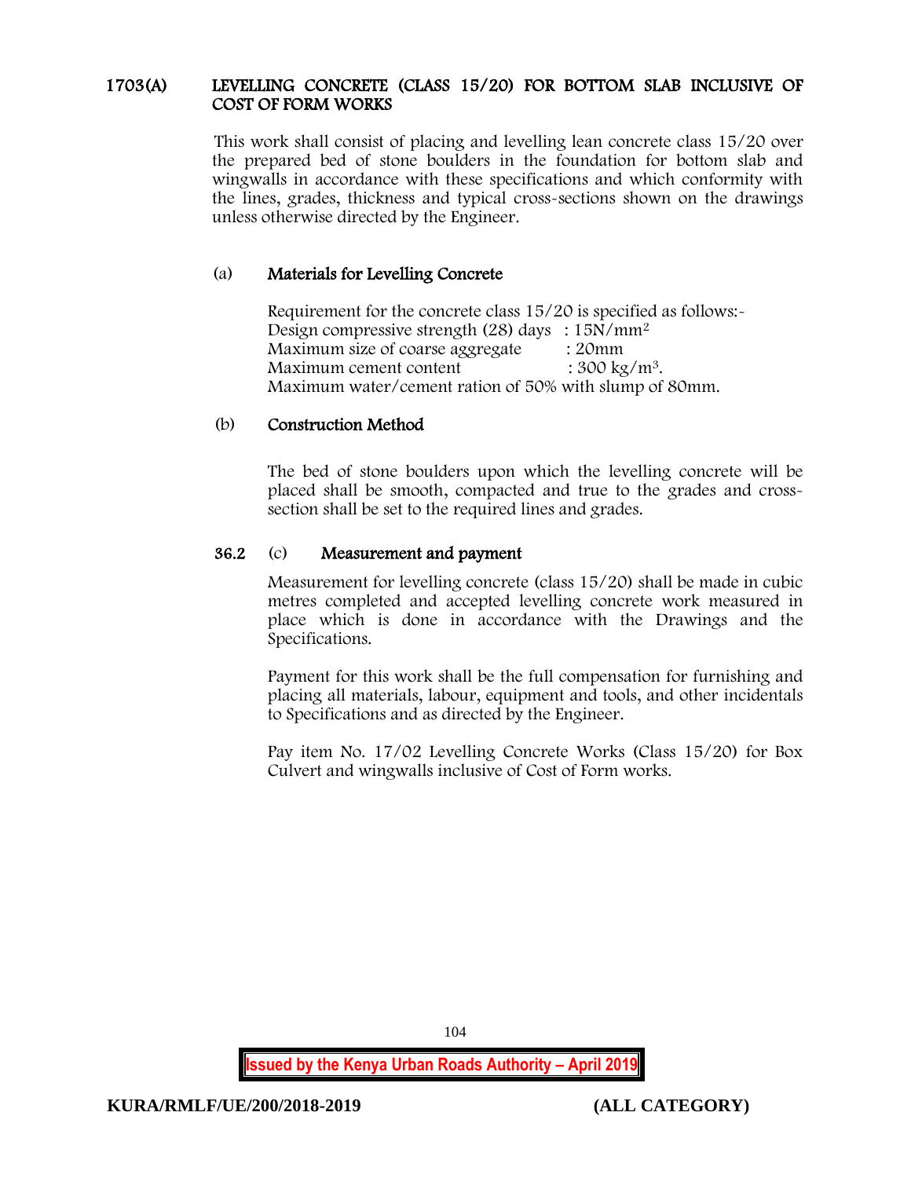## 1703(A) LEVELLING CONCRETE (CLASS 15/20) FOR BOTTOM SLAB INCLUSIVE OF COST OF FORM WORKS

This work shall consist of placing and levelling lean concrete class 15/20 over the prepared bed of stone boulders in the foundation for bottom slab and wingwalls in accordance with these specifications and which conformity with the lines, grades, thickness and typical cross-sections shown on the drawings unless otherwise directed by the Engineer.

### (a) Materials for Levelling Concrete

Requirement for the concrete class 15/20 is specified as follows:-
Design compressive strength (28) days : $15N/mm^2$
Maximum size of coarse aggregate : 20mm
Maximum cement content : $300\ kg/m^3$.
Maximum water/cement ration of 50% with slump of 80mm.

### (b) Construction Method

The bed of stone boulders upon which the levelling concrete will be placed shall be smooth, compacted and true to the grades and cross-section shall be set to the required lines and grades.

### 36.2 (c) Measurement and payment

Measurement for levelling concrete (class 15/20) shall be made in cubic metres completed and accepted levelling concrete work measured in place which is done in accordance with the Drawings and the Specifications.

Payment for this work shall be the full compensation for furnishing and placing all materials, labour, equipment and tools, and other incidentals to Specifications and as directed by the Engineer.

Pay item No. 17/02 Levelling Concrete Works (Class 15/20) for Box Culvert and wingwalls inclusive of Cost of Form works.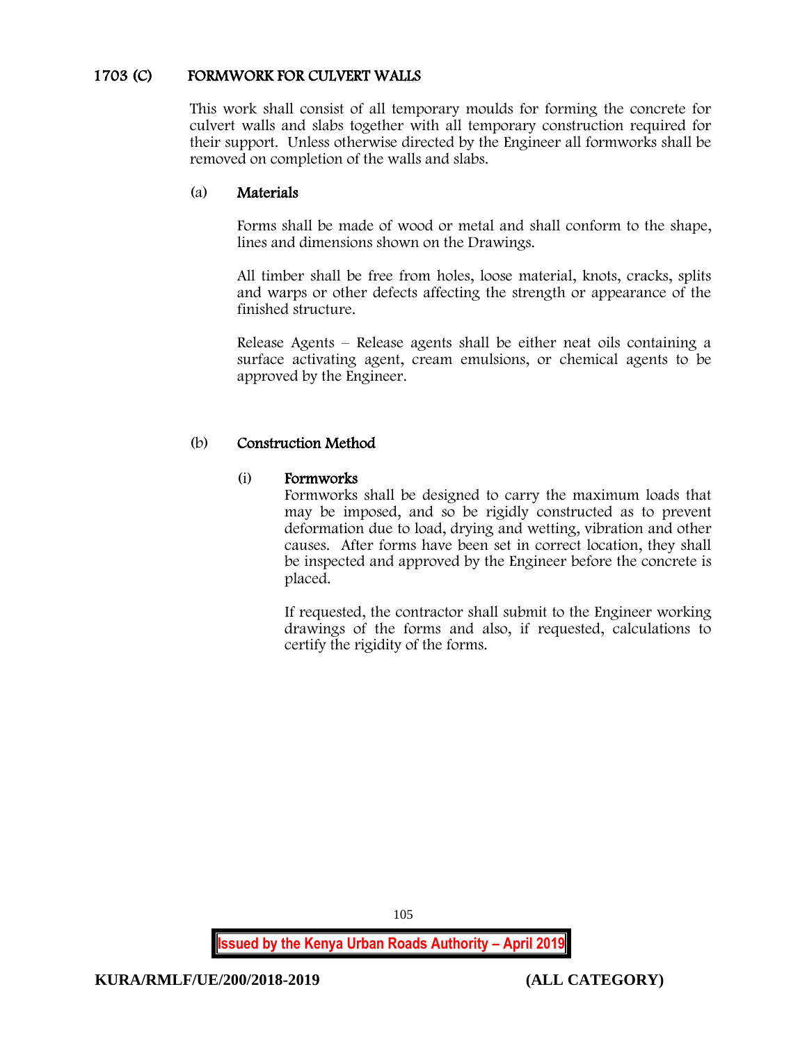## 1703 (C) FORMWORK FOR CULVERT WALLS

This work shall consist of all temporary moulds for forming the concrete for culvert walls and slabs together with all temporary construction required for their support. Unless otherwise directed by the Engineer all formworks shall be removed on completion of the walls and slabs.

### (a) Materials

Forms shall be made of wood or metal and shall conform to the shape, lines and dimensions shown on the Drawings.

All timber shall be free from holes, loose material, knots, cracks, splits and warps or other defects affecting the strength or appearance of the finished structure.

Release Agents – Release agents shall be either neat oils containing a surface activating agent, cream emulsions, or chemical agents to be approved by the Engineer.

### (b) Construction Method

#### (i) Formworks

Formworks shall be designed to carry the maximum loads that may be imposed, and so be rigidly constructed as to prevent deformation due to load, drying and wetting, vibration and other causes. After forms have been set in correct location, they shall be inspected and approved by the Engineer before the concrete is placed.

If requested, the contractor shall submit to the Engineer working drawings of the forms and also, if requested, calculations to certify the rigidity of the forms.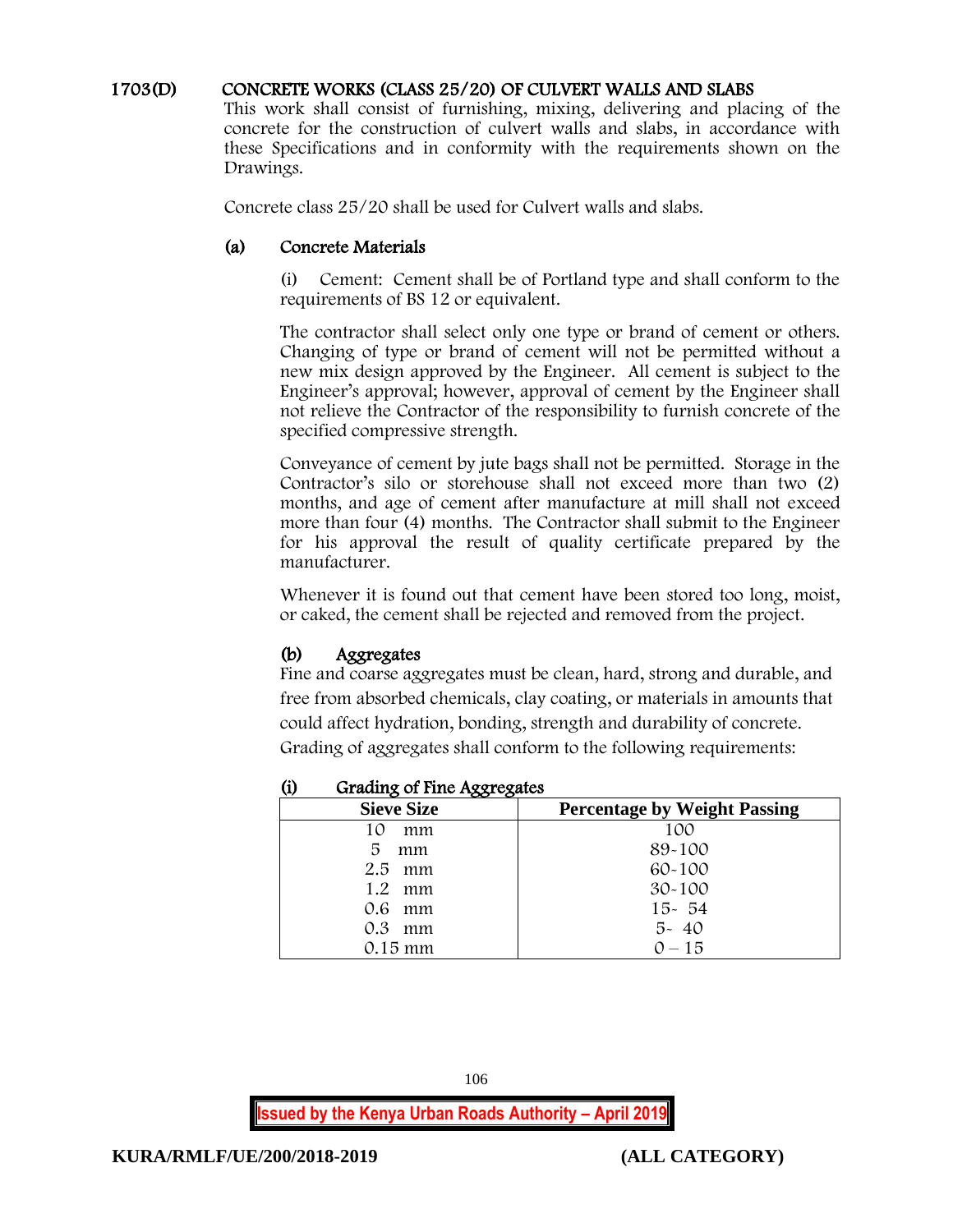## 1703(D) CONCRETE WORKS (CLASS 25/20) OF CULVERT WALLS AND SLABS

This work shall consist of furnishing, mixing, delivering and placing of the concrete for the construction of culvert walls and slabs, in accordance with these Specifications and in conformity with the requirements shown on the Drawings.

Concrete class 25/20 shall be used for Culvert walls and slabs.

### (a) Concrete Materials

(i) Cement: Cement shall be of Portland type and shall conform to the requirements of BS 12 or equivalent.

The contractor shall select only one type or brand of cement or others. Changing of type or brand of cement will not be permitted without a new mix design approved by the Engineer. All cement is subject to the Engineer's approval; however, approval of cement by the Engineer shall not relieve the Contractor of the responsibility to furnish concrete of the specified compressive strength.

Conveyance of cement by jute bags shall not be permitted. Storage in the Contractor's silo or storehouse shall not exceed more than two (2) months, and age of cement after manufacture at mill shall not exceed more than four (4) months. The Contractor shall submit to the Engineer for his approval the result of quality certificate prepared by the manufacturer.

Whenever it is found out that cement have been stored too long, moist, or caked, the cement shall be rejected and removed from the project.

### (b) Aggregates

Fine and coarse aggregates must be clean, hard, strong and durable, and free from absorbed chemicals, clay coating, or materials in amounts that could affect hydration, bonding, strength and durability of concrete. Grading of aggregates shall conform to the following requirements:

#### (i) Grading of Fine Aggregates

| Sieve Size | Percentage by Weight Passing |
|---|---|
| 10 mm | 100 |
| 5 mm | 89-100 |
| 2.5 mm | 60-100 |
| 1.2 mm | 30-100 |
| 0.6 mm | 15- 54 |
| 0.3 mm | 5- 40 |
| 0.15 mm | 0 – 15 |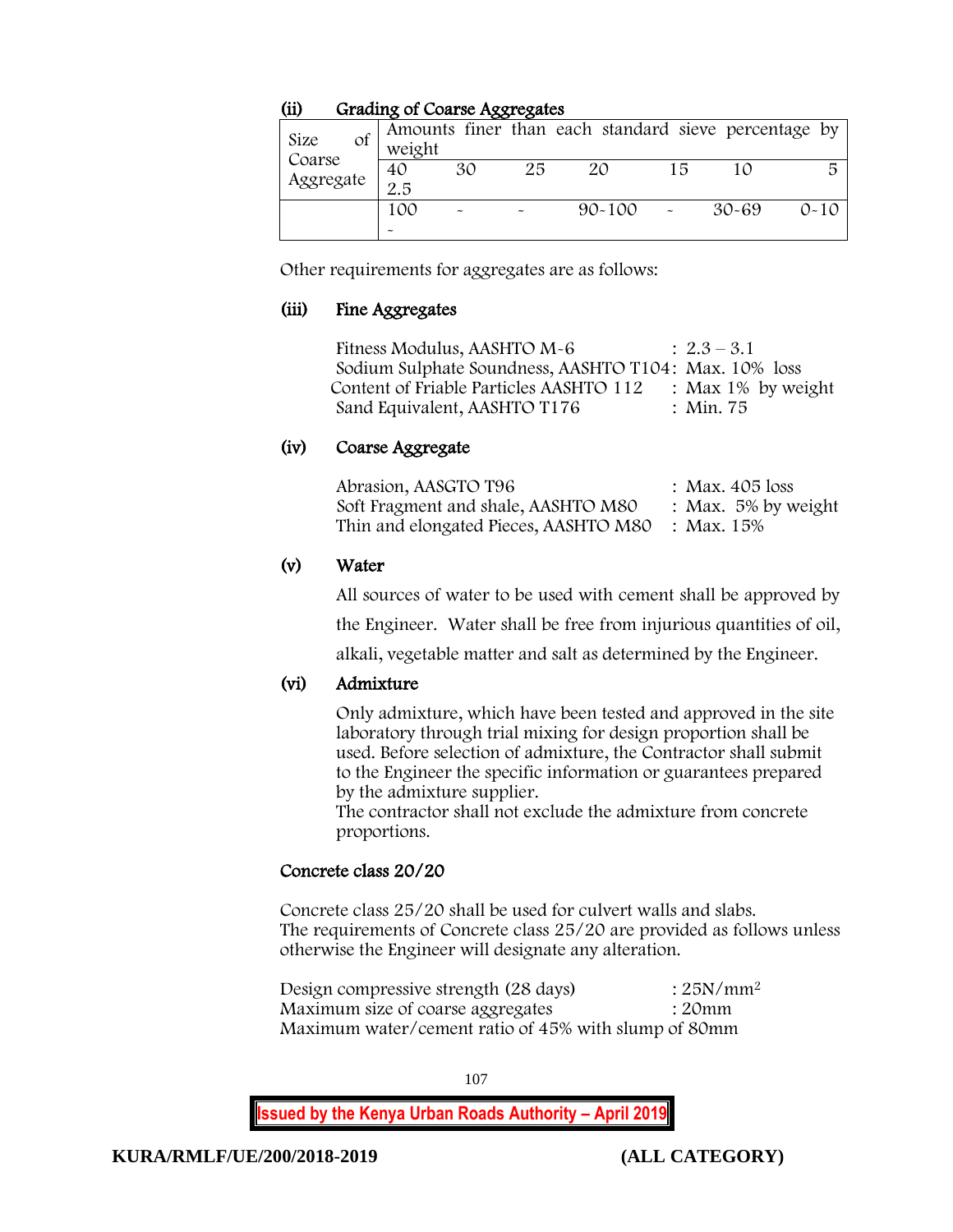**(ii) Grading of Coarse Aggregates**

| Size of Coarse Aggregate | Amounts finer than each standard sieve percentage by weight | | | | | | |
|---|---|---|---|---|---|---|---|
| | 40 2.5 | 30 | 25 | 20 | 15 | 10 | 5 |
| | 100 - | - | - | 90-100 | - | 30-69 | 0-10 |

Other requirements for aggregates are as follows:

**(iii) Fine Aggregates**

Fitness Modulus, AASHTO M-6 : 2.3 – 3.1
Sodium Sulphate Soundness, AASHTO T104: Max. 10% loss
Content of Friable Particles AASHTO 112 : Max 1% by weight
Sand Equivalent, AASHTO T176 : Min. 75

**(iv) Coarse Aggregate**

Abrasion, AASGTO T96 : Max. 405 loss
Soft Fragment and shale, AASHTO M80 : Max. 5% by weight
Thin and elongated Pieces, AASHTO M80 : Max. 15%

**(v) Water**

All sources of water to be used with cement shall be approved by the Engineer. Water shall be free from injurious quantities of oil, alkali, vegetable matter and salt as determined by the Engineer.

**(vi) Admixture**

Only admixture, which have been tested and approved in the site laboratory through trial mixing for design proportion shall be used. Before selection of admixture, the Contractor shall submit to the Engineer the specific information or guarantees prepared by the admixture supplier.
The contractor shall not exclude the admixture from concrete proportions.

**Concrete class 20/20**

Concrete class 25/20 shall be used for culvert walls and slabs.
The requirements of Concrete class 25/20 are provided as follows unless otherwise the Engineer will designate any alteration.

Design compressive strength (28 days) : 25N/mm$^2$
Maximum size of coarse aggregates : 20mm
Maximum water/cement ratio of 45% with slump of 80mm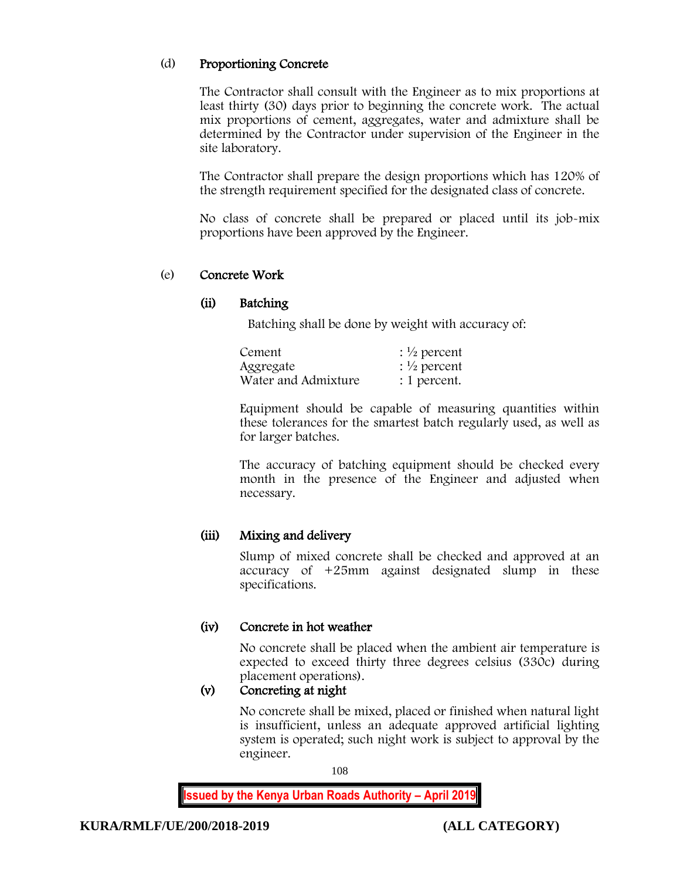(d) **Proportioning Concrete**

The Contractor shall consult with the Engineer as to mix proportions at least thirty (30) days prior to beginning the concrete work. The actual mix proportions of cement, aggregates, water and admixture shall be determined by the Contractor under supervision of the Engineer in the site laboratory.

The Contractor shall prepare the design proportions which has 120% of the strength requirement specified for the designated class of concrete.

No class of concrete shall be prepared or placed until its job-mix proportions have been approved by the Engineer.

(e) **Concrete Work**

**(ii) Batching**

Batching shall be done by weight with accuracy of:

| | |
|---|---|
| Cement | : ½ percent |
| Aggregate | : ½ percent |
| Water and Admixture | : 1 percent. |

Equipment should be capable of measuring quantities within these tolerances for the smartest batch regularly used, as well as for larger batches.

The accuracy of batching equipment should be checked every month in the presence of the Engineer and adjusted when necessary.

**(iii) Mixing and delivery**

Slump of mixed concrete shall be checked and approved at an accuracy of +25mm against designated slump in these specifications.

**(iv) Concrete in hot weather**

No concrete shall be placed when the ambient air temperature is expected to exceed thirty three degrees celsius (330c) during placement operations).

**(v) Concreting at night**

No concrete shall be mixed, placed or finished when natural light is insufficient, unless an adequate approved artificial lighting system is operated; such night work is subject to approval by the engineer.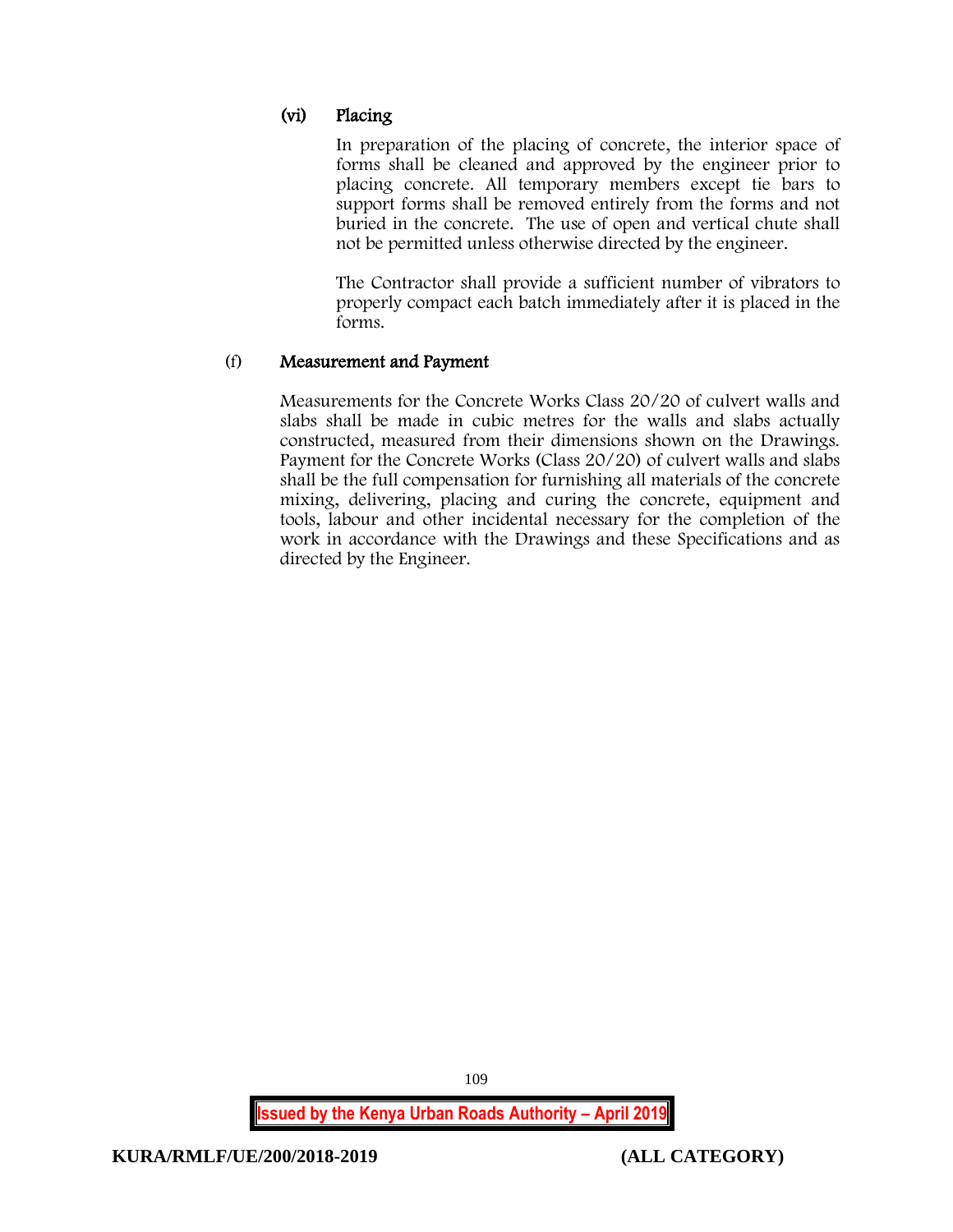#### (vi) Placing

In preparation of the placing of concrete, the interior space of forms shall be cleaned and approved by the engineer prior to placing concrete. All temporary members except tie bars to support forms shall be removed entirely from the forms and not buried in the concrete. The use of open and vertical chute shall not be permitted unless otherwise directed by the engineer.

The Contractor shall provide a sufficient number of vibrators to properly compact each batch immediately after it is placed in the forms.

### (f) Measurement and Payment

Measurements for the Concrete Works Class 20/20 of culvert walls and slabs shall be made in cubic metres for the walls and slabs actually constructed, measured from their dimensions shown on the Drawings. Payment for the Concrete Works (Class 20/20) of culvert walls and slabs shall be the full compensation for furnishing all materials of the concrete mixing, delivering, placing and curing the concrete, equipment and tools, labour and other incidental necessary for the completion of the work in accordance with the Drawings and these Specifications and as directed by the Engineer.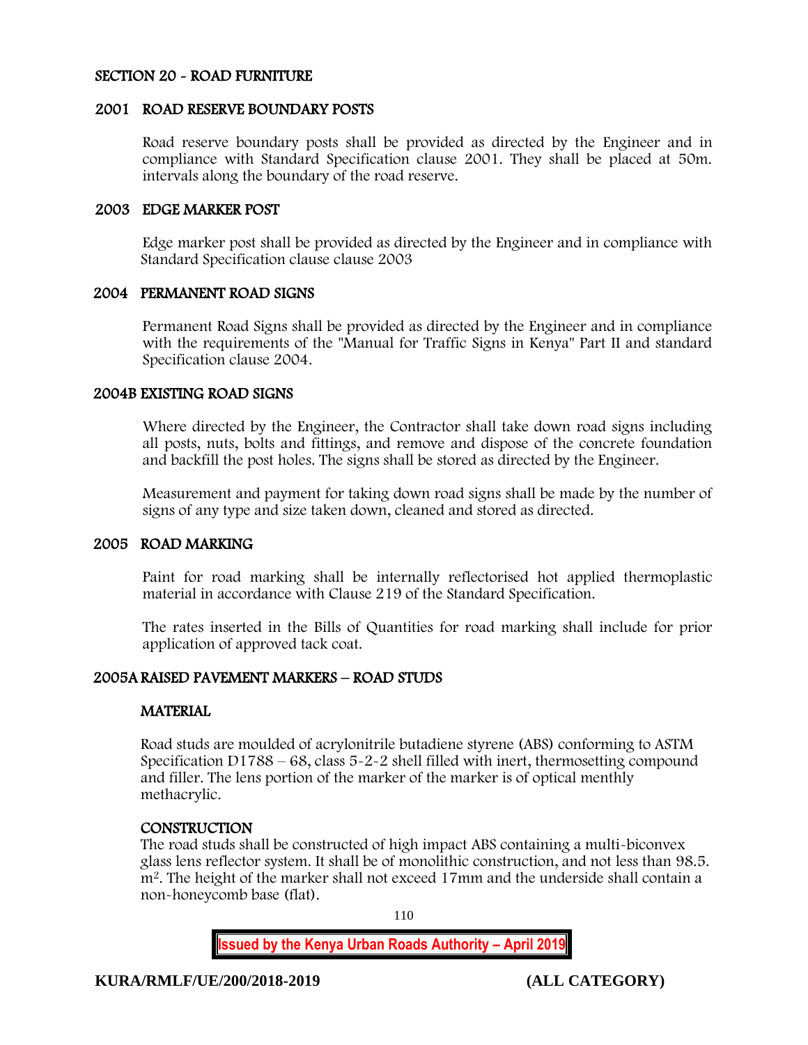## SECTION 20 - ROAD FURNITURE

### 2001 ROAD RESERVE BOUNDARY POSTS

Road reserve boundary posts shall be provided as directed by the Engineer and in compliance with Standard Specification clause 2001. They shall be placed at 50m. intervals along the boundary of the road reserve.

### 2003 EDGE MARKER POST

Edge marker post shall be provided as directed by the Engineer and in compliance with Standard Specification clause clause 2003

### 2004 PERMANENT ROAD SIGNS

Permanent Road Signs shall be provided as directed by the Engineer and in compliance with the requirements of the "Manual for Traffic Signs in Kenya" Part II and standard Specification clause 2004.

### 2004B EXISTING ROAD SIGNS

Where directed by the Engineer, the Contractor shall take down road signs including all posts, nuts, bolts and fittings, and remove and dispose of the concrete foundation and backfill the post holes. The signs shall be stored as directed by the Engineer.

Measurement and payment for taking down road signs shall be made by the number of signs of any type and size taken down, cleaned and stored as directed.

### 2005 ROAD MARKING

Paint for road marking shall be internally reflectorised hot applied thermoplastic material in accordance with Clause 219 of the Standard Specification.

The rates inserted in the Bills of Quantities for road marking shall include for prior application of approved tack coat.

### 2005A RAISED PAVEMENT MARKERS – ROAD STUDS

#### MATERIAL

Road studs are moulded of acrylonitrile butadiene styrene (ABS) conforming to ASTM Specification D1788 – 68, class 5-2-2 shell filled with inert, thermosetting compound and filler. The lens portion of the marker of the marker is of optical menthly methacrylic.

#### CONSTRUCTION

The road studs shall be constructed of high impact ABS containing a multi-biconvex glass lens reflector system. It shall be of monolithic construction, and not less than 98.5. $m^2$. The height of the marker shall not exceed 17mm and the underside shall contain a non-honeycomb base (flat).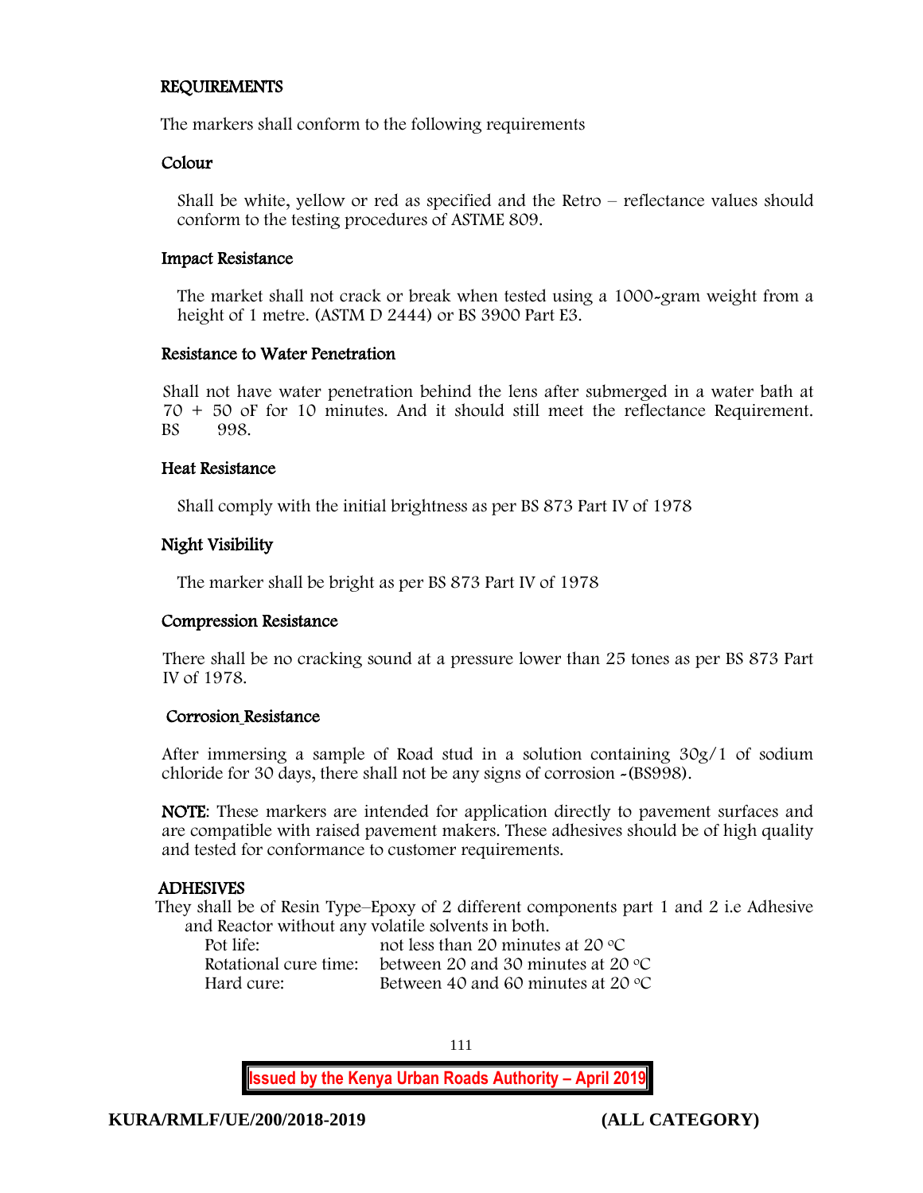**REQUIREMENTS**

The markers shall conform to the following requirements

**Colour**

Shall be white, yellow or red as specified and the Retro – reflectance values should conform to the testing procedures of ASTME 809.

**Impact Resistance**

The market shall not crack or break when tested using a 1000-gram weight from a height of 1 metre. (ASTM D 2444) or BS 3900 Part E3.

**Resistance to Water Penetration**

Shall not have water penetration behind the lens after submerged in a water bath at 70 + 50 oF for 10 minutes. And it should still meet the reflectance Requirement. BS 998.

**Heat Resistance**

Shall comply with the initial brightness as per BS 873 Part IV of 1978

**Night Visibility**

The marker shall be bright as per BS 873 Part IV of 1978

**Compression Resistance**

There shall be no cracking sound at a pressure lower than 25 tones as per BS 873 Part IV of 1978.

**Corrosion Resistance**

After immersing a sample of Road stud in a solution containing 30g/1 of sodium chloride for 30 days, there shall not be any signs of corrosion -(BS998).

**NOTE**: These markers are intended for application directly to pavement surfaces and are compatible with raised pavement makers. These adhesives should be of high quality and tested for conformance to customer requirements.

**ADHESIVES**

They shall be of Resin Type–Epoxy of 2 different components part 1 and 2 i.e Adhesive and Reactor without any volatile solvents in both.

| | |
|---|---|
| Pot life: | not less than 20 minutes at 20 °C |
| Rotational cure time: | between 20 and 30 minutes at 20 °C |
| Hard cure: | Between 40 and 60 minutes at 20 °C |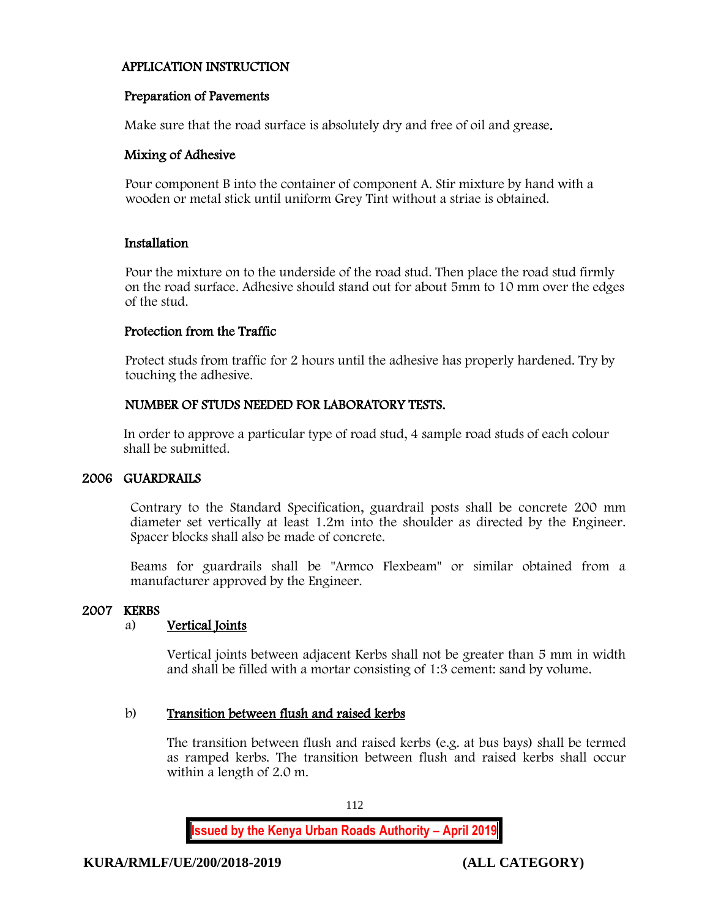### APPLICATION INSTRUCTION

#### Preparation of Pavements

Make sure that the road surface is absolutely dry and free of oil and grease.

#### Mixing of Adhesive

Pour component B into the container of component A. Stir mixture by hand with a wooden or metal stick until uniform Grey Tint without a striae is obtained.

#### Installation

Pour the mixture on to the underside of the road stud. Then place the road stud firmly on the road surface. Adhesive should stand out for about 5mm to 10 mm over the edges of the stud.

#### Protection from the Traffic

Protect studs from traffic for 2 hours until the adhesive has properly hardened. Try by touching the adhesive.

#### NUMBER OF STUDS NEEDED FOR LABORATORY TESTS.

In order to approve a particular type of road stud, 4 sample road studs of each colour shall be submitted.

## 2006 GUARDRAILS

Contrary to the Standard Specification, guardrail posts shall be concrete 200 mm diameter set vertically at least 1.2m into the shoulder as directed by the Engineer. Spacer blocks shall also be made of concrete.

Beams for guardrails shall be "Armco Flexbeam" or similar obtained from a manufacturer approved by the Engineer.

## 2007 KERBS

a) **Vertical Joints**

Vertical joints between adjacent Kerbs shall not be greater than 5 mm in width and shall be filled with a mortar consisting of 1:3 cement: sand by volume.

b) **Transition between flush and raised kerbs**

The transition between flush and raised kerbs (e.g. at bus bays) shall be termed as ramped kerbs. The transition between flush and raised kerbs shall occur within a length of 2.0 m.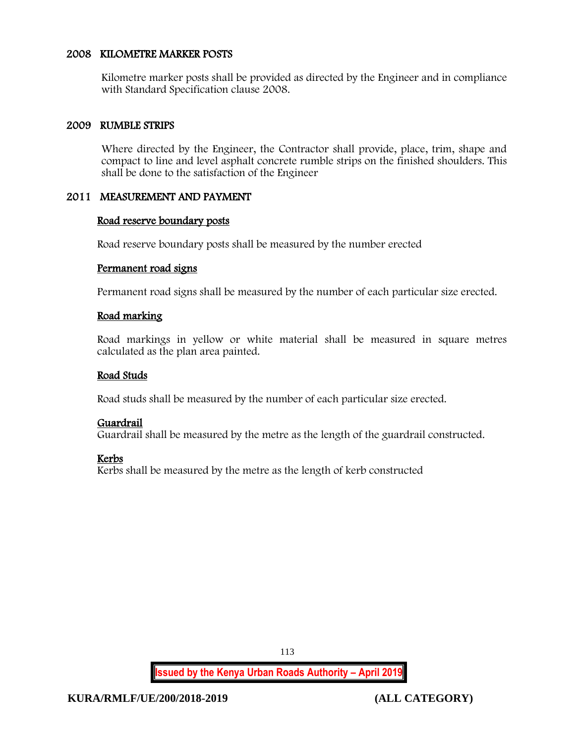## 2008 KILOMETRE MARKER POSTS

Kilometre marker posts shall be provided as directed by the Engineer and in compliance with Standard Specification clause 2008.

## 2009 RUMBLE STRIPS

Where directed by the Engineer, the Contractor shall provide, place, trim, shape and compact to line and level asphalt concrete rumble strips on the finished shoulders. This shall be done to the satisfaction of the Engineer

## 2011 MEASUREMENT AND PAYMENT

### Road reserve boundary posts

Road reserve boundary posts shall be measured by the number erected

### Permanent road signs

Permanent road signs shall be measured by the number of each particular size erected.

### Road marking

Road markings in yellow or white material shall be measured in square metres calculated as the plan area painted.

### Road Studs

Road studs shall be measured by the number of each particular size erected.

### Guardrail

Guardrail shall be measured by the metre as the length of the guardrail constructed.

### Kerbs

Kerbs shall be measured by the metre as the length of kerb constructed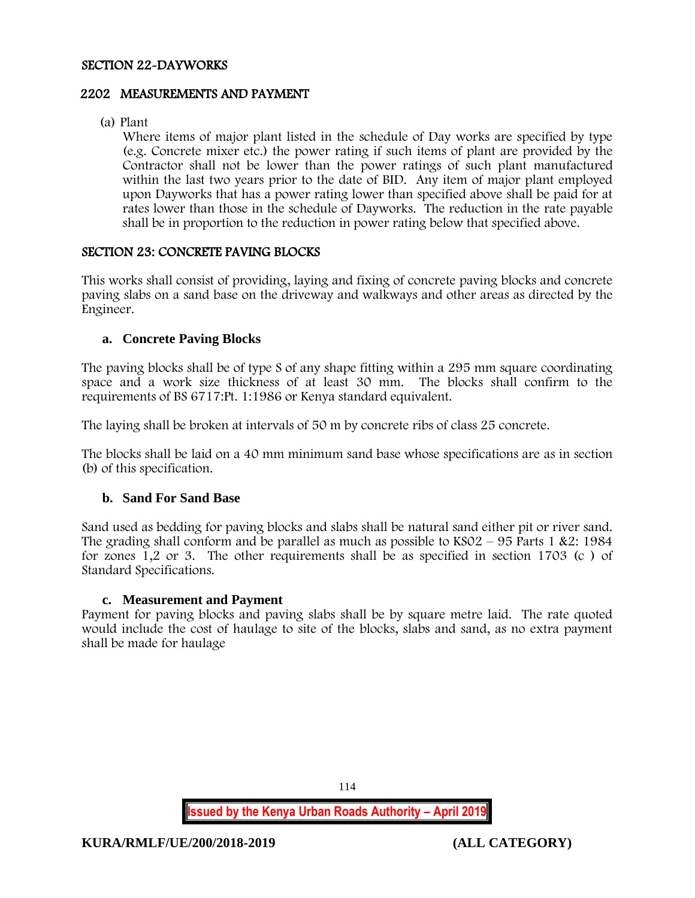## SECTION 22-DAYWORKS

### 2202 MEASUREMENTS AND PAYMENT

(a) Plant

Where items of major plant listed in the schedule of Day works are specified by type (e.g. Concrete mixer etc.) the power rating if such items of plant are provided by the Contractor shall not be lower than the power ratings of such plant manufactured within the last two years prior to the date of BID. Any item of major plant employed upon Dayworks that has a power rating lower than specified above shall be paid for at rates lower than those in the schedule of Dayworks. The reduction in the rate payable shall be in proportion to the reduction in power rating below that specified above.

## SECTION 23: CONCRETE PAVING BLOCKS

This works shall consist of providing, laying and fixing of concrete paving blocks and concrete paving slabs on a sand base on the driveway and walkways and other areas as directed by the Engineer.

### a. Concrete Paving Blocks

The paving blocks shall be of type S of any shape fitting within a 295 mm square coordinating space and a work size thickness of at least 30 mm. The blocks shall confirm to the requirements of BS 6717:Pt. 1:1986 or Kenya standard equivalent.

The laying shall be broken at intervals of 50 m by concrete ribs of class 25 concrete.

The blocks shall be laid on a 40 mm minimum sand base whose specifications are as in section (b) of this specification.

### b. Sand For Sand Base

Sand used as bedding for paving blocks and slabs shall be natural sand either pit or river sand. The grading shall conform and be parallel as much as possible to KS02 – 95 Parts 1 &2: 1984 for zones 1,2 or 3. The other requirements shall be as specified in section 1703 (c ) of Standard Specifications.

### c. Measurement and Payment

Payment for paving blocks and paving slabs shall be by square metre laid. The rate quoted would include the cost of haulage to site of the blocks, slabs and sand, as no extra payment shall be made for haulage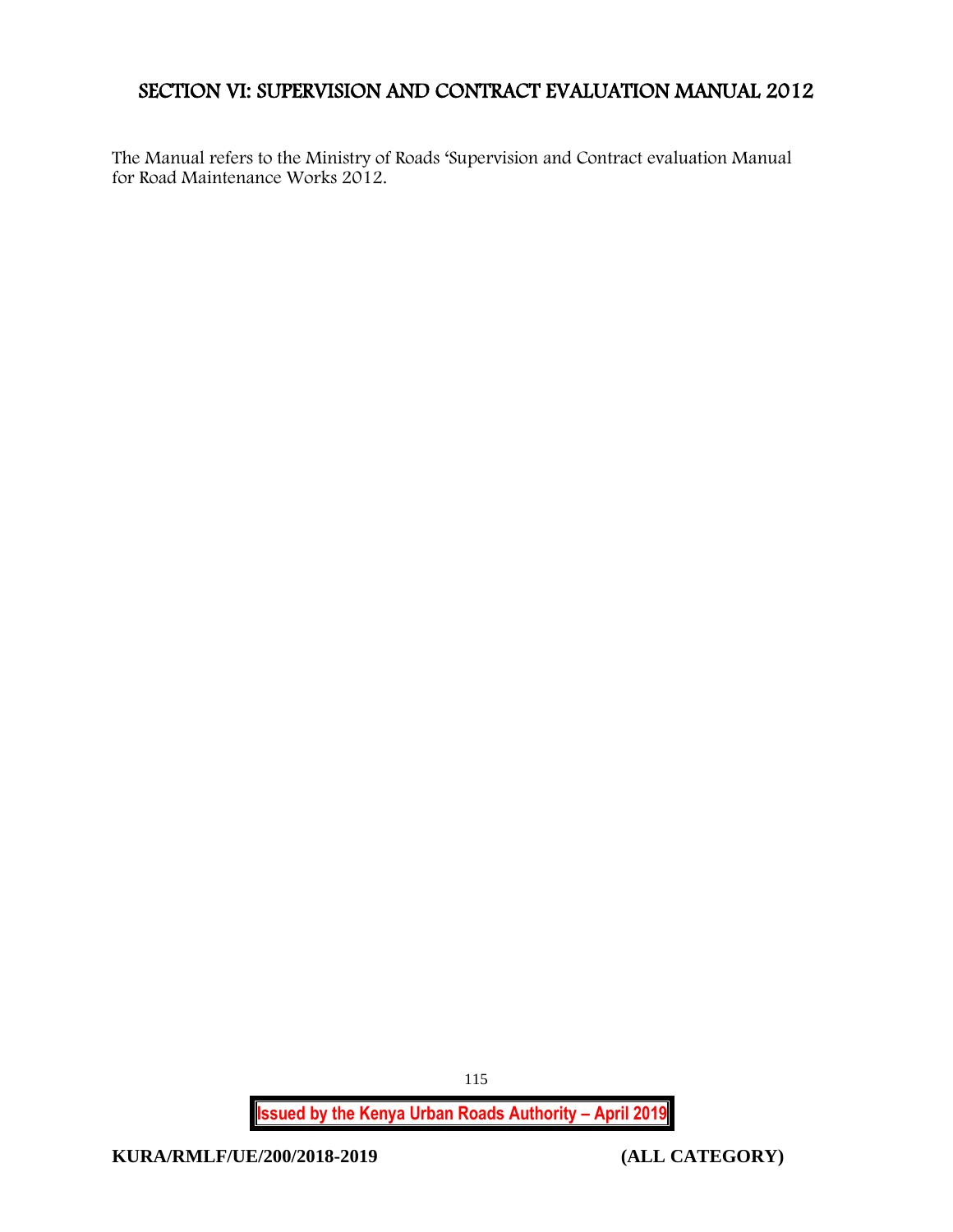# SECTION VI: SUPERVISION AND CONTRACT EVALUATION MANUAL 2012

The Manual refers to the Ministry of Roads 'Supervision and Contract evaluation Manual for Road Maintenance Works 2012.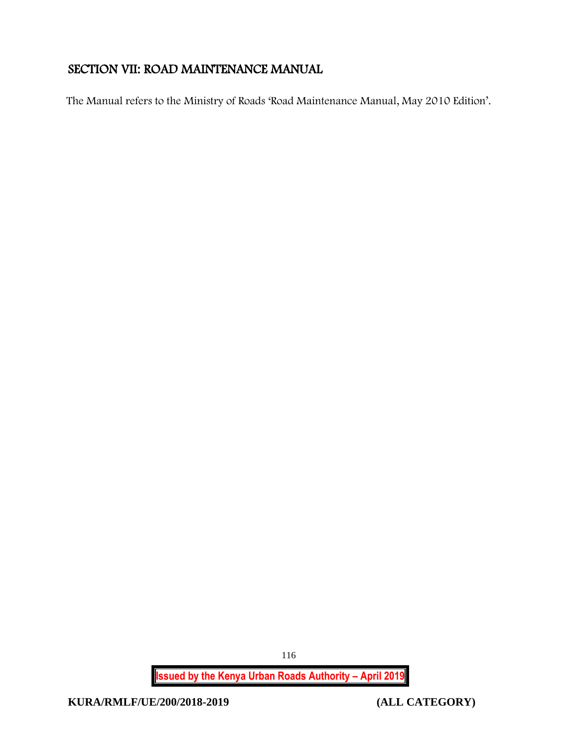## SECTION VII: ROAD MAINTENANCE MANUAL

The Manual refers to the Ministry of Roads 'Road Maintenance Manual, May 2010 Edition'.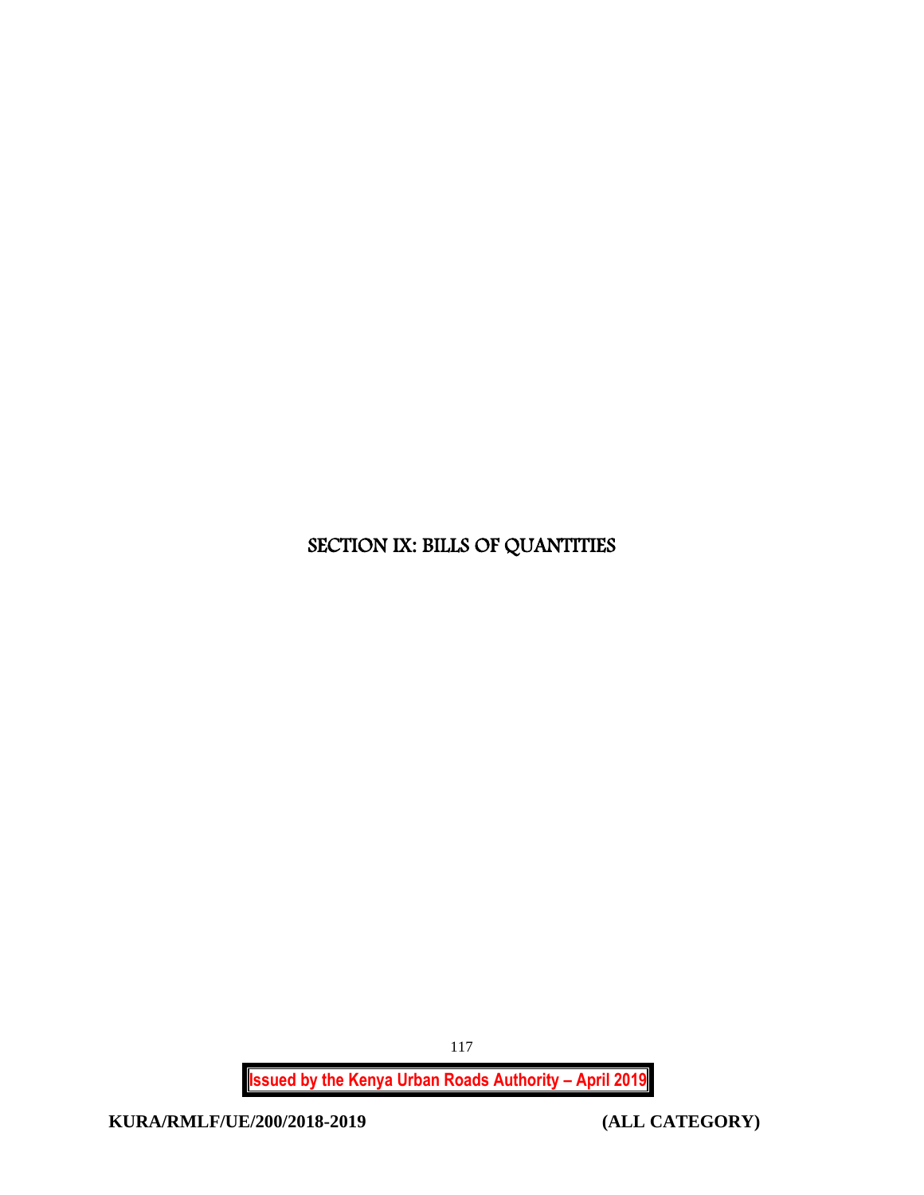# SECTION IX: BILLS OF QUANTITIES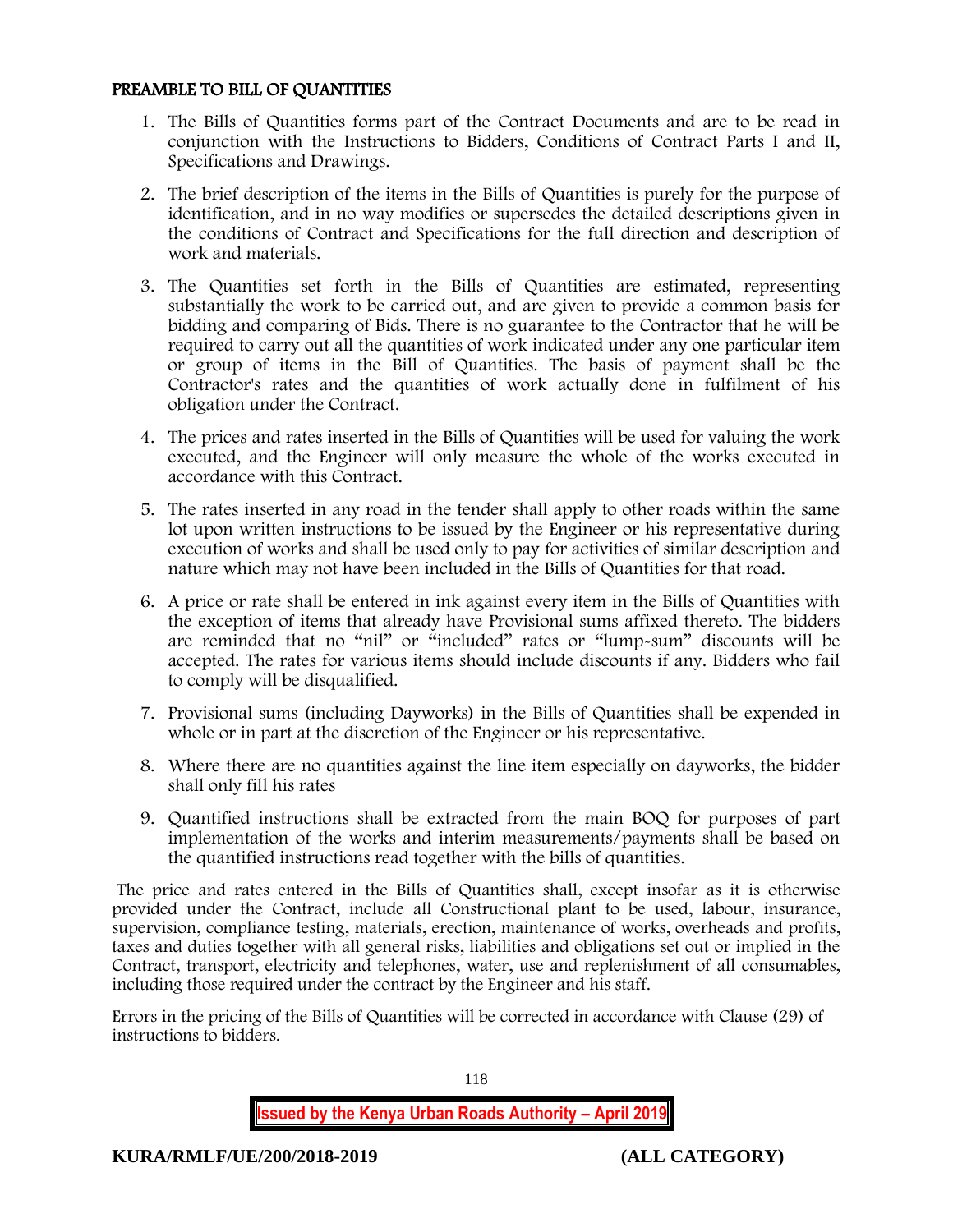## PREAMBLE TO BILL OF QUANTITIES

1. The Bills of Quantities forms part of the Contract Documents and are to be read in conjunction with the Instructions to Bidders, Conditions of Contract Parts I and II, Specifications and Drawings.
2. The brief description of the items in the Bills of Quantities is purely for the purpose of identification, and in no way modifies or supersedes the detailed descriptions given in the conditions of Contract and Specifications for the full direction and description of work and materials.
3. The Quantities set forth in the Bills of Quantities are estimated, representing substantially the work to be carried out, and are given to provide a common basis for bidding and comparing of Bids. There is no guarantee to the Contractor that he will be required to carry out all the quantities of work indicated under any one particular item or group of items in the Bill of Quantities. The basis of payment shall be the Contractor's rates and the quantities of work actually done in fulfilment of his obligation under the Contract.
4. The prices and rates inserted in the Bills of Quantities will be used for valuing the work executed, and the Engineer will only measure the whole of the works executed in accordance with this Contract.
5. The rates inserted in any road in the tender shall apply to other roads within the same lot upon written instructions to be issued by the Engineer or his representative during execution of works and shall be used only to pay for activities of similar description and nature which may not have been included in the Bills of Quantities for that road.
6. A price or rate shall be entered in ink against every item in the Bills of Quantities with the exception of items that already have Provisional sums affixed thereto. The bidders are reminded that no "nil" or "included" rates or "lump-sum" discounts will be accepted. The rates for various items should include discounts if any. Bidders who fail to comply will be disqualified.
7. Provisional sums (including Dayworks) in the Bills of Quantities shall be expended in whole or in part at the discretion of the Engineer or his representative.
8. Where there are no quantities against the line item especially on dayworks, the bidder shall only fill his rates
9. Quantified instructions shall be extracted from the main BOQ for purposes of part implementation of the works and interim measurements/payments shall be based on the quantified instructions read together with the bills of quantities.

The price and rates entered in the Bills of Quantities shall, except insofar as it is otherwise provided under the Contract, include all Constructional plant to be used, labour, insurance, supervision, compliance testing, materials, erection, maintenance of works, overheads and profits, taxes and duties together with all general risks, liabilities and obligations set out or implied in the Contract, transport, electricity and telephones, water, use and replenishment of all consumables, including those required under the contract by the Engineer and his staff.

Errors in the pricing of the Bills of Quantities will be corrected in accordance with Clause (29) of instructions to bidders.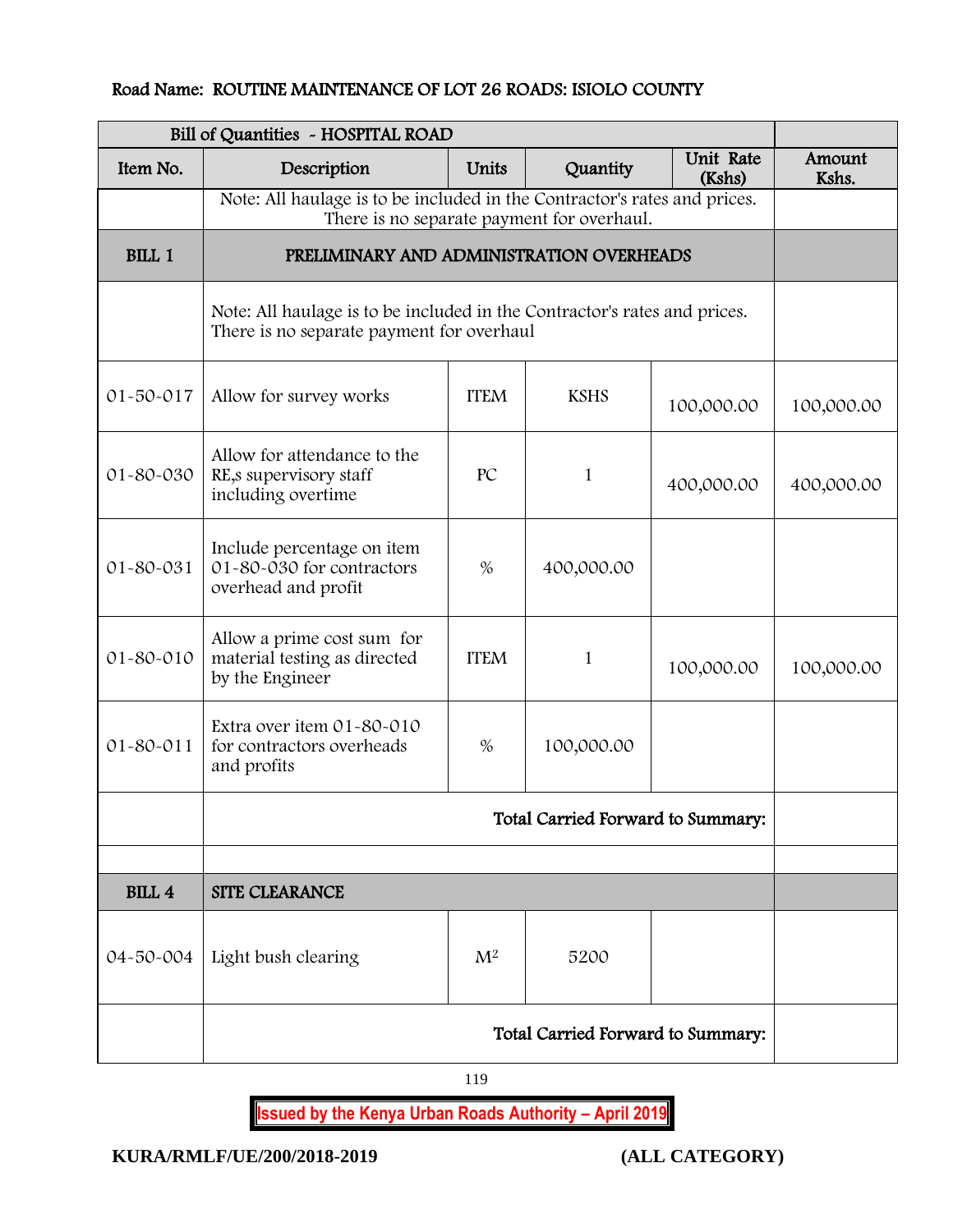Road Name: ROUTINE MAINTENANCE OF LOT 26 ROADS: ISIOLO COUNTY

| Bill of Quantities - HOSPITAL ROAD | | | | | |
|---|---|---|---|---|---|
| Item No. | Description | Units | Quantity | Unit Rate (Kshs) | Amount Kshs. |
| | Note: All haulage is to be included in the Contractor's rates and prices. There is no separate payment for overhaul. | | | | |
| BILL 1 | PRELIMINARY AND ADMINISTRATION OVERHEADS | | | | |
| | Note: All haulage is to be included in the Contractor's rates and prices. There is no separate payment for overhaul | | | | |
| 01-50-017 | Allow for survey works | ITEM | KSHS | 100,000.00 | 100,000.00 |
| 01-80-030 | Allow for attendance to the RE,s supervisory staff including overtime | PC | 1 | 400,000.00 | 400,000.00 |
| 01-80-031 | Include percentage on item 01-80-030 for contractors overhead and profit | % | 400,000.00 | | |
| 01-80-010 | Allow a prime cost sum for material testing as directed by the Engineer | ITEM | 1 | 100,000.00 | 100,000.00 |
| 01-80-011 | Extra over item 01-80-010 for contractors overheads and profits | % | 100,000.00 | | |
| | Total Carried Forward to Summary: | | | | |
| | | | | | |
| BILL 4 | SITE CLEARANCE | | | | |
| 04-50-004 | Light bush clearing | $M^2$ | 5200 | | |
| | Total Carried Forward to Summary: | | | | |

Issued by the Kenya Urban Roads Authority – April 2019

KURA/RMLF/UE/200/2018-2019 (ALL CATEGORY)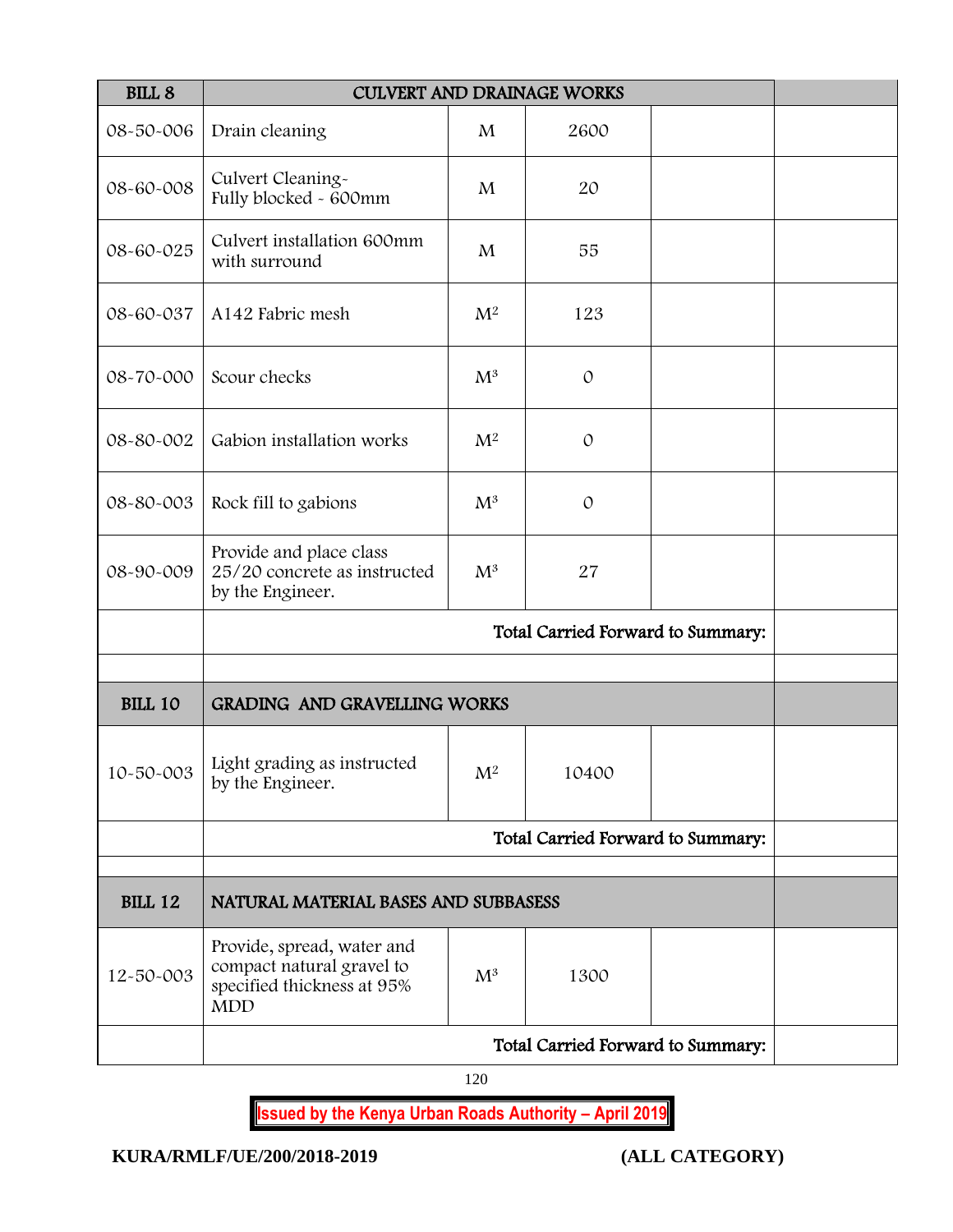| BILL 8 | CULVERT AND DRAINAGE WORKS | | | | |
|---|---|---|---|---|---|
| 08-50-006 | Drain cleaning | M | 2600 | | |
| 08-60-008 | Culvert Cleaning-<br>Fully blocked - 600mm | M | 20 | | |
| 08-60-025 | Culvert installation 600mm with surround | M | 55 | | |
| 08-60-037 | A142 Fabric mesh | $M^2$ | 123 | | |
| 08-70-000 | Scour checks | $M^3$ | 0 | | |
| 08-80-002 | Gabion installation works | $M^2$ | 0 | | |
| 08-80-003 | Rock fill to gabions | $M^3$ | 0 | | |
| 08-90-009 | Provide and place class 25/20 concrete as instructed by the Engineer. | $M^3$ | 27 | | |
| | **Total Carried Forward to Summary:** | | | | |
| | | | | | |
| **BILL 10** | **GRADING AND GRAVELLING WORKS** | | | | |
| 10-50-003 | Light grading as instructed by the Engineer. | $M^2$ | 10400 | | |
| | **Total Carried Forward to Summary:** | | | | |
| | | | | | |
| **BILL 12** | **NATURAL MATERIAL BASES AND SUBBASESS** | | | | |
| 12-50-003 | Provide, spread, water and compact natural gravel to specified thickness at 95% MDD | $M^3$ | 1300 | | |
| | **Total Carried Forward to Summary:** | | | | |

**Issued by the Kenya Urban Roads Authority – April 2019**

**KURA/RMLF/UE/200/2018-2019 (ALL CATEGORY)**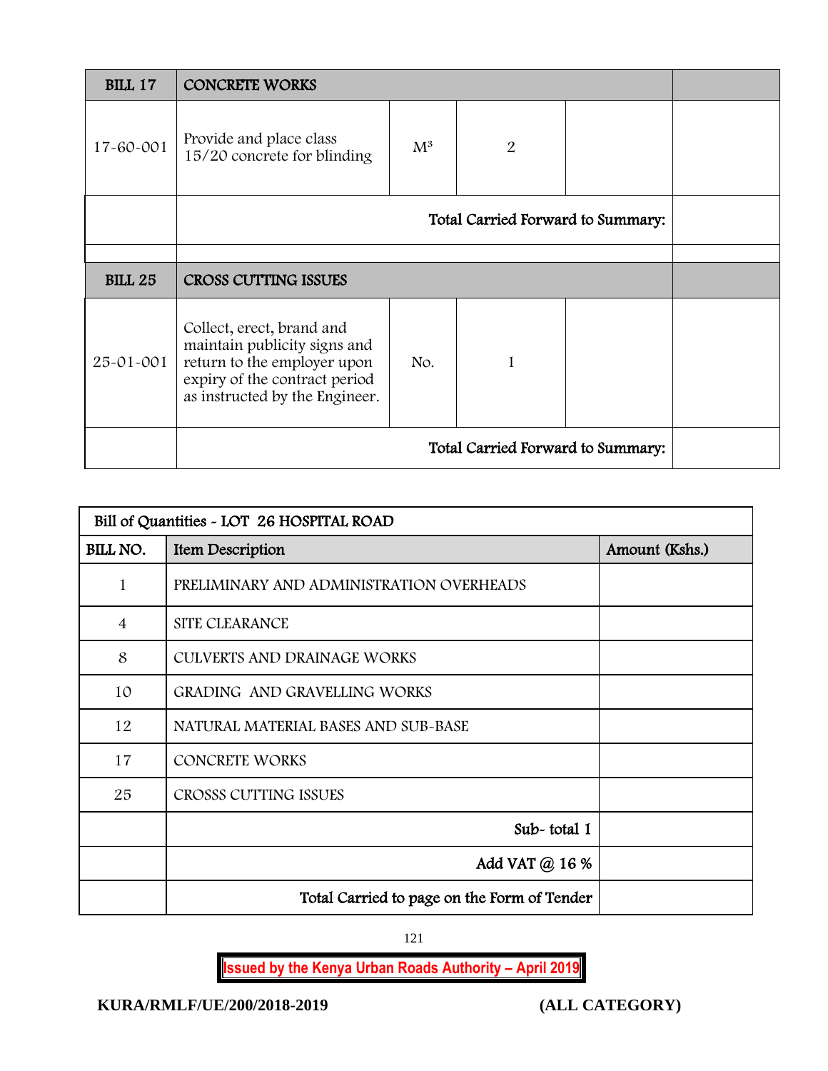| BILL 17 | CONCRETE WORKS | | | | |
|---|---|---|---|---|---|
| 17-60-001 | Provide and place class 15/20 concrete for blinding | $M^3$ | 2 | | |
| | Total Carried Forward to Summary: | | | | |
| | | | | | |
| **BILL 25** | **CROSS CUTTING ISSUES** | | | | |
| 25-01-001 | Collect, erect, brand and maintain publicity signs and return to the employer upon expiry of the contract period as instructed by the Engineer. | No. | 1 | | |
| | Total Carried Forward to Summary: | | | | |

| Bill of Quantities - LOT 26 HOSPITAL ROAD | | |
|---|---|---|
| **BILL NO.** | **Item Description** | **Amount (Kshs.)** |
| 1 | PRELIMINARY AND ADMINISTRATION OVERHEADS | |
| 4 | SITE CLEARANCE | |
| 8 | CULVERTS AND DRAINAGE WORKS | |
| 10 | GRADING AND GRAVELLING WORKS | |
| 12 | NATURAL MATERIAL BASES AND SUB-BASE | |
| 17 | CONCRETE WORKS | |
| 25 | CROSSS CUTTING ISSUES | |
| | Sub- total 1 | |
| | Add VAT @ 16 % | |
| | Total Carried to page on the Form of Tender | |

Issued by the Kenya Urban Roads Authority – April 2019

KURA/RMLF/UE/200/2018-2019 (ALL CATEGORY)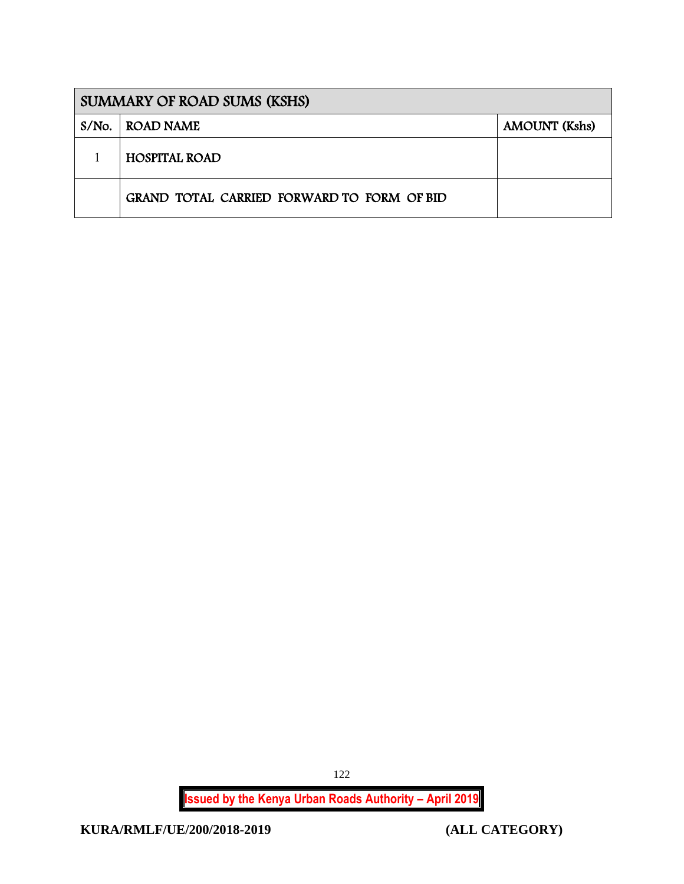| SUMMARY OF ROAD SUMS (KSHS) | | |
|---|---|---|
| S/No. | ROAD NAME | AMOUNT (Kshs) |
| 1 | HOSPITAL ROAD | |
| | GRAND TOTAL CARRIED FORWARD TO FORM OF BID | |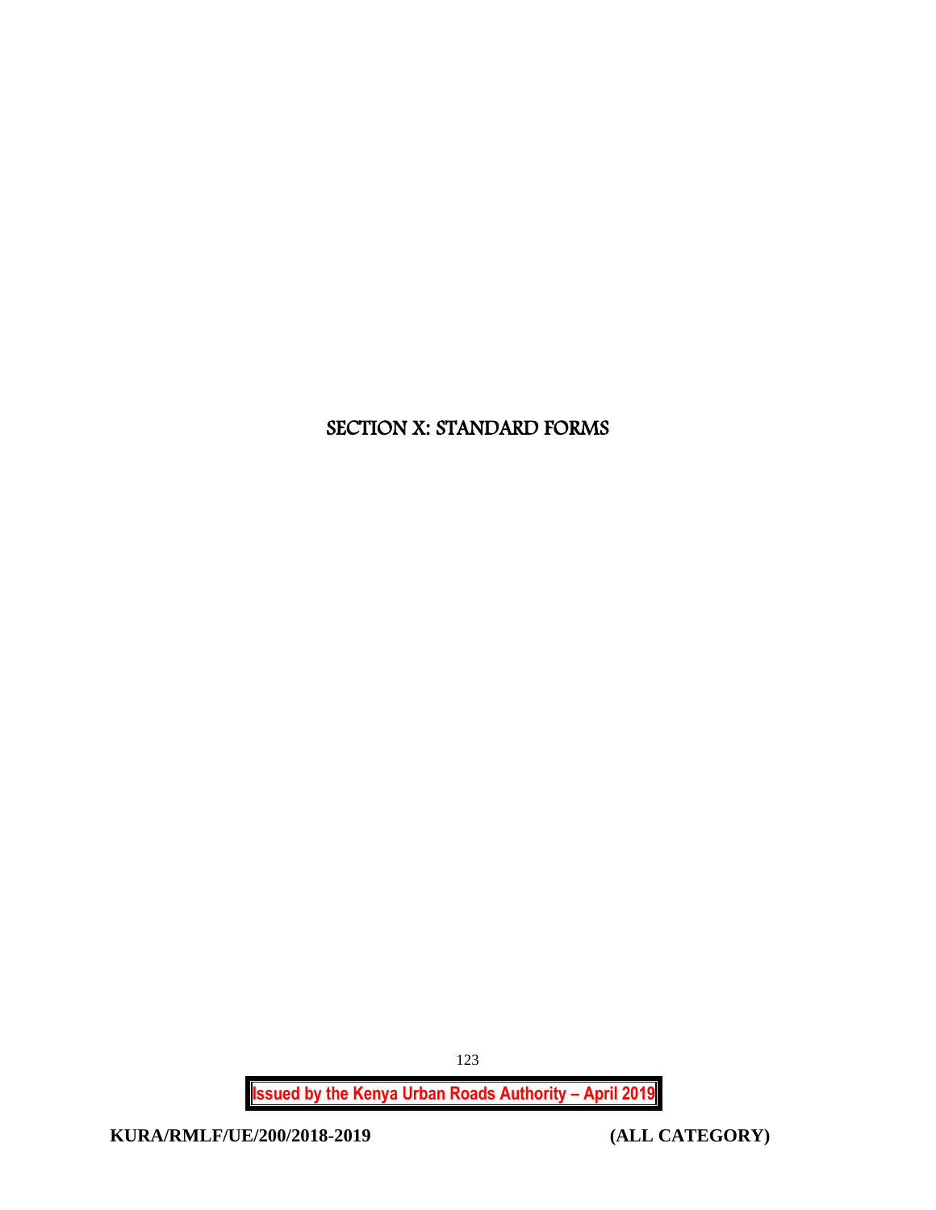# SECTION X: STANDARD FORMS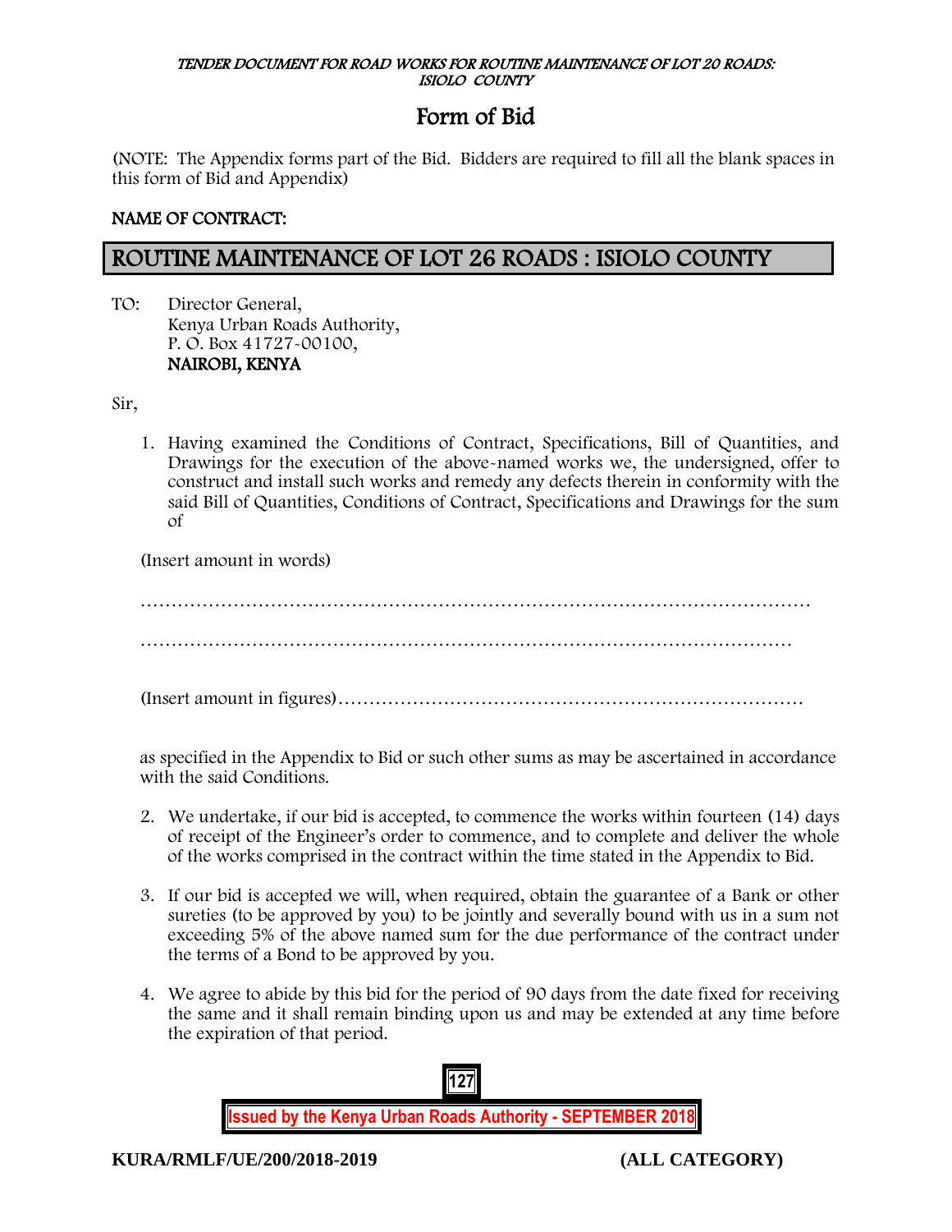# Form of Bid

(NOTE: The Appendix forms part of the Bid. Bidders are required to fill all the blank spaces in this form of Bid and Appendix)

**NAME OF CONTRACT:**

## ROUTINE MAINTENANCE OF LOT 26 ROADS : ISIOLO COUNTY

TO: Director General,
Kenya Urban Roads Authority,
P. O. Box 41727-00100,
**NAIROBI, KENYA**

Sir,

1. Having examined the Conditions of Contract, Specifications, Bill of Quantities, and Drawings for the execution of the above-named works we, the undersigned, offer to construct and install such works and remedy any defects therein in conformity with the said Bill of Quantities, Conditions of Contract, Specifications and Drawings for the sum of

   (Insert amount in words)

   …………………………………………………………………………………………………

   ………………………………………………………………………………………………

   (Insert amount in figures)…………………………………………………………………

   as specified in the Appendix to Bid or such other sums as may be ascertained in accordance with the said Conditions.

2. We undertake, if our bid is accepted, to commence the works within fourteen (14) days of receipt of the Engineer's order to commence, and to complete and deliver the whole of the works comprised in the contract within the time stated in the Appendix to Bid.

3. If our bid is accepted we will, when required, obtain the guarantee of a Bank or other sureties (to be approved by you) to be jointly and severally bound with us in a sum not exceeding 5% of the above named sum for the due performance of the contract under the terms of a Bond to be approved by you.

4. We agree to abide by this bid for the period of 90 days from the date fixed for receiving the same and it shall remain binding upon us and may be extended at any time before the expiration of that period.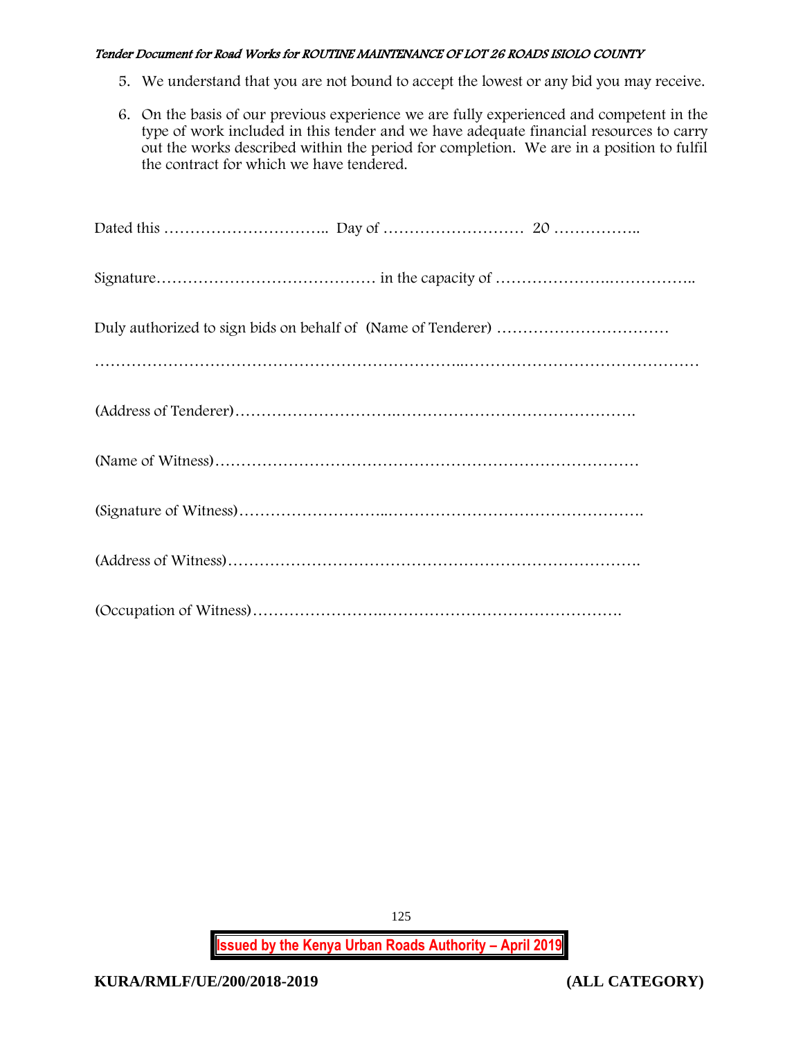5. We understand that you are not bound to accept the lowest or any bid you may receive.

6. On the basis of our previous experience we are fully experienced and competent in the type of work included in this tender and we have adequate financial resources to carry out the works described within the period for completion. We are in a position to fulfil the contract for which we have tendered.

Dated this ………………………….. Day of ……………………… 20 ……………..

Signature…………………………………… in the capacity of ………………….……………..

Duly authorized to sign bids on behalf of (Name of Tenderer) ……………………………

……………………………………………………….………………………………………

(Address of Tenderer)…………………….……………………………………….

(Name of Witness)…………………………………………………………………

(Signature of Witness)……………………..………………………………………….

(Address of Witness)…………………………………………………………………….

(Occupation of Witness)…………………….…………………………………….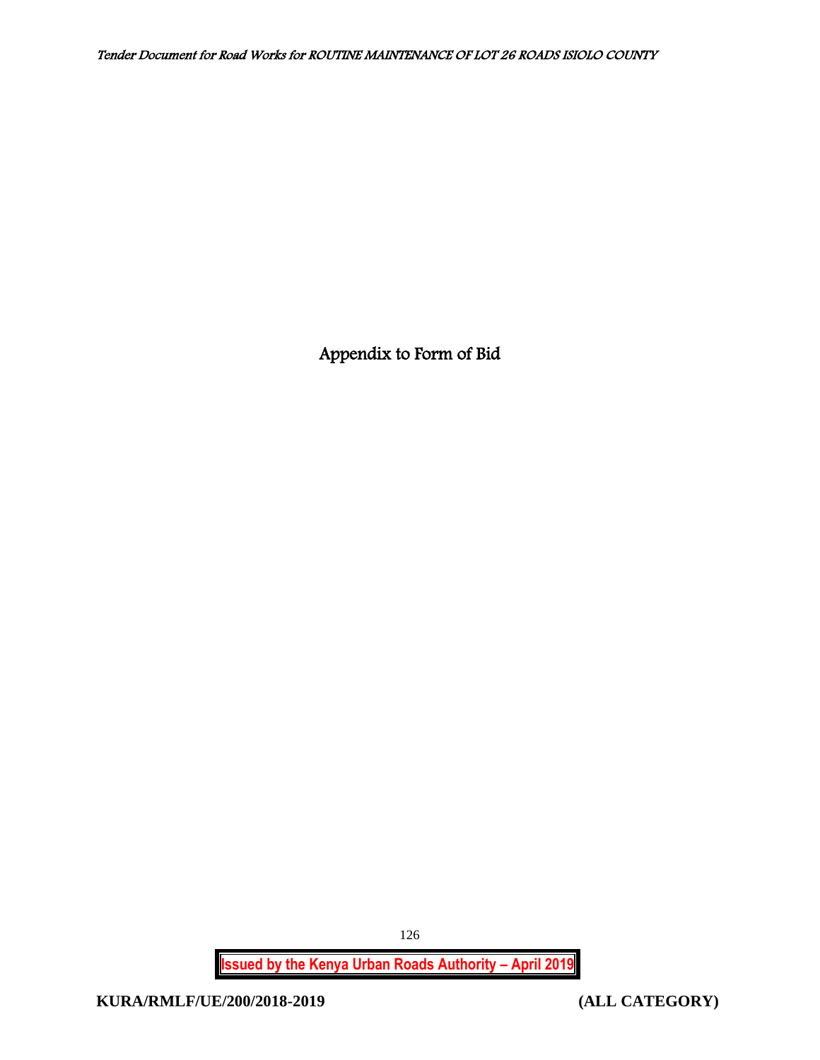# Appendix to Form of Bid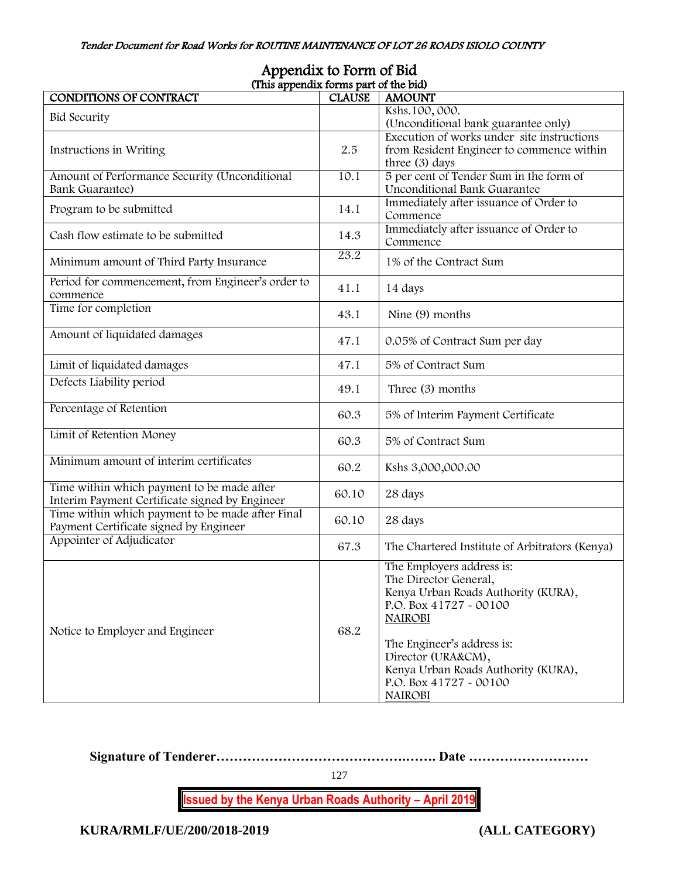# Appendix to Form of Bid

(This appendix forms part of the bid)

| CONDITIONS OF CONTRACT | CLAUSE | AMOUNT |
|---|---|---|
| Bid Security | | Kshs.100, 000.<br>(Unconditional bank guarantee only) |
| Instructions in Writing | 2.5 | Execution of works under site instructions from Resident Engineer to commence within three (3) days |
| Amount of Performance Security (Unconditional Bank Guarantee) | 10.1 | 5 per cent of Tender Sum in the form of Unconditional Bank Guarantee |
| Program to be submitted | 14.1 | Immediately after issuance of Order to Commence |
| Cash flow estimate to be submitted | 14.3 | Immediately after issuance of Order to Commence |
| Minimum amount of Third Party Insurance | 23.2 | 1% of the Contract Sum |
| Period for commencement, from Engineer's order to commence | 41.1 | 14 days |
| Time for completion | 43.1 | Nine (9) months |
| Amount of liquidated damages | 47.1 | 0.05% of Contract Sum per day |
| Limit of liquidated damages | 47.1 | 5% of Contract Sum |
| Defects Liability period | 49.1 | Three (3) months |
| Percentage of Retention | 60.3 | 5% of Interim Payment Certificate |
| Limit of Retention Money | 60.3 | 5% of Contract Sum |
| Minimum amount of interim certificates | 60.2 | Kshs 3,000,000.00 |
| Time within which payment to be made after Interim Payment Certificate signed by Engineer | 60.10 | 28 days |
| Time within which payment to be made after Final Payment Certificate signed by Engineer | 60.10 | 28 days |
| Appointer of Adjudicator | 67.3 | The Chartered Institute of Arbitrators (Kenya) |
| Notice to Employer and Engineer | 68.2 | The Employers address is:<br>The Director General,<br>Kenya Urban Roads Authority (KURA),<br>P.O. Box 41727 - 00100<br>NAIROBI<br><br>The Engineer's address is:<br>Director (URA&CM),<br>Kenya Urban Roads Authority (KURA),<br>P.O. Box 41727 - 00100<br>NAIROBI |

**Signature of Tenderer………………………………………. Date ………………………**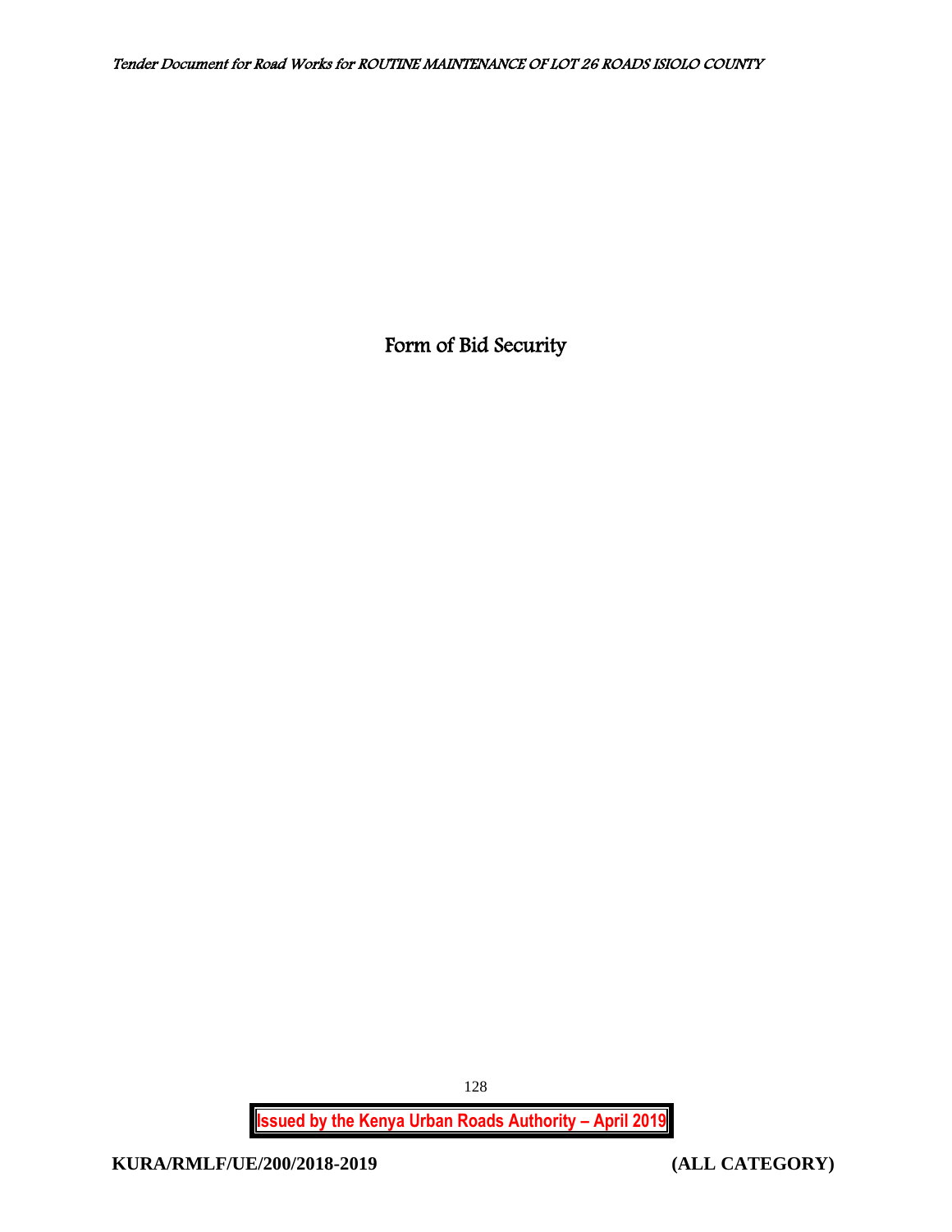# Form of Bid Security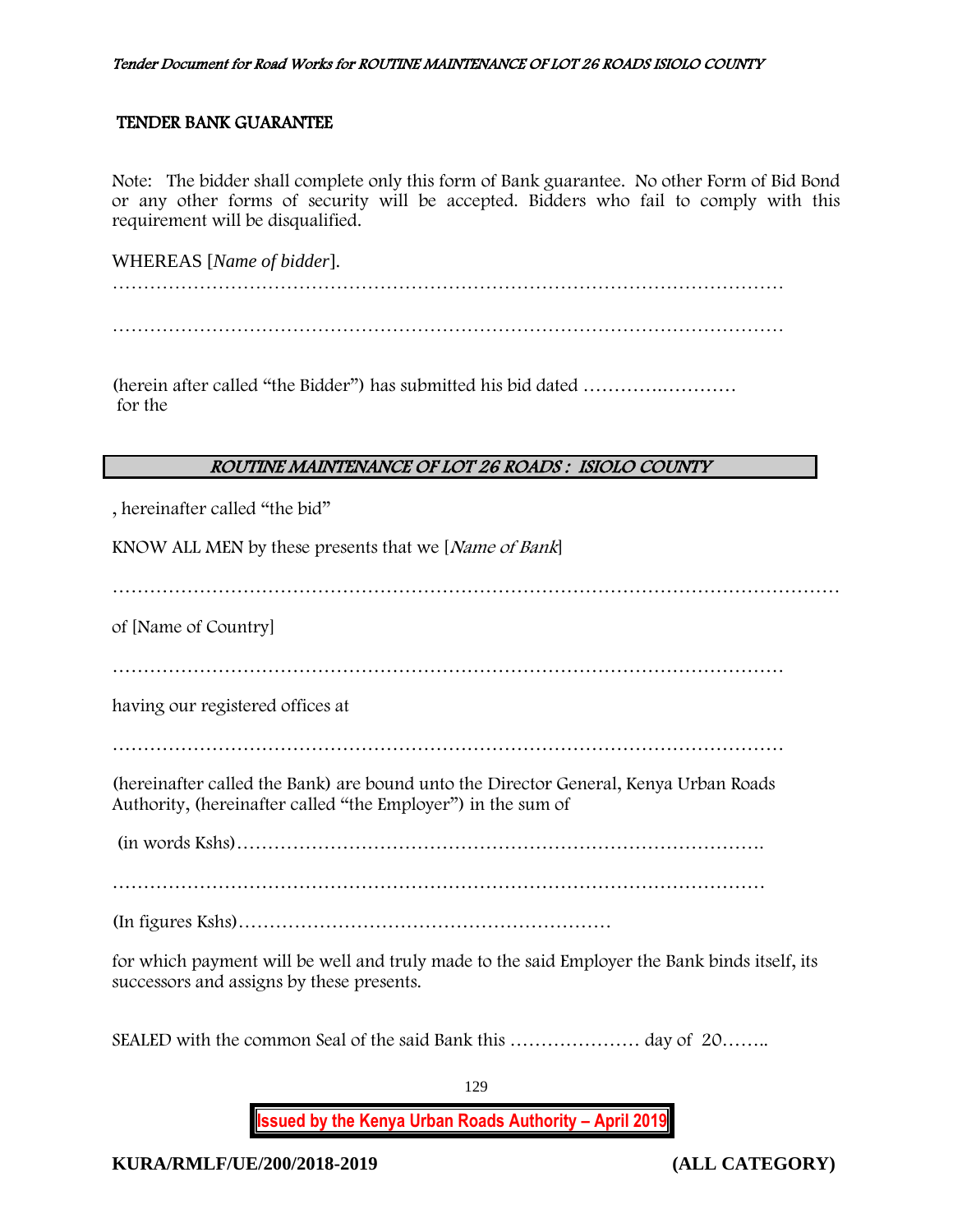## TENDER BANK GUARANTEE

Note: The bidder shall complete only this form of Bank guarantee. No other Form of Bid Bond or any other forms of security will be accepted. Bidders who fail to comply with this requirement will be disqualified.

WHEREAS [*Name of bidder*].

…………………………………………………………………………………………………

…………………………………………………………………………………………………

(herein after called "the Bidder") has submitted his bid dated ………….………… for the

***ROUTINE MAINTENANCE OF LOT 26 ROADS : ISIOLO COUNTY***

, hereinafter called "the bid"

KNOW ALL MEN by these presents that we [*Name of Bank*]

……………………………………………………………………………………………………

of [Name of Country]

…………………………………………………………………………………………………

having our registered offices at

…………………………………………………………………………………………………

(hereinafter called the Bank) are bound unto the Director General, Kenya Urban Roads Authority, (hereinafter called "the Employer") in the sum of

(in words Kshs)……………………………………………………………………….

………………………………………………………………………………………………

(In figures Kshs)……………………………………………………

for which payment will be well and truly made to the said Employer the Bank binds itself, its successors and assigns by these presents.

SEALED with the common Seal of the said Bank this ………………… day of 20……..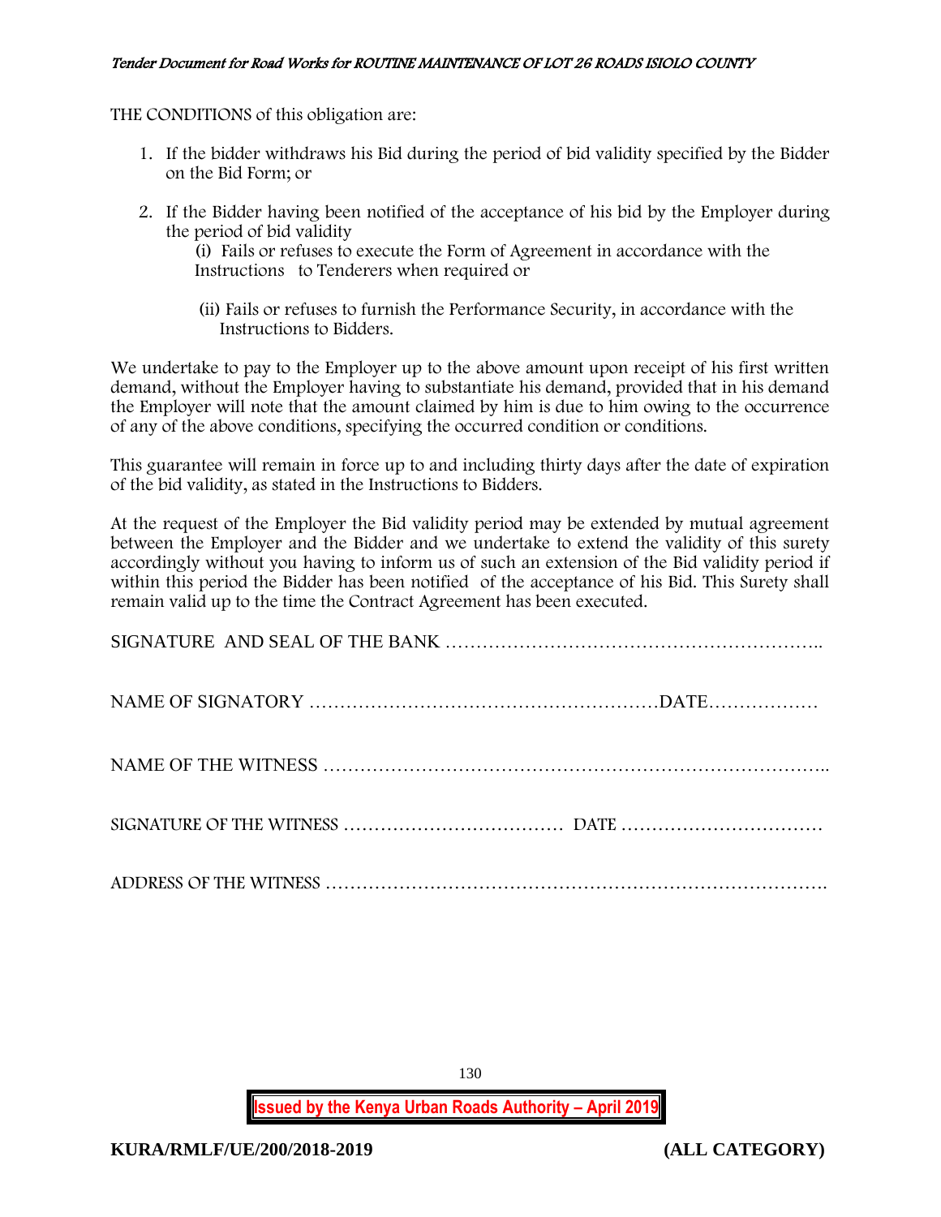THE CONDITIONS of this obligation are:

1. If the bidder withdraws his Bid during the period of bid validity specified by the Bidder on the Bid Form; or
2. If the Bidder having been notified of the acceptance of his bid by the Employer during the period of bid validity
   (i) Fails or refuses to execute the Form of Agreement in accordance with the Instructions to Tenderers when required or

   (ii) Fails or refuses to furnish the Performance Security, in accordance with the Instructions to Bidders.

We undertake to pay to the Employer up to the above amount upon receipt of his first written demand, without the Employer having to substantiate his demand, provided that in his demand the Employer will note that the amount claimed by him is due to him owing to the occurrence of any of the above conditions, specifying the occurred condition or conditions.

This guarantee will remain in force up to and including thirty days after the date of expiration of the bid validity, as stated in the Instructions to Bidders.

At the request of the Employer the Bid validity period may be extended by mutual agreement between the Employer and the Bidder and we undertake to extend the validity of this surety accordingly without you having to inform us of such an extension of the Bid validity period if within this period the Bidder has been notified of the acceptance of his Bid. This Surety shall remain valid up to the time the Contract Agreement has been executed.

SIGNATURE AND SEAL OF THE BANK ……………………………………………………..

NAME OF SIGNATORY …………………………………………………DATE………………

NAME OF THE WITNESS ………………………………………………………………………..

SIGNATURE OF THE WITNESS ……………………………… DATE ……………………………

ADDRESS OF THE WITNESS ……………………………………………………………………….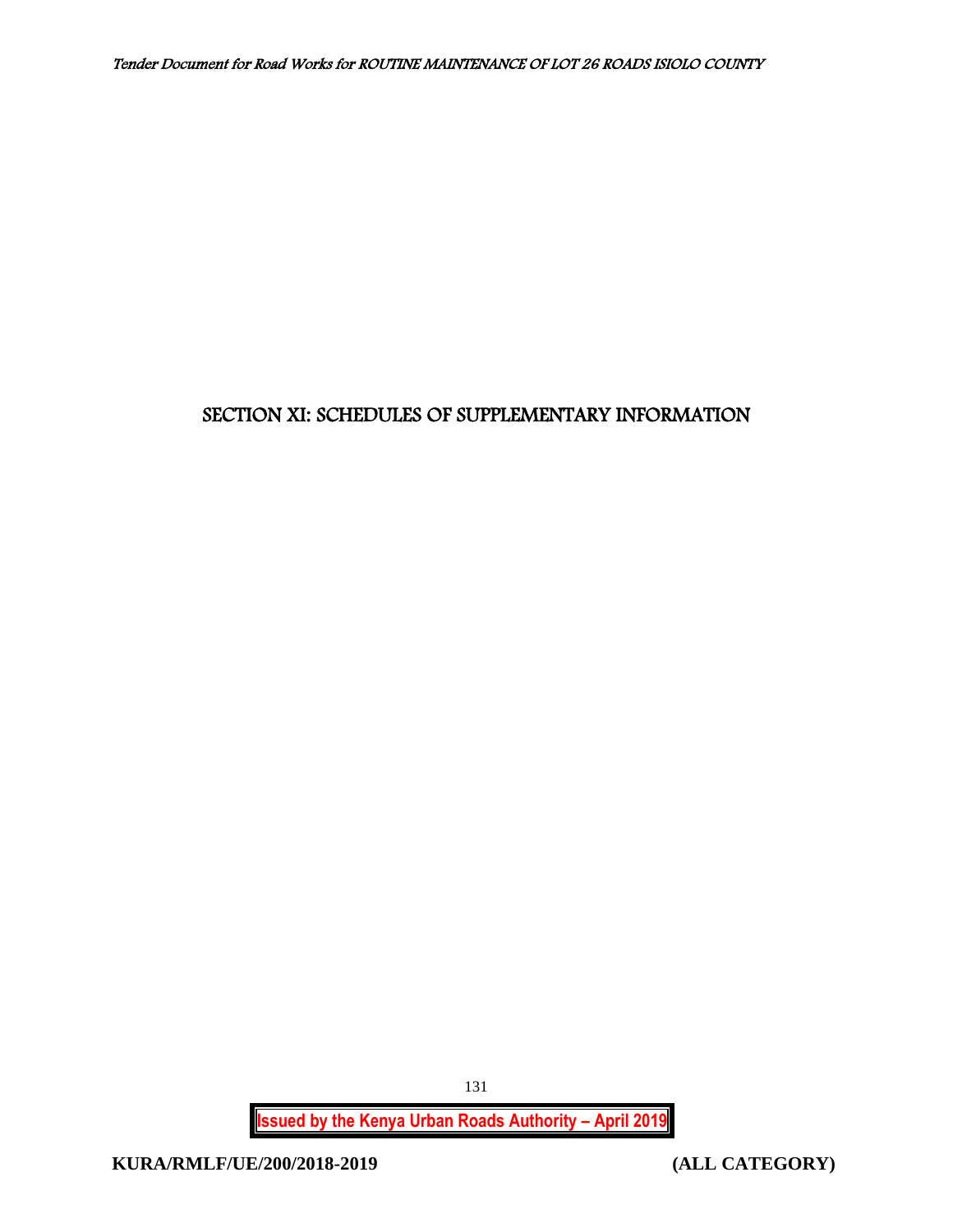# SECTION XI: SCHEDULES OF SUPPLEMENTARY INFORMATION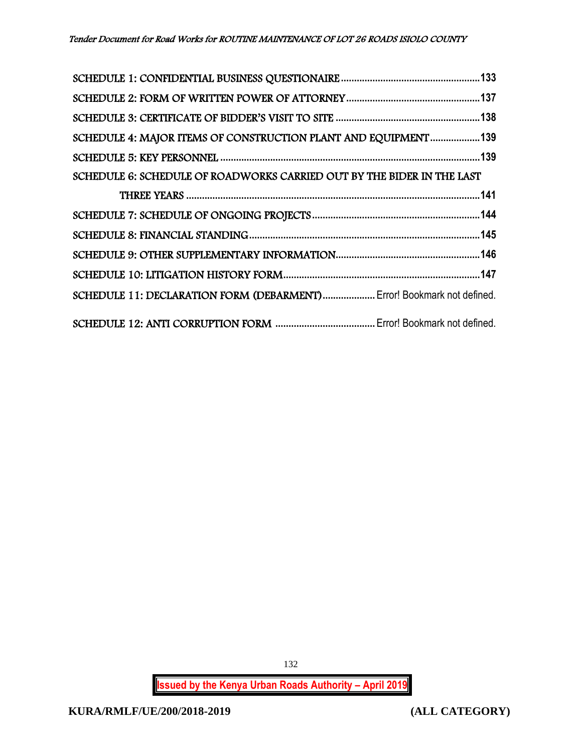SCHEDULE 1: CONFIDENTIAL BUSINESS QUESTIONAIRE ....................................................133

SCHEDULE 2: FORM OF WRITTEN POWER OF ATTORNEY ..................................................137

SCHEDULE 3: CERTIFICATE OF BIDDER'S VISIT TO SITE ......................................................138

SCHEDULE 4: MAJOR ITEMS OF CONSTRUCTION PLANT AND EQUIPMENT ..................139

SCHEDULE 5: KEY PERSONNEL ..................................................................................................139

SCHEDULE 6: SCHEDULE OF ROADWORKS CARRIED OUT BY THE BIDER IN THE LAST THREE YEARS ...............................................................................................................141

SCHEDULE 7: SCHEDULE OF ONGOING PROJECTS ................................................................144

SCHEDULE 8: FINANCIAL STANDING ........................................................................................145

SCHEDULE 9: OTHER SUPPLEMENTARY INFORMATION ......................................................146

SCHEDULE 10: LITIGATION HISTORY FORM ..........................................................................147

SCHEDULE 11: DECLARATION FORM (DEBARMENT) .................... Error! Bookmark not defined.

SCHEDULE 12: ANTI CORRUPTION FORM ...................................... Error! Bookmark not defined.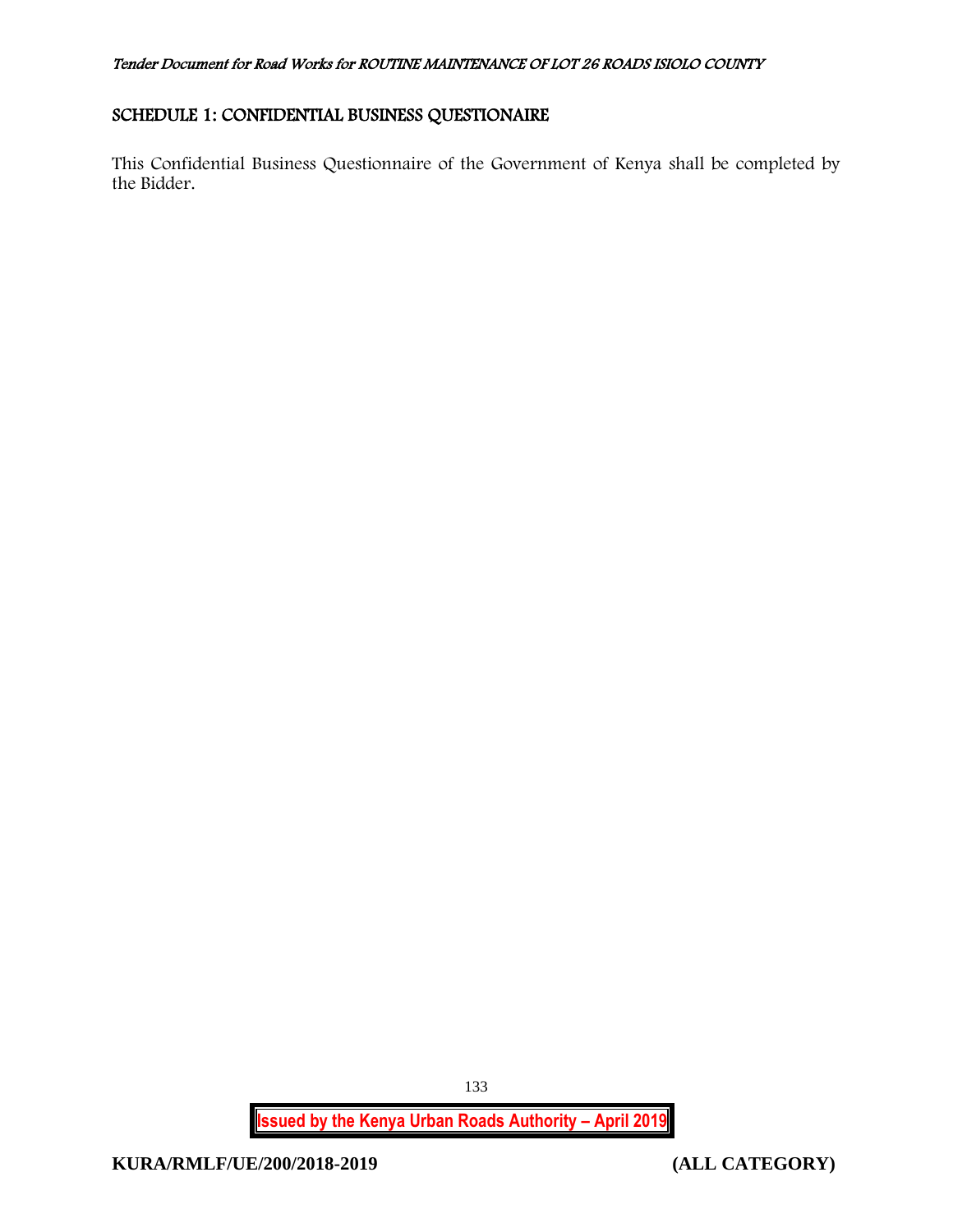## SCHEDULE 1: CONFIDENTIAL BUSINESS QUESTIONAIRE

This Confidential Business Questionnaire of the Government of Kenya shall be completed by the Bidder.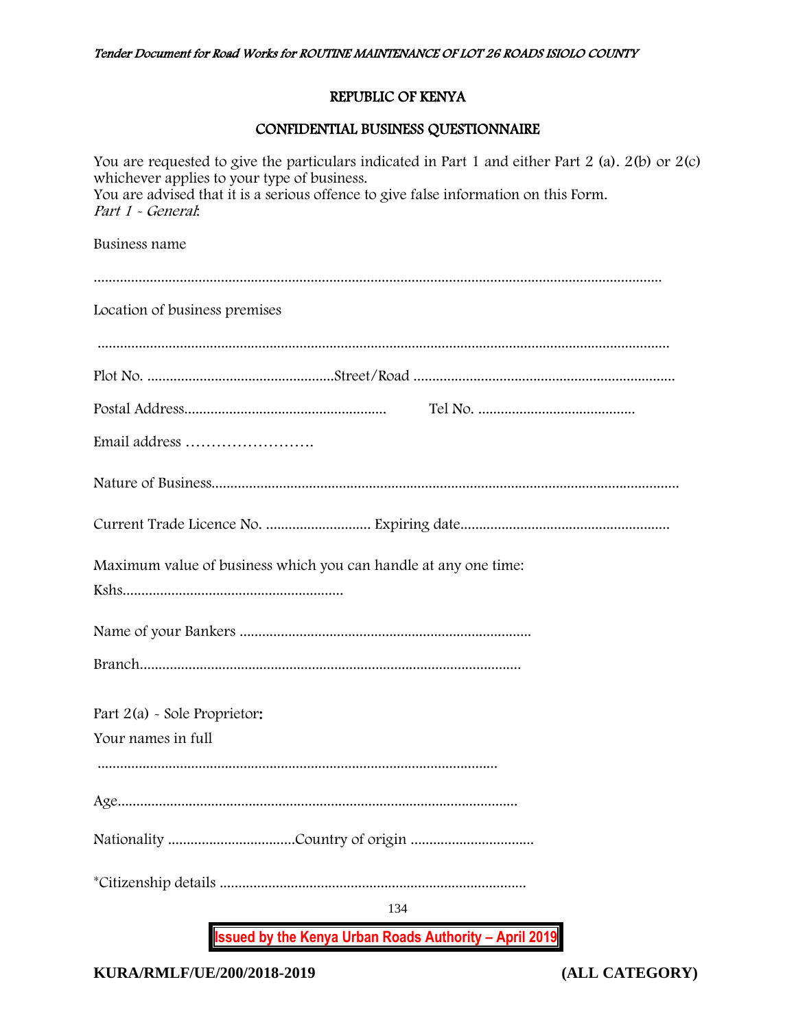## REPUBLIC OF KENYA

## CONFIDENTIAL BUSINESS QUESTIONNAIRE

You are requested to give the particulars indicated in Part 1 and either Part 2 (a). 2(b) or 2(c) whichever applies to your type of business.
You are advised that it is a serious offence to give false information on this Form.
*Part 1 - General*:

Business name

..........................................................................................................................................................

Location of business premises

..........................................................................................................................................................

Plot No. ..................................................Street/Road .....................................................................

Postal Address...................................................... Tel No. ..........................................

Email address …………………….

Nature of Business.............................................................................................................................

Current Trade Licence No. ............................ Expiring date.......................................................

Maximum value of business which you can handle at any one time:

Kshs...........................................................

Name of your Bankers ..............................................................................

Branch.....................................................................................................

Part 2(a) - Sole Proprietor:

Your names in full

...........................................................................................................

Age...........................................................................................................

Nationality ..................................Country of origin .................................

*Citizenship details ..................................................................................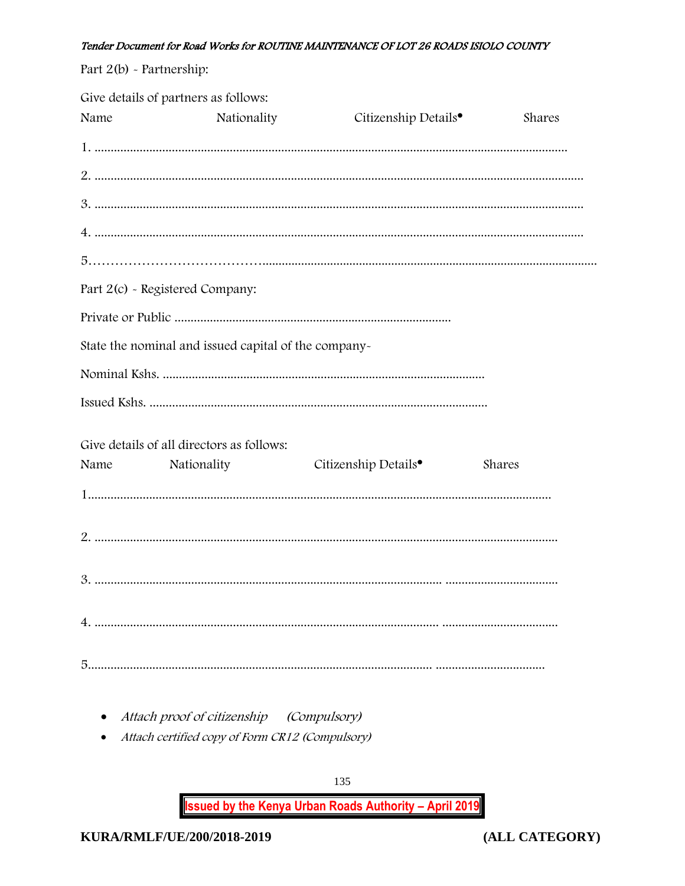Part 2(b) - Partnership:

Give details of partners as follows:

Name Nationality Citizenship Details• Shares

1. ...............................................................................................................................................

2. ....................................................................................................................................................

3. ....................................................................................................................................................

4. ....................................................................................................................................................

5………………………………..........................................................................................................

Part 2(c) - Registered Company:

Private or Public .....................................................................................

State the nominal and issued capital of the company-

Nominal Kshs. ...................................................................................................

Issued Kshs. ........................................................................................................

Give details of all directors as follows:

Name Nationality Citizenship Details• Shares

1.............................................................................................................................................

2. ..........................................................................................................................................

3. ......................................................................................................... ..................................

4. ....................................................................................................... ...................................

5......................................................................................................... .................................

- *Attach proof of citizenship (Compulsory)*
- *Attach certified copy of Form CR12 (Compulsory)*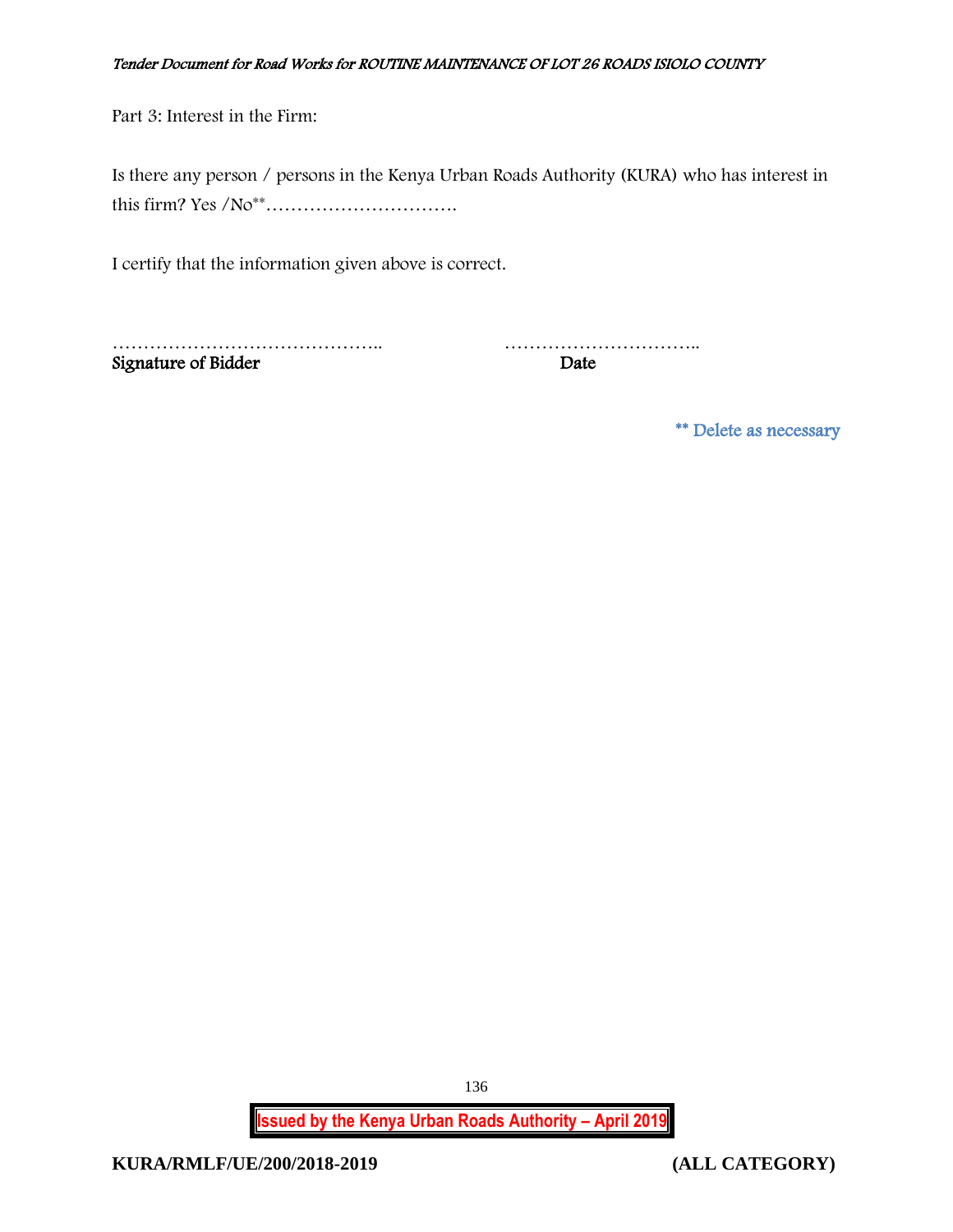Part 3: Interest in the Firm:

Is there any person / persons in the Kenya Urban Roads Authority (KURA) who has interest in this firm? Yes /No** ………………………….

I certify that the information given above is correct.

…………………………………….. ………………………….. 
**Signature of Bidder** **Date**

** Delete as necessary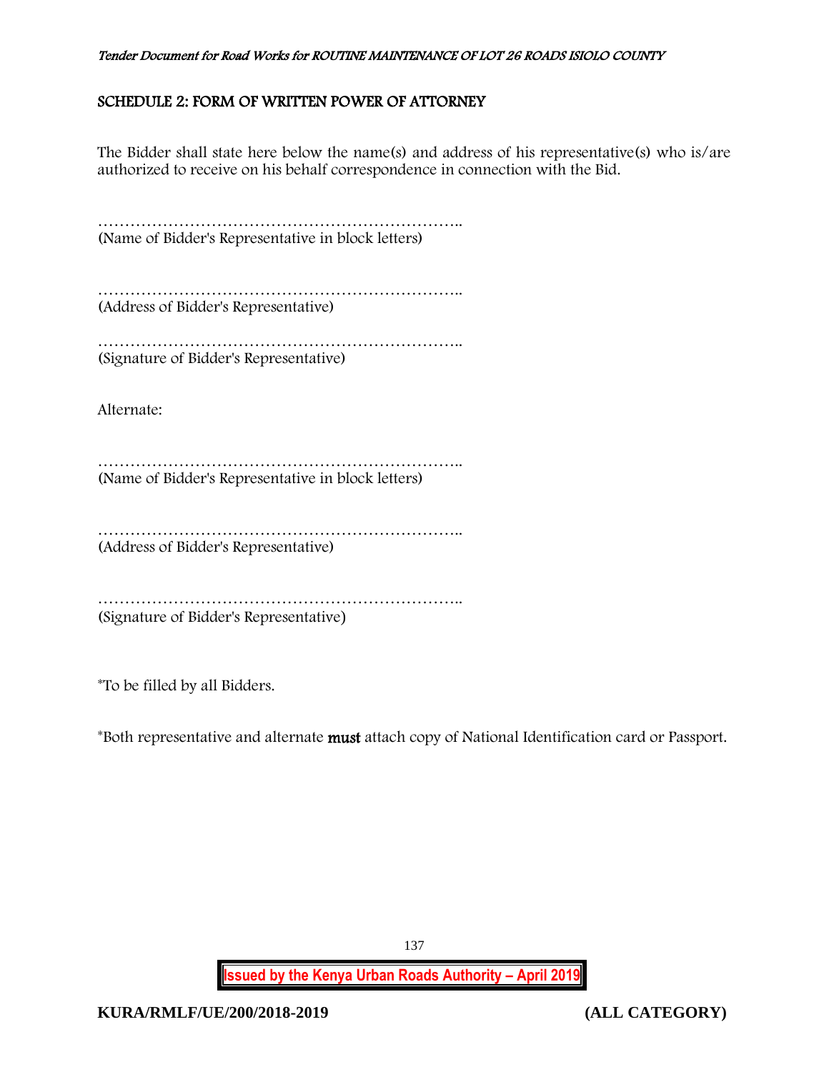## SCHEDULE 2: FORM OF WRITTEN POWER OF ATTORNEY

The Bidder shall state here below the name(s) and address of his representative(s) who is/are authorized to receive on his behalf correspondence in connection with the Bid.

…………………………………………………………..
(Name of Bidder's Representative in block letters)

…………………………………………………………..
(Address of Bidder's Representative)

…………………………………………………………..
(Signature of Bidder's Representative)

Alternate:

…………………………………………………………..
(Name of Bidder's Representative in block letters)

…………………………………………………………..
(Address of Bidder's Representative)

…………………………………………………………..
(Signature of Bidder's Representative)

*To be filled by all Bidders.

*Both representative and alternate **must** attach copy of National Identification card or Passport.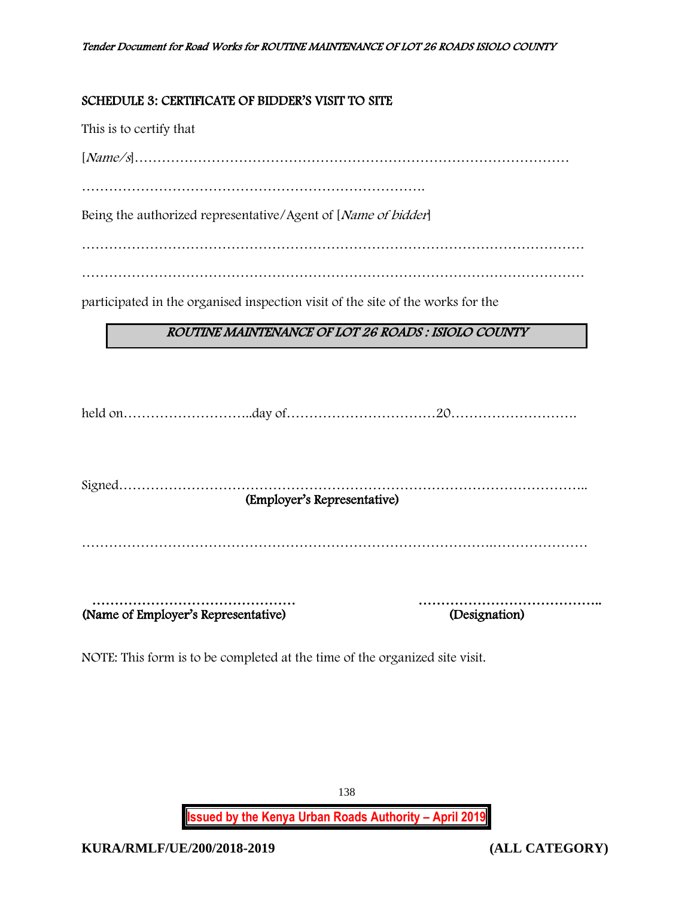## SCHEDULE 3: CERTIFICATE OF BIDDER'S VISIT TO SITE

This is to certify that

[*Name/s*]……………………………………………………………………………………

………………………………………………………………….

Being the authorized representative/Agent of [*Name of bidder*]

…………………………………………………………………………………………………

…………………………………………………………………………………………………

participated in the organised inspection visit of the site of the works for the

| ***ROUTINE MAINTENANCE OF LOT 26 ROADS : ISIOLO COUNTY*** |
|---|

held on………………………..day of……………………………20……………………….

Signed………………………………………………………………………………………..
**(Employer's Representative)**

…………………………………………………………………………….…………………

……………………………………… ………………………………….
**(Name of Employer's Representative)** **(Designation)**

NOTE: This form is to be completed at the time of the organized site visit.

KURA/RMLF/UE/200/2018-2019 (ALL CATEGORY)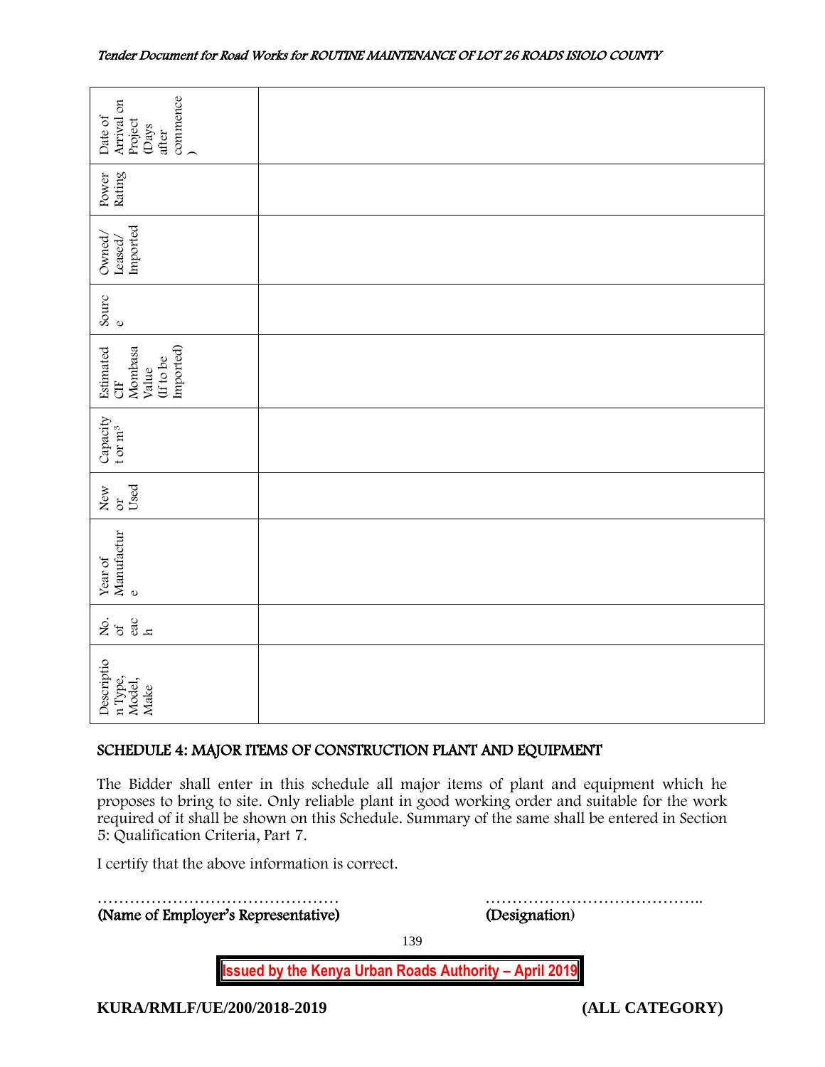| Description Type, Model, Make | No. of each | Year of Manufacture | New or Used | Capacity t or m$^3$ | Estimated CIF Mombasa Value (If to be Imported) | Source | Owned/ Leased/ Imported | Power Rating | Date of Arrival on Project (Days after commence) |
|---|---|---|---|---|---|---|---|---|---|
| | | | | | | | | | |

## SCHEDULE 4: MAJOR ITEMS OF CONSTRUCTION PLANT AND EQUIPMENT

The Bidder shall enter in this schedule all major items of plant and equipment which he proposes to bring to site. Only reliable plant in good working order and suitable for the work required of it shall be shown on this Schedule. Summary of the same shall be entered in Section 5: Qualification Criteria, Part 7.

I certify that the above information is correct.

……………………………………… …………………………………..

**(Name of Employer's Representative)** **(Designation)**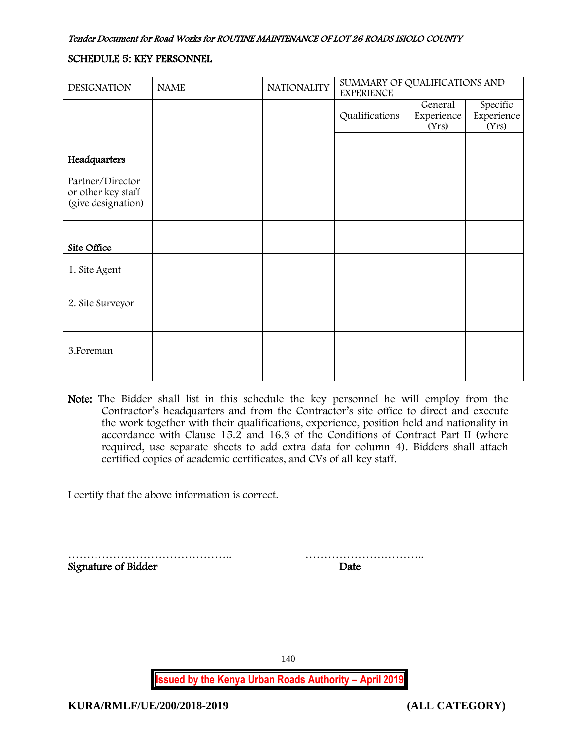## SCHEDULE 5: KEY PERSONNEL

| DESIGNATION | NAME | NATIONALITY | SUMMARY OF QUALIFICATIONS AND EXPERIENCE | | |
|---|---|---|---|---|---|
| | | | Qualifications | General Experience (Yrs) | Specific Experience (Yrs) |
| **Headquarters** | | | | | |
| Partner/Director or other key staff (give designation) | | | | | |
| **Site Office** | | | | | |
| 1. Site Agent | | | | | |
| 2. Site Surveyor | | | | | |
| 3.Foreman | | | | | |

**Note:** The Bidder shall list in this schedule the key personnel he will employ from the Contractor's headquarters and from the Contractor's site office to direct and execute the work together with their qualifications, experience, position held and nationality in accordance with Clause 15.2 and 16.3 of the Conditions of Contract Part II (where required, use separate sheets to add extra data for column 4). Bidders shall attach certified copies of academic certificates, and CVs of all key staff.

I certify that the above information is correct.

…………………………………….. ………………………….. 
**Signature of Bidder** **Date**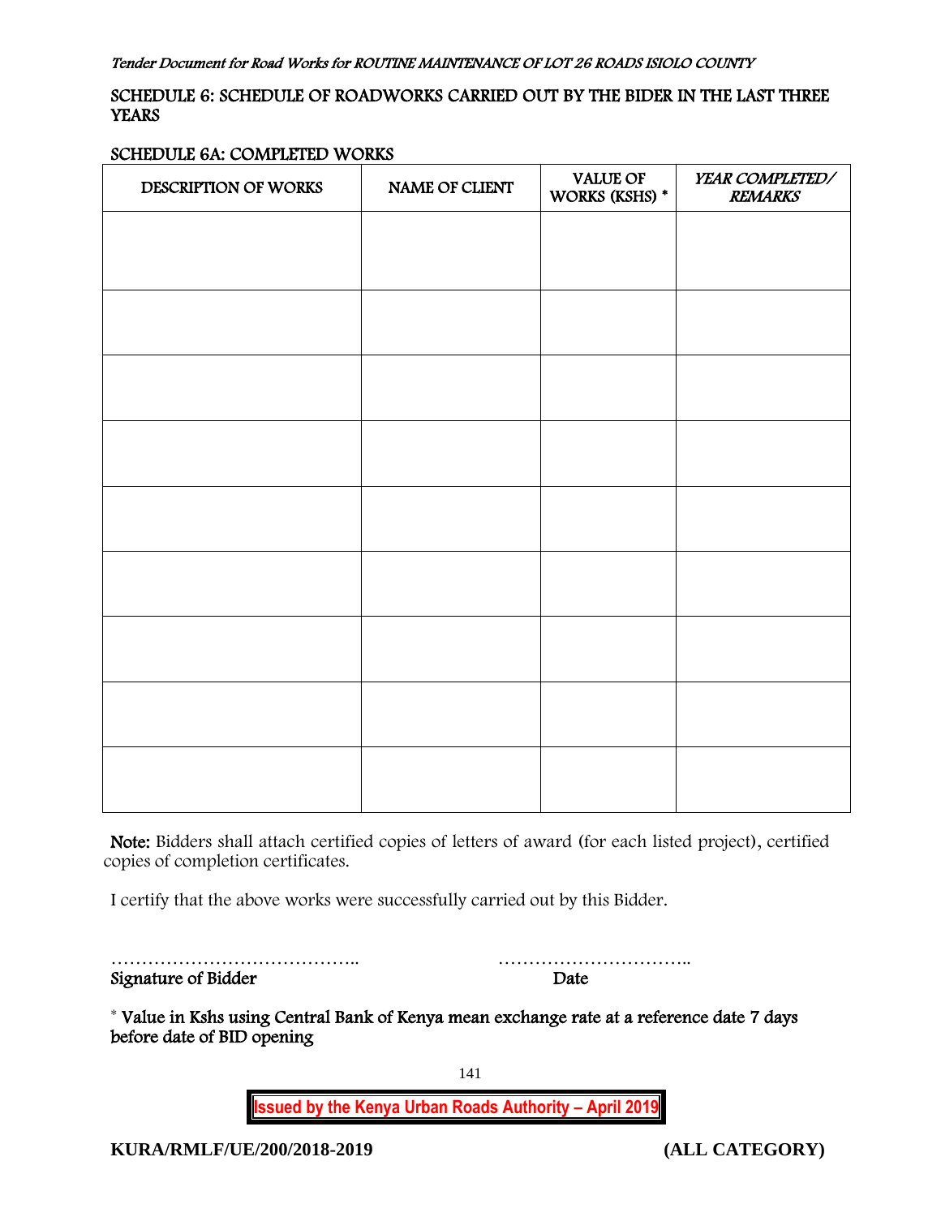## SCHEDULE 6: SCHEDULE OF ROADWORKS CARRIED OUT BY THE BIDER IN THE LAST THREE YEARS

### SCHEDULE 6A: COMPLETED WORKS

| DESCRIPTION OF WORKS | NAME OF CLIENT | VALUE OF WORKS (KSHS) * | *YEAR COMPLETED/ REMARKS* |
|---|---|---|---|
| | | | |
| | | | |
| | | | |
| | | | |
| | | | |
| | | | |
| | | | |
| | | | |
| | | | |

**Note:** Bidders shall attach certified copies of letters of award (for each listed project), certified copies of completion certificates.

I certify that the above works were successfully carried out by this Bidder.

………………………………….. ……………………………..

Signature of Bidder Date

* Value in Kshs using Central Bank of Kenya mean exchange rate at a reference date 7 days before date of BID opening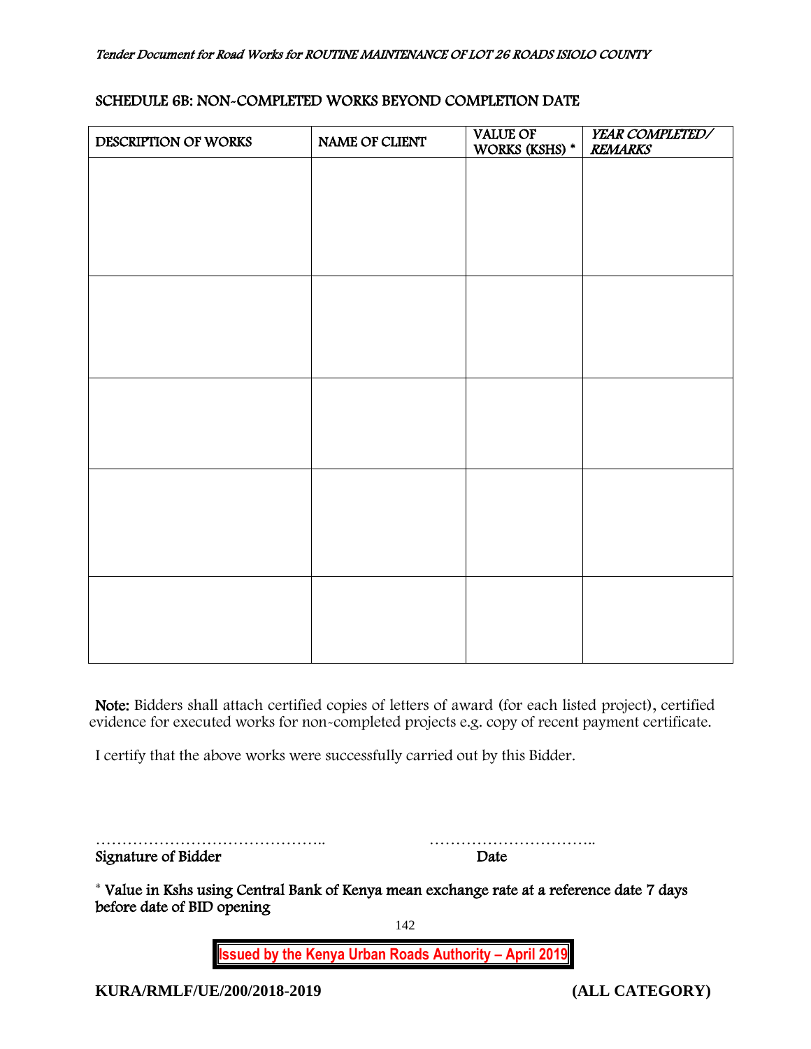## SCHEDULE 6B: NON-COMPLETED WORKS BEYOND COMPLETION DATE

| DESCRIPTION OF WORKS | NAME OF CLIENT | VALUE OF WORKS (KSHS) * | *YEAR COMPLETED/ REMARKS* |
|---|---|---|---|
| | | | |
| | | | |
| | | | |
| | | | |
| | | | |

**Note:** Bidders shall attach certified copies of letters of award (for each listed project), certified evidence for executed works for non-completed projects e.g. copy of recent payment certificate.

I certify that the above works were successfully carried out by this Bidder.

…………………………………….. …………………………..

Signature of Bidder Date

* Value in Kshs using Central Bank of Kenya mean exchange rate at a reference date 7 days before date of BID opening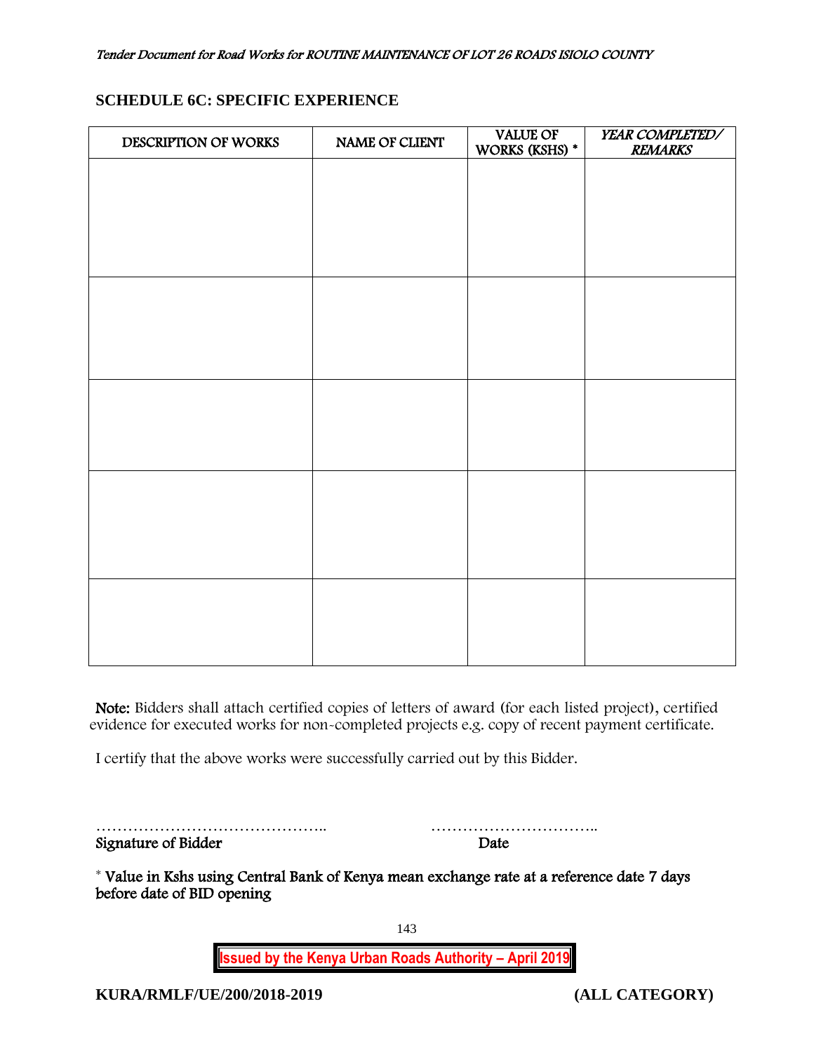## SCHEDULE 6C: SPECIFIC EXPERIENCE

| DESCRIPTION OF WORKS | NAME OF CLIENT | VALUE OF WORKS (KSHS) * | *YEAR COMPLETED/ REMARKS* |
|---|---|---|---|
| | | | |
| | | | |
| | | | |
| | | | |
| | | | |

**Note:** Bidders shall attach certified copies of letters of award (for each listed project), certified evidence for executed works for non-completed projects e.g. copy of recent payment certificate.

I certify that the above works were successfully carried out by this Bidder.

…………………………………….. …………………………..

Signature of Bidder Date

* Value in Kshs using Central Bank of Kenya mean exchange rate at a reference date 7 days before date of BID opening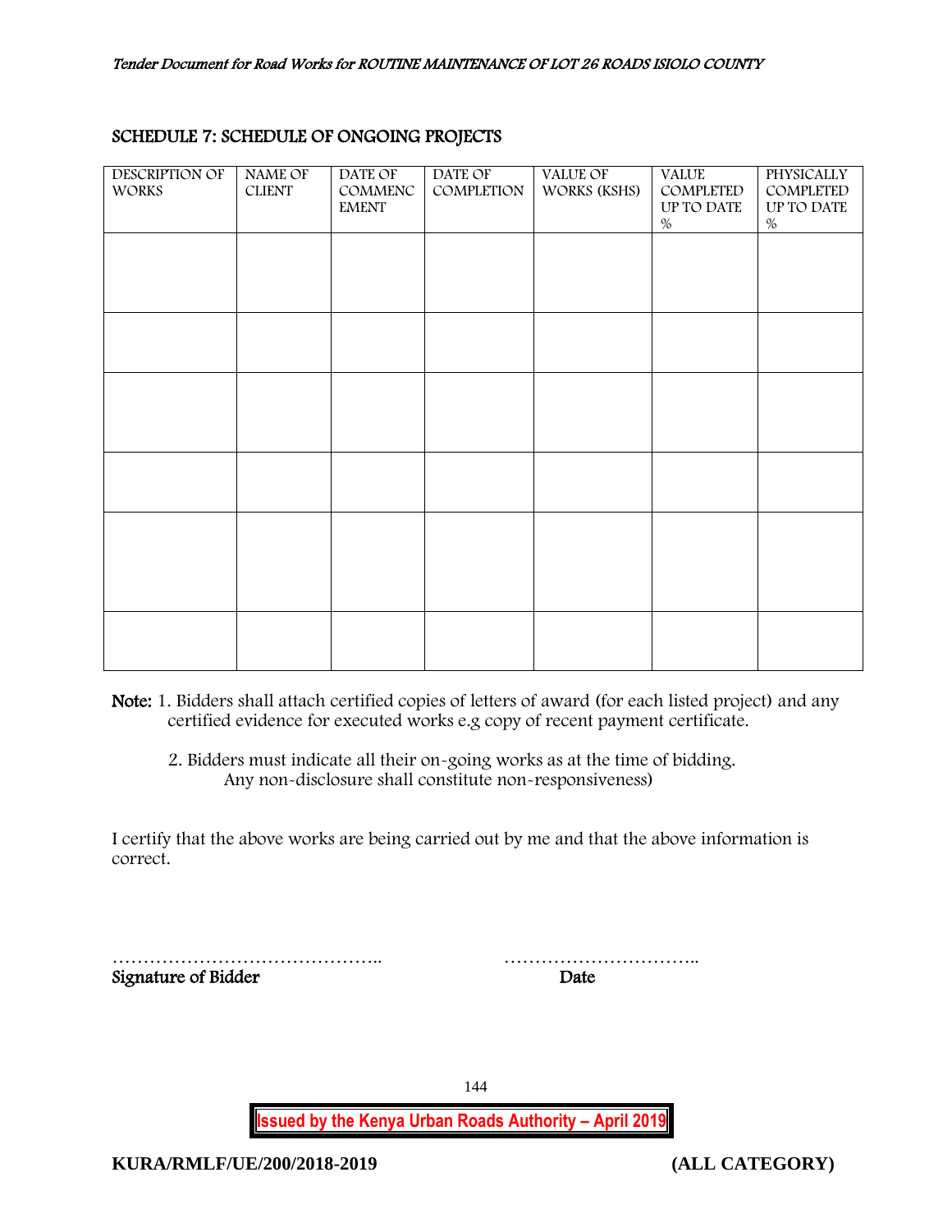## SCHEDULE 7: SCHEDULE OF ONGOING PROJECTS

| DESCRIPTION OF WORKS | NAME OF CLIENT | DATE OF COMMENCEMENT | DATE OF COMPLETION | VALUE OF WORKS (KSHS) | VALUE COMPLETED UP TO DATE % | PHYSICALLY COMPLETED UP TO DATE % |
|---|---|---|---|---|---|---|
| | | | | | | |
| | | | | | | |
| | | | | | | |
| | | | | | | |
| | | | | | | |
| | | | | | | |

**Note:** 1. Bidders shall attach certified copies of letters of award (for each listed project) and any certified evidence for executed works e.g copy of recent payment certificate.

2. Bidders must indicate all their on-going works as at the time of bidding. Any non-disclosure shall constitute non-responsiveness)

I certify that the above works are being carried out by me and that the above information is correct.

…………………………………….. ……………………………..

**Signature of Bidder** **Date**

**Issued by the Kenya Urban Roads Authority – April 2019**

**KURA/RMLF/UE/200/2018-2019 (ALL CATEGORY)**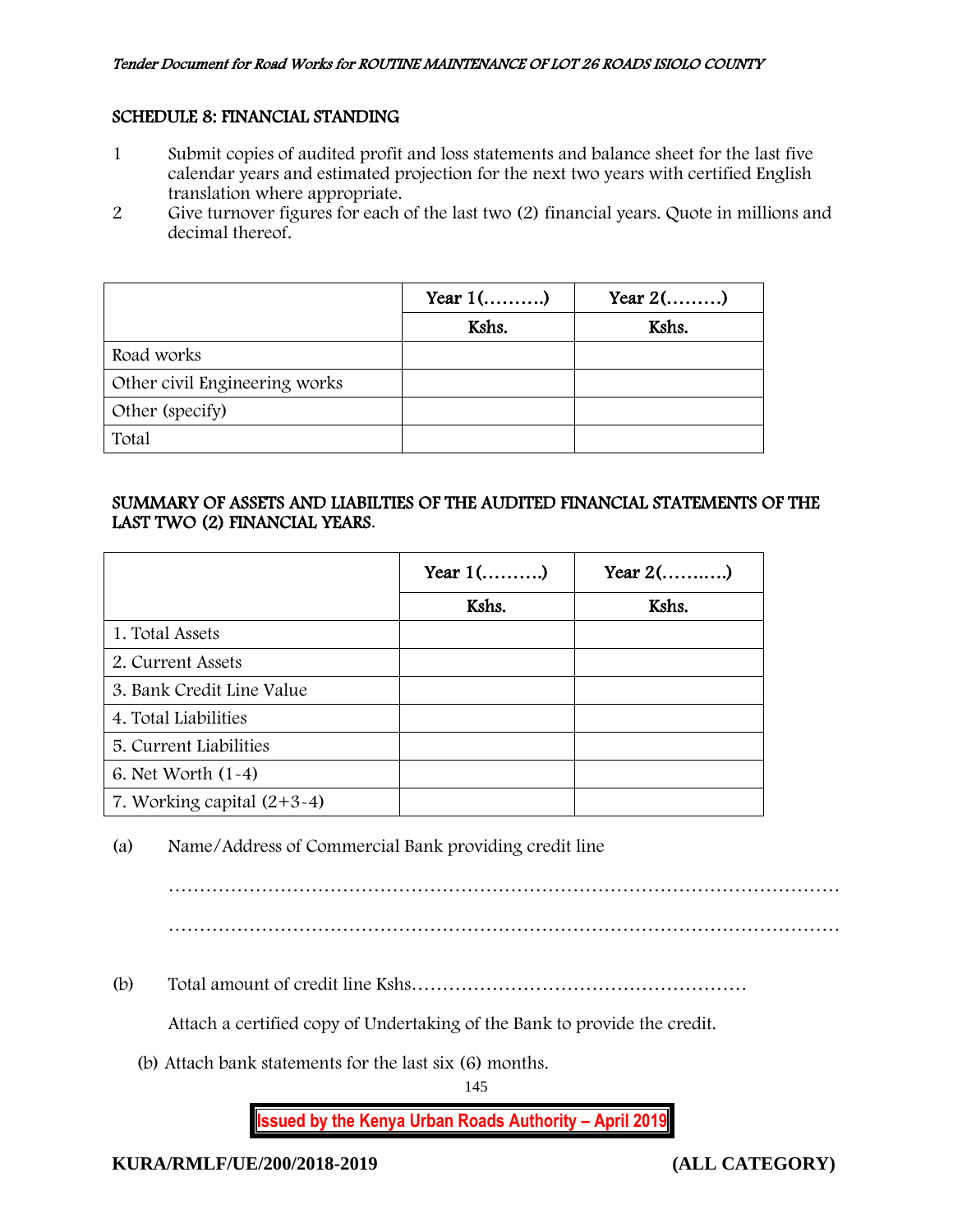## SCHEDULE 8: FINANCIAL STANDING

1. Submit copies of audited profit and loss statements and balance sheet for the last five calendar years and estimated projection for the next two years with certified English translation where appropriate.
2. Give turnover figures for each of the last two (2) financial years. Quote in millions and decimal thereof.

| | Year 1(……….) | Year 2(………) |
|---|---|---|
| | Kshs. | Kshs. |
| Road works | | |
| Other civil Engineering works | | |
| Other (specify) | | |
| Total | | |

**SUMMARY OF ASSETS AND LIABILTIES OF THE AUDITED FINANCIAL STATEMENTS OF THE LAST TWO (2) FINANCIAL YEARS.**

| | Year 1(……….) | Year 2(……..….) |
|---|---|---|
| | Kshs. | Kshs. |
| 1. Total Assets | | |
| 2. Current Assets | | |
| 3. Bank Credit Line Value | | |
| 4. Total Liabilities | | |
| 5. Current Liabilities | | |
| 6. Net Worth (1-4) | | |
| 7. Working capital (2+3-4) | | |

(a) Name/Address of Commercial Bank providing credit line

………………………………………………………………………………………………

………………………………………………………………………………………………

(b) Total amount of credit line Kshs………………………………………………

Attach a certified copy of Undertaking of the Bank to provide the credit.

(b) Attach bank statements for the last six (6) months.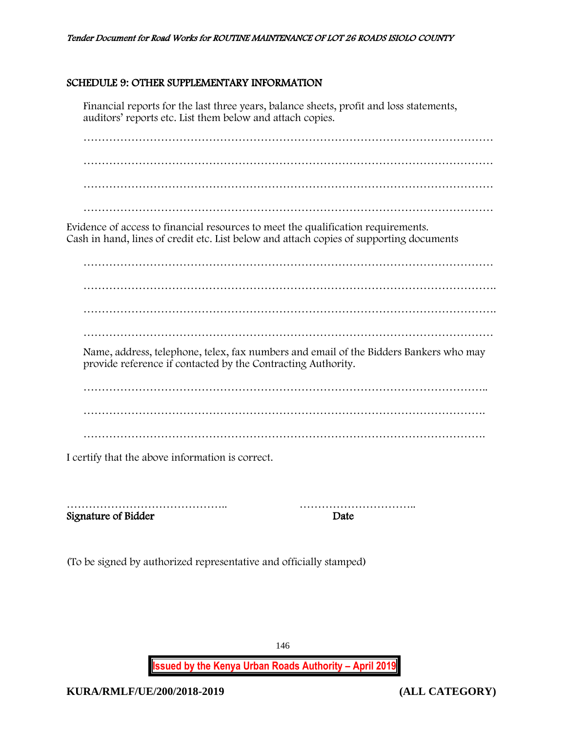## SCHEDULE 9: OTHER SUPPLEMENTARY INFORMATION

Financial reports for the last three years, balance sheets, profit and loss statements, auditors' reports etc. List them below and attach copies.

……………………………………………………………………………………………………

……………………………………………………………………………………………………

……………………………………………………………………………………………………

……………………………………………………………………………………………………

Evidence of access to financial resources to meet the qualification requirements.
Cash in hand, lines of credit etc. List below and attach copies of supporting documents

……………………………………………………………………………………………………

…………………………………………………………………………………………………….

…………………………………………………………………………………………………….

……………………………………………………………………………………………………

Name, address, telephone, telex, fax numbers and email of the Bidders Bankers who may provide reference if contacted by the Contracting Authority.

………………………………………………………………………………………………..

……………………………………………………………………………………………….

……………………………………………………………………………………………….

I certify that the above information is correct.

…………………………………….. …………………………..
**Signature of Bidder** **Date**

(To be signed by authorized representative and officially stamped)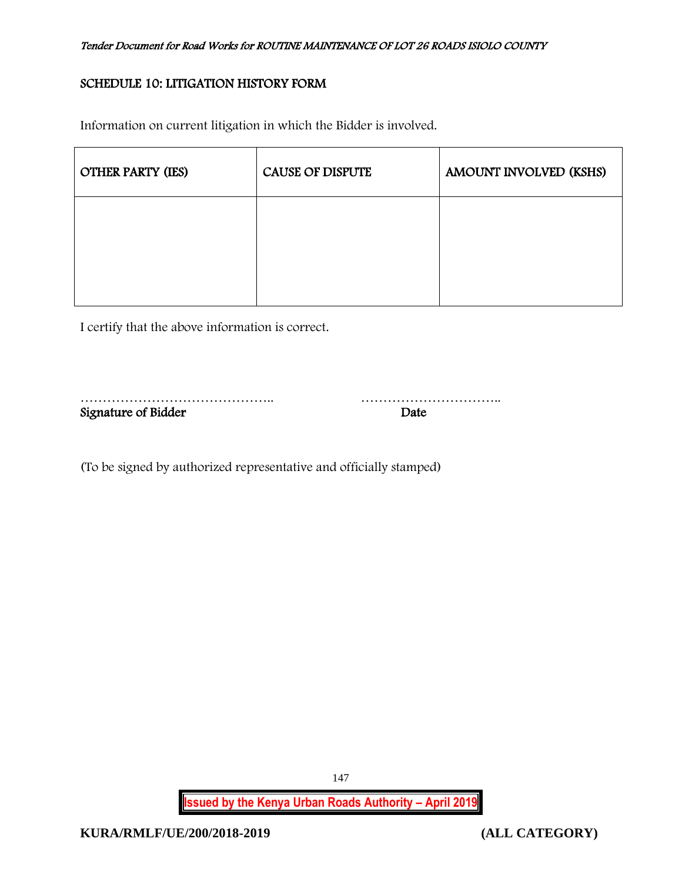## SCHEDULE 10: LITIGATION HISTORY FORM

Information on current litigation in which the Bidder is involved.

| OTHER PARTY (IES) | CAUSE OF DISPUTE | AMOUNT INVOLVED (KSHS) |
|---|---|---|
| | | |

I certify that the above information is correct.

…………………………………….. …………………………..

Signature of Bidder Date

(To be signed by authorized representative and officially stamped)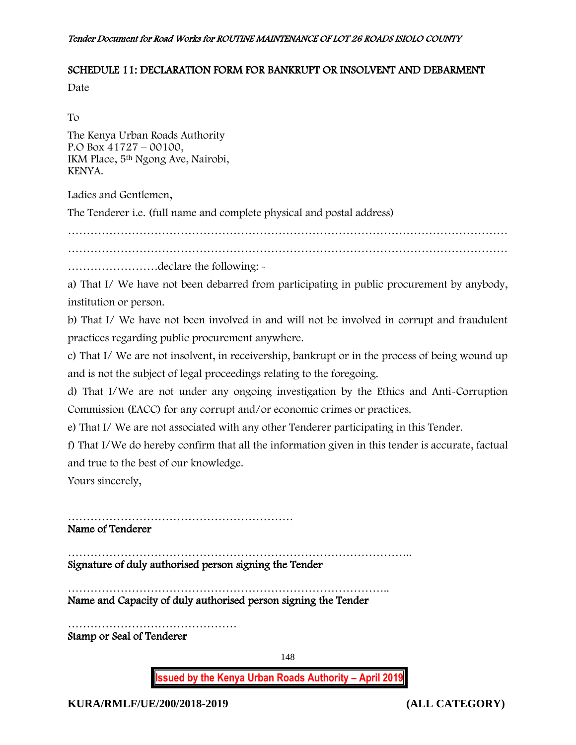## SCHEDULE 11: DECLARATION FORM FOR BANKRUPT OR INSOLVENT AND DEBARMENT

Date

To

The Kenya Urban Roads Authority
P.O Box 41727 – 00100,
IKM Place, 5th Ngong Ave, Nairobi,
KENYA.

Ladies and Gentlemen,

The Tenderer i.e. (full name and complete physical and postal address)

……………………………………………………………………………………………………
……………………………………………………………………………………………………
……………………declare the following: -

a) That I/ We have not been debarred from participating in public procurement by anybody, institution or person.

b) That I/ We have not been involved in and will not be involved in corrupt and fraudulent practices regarding public procurement anywhere.

c) That I/ We are not insolvent, in receivership, bankrupt or in the process of being wound up and is not the subject of legal proceedings relating to the foregoing.

d) That I/We are not under any ongoing investigation by the Ethics and Anti-Corruption Commission (EACC) for any corrupt and/or economic crimes or practices.

e) That I/ We are not associated with any other Tenderer participating in this Tender.

f) That I/We do hereby confirm that all the information given in this tender is accurate, factual and true to the best of our knowledge.

Yours sincerely,

……………………………………………………
**Name of Tenderer**

………………………………………………………………………………..
**Signature of duly authorised person signing the Tender**

……………………………………………………………………………..
**Name and Capacity of duly authorised person signing the Tender**

………………………………………
**Stamp or Seal of Tenderer**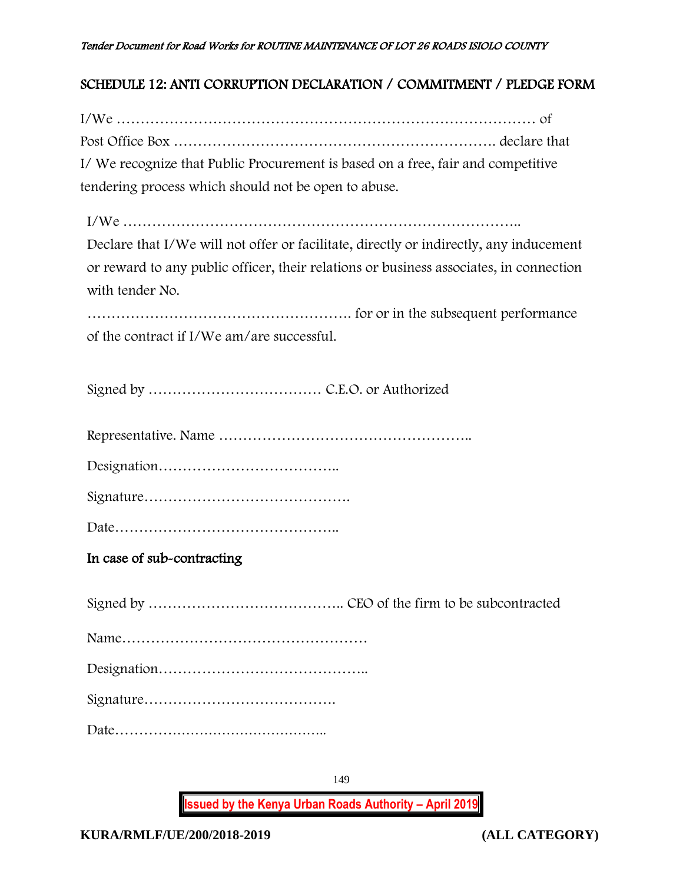## SCHEDULE 12: ANTI CORRUPTION DECLARATION / COMMITMENT / PLEDGE FORM

I/We …………………………………………………………………………… of
Post Office Box ………………………………………………………. declare that
I/ We recognize that Public Procurement is based on a free, fair and competitive tendering process which should not be open to abuse.

I/We ……………………………………………………………………..
Declare that I/We will not offer or facilitate, directly or indirectly, any inducement or reward to any public officer, their relations or business associates, in connection with tender No.
………………………………………………. for or in the subsequent performance of the contract if I/We am/are successful.

Signed by ……………………………… C.E.O. or Authorized

Representative. Name ……………………………………………..

Designation………………………………..

Signature…………………………………….

Date………………………………………..

### In case of sub-contracting

Signed by ………………………………….. CEO of the firm to be subcontracted

Name……………………………………………

Designation……………………………………..

Signature………………………………….

Date………………………………………..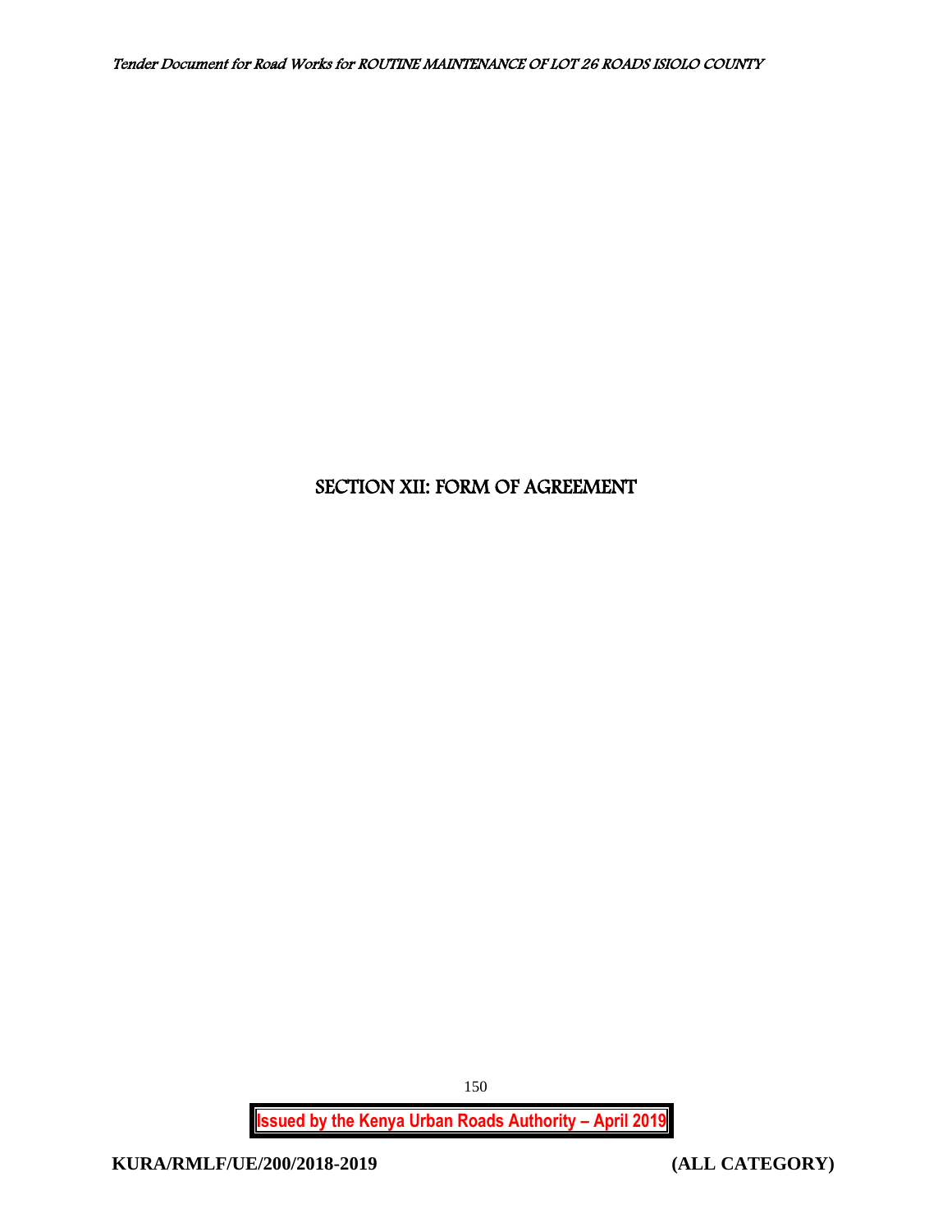# SECTION XII: FORM OF AGREEMENT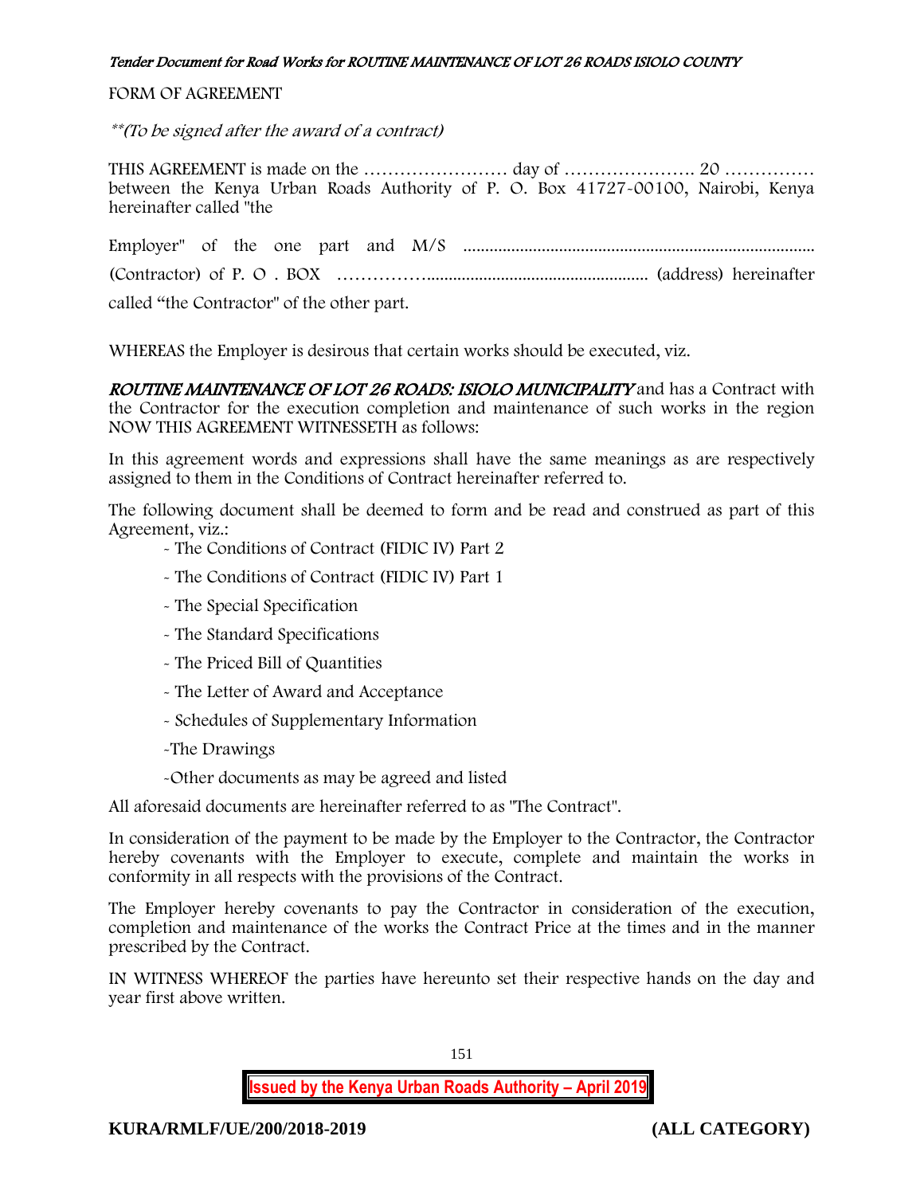FORM OF AGREEMENT

*\*\*(To be signed after the award of a contract)*

THIS AGREEMENT is made on the …………………… day of …………………. 20 …………… between the Kenya Urban Roads Authority of P. O. Box 41727-00100, Nairobi, Kenya hereinafter called "the

Employer" of the one part and M/S ..................................................................................

(Contractor) of P. O . BOX ……………................................................... (address) hereinafter

called "the Contractor" of the other part.

WHEREAS the Employer is desirous that certain works should be executed, viz.

***ROUTINE MAINTENANCE OF LOT 26 ROADS: ISIOLO MUNICIPALITY*** and has a Contract with the Contractor for the execution completion and maintenance of such works in the region NOW THIS AGREEMENT WITNESSETH as follows:

In this agreement words and expressions shall have the same meanings as are respectively assigned to them in the Conditions of Contract hereinafter referred to.

The following document shall be deemed to form and be read and construed as part of this Agreement, viz.:

- The Conditions of Contract (FIDIC IV) Part 2
- The Conditions of Contract (FIDIC IV) Part 1
- The Special Specification
- The Standard Specifications
- The Priced Bill of Quantities
- The Letter of Award and Acceptance
- Schedules of Supplementary Information
- The Drawings
- Other documents as may be agreed and listed

All aforesaid documents are hereinafter referred to as "The Contract".

In consideration of the payment to be made by the Employer to the Contractor, the Contractor hereby covenants with the Employer to execute, complete and maintain the works in conformity in all respects with the provisions of the Contract.

The Employer hereby covenants to pay the Contractor in consideration of the execution, completion and maintenance of the works the Contract Price at the times and in the manner prescribed by the Contract.

IN WITNESS WHEREOF the parties have hereunto set their respective hands on the day and year first above written.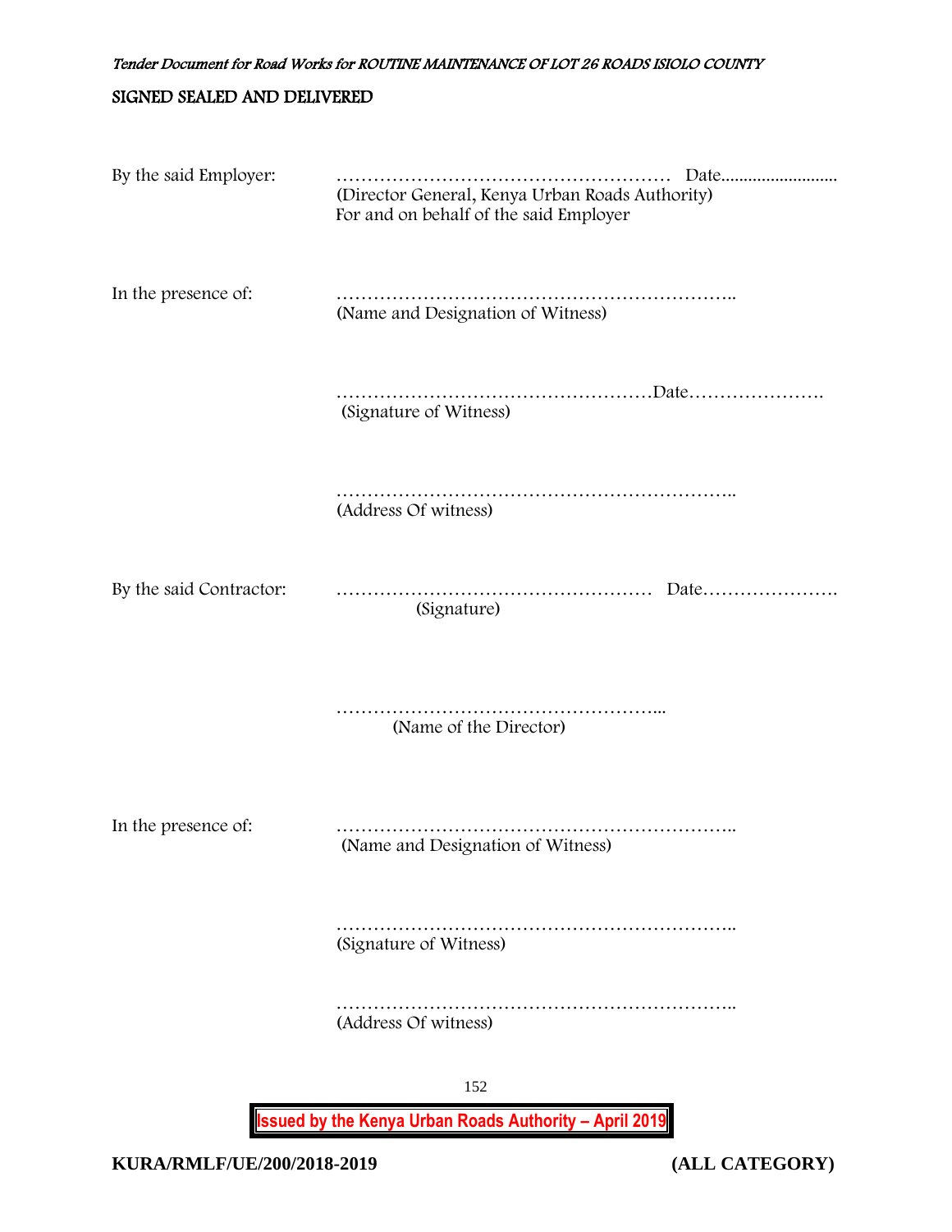**SIGNED SEALED AND DELIVERED**

By the said Employer: ……………………………………………… Date..........................
(Director General, Kenya Urban Roads Authority)
For and on behalf of the said Employer

In the presence of: ………………………………………………………..
(Name and Designation of Witness)

……………………………………………Date………………….
(Signature of Witness)

………………………………………………………..
(Address Of witness)

By the said Contractor: …………………………………………… Date………………….
(Signature)

……………………………………………...
(Name of the Director)

In the presence of: ………………………………………………………..
(Name and Designation of Witness)

………………………………………………………..
(Signature of Witness)

………………………………………………………..
(Address Of witness)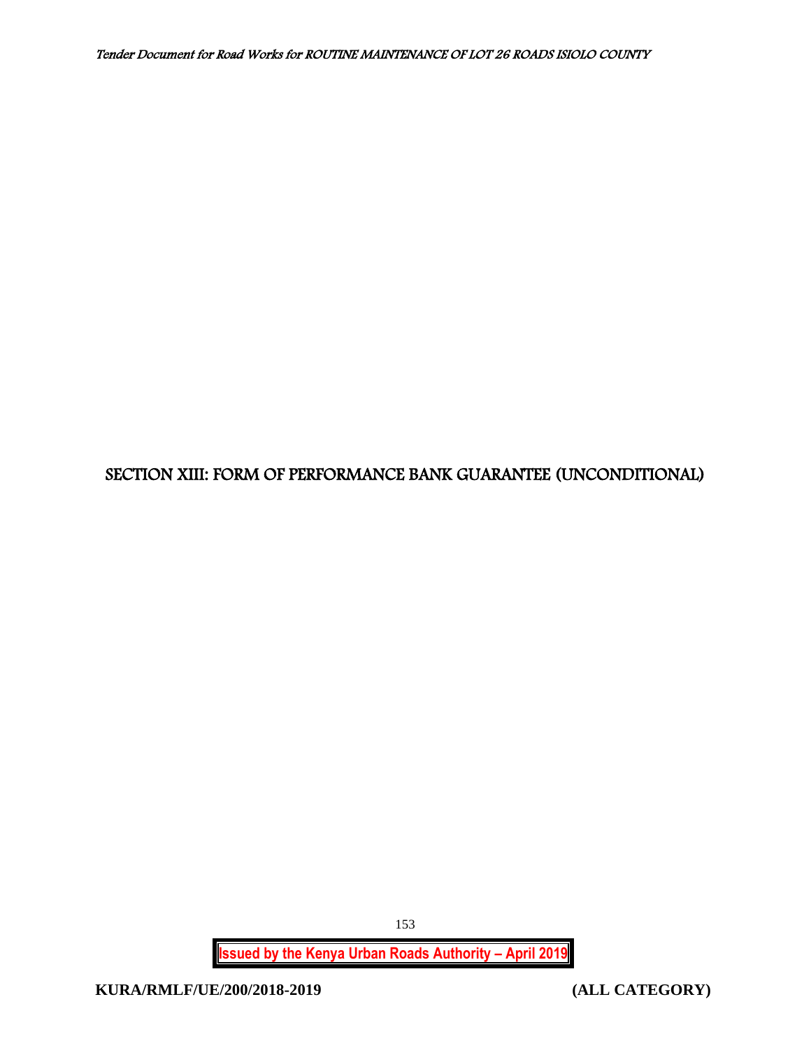# SECTION XIII: FORM OF PERFORMANCE BANK GUARANTEE (UNCONDITIONAL)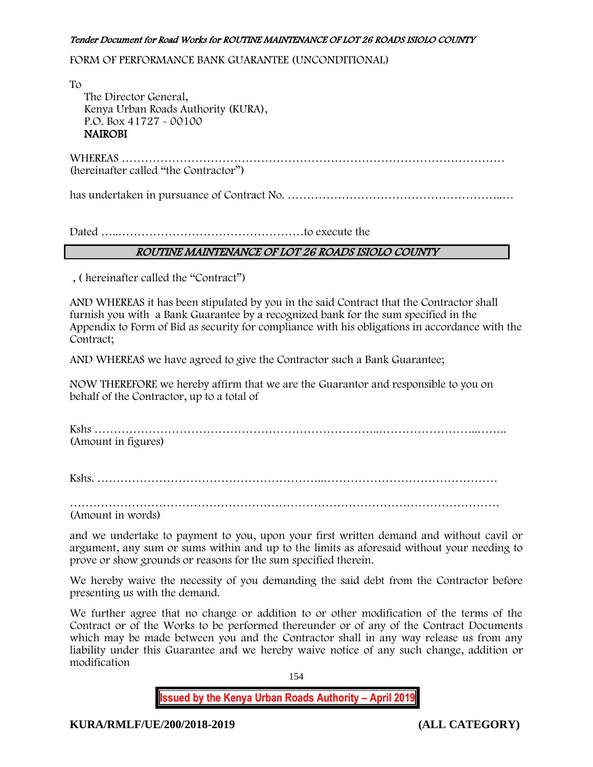FORM OF PERFORMANCE BANK GUARANTEE (UNCONDITIONAL)

To

The Director General,
Kenya Urban Roads Authority (KURA),
P.O. Box 41727 - 00100
**NAIROBI**

WHEREAS ………………………………………………………………………………………
(hereinafter called "the Contractor")

has undertaken in pursuance of Contract No. ………………………………………………..…

Dated …..…………………………………………to execute the

***ROUTINE MAINTENANCE OF LOT 26 ROADS ISIOLO COUNTY***

, ( hereinafter called the "Contract")

AND WHEREAS it has been stipulated by you in the said Contract that the Contractor shall furnish you with a Bank Guarantee by a recognized bank for the sum specified in the Appendix to Form of Bid as security for compliance with his obligations in accordance with the Contract;

AND WHEREAS we have agreed to give the Contractor such a Bank Guarantee;

NOW THEREFORE we hereby affirm that we are the Guarantor and responsible to you on behalf of the Contractor, up to a total of

Kshs ……………………………………………………………..……………………..……..
(Amount in figures)

Kshs. …………………………………………………..………………………………………

……………………………………………………………………………………………………
(Amount in words)

and we undertake to payment to you, upon your first written demand and without cavil or argument, any sum or sums within and up to the limits as aforesaid without your needing to prove or show grounds or reasons for the sum specified therein.

We hereby waive the necessity of you demanding the said debt from the Contractor before presenting us with the demand.

We further agree that no change or addition to or other modification of the terms of the Contract or of the Works to be performed thereunder or of any of the Contract Documents which may be made between you and the Contractor shall in any way release us from any liability under this Guarantee and we hereby waive notice of any such change, addition or modification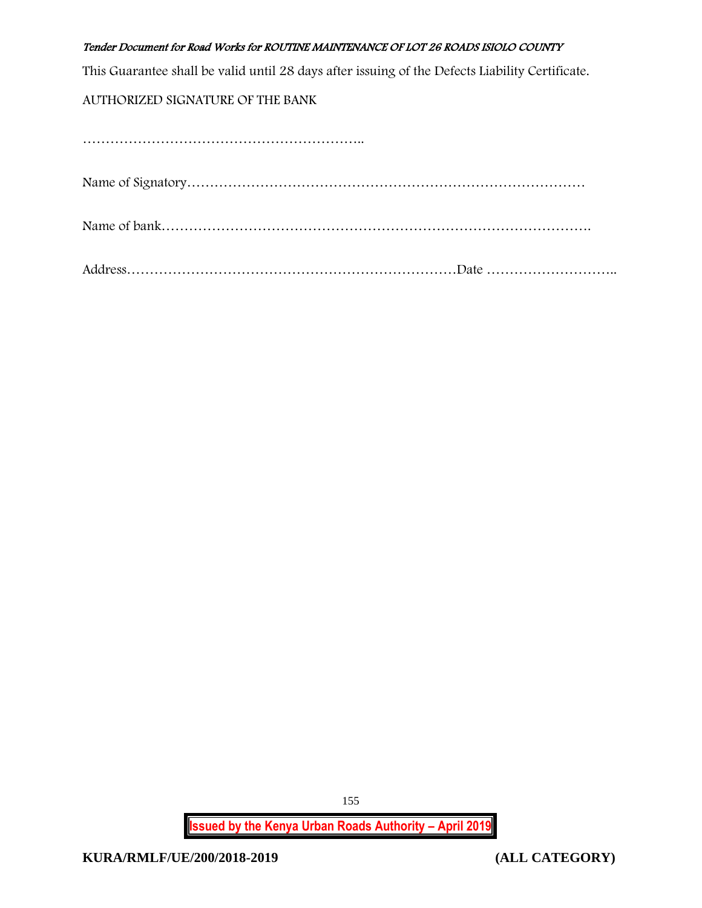This Guarantee shall be valid until 28 days after issuing of the Defects Liability Certificate.

AUTHORIZED SIGNATURE OF THE BANK

……………………………………………………..

Name of Signatory……………………………………………………………………………

Name of bank……………………………………………………………………………….

Address………………………………………………………………Date ………………………..